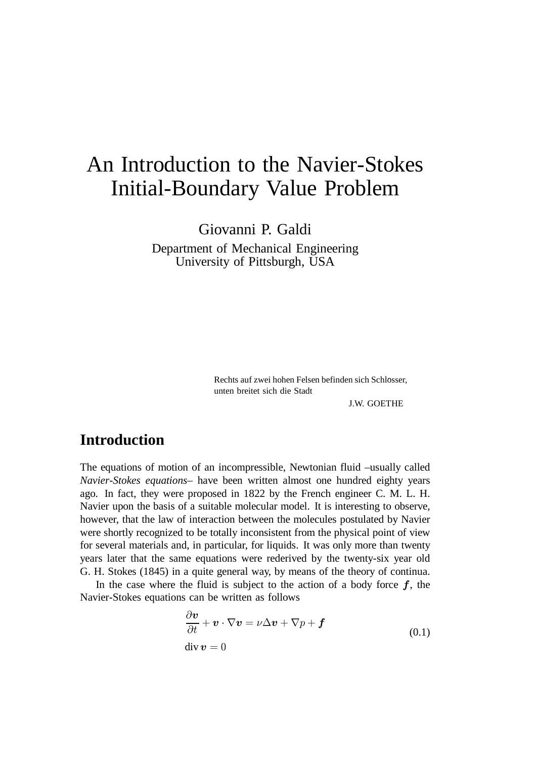# An Introduction to the Navier-Stokes Initial-Boundary Value Problem

Giovanni P. Galdi

Department of Mechanical Engineering
University of Pittsburgh, USA

> Rechts auf zwei hohen Felsen befinden sich Schlösser,
> unten breitet sich die Stadt
>
> J.W. GOETHE

## Introduction

The equations of motion of an incompressible, Newtonian fluid –usually called *Navier-Stokes equations*– have been written almost one hundred eighty years ago. In fact, they were proposed in 1822 by the French engineer C. M. L. H. Navier upon the basis of a suitable molecular model. It is interesting to observe, however, that the law of interaction between the molecules postulated by Navier were shortly recognized to be totally inconsistent from the physical point of view for several materials and, in particular, for liquids. It was only more than twenty years later that the same equations were rederived by the twenty-six year old G. H. Stokes (1845) in a quite general way, by means of the theory of continua.

In the case where the fluid is subject to the action of a body force $\boldsymbol{f}$, the Navier-Stokes equations can be written as follows

$$
\begin{aligned}
&\frac{\partial \boldsymbol{v}}{\partial t} + \boldsymbol{v} \cdot \nabla \boldsymbol{v} = \nu \Delta \boldsymbol{v} + \nabla p + \boldsymbol{f} \\
&\operatorname{div} \boldsymbol{v} = 0
\end{aligned}
\tag{0.1}
$$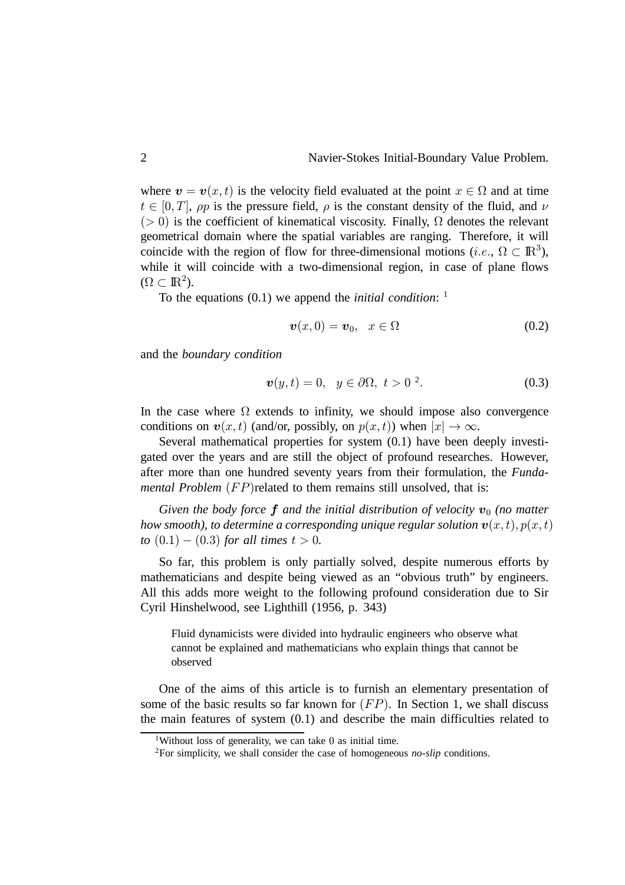where $\boldsymbol{v} = \boldsymbol{v}(x,t)$ is the velocity field evaluated at the point $x \in \Omega$ and at time $t \in [0,T]$, $\rho p$ is the pressure field, $\rho$ is the constant density of the fluid, and $\nu$ $(>0)$ is the coefficient of kinematical viscosity. Finally, $\Omega$ denotes the relevant geometrical domain where the spatial variables are ranging. Therefore, it will coincide with the region of flow for three-dimensional motions ($i.e.$, $\Omega \subset \mathbb{R}^3$), while it will coincide with a two-dimensional region, in case of plane flows ($\Omega \subset \mathbb{R}^2$).

To the equations (0.1) we append the *initial condition*: [1]

$$\boldsymbol{v}(x,0) = \boldsymbol{v}_0, \quad x \in \Omega \tag{0.2}$$

and the *boundary condition*

$$\boldsymbol{v}(y,t) = 0, \quad y \in \partial\Omega, \ t > 0 \ ^2. \tag{0.3}$$

In the case where $\Omega$ extends to infinity, we should impose also convergence conditions on $\boldsymbol{v}(x,t)$ (and/or, possibly, on $p(x,t)$) when $|x| \to \infty$.

Several mathematical properties for system (0.1) have been deeply investigated over the years and are still the object of profound researches. However, after more than one hundred seventy years from their formulation, the *Fundamental Problem* $(FP)$related to them remains still unsolved, that is:

*Given the body force $\boldsymbol{f}$ and the initial distribution of velocity $\boldsymbol{v}_0$ (no matter how smooth), to determine a corresponding unique regular solution $\boldsymbol{v}(x,t), p(x,t)$ to $(0.1)-(0.3)$ for all times $t > 0$.*

So far, this problem is only partially solved, despite numerous efforts by mathematicians and despite being viewed as an "obvious truth" by engineers. All this adds more weight to the following profound consideration due to Sir Cyril Hinshelwood, see Lighthill (1956, p. 343)

> Fluid dynamicists were divided into hydraulic engineers who observe what cannot be explained and mathematicians who explain things that cannot be observed

One of the aims of this article is to furnish an elementary presentation of some of the basic results so far known for $(FP)$. In Section 1, we shall discuss the main features of system (0.1) and describe the main difficulties related to

[1] Without loss of generality, we can take 0 as initial time.

[2] For simplicity, we shall consider the case of homogeneous *no-slip* conditions.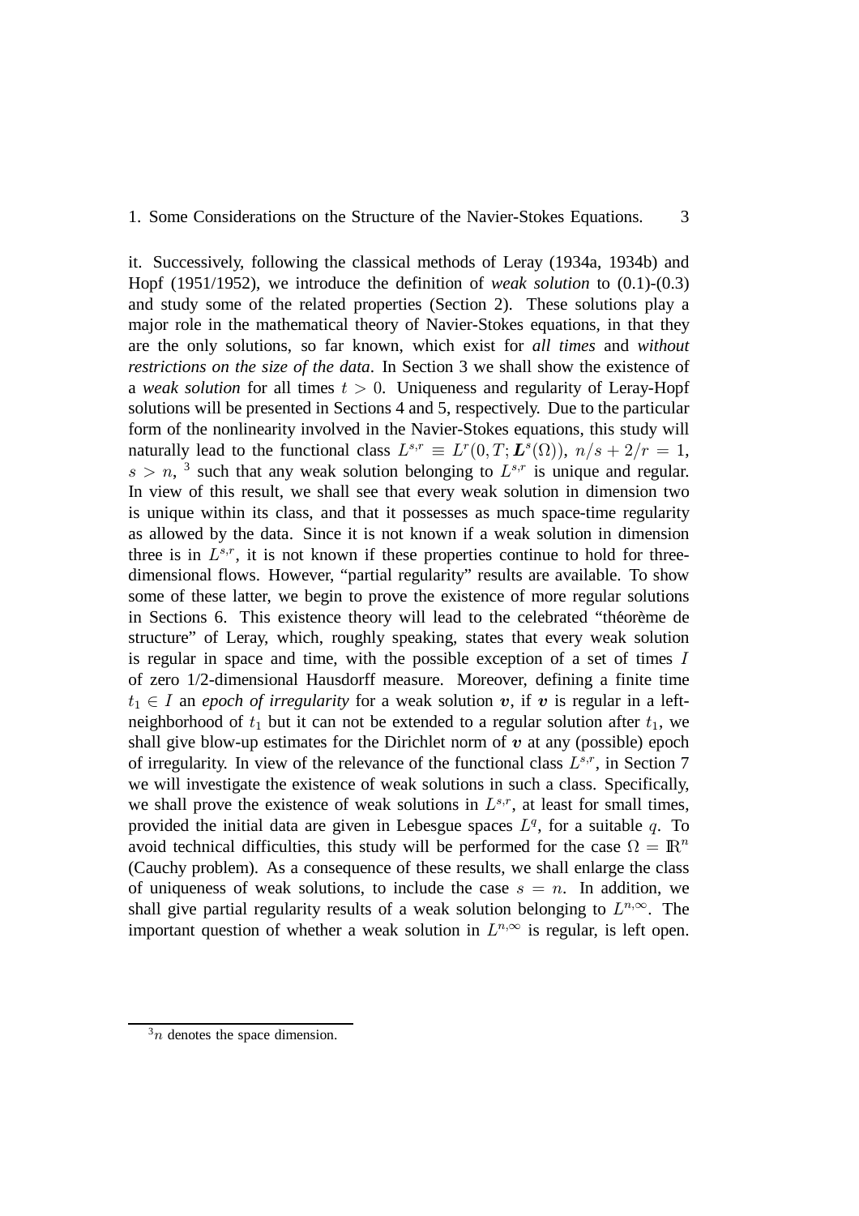it. Successively, following the classical methods of Leray (1934a, 1934b) and Hopf (1951/1952), we introduce the definition of *weak solution* to (0.1)-(0.3) and study some of the related properties (Section 2). These solutions play a major role in the mathematical theory of Navier-Stokes equations, in that they are the only solutions, so far known, which exist for *all times* and *without restrictions on the size of the data*. In Section 3 we shall show the existence of a *weak solution* for all times $t > 0$. Uniqueness and regularity of Leray-Hopf solutions will be presented in Sections 4 and 5, respectively. Due to the particular form of the nonlinearity involved in the Navier-Stokes equations, this study will naturally lead to the functional class $L^{s,r} \equiv L^r(0,T;\boldsymbol{L}^s(\Omega))$, $n/s + 2/r = 1$, $s > n$, [3] such that any weak solution belonging to $L^{s,r}$ is unique and regular. In view of this result, we shall see that every weak solution in dimension two is unique within its class, and that it possesses as much space-time regularity as allowed by the data. Since it is not known if a weak solution in dimension three is in $L^{s,r}$, it is not known if these properties continue to hold for three-dimensional flows. However, "partial regularity" results are available. To show some of these latter, we begin to prove the existence of more regular solutions in Sections 6. This existence theory will lead to the celebrated "théorème de structure" of Leray, which, roughly speaking, states that every weak solution is regular in space and time, with the possible exception of a set of times $I$ of zero 1/2-dimensional Hausdorff measure. Moreover, defining a finite time $t_1 \in I$ an *epoch of irregularity* for a weak solution $\boldsymbol{v}$, if $\boldsymbol{v}$ is regular in a left-neighborhood of $t_1$ but it can not be extended to a regular solution after $t_1$, we shall give blow-up estimates for the Dirichlet norm of $\boldsymbol{v}$ at any (possible) epoch of irregularity. In view of the relevance of the functional class $L^{s,r}$, in Section 7 we will investigate the existence of weak solutions in such a class. Specifically, we shall prove the existence of weak solutions in $L^{s,r}$, at least for small times, provided the initial data are given in Lebesgue spaces $L^q$, for a suitable $q$. To avoid technical difficulties, this study will be performed for the case $\Omega = \mathbb{R}^n$ (Cauchy problem). As a consequence of these results, we shall enlarge the class of uniqueness of weak solutions, to include the case $s = n$. In addition, we shall give partial regularity results of a weak solution belonging to $L^{n,\infty}$. The important question of whether a weak solution in $L^{n,\infty}$ is regular, is left open.

[3] $n$ denotes the space dimension.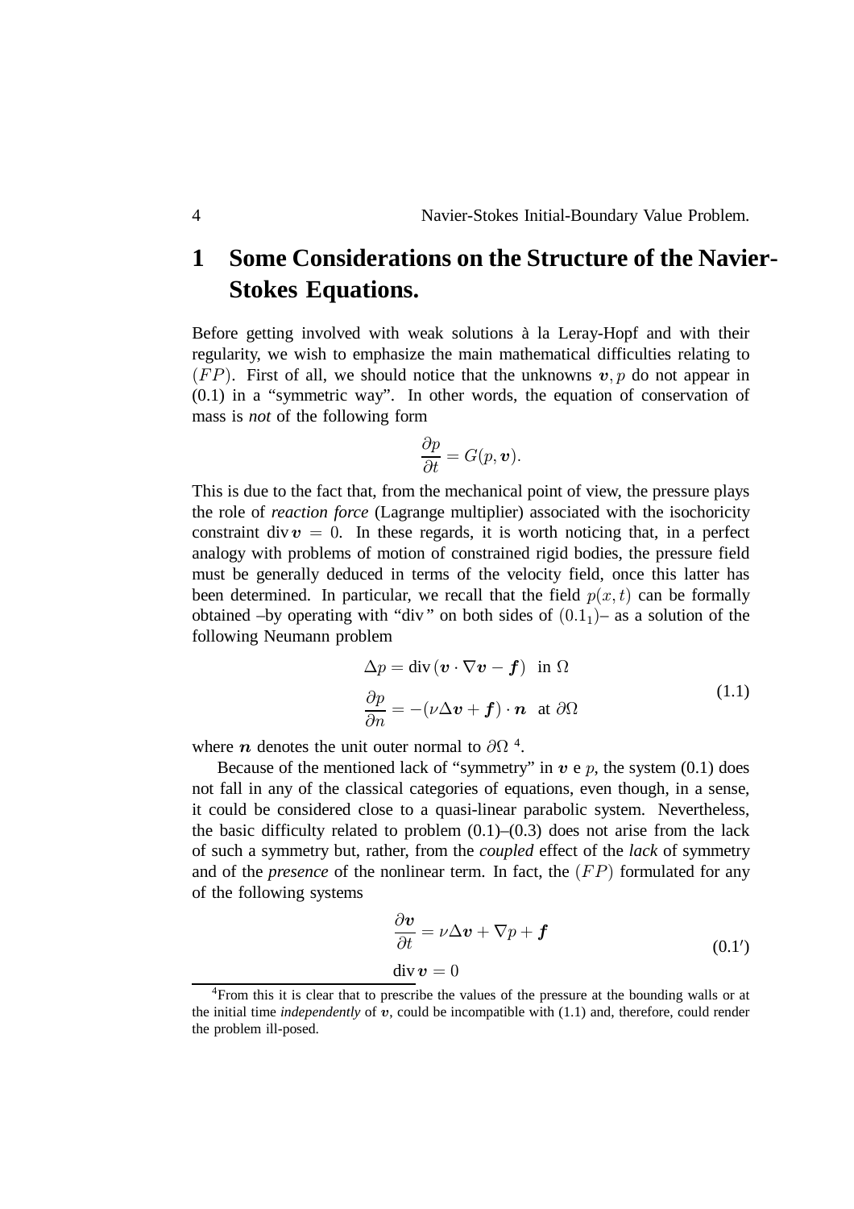# 1 Some Considerations on the Structure of the Navier-Stokes Equations.

Before getting involved with weak solutions à la Leray-Hopf and with their regularity, we wish to emphasize the main mathematical difficulties relating to $(FP)$. First of all, we should notice that the unknowns $\boldsymbol{v}, p$ do not appear in (0.1) in a "symmetric way". In other words, the equation of conservation of mass is *not* of the following form

$$\frac{\partial p}{\partial t} = G(p, \boldsymbol{v}).$$

This is due to the fact that, from the mechanical point of view, the pressure plays the role of *reaction force* (Lagrange multiplier) associated with the isochoricity constraint $\operatorname{div} \boldsymbol{v} = 0$. In these regards, it is worth noticing that, in a perfect analogy with problems of motion of constrained rigid bodies, the pressure field must be generally deduced in terms of the velocity field, once this latter has been determined. In particular, we recall that the field $p(x, t)$ can be formally obtained –by operating with "div" on both sides of $(0.1_1)$– as a solution of the following Neumann problem

$$\begin{aligned} &\Delta p = \operatorname{div}(\boldsymbol{v} \cdot \nabla \boldsymbol{v} - \boldsymbol{f}) \ \text{ in } \Omega \\ &\frac{\partial p}{\partial n} = -(\nu \Delta \boldsymbol{v} + \boldsymbol{f}) \cdot \boldsymbol{n} \ \text{ at } \partial\Omega \end{aligned} \tag{1.1}$$

where $\boldsymbol{n}$ denotes the unit outer normal to $\partial\Omega$ [4].

Because of the mentioned lack of "symmetry" in $\boldsymbol{v}$ e $p$, the system (0.1) does not fall in any of the classical categories of equations, even though, in a sense, it could be considered close to a quasi-linear parabolic system. Nevertheless, the basic difficulty related to problem (0.1)–(0.3) does not arise from the lack of such a symmetry but, rather, from the *coupled* effect of the *lack* of symmetry and of the *presence* of the nonlinear term. In fact, the $(FP)$ formulated for any of the following systems

$$\begin{aligned} &\frac{\partial \boldsymbol{v}}{\partial t} = \nu \Delta \boldsymbol{v} + \nabla p + \boldsymbol{f} \\ &\operatorname{div} \boldsymbol{v} = 0 \end{aligned} \tag{0.1'}$$

[4] From this it is clear that to prescribe the values of the pressure at the bounding walls or at the initial time *independently* of $\boldsymbol{v}$, could be incompatible with (1.1) and, therefore, could render the problem ill-posed.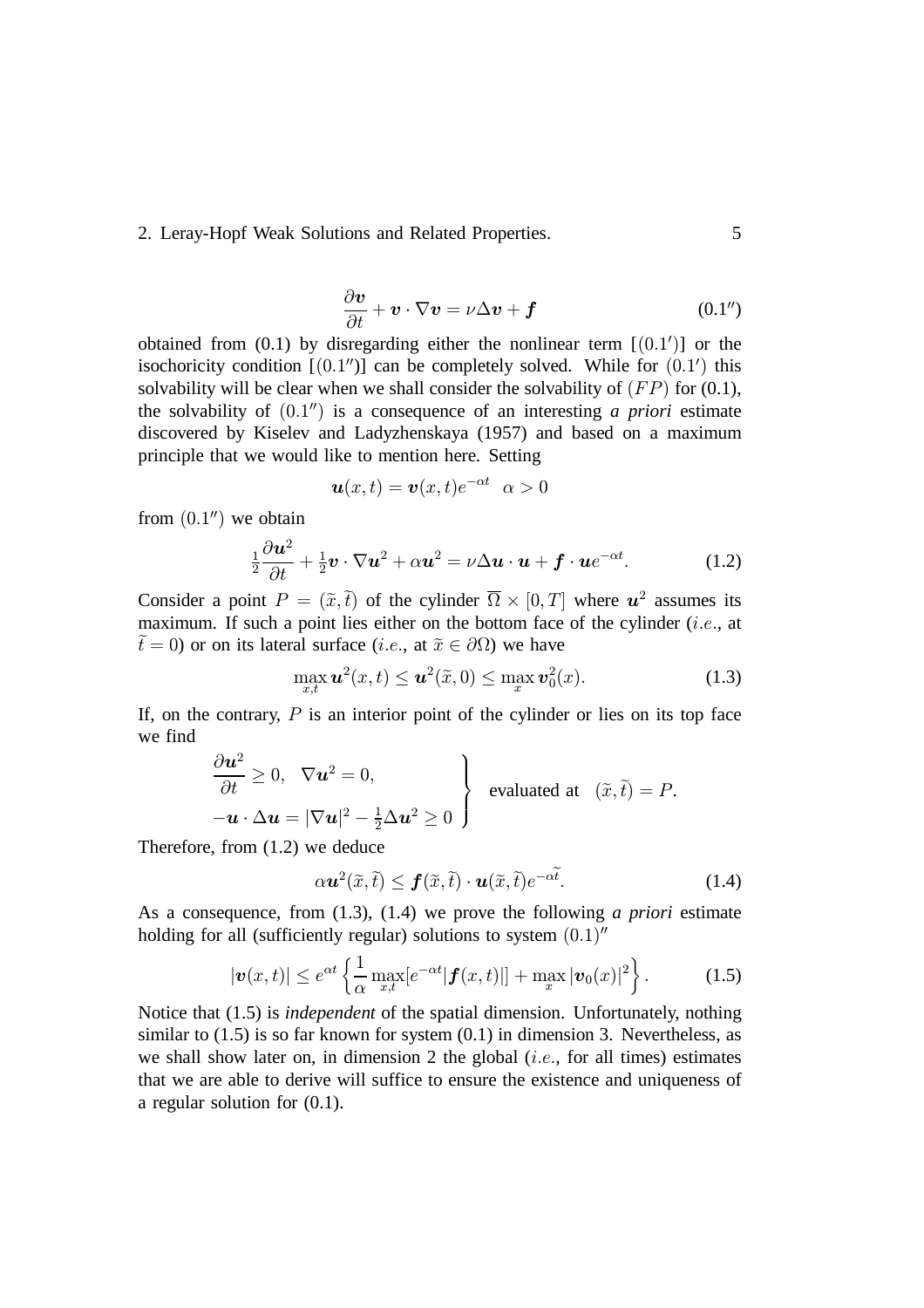$$\frac{\partial \boldsymbol{v}}{\partial t} + \boldsymbol{v} \cdot \nabla \boldsymbol{v} = \nu \Delta \boldsymbol{v} + \boldsymbol{f} \tag{0.1''}$$

obtained from (0.1) by disregarding either the nonlinear term $[(0.1')]$ or the isochoricity condition $[(0.1'')]$ can be completely solved. While for $(0.1')$ this solvability will be clear when we shall consider the solvability of $(FP)$ for (0.1), the solvability of $(0.1'')$ is a consequence of an interesting *a priori* estimate discovered by Kiselev and Ladyzhenskaya (1957) and based on a maximum principle that we would like to mention here. Setting

$$\boldsymbol{u}(x,t) = \boldsymbol{v}(x,t)e^{-\alpha t} \quad \alpha > 0$$

from $(0.1'')$ we obtain

$$\tfrac{1}{2}\frac{\partial \boldsymbol{u}^2}{\partial t} + \tfrac{1}{2}\boldsymbol{v} \cdot \nabla \boldsymbol{u}^2 + \alpha \boldsymbol{u}^2 = \nu \Delta \boldsymbol{u} \cdot \boldsymbol{u} + \boldsymbol{f} \cdot \boldsymbol{u} e^{-\alpha t}. \tag{1.2}$$

Consider a point $P = (\widetilde{x}, \widetilde{t})$ of the cylinder $\overline{\Omega} \times [0, T]$ where $\boldsymbol{u}^2$ assumes its maximum. If such a point lies either on the bottom face of the cylinder (*i.e.*, at $\widetilde{t} = 0$) or on its lateral surface (*i.e.*, at $\widetilde{x} \in \partial\Omega$) we have

$$\max_{x,t} \boldsymbol{u}^2(x,t) \leq \boldsymbol{u}^2(\widetilde{x}, 0) \leq \max_{x} \boldsymbol{v}_0^2(x). \tag{1.3}$$

If, on the contrary, $P$ is an interior point of the cylinder or lies on its top face we find

$$\left.\begin{array}{l} \dfrac{\partial \boldsymbol{u}^2}{\partial t} \geq 0, \quad \nabla \boldsymbol{u}^2 = 0, \\ -\boldsymbol{u} \cdot \Delta \boldsymbol{u} = |\nabla \boldsymbol{u}|^2 - \tfrac{1}{2}\Delta \boldsymbol{u}^2 \geq 0 \end{array}\right\} \quad \text{evaluated at} \quad (\widetilde{x}, \widetilde{t}) = P.$$

Therefore, from (1.2) we deduce

$$\alpha \boldsymbol{u}^2(\widetilde{x}, \widetilde{t}) \leq \boldsymbol{f}(\widetilde{x}, \widetilde{t}) \cdot \boldsymbol{u}(\widetilde{x}, \widetilde{t}) e^{-\alpha \widetilde{t}}. \tag{1.4}$$

As a consequence, from (1.3), (1.4) we prove the following *a priori* estimate holding for all (sufficiently regular) solutions to system $(0.1)''$

$$|\boldsymbol{v}(x,t)| \leq e^{\alpha t} \left\{ \frac{1}{\alpha} \max_{x,t} [e^{-\alpha t} |\boldsymbol{f}(x,t)|] + \max_{x} |\boldsymbol{v}_0(x)|^2 \right\}. \tag{1.5}$$

Notice that (1.5) is *independent* of the spatial dimension. Unfortunately, nothing similar to (1.5) is so far known for system (0.1) in dimension 3. Nevertheless, as we shall show later on, in dimension 2 the global (*i.e.*, for all times) estimates that we are able to derive will suffice to ensure the existence and uniqueness of a regular solution for (0.1).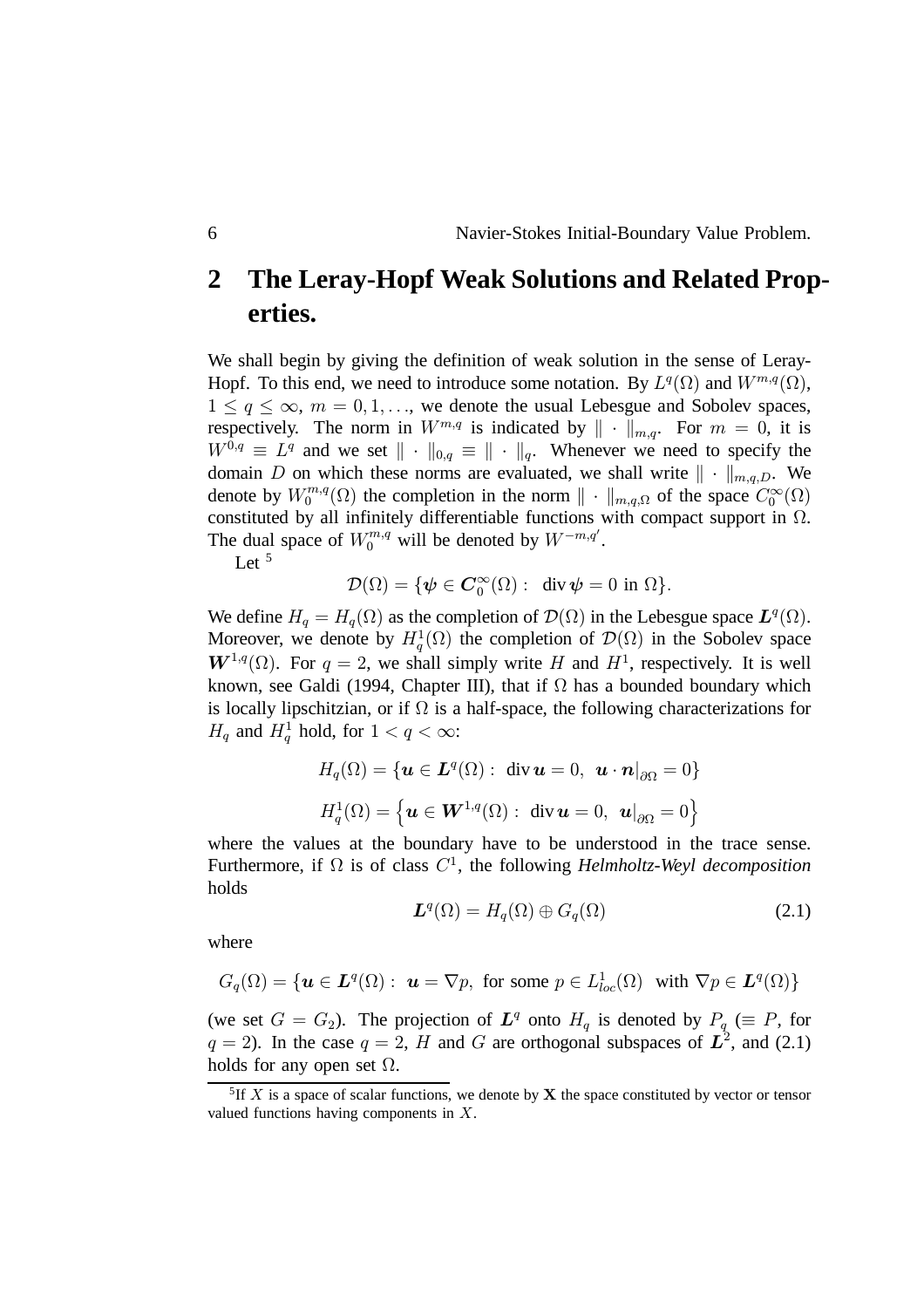## 2 The Leray-Hopf Weak Solutions and Related Properties.

We shall begin by giving the definition of weak solution in the sense of Leray-Hopf. To this end, we need to introduce some notation. By $L^q(\Omega)$ and $W^{m,q}(\Omega)$, $1 \le q \le \infty$, $m = 0, 1, \ldots$, we denote the usual Lebesgue and Sobolev spaces, respectively. The norm in $W^{m,q}$ is indicated by $\| \cdot \|_{m,q}$. For $m = 0$, it is $W^{0,q} \equiv L^q$ and we set $\| \cdot \|_{0,q} \equiv \| \cdot \|_q$. Whenever we need to specify the domain $D$ on which these norms are evaluated, we shall write $\| \cdot \|_{m,q,D}$. We denote by $W_0^{m,q}(\Omega)$ the completion in the norm $\| \cdot \|_{m,q,\Omega}$ of the space $C_0^\infty(\Omega)$ constituted by all infinitely differentiable functions with compact support in $\Omega$. The dual space of $W_0^{m,q}$ will be denoted by $W^{-m,q'}$.

Let [5]

$$\mathcal{D}(\Omega) = \{\boldsymbol{\psi} \in \boldsymbol{C}_0^\infty(\Omega) : \ \operatorname{div} \boldsymbol{\psi} = 0 \text{ in } \Omega\}.$$

We define $H_q = H_q(\Omega)$ as the completion of $\mathcal{D}(\Omega)$ in the Lebesgue space $\boldsymbol{L}^q(\Omega)$. Moreover, we denote by $H_q^1(\Omega)$ the completion of $\mathcal{D}(\Omega)$ in the Sobolev space $\boldsymbol{W}^{1,q}(\Omega)$. For $q = 2$, we shall simply write $H$ and $H^1$, respectively. It is well known, see Galdi (1994, Chapter III), that if $\Omega$ has a bounded boundary which is locally lipschitzian, or if $\Omega$ is a half-space, the following characterizations for $H_q$ and $H_q^1$ hold, for $1 < q < \infty$:

$$H_q(\Omega) = \{\boldsymbol{u} \in \boldsymbol{L}^q(\Omega) : \ \operatorname{div} \boldsymbol{u} = 0, \ \ \boldsymbol{u} \cdot \boldsymbol{n}|_{\partial\Omega} = 0\}$$

$$H_q^1(\Omega) = \left\{\boldsymbol{u} \in \boldsymbol{W}^{1,q}(\Omega) : \ \operatorname{div} \boldsymbol{u} = 0, \ \ \boldsymbol{u}|_{\partial\Omega} = 0\right\}$$

where the values at the boundary have to be understood in the trace sense. Furthermore, if $\Omega$ is of class $C^1$, the following *Helmholtz-Weyl decomposition* holds

$$\boldsymbol{L}^q(\Omega) = H_q(\Omega) \oplus G_q(\Omega) \tag{2.1}$$

where

$$G_q(\Omega) = \{\boldsymbol{u} \in \boldsymbol{L}^q(\Omega) : \ \boldsymbol{u} = \nabla p, \ \text{for some } p \in L^1_{loc}(\Omega) \ \text{ with } \nabla p \in \boldsymbol{L}^q(\Omega)\}$$

(we set $G = G_2$). The projection of $\boldsymbol{L}^q$ onto $H_q$ is denoted by $P_q$ ($\equiv P$, for $q = 2$). In the case $q = 2$, $H$ and $G$ are orthogonal subspaces of $\boldsymbol{L}^2$, and (2.1) holds for any open set $\Omega$.

[5] If $X$ is a space of scalar functions, we denote by $\mathbf{X}$ the space constituted by vector or tensor valued functions having components in $X$.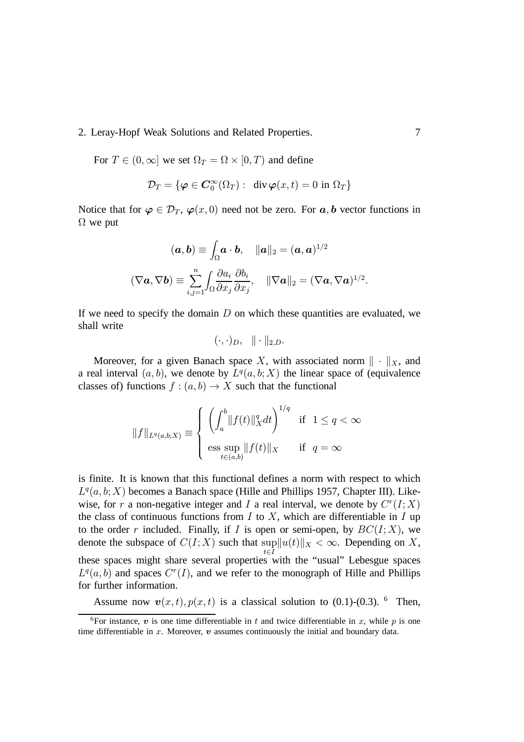For $T \in (0, \infty]$ we set $\Omega_T = \Omega \times [0, T)$ and define

$$\mathcal{D}_T = \{\boldsymbol{\varphi} \in \boldsymbol{C}_0^\infty(\Omega_T) : \ \operatorname{div} \boldsymbol{\varphi}(x,t) = 0 \text{ in } \Omega_T\}$$

Notice that for $\boldsymbol{\varphi} \in \mathcal{D}_T$, $\boldsymbol{\varphi}(x, 0)$ need not be zero. For $\boldsymbol{a}, \boldsymbol{b}$ vector functions in $\Omega$ we put

$$(\boldsymbol{a}, \boldsymbol{b}) \equiv \int_\Omega \boldsymbol{a} \cdot \boldsymbol{b}, \quad \|\boldsymbol{a}\|_2 = (\boldsymbol{a}, \boldsymbol{a})^{1/2}$$

$$(\nabla \boldsymbol{a}, \nabla \boldsymbol{b}) \equiv \sum_{i,j=1}^{n} \int_\Omega \frac{\partial a_i}{\partial x_j} \frac{\partial b_i}{\partial x_j}, \quad \|\nabla \boldsymbol{a}\|_2 = (\nabla \boldsymbol{a}, \nabla \boldsymbol{a})^{1/2}.$$

If we need to specify the domain $D$ on which these quantities are evaluated, we shall write

$$(\cdot, \cdot)_D, \quad \| \cdot \|_{2,D}.$$

Moreover, for a given Banach space $X$, with associated norm $\| \cdot \|_X$, and a real interval $(a, b)$, we denote by $L^q(a, b; X)$ the linear space of (equivalence classes of) functions $f : (a, b) \to X$ such that the functional

$$\|f\|_{L^q(a,b;X)} \equiv \begin{cases} \left( \displaystyle\int_a^b \|f(t)\|_X^q dt \right)^{1/q} & \text{if } \ 1 \leq q < \infty \\ \operatorname*{ess\,sup}_{t \in (a,b)} \|f(t)\|_X & \text{if } \ q = \infty \end{cases}$$

is finite. It is known that this functional defines a norm with respect to which $L^q(a, b; X)$ becomes a Banach space (Hille and Phillips 1957, Chapter III). Likewise, for $r$ a non-negative integer and $I$ a real interval, we denote by $C^r(I; X)$ the class of continuous functions from $I$ to $X$, which are differentiable in $I$ up to the order $r$ included. Finally, if $I$ is open or semi-open, by $BC(I; X)$, we denote the subspace of $C(I; X)$ such that $\sup_{t \in I} \|u(t)\|_X < \infty$. Depending on $X$, these spaces might share several properties with the "usual" Lebesgue spaces $L^q(a, b)$ and spaces $C^r(I)$, and we refer to the monograph of Hille and Phillips for further information.

Assume now $\boldsymbol{v}(x, t), p(x, t)$ is a classical solution to (0.1)-(0.3). [6] Then,

---

[6] For instance, $\boldsymbol{v}$ is one time differentiable in $t$ and twice differentiable in $x$, while $p$ is one time differentiable in $x$. Moreover, $\boldsymbol{v}$ assumes continuously the initial and boundary data.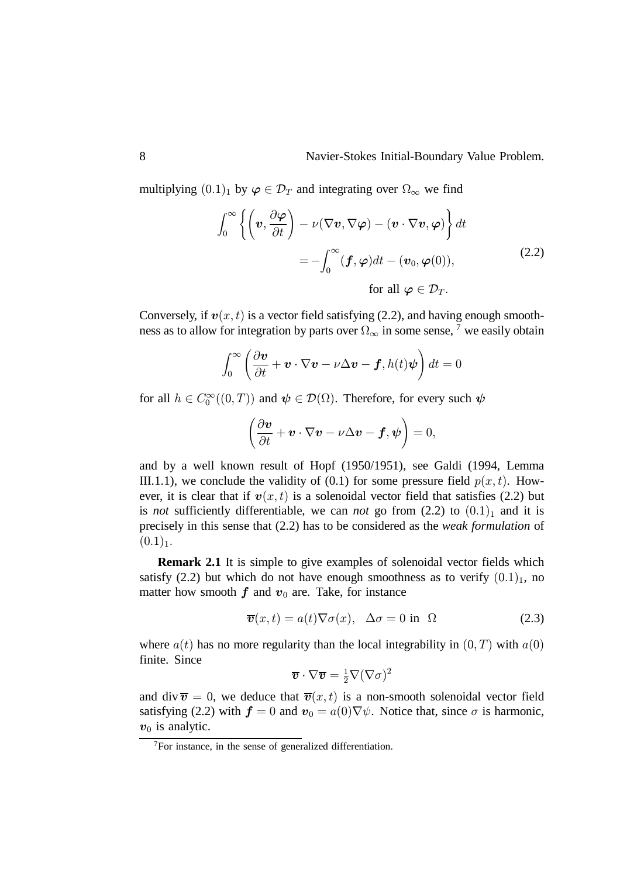multiplying $(0.1)_1$ by $\boldsymbol{\varphi} \in \mathcal{D}_T$ and integrating over $\Omega_\infty$ we find

$$
\begin{aligned}
\int_0^\infty \left\{ \left( \boldsymbol{v}, \frac{\partial \boldsymbol{\varphi}}{\partial t} \right) - \nu(\nabla \boldsymbol{v}, \nabla \boldsymbol{\varphi}) - (\boldsymbol{v} \cdot \nabla \boldsymbol{v}, \boldsymbol{\varphi}) \right\} dt \\
= -\int_0^\infty (\boldsymbol{f}, \boldsymbol{\varphi}) dt - (\boldsymbol{v}_0, \boldsymbol{\varphi}(0)), \\
\text{for all } \boldsymbol{\varphi} \in \mathcal{D}_T.
\end{aligned}
\tag{2.2}
$$

Conversely, if $\boldsymbol{v}(x,t)$ is a vector field satisfying (2.2), and having enough smoothness as to allow for integration by parts over $\Omega_\infty$ in some sense, [7] we easily obtain

$$
\int_0^\infty \left( \frac{\partial \boldsymbol{v}}{\partial t} + \boldsymbol{v} \cdot \nabla \boldsymbol{v} - \nu \Delta \boldsymbol{v} - \boldsymbol{f}, h(t) \boldsymbol{\psi} \right) dt = 0
$$

for all $h \in C_0^\infty((0,T))$ and $\boldsymbol{\psi} \in \mathcal{D}(\Omega)$. Therefore, for every such $\boldsymbol{\psi}$

$$
\left( \frac{\partial \boldsymbol{v}}{\partial t} + \boldsymbol{v} \cdot \nabla \boldsymbol{v} - \nu \Delta \boldsymbol{v} - \boldsymbol{f}, \boldsymbol{\psi} \right) = 0,
$$

and by a well known result of Hopf (1950/1951), see Galdi (1994, Lemma III.1.1), we conclude the validity of (0.1) for some pressure field $p(x,t)$. However, it is clear that if $\boldsymbol{v}(x,t)$ is a solenoidal vector field that satisfies (2.2) but is *not* sufficiently differentiable, we can *not* go from (2.2) to $(0.1)_1$ and it is precisely in this sense that (2.2) has to be considered as the *weak formulation* of $(0.1)_1$.

**Remark 2.1** It is simple to give examples of solenoidal vector fields which satisfy (2.2) but which do not have enough smoothness as to verify $(0.1)_1$, no matter how smooth $\boldsymbol{f}$ and $\boldsymbol{v}_0$ are. Take, for instance

$$
\overline{\boldsymbol{v}}(x,t) = a(t) \nabla \sigma(x), \quad \Delta \sigma = 0 \text{ in } \Omega \tag{2.3}
$$

where $a(t)$ has no more regularity than the local integrability in $(0,T)$ with $a(0)$ finite. Since

$$
\overline{\boldsymbol{v}} \cdot \nabla \overline{\boldsymbol{v}} = \tfrac{1}{2} \nabla (\nabla \sigma)^2
$$

and $\operatorname{div} \overline{\boldsymbol{v}} = 0$, we deduce that $\overline{\boldsymbol{v}}(x,t)$ is a non-smooth solenoidal vector field satisfying (2.2) with $\boldsymbol{f} = 0$ and $\boldsymbol{v}_0 = a(0) \nabla \psi$. Notice that, since $\sigma$ is harmonic, $\boldsymbol{v}_0$ is analytic.

[7] For instance, in the sense of generalized differentiation.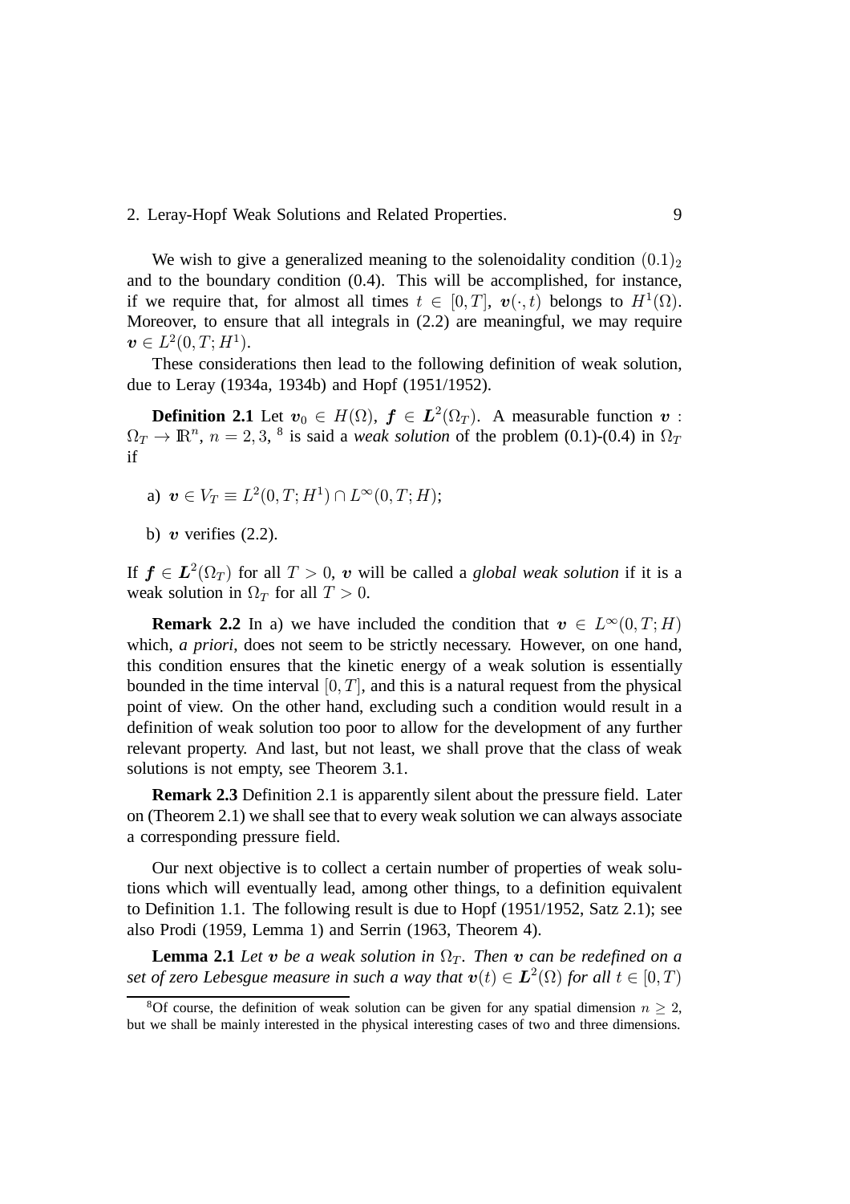We wish to give a generalized meaning to the solenoidality condition $(0.1)_2$ and to the boundary condition (0.4). This will be accomplished, for instance, if we require that, for almost all times $t \in [0,T]$, $\boldsymbol{v}(\cdot,t)$ belongs to $H^1(\Omega)$. Moreover, to ensure that all integrals in (2.2) are meaningful, we may require $\boldsymbol{v} \in L^2(0,T;H^1)$.

These considerations then lead to the following definition of weak solution, due to Leray (1934a, 1934b) and Hopf (1951/1952).

**Definition 2.1** Let $\boldsymbol{v}_0 \in H(\Omega)$, $\boldsymbol{f} \in \boldsymbol{L}^2(\Omega_T)$. A measurable function $\boldsymbol{v} : \Omega_T \to \mathbb{R}^n$, $n = 2, 3$, [8] is said a *weak solution* of the problem (0.1)-(0.4) in $\Omega_T$ if

a) $\boldsymbol{v} \in V_T \equiv L^2(0,T;H^1) \cap L^\infty(0,T;H)$;

b) $\boldsymbol{v}$ verifies (2.2).

If $\boldsymbol{f} \in \boldsymbol{L}^2(\Omega_T)$ for all $T > 0$, $\boldsymbol{v}$ will be called a *global weak solution* if it is a weak solution in $\Omega_T$ for all $T > 0$.

**Remark 2.2** In a) we have included the condition that $\boldsymbol{v} \in L^\infty(0,T;H)$ which, *a priori*, does not seem to be strictly necessary. However, on one hand, this condition ensures that the kinetic energy of a weak solution is essentially bounded in the time interval $[0,T]$, and this is a natural request from the physical point of view. On the other hand, excluding such a condition would result in a definition of weak solution too poor to allow for the development of any further relevant property. And last, but not least, we shall prove that the class of weak solutions is not empty, see Theorem 3.1.

**Remark 2.3** Definition 2.1 is apparently silent about the pressure field. Later on (Theorem 2.1) we shall see that to every weak solution we can always associate a corresponding pressure field.

Our next objective is to collect a certain number of properties of weak solutions which will eventually lead, among other things, to a definition equivalent to Definition 1.1. The following result is due to Hopf (1951/1952, Satz 2.1); see also Prodi (1959, Lemma 1) and Serrin (1963, Theorem 4).

**Lemma 2.1** *Let $\boldsymbol{v}$ be a weak solution in $\Omega_T$. Then $\boldsymbol{v}$ can be redefined on a set of zero Lebesgue measure in such a way that $\boldsymbol{v}(t) \in \boldsymbol{L}^2(\Omega)$ for all $t \in [0,T)$*

[8] Of course, the definition of weak solution can be given for any spatial dimension $n \geq 2$, but we shall be mainly interested in the physical interesting cases of two and three dimensions.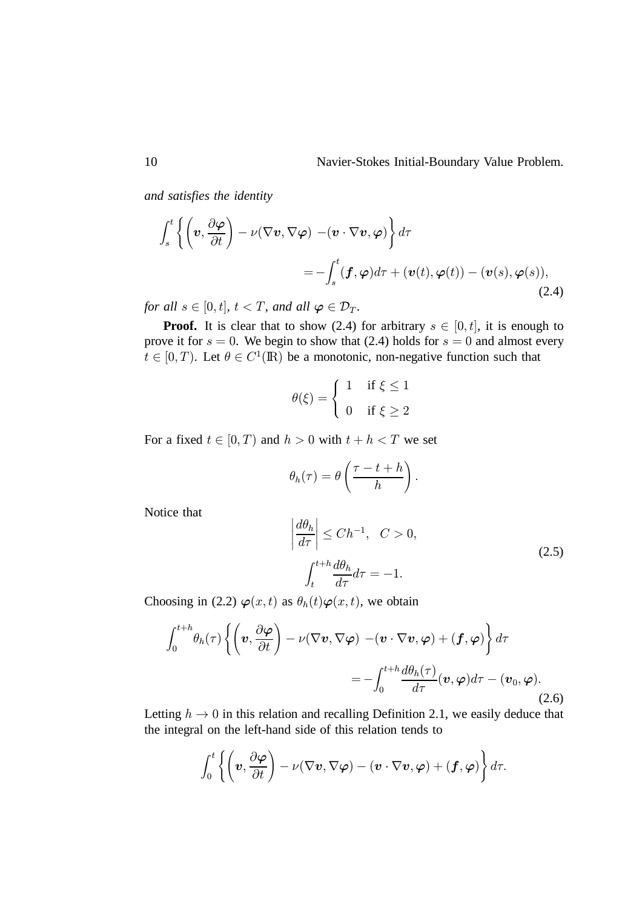*and satisfies the identity*

$$
\int_s^t \left\{ \left( \boldsymbol{v}, \frac{\partial \boldsymbol{\varphi}}{\partial t} \right) - \nu (\nabla \boldsymbol{v}, \nabla \boldsymbol{\varphi}) - (\boldsymbol{v} \cdot \nabla \boldsymbol{v}, \boldsymbol{\varphi}) \right\} d\tau
$$

$$
= - \int_s^t (\boldsymbol{f}, \boldsymbol{\varphi}) d\tau + (\boldsymbol{v}(t), \boldsymbol{\varphi}(t)) - (\boldsymbol{v}(s), \boldsymbol{\varphi}(s)), \tag{2.4}
$$

*for all $s \in [0, t]$, $t < T$, and all $\boldsymbol{\varphi} \in \mathcal{D}_T$.*

**Proof.** It is clear that to show (2.4) for arbitrary $s \in [0, t]$, it is enough to prove it for $s = 0$. We begin to show that (2.4) holds for $s = 0$ and almost every $t \in [0, T)$. Let $\theta \in C^1(\mathbb{R})$ be a monotonic, non-negative function such that

$$
\theta(\xi) = \begin{cases} 1 & \text{if } \xi \leq 1 \\ 0 & \text{if } \xi \geq 2 \end{cases}
$$

For a fixed $t \in [0, T)$ and $h > 0$ with $t + h < T$ we set

$$
\theta_h(\tau) = \theta \left( \frac{\tau - t + h}{h} \right).
$$

Notice that

$$
\left| \frac{d\theta_h}{d\tau} \right| \leq C h^{-1}, \quad C > 0,
$$

$$
\int_t^{t+h} \frac{d\theta_h}{d\tau} d\tau = -1. \tag{2.5}
$$

Choosing in (2.2) $\boldsymbol{\varphi}(x, t)$ as $\theta_h(t) \boldsymbol{\varphi}(x, t)$, we obtain

$$
\int_0^{t+h} \theta_h(\tau) \left\{ \left( \boldsymbol{v}, \frac{\partial \boldsymbol{\varphi}}{\partial t} \right) - \nu (\nabla \boldsymbol{v}, \nabla \boldsymbol{\varphi}) - (\boldsymbol{v} \cdot \nabla \boldsymbol{v}, \boldsymbol{\varphi}) + (\boldsymbol{f}, \boldsymbol{\varphi}) \right\} d\tau
$$

$$
= - \int_0^{t+h} \frac{d\theta_h(\tau)}{d\tau} (\boldsymbol{v}, \boldsymbol{\varphi}) d\tau - (\boldsymbol{v}_0, \boldsymbol{\varphi}). \tag{2.6}
$$

Letting $h \to 0$ in this relation and recalling Definition 2.1, we easily deduce that the integral on the left-hand side of this relation tends to

$$
\int_0^t \left\{ \left( \boldsymbol{v}, \frac{\partial \boldsymbol{\varphi}}{\partial t} \right) - \nu (\nabla \boldsymbol{v}, \nabla \boldsymbol{\varphi}) - (\boldsymbol{v} \cdot \nabla \boldsymbol{v}, \boldsymbol{\varphi}) + (\boldsymbol{f}, \boldsymbol{\varphi}) \right\} d\tau.
$$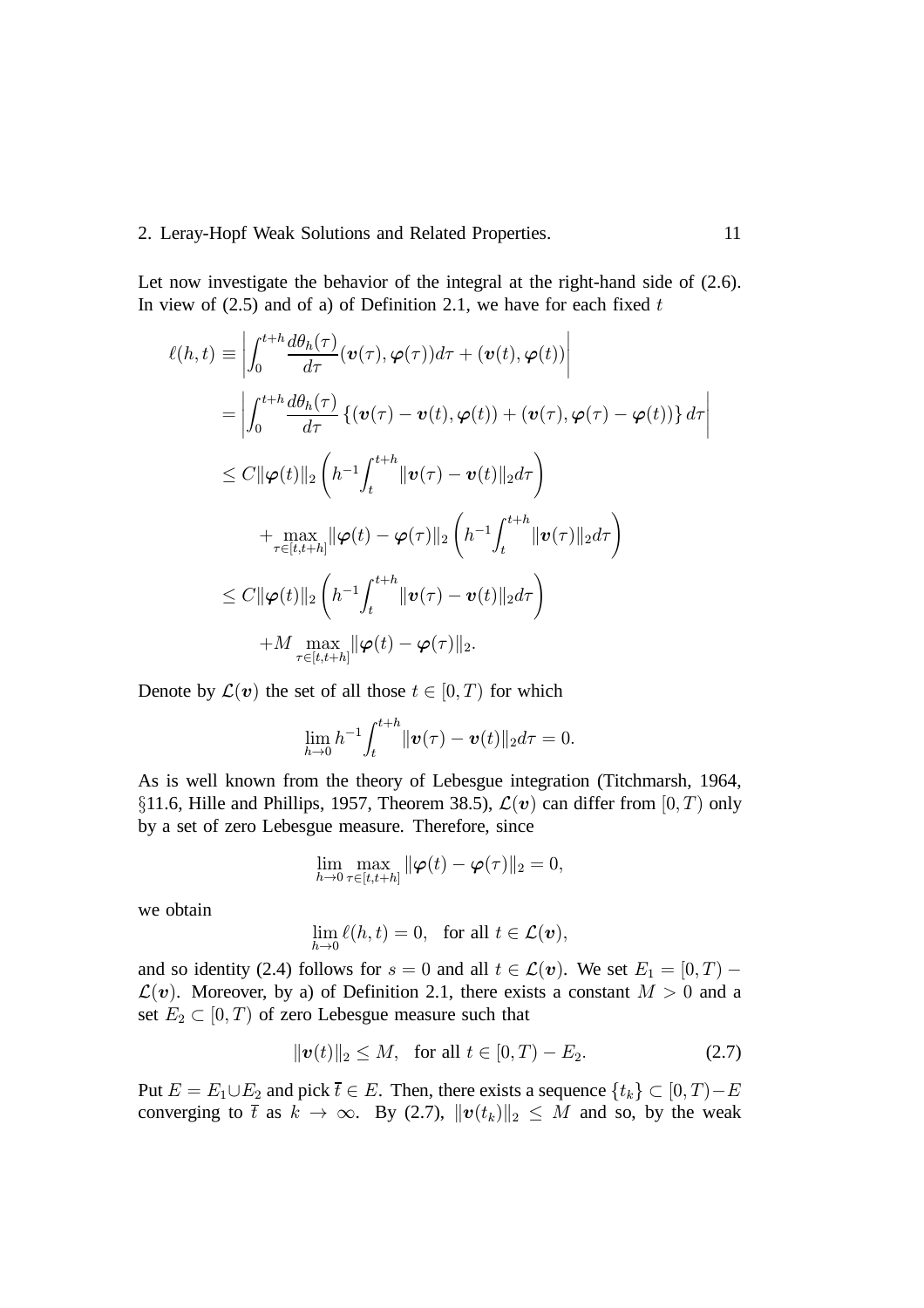Let now investigate the behavior of the integral at the right-hand side of (2.6). In view of (2.5) and of a) of Definition 2.1, we have for each fixed $t$

$$
\begin{aligned}
\ell(h,t) &\equiv \left| \int_0^{t+h} \frac{d\theta_h(\tau)}{d\tau} (\boldsymbol{v}(\tau), \boldsymbol{\varphi}(\tau)) d\tau + (\boldsymbol{v}(t), \boldsymbol{\varphi}(t)) \right| \\
&= \left| \int_0^{t+h} \frac{d\theta_h(\tau)}{d\tau} \left\{ (\boldsymbol{v}(\tau) - \boldsymbol{v}(t), \boldsymbol{\varphi}(t)) + (\boldsymbol{v}(\tau), \boldsymbol{\varphi}(\tau) - \boldsymbol{\varphi}(t)) \right\} d\tau \right| \\
&\leq C \|\boldsymbol{\varphi}(t)\|_2 \left( h^{-1} \int_t^{t+h} \|\boldsymbol{v}(\tau) - \boldsymbol{v}(t)\|_2 d\tau \right) \\
&\quad + \max_{\tau \in [t, t+h]} \|\boldsymbol{\varphi}(t) - \boldsymbol{\varphi}(\tau)\|_2 \left( h^{-1} \int_t^{t+h} \|\boldsymbol{v}(\tau)\|_2 d\tau \right) \\
&\leq C \|\boldsymbol{\varphi}(t)\|_2 \left( h^{-1} \int_t^{t+h} \|\boldsymbol{v}(\tau) - \boldsymbol{v}(t)\|_2 d\tau \right) \\
&\quad + M \max_{\tau \in [t, t+h]} \|\boldsymbol{\varphi}(t) - \boldsymbol{\varphi}(\tau)\|_2.
\end{aligned}
$$

Denote by $\mathcal{L}(\boldsymbol{v})$ the set of all those $t \in [0,T)$ for which

$$
\lim_{h \to 0} h^{-1} \int_t^{t+h} \|\boldsymbol{v}(\tau) - \boldsymbol{v}(t)\|_2 d\tau = 0.
$$

As is well known from the theory of Lebesgue integration (Titchmarsh, 1964, §11.6, Hille and Phillips, 1957, Theorem 38.5), $\mathcal{L}(\boldsymbol{v})$ can differ from $[0,T)$ only by a set of zero Lebesgue measure. Therefore, since

$$
\lim_{h \to 0} \max_{\tau \in [t, t+h]} \|\boldsymbol{\varphi}(t) - \boldsymbol{\varphi}(\tau)\|_2 = 0,
$$

we obtain

$$
\lim_{h \to 0} \ell(h,t) = 0, \quad \text{for all } t \in \mathcal{L}(\boldsymbol{v}),
$$

and so identity (2.4) follows for $s = 0$ and all $t \in \mathcal{L}(\boldsymbol{v})$. We set $E_1 = [0,T) - \mathcal{L}(\boldsymbol{v})$. Moreover, by a) of Definition 2.1, there exists a constant $M > 0$ and a set $E_2 \subset [0,T)$ of zero Lebesgue measure such that

$$
\|\boldsymbol{v}(t)\|_2 \leq M, \quad \text{for all } t \in [0,T) - E_2. \tag{2.7}
$$

Put $E = E_1 \cup E_2$ and pick $\bar{t} \in E$. Then, there exists a sequence $\{t_k\} \subset [0,T) - E$ converging to $\bar{t}$ as $k \to \infty$. By (2.7), $\|\boldsymbol{v}(t_k)\|_2 \leq M$ and so, by the weak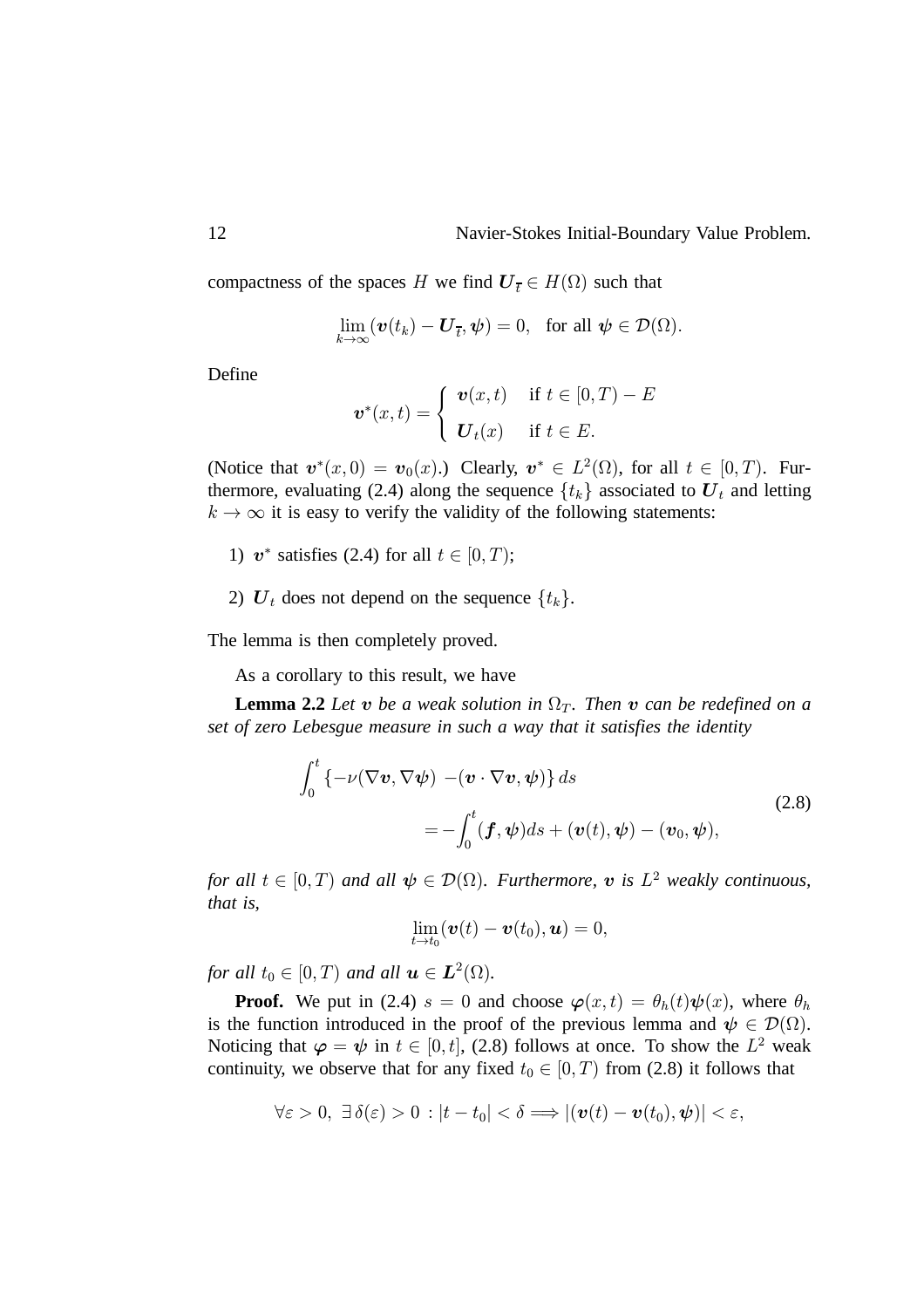compactness of the spaces $H$ we find $\boldsymbol{U}_{\overline{t}} \in H(\Omega)$ such that

$$\lim_{k\to\infty} (\boldsymbol{v}(t_k) - \boldsymbol{U}_{\overline{t}}, \boldsymbol{\psi}) = 0, \quad \text{for all } \boldsymbol{\psi} \in \mathcal{D}(\Omega).$$

Define

$$\boldsymbol{v}^*(x,t) = \begin{cases} \boldsymbol{v}(x,t) & \text{if } t \in [0,T) - E \\ \boldsymbol{U}_t(x) & \text{if } t \in E. \end{cases}$$

(Notice that $\boldsymbol{v}^*(x,0) = \boldsymbol{v}_0(x)$.) Clearly, $\boldsymbol{v}^* \in L^2(\Omega)$, for all $t \in [0,T)$. Furthermore, evaluating (2.4) along the sequence $\{t_k\}$ associated to $\boldsymbol{U}_t$ and letting $k \to \infty$ it is easy to verify the validity of the following statements:

1) $\boldsymbol{v}^*$ satisfies (2.4) for all $t \in [0,T)$;

2) $\boldsymbol{U}_t$ does not depend on the sequence $\{t_k\}$.

The lemma is then completely proved.

As a corollary to this result, we have

**Lemma 2.2** *Let $\boldsymbol{v}$ be a weak solution in $\Omega_T$. Then $\boldsymbol{v}$ can be redefined on a set of zero Lebesgue measure in such a way that it satisfies the identity*

$$\int_0^t \{-\nu(\nabla \boldsymbol{v}, \nabla \boldsymbol{\psi}) - (\boldsymbol{v} \cdot \nabla \boldsymbol{v}, \boldsymbol{\psi})\}\, ds = -\int_0^t (\boldsymbol{f}, \boldsymbol{\psi}) ds + (\boldsymbol{v}(t), \boldsymbol{\psi}) - (\boldsymbol{v}_0, \boldsymbol{\psi}), \tag{2.8}$$

*for all $t \in [0,T)$ and all $\boldsymbol{\psi} \in \mathcal{D}(\Omega)$. Furthermore, $\boldsymbol{v}$ is $L^2$ weakly continuous, that is,*

$$\lim_{t\to t_0} (\boldsymbol{v}(t) - \boldsymbol{v}(t_0), \boldsymbol{u}) = 0,$$

*for all $t_0 \in [0,T)$ and all $\boldsymbol{u} \in \boldsymbol{L}^2(\Omega)$.*

**Proof.** We put in (2.4) $s = 0$ and choose $\boldsymbol{\varphi}(x,t) = \theta_h(t)\boldsymbol{\psi}(x)$, where $\theta_h$ is the function introduced in the proof of the previous lemma and $\boldsymbol{\psi} \in \mathcal{D}(\Omega)$. Noticing that $\boldsymbol{\varphi} = \boldsymbol{\psi}$ in $t \in [0,t]$, (2.8) follows at once. To show the $L^2$ weak continuity, we observe that for any fixed $t_0 \in [0,T)$ from (2.8) it follows that

$$\forall \varepsilon > 0,\ \exists\, \delta(\varepsilon) > 0 : |t - t_0| < \delta \Longrightarrow |(\boldsymbol{v}(t) - \boldsymbol{v}(t_0), \boldsymbol{\psi})| < \varepsilon,$$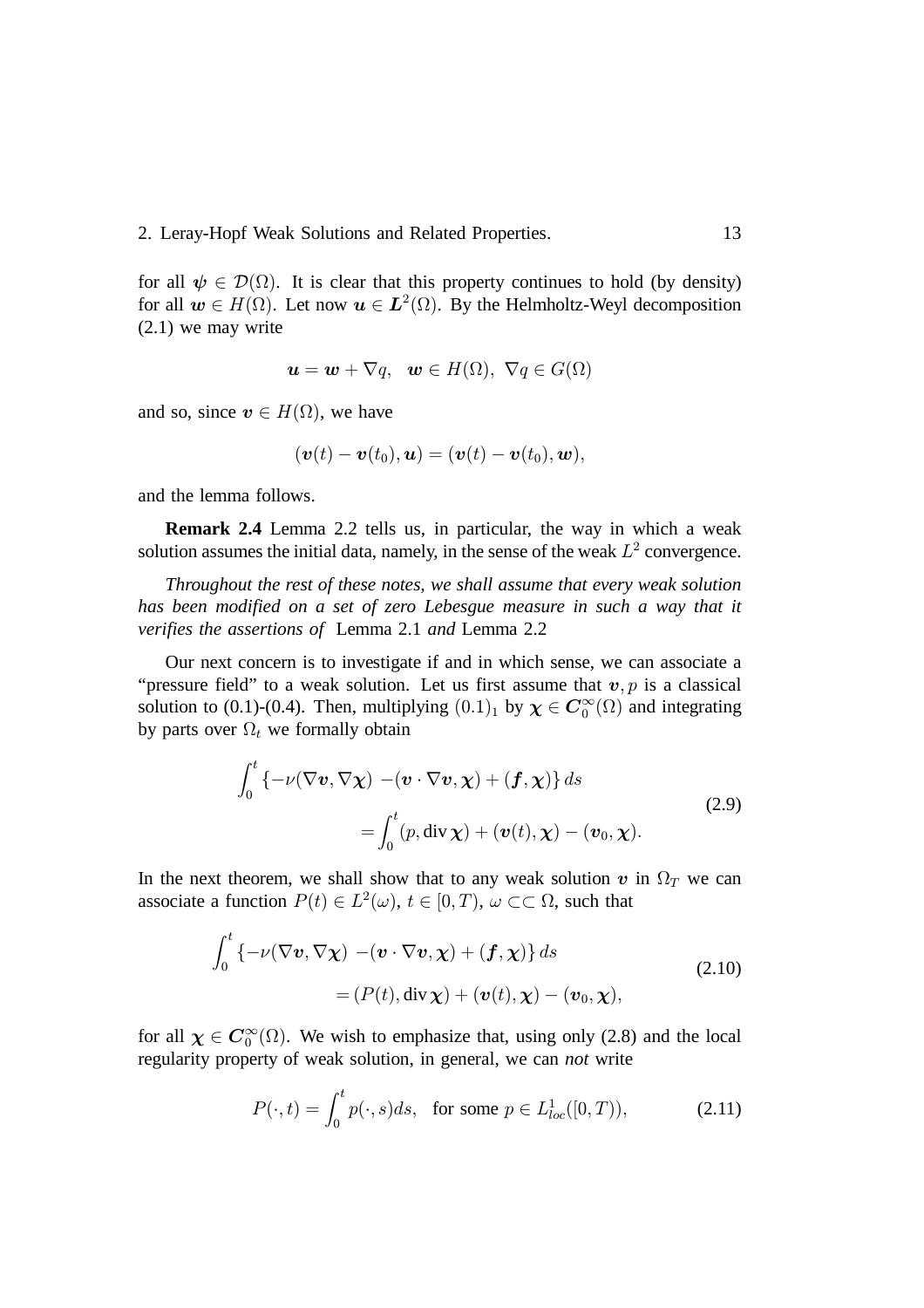for all $\boldsymbol{\psi} \in \mathcal{D}(\Omega)$. It is clear that this property continues to hold (by density) for all $\boldsymbol{w} \in H(\Omega)$. Let now $\boldsymbol{u} \in \boldsymbol{L}^2(\Omega)$. By the Helmholtz-Weyl decomposition (2.1) we may write

$$\boldsymbol{u} = \boldsymbol{w} + \nabla q, \quad \boldsymbol{w} \in H(\Omega),\ \nabla q \in G(\Omega)$$

and so, since $\boldsymbol{v} \in H(\Omega)$, we have

$$(\boldsymbol{v}(t) - \boldsymbol{v}(t_0), \boldsymbol{u}) = (\boldsymbol{v}(t) - \boldsymbol{v}(t_0), \boldsymbol{w}),$$

and the lemma follows.

**Remark 2.4** Lemma 2.2 tells us, in particular, the way in which a weak solution assumes the initial data, namely, in the sense of the weak $L^2$ convergence.

*Throughout the rest of these notes, we shall assume that every weak solution has been modified on a set of zero Lebesgue measure in such a way that it verifies the assertions of* Lemma 2.1 *and* Lemma 2.2

Our next concern is to investigate if and in which sense, we can associate a "pressure field" to a weak solution. Let us first assume that $\boldsymbol{v}, p$ is a classical solution to (0.1)-(0.4). Then, multiplying $(0.1)_1$ by $\boldsymbol{\chi} \in \boldsymbol{C}_0^\infty(\Omega)$ and integrating by parts over $\Omega_t$ we formally obtain

$$\int_0^t \{-\nu(\nabla \boldsymbol{v}, \nabla \boldsymbol{\chi}) - (\boldsymbol{v} \cdot \nabla \boldsymbol{v}, \boldsymbol{\chi}) + (\boldsymbol{f}, \boldsymbol{\chi})\}\, ds = \int_0^t (p, \operatorname{div} \boldsymbol{\chi}) + (\boldsymbol{v}(t), \boldsymbol{\chi}) - (\boldsymbol{v}_0, \boldsymbol{\chi}). \tag{2.9}$$

In the next theorem, we shall show that to any weak solution $\boldsymbol{v}$ in $\Omega_T$ we can associate a function $P(t) \in L^2(\omega)$, $t \in [0, T)$, $\omega \subset\subset \Omega$, such that

$$\int_0^t \{-\nu(\nabla \boldsymbol{v}, \nabla \boldsymbol{\chi}) - (\boldsymbol{v} \cdot \nabla \boldsymbol{v}, \boldsymbol{\chi}) + (\boldsymbol{f}, \boldsymbol{\chi})\}\, ds = (P(t), \operatorname{div} \boldsymbol{\chi}) + (\boldsymbol{v}(t), \boldsymbol{\chi}) - (\boldsymbol{v}_0, \boldsymbol{\chi}), \tag{2.10}$$

for all $\boldsymbol{\chi} \in \boldsymbol{C}_0^\infty(\Omega)$. We wish to emphasize that, using only (2.8) and the local regularity property of weak solution, in general, we can *not* write

$$P(\cdot, t) = \int_0^t p(\cdot, s) ds, \quad \text{for some } p \in L^1_{loc}([0, T)), \tag{2.11}$$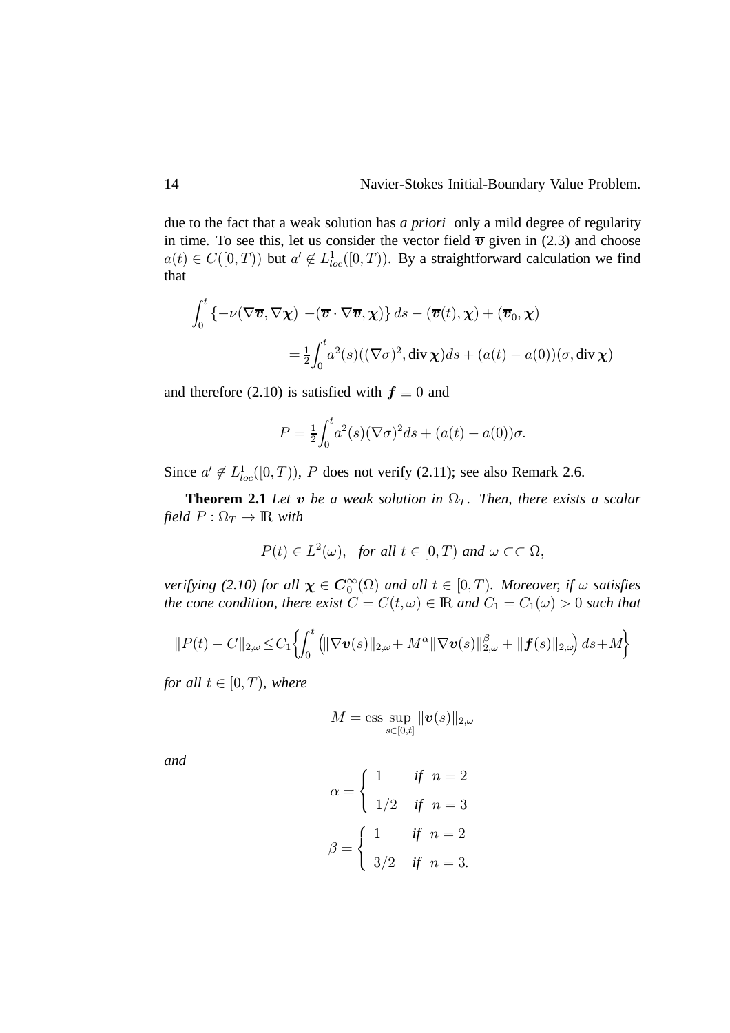due to the fact that a weak solution has *a priori* only a mild degree of regularity in time. To see this, let us consider the vector field $\overline{\boldsymbol{v}}$ given in (2.3) and choose $a(t) \in C([0,T))$ but $a' \notin L^1_{loc}([0,T))$. By a straightforward calculation we find that

$$
\int_0^t \{-\nu(\nabla\overline{\boldsymbol{v}}, \nabla\boldsymbol{\chi}) \; -(\overline{\boldsymbol{v}}\cdot\nabla\overline{\boldsymbol{v}}, \boldsymbol{\chi})\}\, ds - (\overline{\boldsymbol{v}}(t), \boldsymbol{\chi}) + (\overline{\boldsymbol{v}}_0, \boldsymbol{\chi})
$$

$$
= \tfrac{1}{2}\int_0^t a^2(s)((\nabla\sigma)^2, \operatorname{div}\boldsymbol{\chi})ds + (a(t)-a(0))(\sigma, \operatorname{div}\boldsymbol{\chi})
$$

and therefore (2.10) is satisfied with $\boldsymbol{f} \equiv 0$ and

$$
P = \tfrac{1}{2}\int_0^t a^2(s)(\nabla\sigma)^2 ds + (a(t)-a(0))\sigma.
$$

Since $a' \notin L^1_{loc}([0,T))$, $P$ does not verify (2.11); see also Remark 2.6.

**Theorem 2.1** *Let $\boldsymbol{v}$ be a weak solution in $\Omega_T$. Then, there exists a scalar field $P : \Omega_T \to \mathbb{R}$ with*

$$
P(t) \in L^2(\omega), \quad \textit{for all } t \in [0,T) \textit{ and } \omega \subset\subset \Omega,
$$

*verifying (2.10) for all $\boldsymbol{\chi} \in \boldsymbol{C}_0^\infty(\Omega)$ and all $t \in [0,T)$. Moreover, if $\omega$ satisfies the cone condition, there exist $C = C(t,\omega) \in \mathbb{R}$ and $C_1 = C_1(\omega) > 0$ such that*

$$
\|P(t) - C\|_{2,\omega} \le C_1 \left\{ \int_0^t \left( \|\nabla\boldsymbol{v}(s)\|_{2,\omega} + M^\alpha \|\nabla\boldsymbol{v}(s)\|_{2,\omega}^\beta + \|\boldsymbol{f}(s)\|_{2,\omega} \right) ds + M \right\}
$$

*for all $t \in [0,T)$, where*

$$
M = \operatorname*{ess\,sup}_{s\in[0,t]} \|\boldsymbol{v}(s)\|_{2,\omega}
$$

*and*

$$
\alpha = \begin{cases} 1 & \textit{if } n = 2 \\ 1/2 & \textit{if } n = 3 \end{cases}
$$

$$
\beta = \begin{cases} 1 & \textit{if } n = 2 \\ 3/2 & \textit{if } n = 3. \end{cases}
$$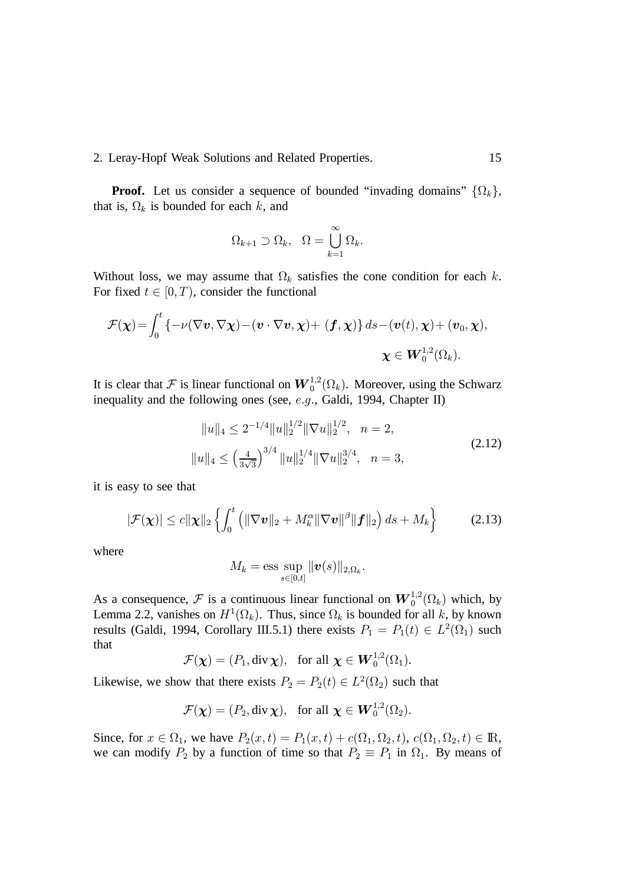**Proof.** Let us consider a sequence of bounded "invading domains" $\{\Omega_k\}$, that is, $\Omega_k$ is bounded for each $k$, and

$$\Omega_{k+1} \supset \Omega_k, \quad \Omega = \bigcup_{k=1}^{\infty} \Omega_k.$$

Without loss, we may assume that $\Omega_k$ satisfies the cone condition for each $k$. For fixed $t \in [0, T)$, consider the functional

$$\mathcal{F}(\boldsymbol{\chi}) = \int_0^t \{-\nu(\nabla \boldsymbol{v}, \nabla \boldsymbol{\chi}) - (\boldsymbol{v} \cdot \nabla \boldsymbol{v}, \boldsymbol{\chi}) + (\boldsymbol{f}, \boldsymbol{\chi})\} \, ds - (\boldsymbol{v}(t), \boldsymbol{\chi}) + (\boldsymbol{v}_0, \boldsymbol{\chi}),$$

$$\boldsymbol{\chi} \in \boldsymbol{W}_0^{1,2}(\Omega_k).$$

It is clear that $\mathcal{F}$ is linear functional on $\boldsymbol{W}_0^{1,2}(\Omega_k)$. Moreover, using the Schwarz inequality and the following ones (see, *e.g.*, Galdi, 1994, Chapter II)

$$\begin{aligned} \|u\|_4 &\leq 2^{-1/4} \|u\|_2^{1/2} \|\nabla u\|_2^{1/2}, \quad n = 2, \\ \|u\|_4 &\leq \left(\tfrac{4}{3\sqrt{3}}\right)^{3/4} \|u\|_2^{1/4} \|\nabla u\|_2^{3/4}, \quad n = 3, \end{aligned} \tag{2.12}$$

it is easy to see that

$$|\mathcal{F}(\boldsymbol{\chi})| \leq c \|\boldsymbol{\chi}\|_2 \left\{ \int_0^t \left( \|\nabla \boldsymbol{v}\|_2 + M_k^{\alpha} \|\nabla \boldsymbol{v}\|^{\beta} \|\boldsymbol{f}\|_2 \right) ds + M_k \right\} \tag{2.13}$$

where

$$M_k = \operatorname{ess} \sup_{s \in [0,t]} \|\boldsymbol{v}(s)\|_{2,\Omega_k}.$$

As a consequence, $\mathcal{F}$ is a continuous linear functional on $\boldsymbol{W}_0^{1,2}(\Omega_k)$ which, by Lemma 2.2, vanishes on $H^1(\Omega_k)$. Thus, since $\Omega_k$ is bounded for all $k$, by known results (Galdi, 1994, Corollary III.5.1) there exists $P_1 = P_1(t) \in L^2(\Omega_1)$ such that

$$\mathcal{F}(\boldsymbol{\chi}) = (P_1, \operatorname{div} \boldsymbol{\chi}), \quad \text{for all } \boldsymbol{\chi} \in \boldsymbol{W}_0^{1,2}(\Omega_1).$$

Likewise, we show that there exists $P_2 = P_2(t) \in L^2(\Omega_2)$ such that

$$\mathcal{F}(\boldsymbol{\chi}) = (P_2, \operatorname{div} \boldsymbol{\chi}), \quad \text{for all } \boldsymbol{\chi} \in \boldsymbol{W}_0^{1,2}(\Omega_2).$$

Since, for $x \in \Omega_1$, we have $P_2(x,t) = P_1(x,t) + c(\Omega_1, \Omega_2, t)$, $c(\Omega_1, \Omega_2, t) \in \mathbb{R}$, we can modify $P_2$ by a function of time so that $P_2 \equiv P_1$ in $\Omega_1$. By means of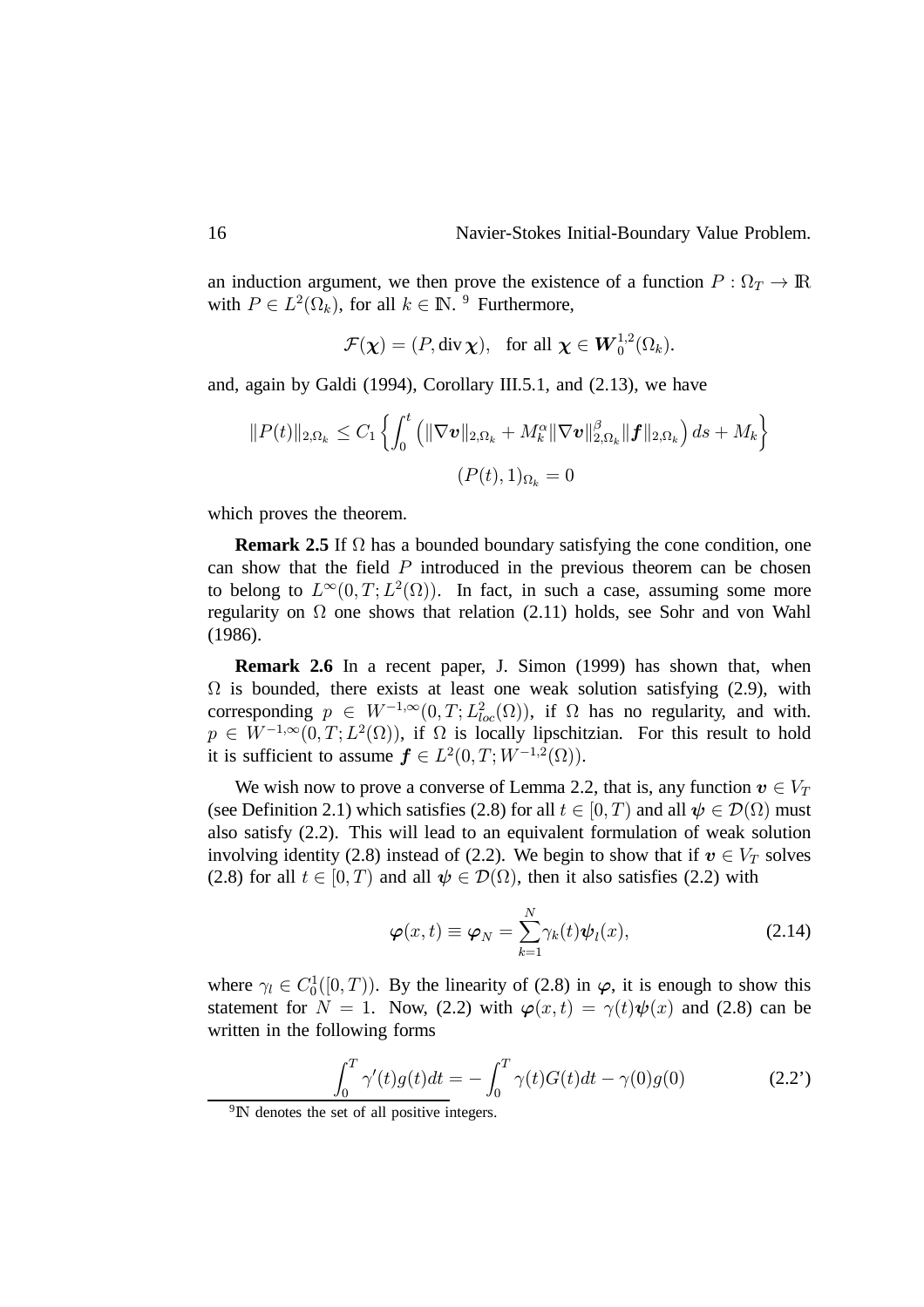an induction argument, we then prove the existence of a function $P : \Omega_T \to \mathbb{R}$ with $P \in L^2(\Omega_k)$, for all $k \in \mathbb{N}$. [9] Furthermore,

$$\mathcal{F}(\boldsymbol{\chi}) = (P, \operatorname{div} \boldsymbol{\chi}), \quad \text{for all } \boldsymbol{\chi} \in \boldsymbol{W}_0^{1,2}(\Omega_k).$$

and, again by Galdi (1994), Corollary III.5.1, and (2.13), we have

$$\|P(t)\|_{2,\Omega_k} \le C_1 \left\{ \int_0^t \left( \|\nabla \boldsymbol{v}\|_{2,\Omega_k} + M_k^{\alpha} \|\nabla \boldsymbol{v}\|_{2,\Omega_k}^{\beta} \|\boldsymbol{f}\|_{2,\Omega_k} \right) ds + M_k \right\}$$

$$(P(t), 1)_{\Omega_k} = 0$$

which proves the theorem.

**Remark 2.5** If $\Omega$ has a bounded boundary satisfying the cone condition, one can show that the field $P$ introduced in the previous theorem can be chosen to belong to $L^\infty(0, T; L^2(\Omega))$. In fact, in such a case, assuming some more regularity on $\Omega$ one shows that relation (2.11) holds, see Sohr and von Wahl (1986).

**Remark 2.6** In a recent paper, J. Simon (1999) has shown that, when $\Omega$ is bounded, there exists at least one weak solution satisfying (2.9), with corresponding $p \in W^{-1,\infty}(0, T; L^2_{loc}(\Omega))$, if $\Omega$ has no regularity, and with. $p \in W^{-1,\infty}(0, T; L^2(\Omega))$, if $\Omega$ is locally lipschitzian. For this result to hold it is sufficient to assume $\boldsymbol{f} \in L^2(0, T; W^{-1,2}(\Omega))$.

We wish now to prove a converse of Lemma 2.2, that is, any function $\boldsymbol{v} \in V_T$ (see Definition 2.1) which satisfies (2.8) for all $t \in [0, T)$ and all $\boldsymbol{\psi} \in \mathcal{D}(\Omega)$ must also satisfy (2.2). This will lead to an equivalent formulation of weak solution involving identity (2.8) instead of (2.2). We begin to show that if $\boldsymbol{v} \in V_T$ solves (2.8) for all $t \in [0, T)$ and all $\boldsymbol{\psi} \in \mathcal{D}(\Omega)$, then it also satisfies (2.2) with

$$\boldsymbol{\varphi}(x, t) \equiv \boldsymbol{\varphi}_N = \sum_{k=1}^{N} \gamma_k(t) \boldsymbol{\psi}_l(x), \tag{2.14}$$

where $\gamma_l \in C_0^1([0, T))$. By the linearity of (2.8) in $\boldsymbol{\varphi}$, it is enough to show this statement for $N = 1$. Now, (2.2) with $\boldsymbol{\varphi}(x, t) = \gamma(t)\boldsymbol{\psi}(x)$ and (2.8) can be written in the following forms

$$\int_0^T \gamma'(t) g(t) dt = -\int_0^T \gamma(t) G(t) dt - \gamma(0) g(0) \tag{2.2'}$$

[9] $\mathbb{N}$ denotes the set of all positive integers.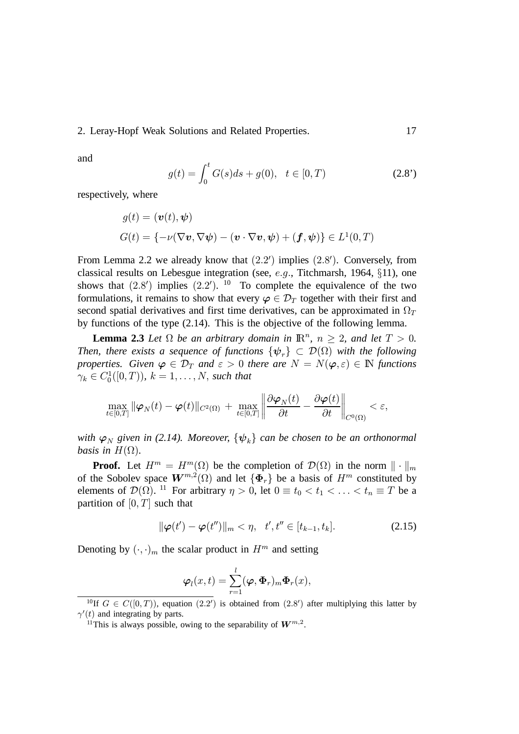and

$$g(t) = \int_0^t G(s)ds + g(0), \quad t \in [0, T) \tag{2.8'}$$

respectively, where

$$g(t) = (\boldsymbol{v}(t), \boldsymbol{\psi})$$

$$G(t) = \{-\nu(\nabla \boldsymbol{v}, \nabla \boldsymbol{\psi}) - (\boldsymbol{v} \cdot \nabla \boldsymbol{v}, \boldsymbol{\psi}) + (\boldsymbol{f}, \boldsymbol{\psi})\} \in L^1(0, T)$$

From Lemma 2.2 we already know that $(2.2')$ implies $(2.8')$. Conversely, from classical results on Lebesgue integration (see, *e.g.*, Titchmarsh, 1964, §11), one shows that $(2.8')$ implies $(2.2')$. [10] To complete the equivalence of the two formulations, it remains to show that every $\boldsymbol{\varphi} \in \mathcal{D}_T$ together with their first and second spatial derivatives and first time derivatives, can be approximated in $\Omega_T$ by functions of the type (2.14). This is the objective of the following lemma.

**Lemma 2.3** *Let $\Omega$ be an arbitrary domain in $\mathbb{R}^n$, $n \geq 2$, and let $T > 0$. Then, there exists a sequence of functions $\{\boldsymbol{\psi}_r\} \subset \mathcal{D}(\Omega)$ with the following properties. Given $\boldsymbol{\varphi} \in \mathcal{D}_T$ and $\varepsilon > 0$ there are $N = N(\boldsymbol{\varphi}, \varepsilon) \in \mathbb{N}$ functions $\gamma_k \in C_0^1([0, T))$, $k = 1, \ldots, N$, such that*

$$\max_{t \in [0,T]} \|\boldsymbol{\varphi}_N(t) - \boldsymbol{\varphi}(t)\|_{C^2(\Omega)} + \max_{t \in [0,T]} \left\| \frac{\partial \boldsymbol{\varphi}_N(t)}{\partial t} - \frac{\partial \boldsymbol{\varphi}(t)}{\partial t} \right\|_{C^0(\Omega)} < \varepsilon,$$

*with $\boldsymbol{\varphi}_N$ given in (2.14). Moreover, $\{\boldsymbol{\psi}_k\}$ can be chosen to be an orthonormal basis in $H(\Omega)$.*

**Proof.** Let $H^m = H^m(\Omega)$ be the completion of $\mathcal{D}(\Omega)$ in the norm $\|\cdot\|_m$ of the Sobolev space $\boldsymbol{W}^{m,2}(\Omega)$ and let $\{\boldsymbol{\Phi}_r\}$ be a basis of $H^m$ constituted by elements of $\mathcal{D}(\Omega)$. [11] For arbitrary $\eta > 0$, let $0 \equiv t_0 < t_1 < \ldots < t_n \equiv T$ be a partition of $[0, T]$ such that

$$\|\boldsymbol{\varphi}(t') - \boldsymbol{\varphi}(t'')\|_m < \eta, \quad t', t'' \in [t_{k-1}, t_k]. \tag{2.15}$$

Denoting by $(\cdot, \cdot)_m$ the scalar product in $H^m$ and setting

$$\boldsymbol{\varphi}_l(x, t) = \sum_{r=1}^{l} (\boldsymbol{\varphi}, \boldsymbol{\Phi}_r)_m \boldsymbol{\Phi}_r(x),$$

---

[10] If $G \in C([0, T))$, equation $(2.2')$ is obtained from $(2.8')$ after multiplying this latter by $\gamma'(t)$ and integrating by parts.

[11] This is always possible, owing to the separability of $\boldsymbol{W}^{m,2}$.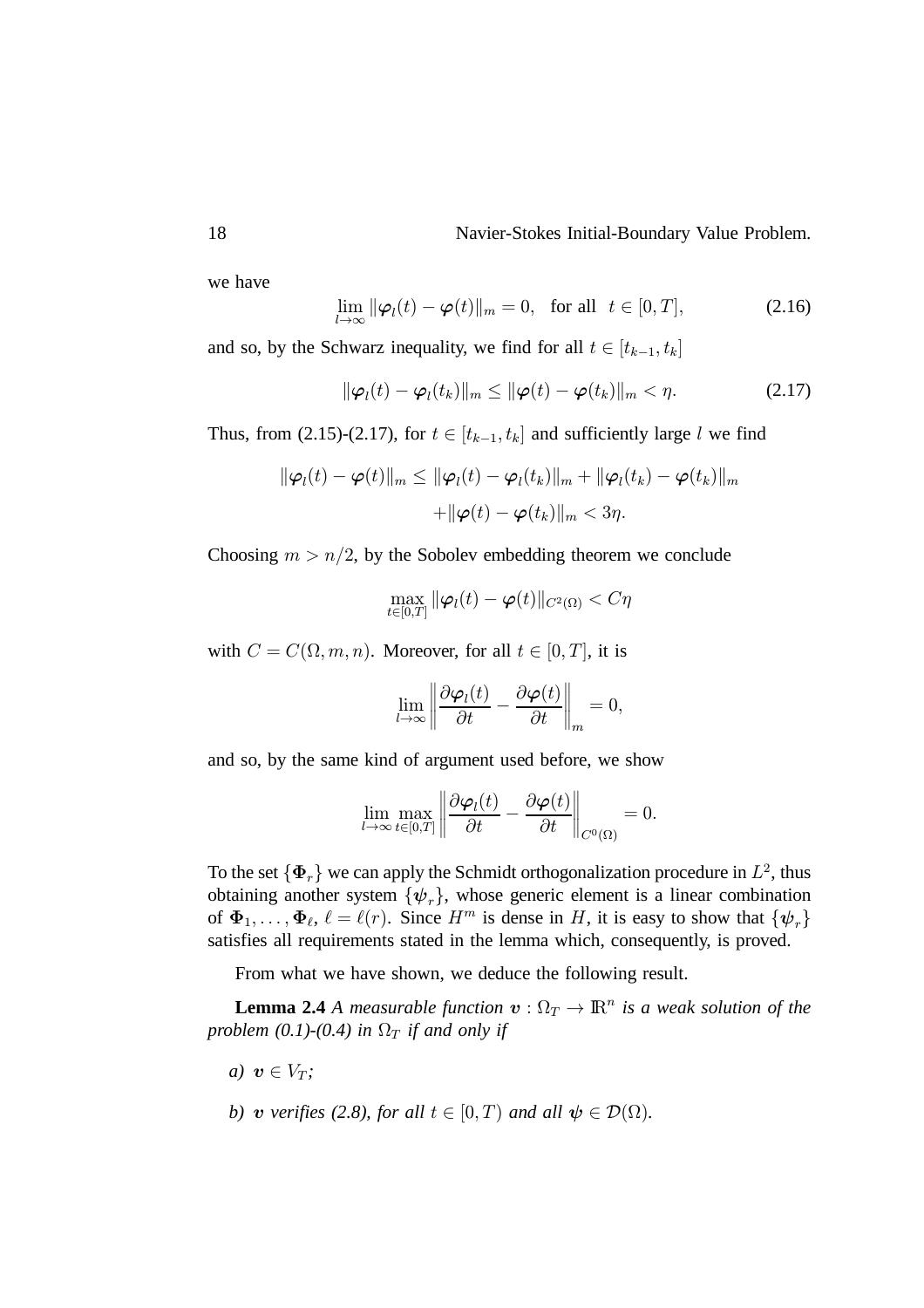we have

$$\lim_{l\to\infty} \|\boldsymbol{\varphi}_l(t) - \boldsymbol{\varphi}(t)\|_m = 0, \quad \text{for all} \quad t \in [0,T], \tag{2.16}$$

and so, by the Schwarz inequality, we find for all $t \in [t_{k-1}, t_k]$

$$\|\boldsymbol{\varphi}_l(t) - \boldsymbol{\varphi}_l(t_k)\|_m \leq \|\boldsymbol{\varphi}(t) - \boldsymbol{\varphi}(t_k)\|_m < \eta. \tag{2.17}$$

Thus, from (2.15)-(2.17), for $t \in [t_{k-1}, t_k]$ and sufficiently large $l$ we find

$$\begin{aligned}\|\boldsymbol{\varphi}_l(t) - \boldsymbol{\varphi}(t)\|_m &\leq \|\boldsymbol{\varphi}_l(t) - \boldsymbol{\varphi}_l(t_k)\|_m + \|\boldsymbol{\varphi}_l(t_k) - \boldsymbol{\varphi}(t_k)\|_m \\ &\quad + \|\boldsymbol{\varphi}(t) - \boldsymbol{\varphi}(t_k)\|_m < 3\eta.\end{aligned}$$

Choosing $m > n/2$, by the Sobolev embedding theorem we conclude

$$\max_{t\in[0,T]} \|\boldsymbol{\varphi}_l(t) - \boldsymbol{\varphi}(t)\|_{C^2(\Omega)} < C\eta$$

with $C = C(\Omega, m, n)$. Moreover, for all $t \in [0,T]$, it is

$$\lim_{l\to\infty} \left\| \frac{\partial \boldsymbol{\varphi}_l(t)}{\partial t} - \frac{\partial \boldsymbol{\varphi}(t)}{\partial t} \right\|_m = 0,$$

and so, by the same kind of argument used before, we show

$$\lim_{l\to\infty} \max_{t\in[0,T]} \left\| \frac{\partial \boldsymbol{\varphi}_l(t)}{\partial t} - \frac{\partial \boldsymbol{\varphi}(t)}{\partial t} \right\|_{C^0(\Omega)} = 0.$$

To the set $\{\boldsymbol{\Phi}_r\}$ we can apply the Schmidt orthogonalization procedure in $L^2$, thus obtaining another system $\{\boldsymbol{\psi}_r\}$, whose generic element is a linear combination of $\boldsymbol{\Phi}_1, \ldots, \boldsymbol{\Phi}_\ell$, $\ell = \ell(r)$. Since $H^m$ is dense in $H$, it is easy to show that $\{\boldsymbol{\psi}_r\}$ satisfies all requirements stated in the lemma which, consequently, is proved.

From what we have shown, we deduce the following result.

**Lemma 2.4** *A measurable function $\boldsymbol{v} : \Omega_T \to \mathbb{R}^n$ is a weak solution of the problem (0.1)-(0.4) in $\Omega_T$ if and only if*

*a) $\boldsymbol{v} \in V_T$;*

*b) $\boldsymbol{v}$ verifies (2.8), for all $t \in [0,T)$ and all $\boldsymbol{\psi} \in \mathcal{D}(\Omega)$.*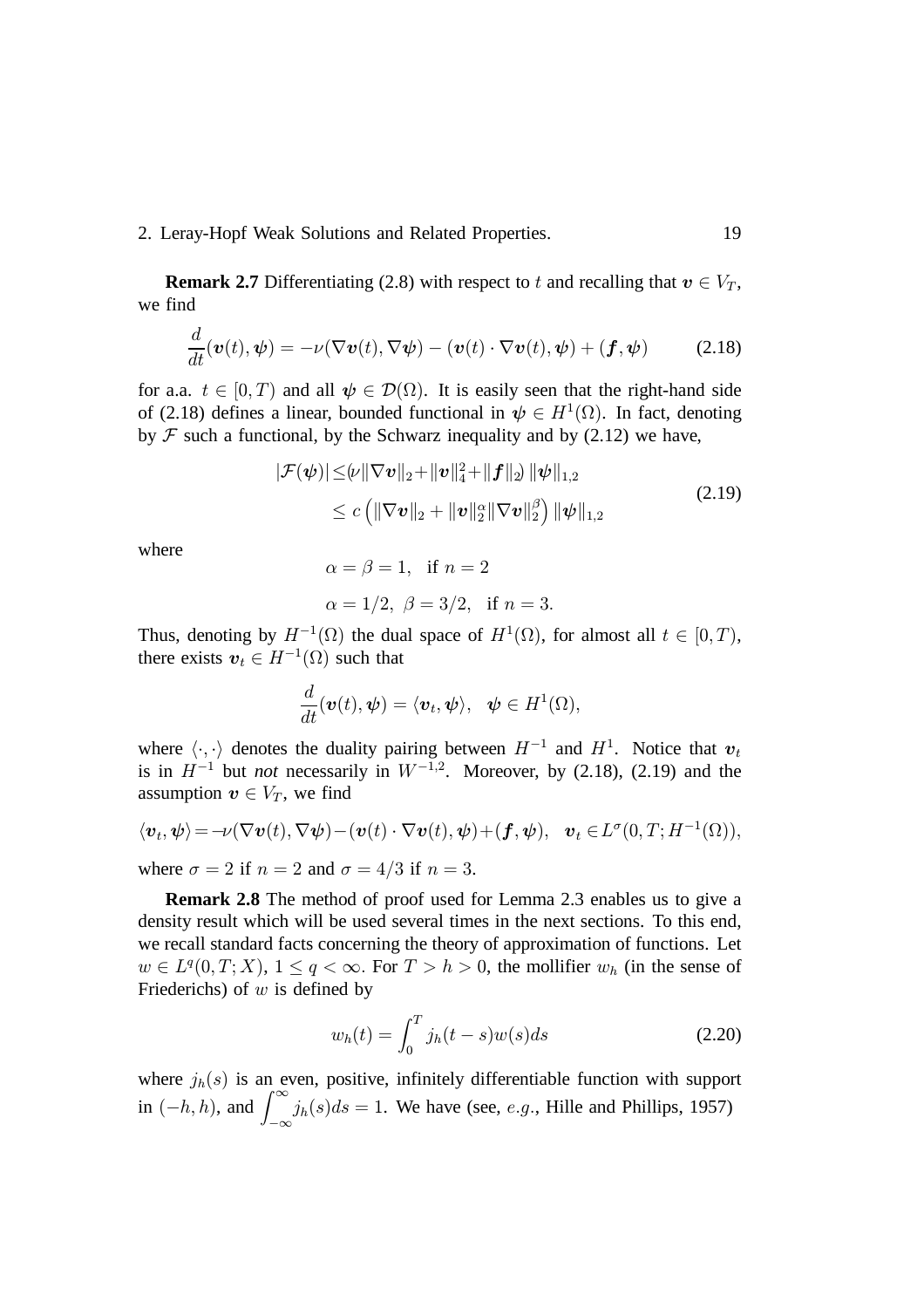**Remark 2.7** Differentiating (2.8) with respect to $t$ and recalling that $\boldsymbol{v} \in V_T$, we find

$$\frac{d}{dt}(\boldsymbol{v}(t), \boldsymbol{\psi}) = -\nu(\nabla \boldsymbol{v}(t), \nabla \boldsymbol{\psi}) - (\boldsymbol{v}(t) \cdot \nabla \boldsymbol{v}(t), \boldsymbol{\psi}) + (\boldsymbol{f}, \boldsymbol{\psi}) \tag{2.18}$$

for a.a. $t \in [0, T)$ and all $\boldsymbol{\psi} \in \mathcal{D}(\Omega)$. It is easily seen that the right-hand side of (2.18) defines a linear, bounded functional in $\boldsymbol{\psi} \in H^1(\Omega)$. In fact, denoting by $\mathcal{F}$ such a functional, by the Schwarz inequality and by (2.12) we have,

$$\begin{aligned} |\mathcal{F}(\boldsymbol{\psi})| &\leq (\nu\|\nabla \boldsymbol{v}\|_2 + \|\boldsymbol{v}\|_4^2 + \|\boldsymbol{f}\|_2) \|\boldsymbol{\psi}\|_{1,2} \\ &\leq c\left(\|\nabla \boldsymbol{v}\|_2 + \|\boldsymbol{v}\|_2^{\alpha}\|\nabla \boldsymbol{v}\|_2^{\beta}\right)\|\boldsymbol{\psi}\|_{1,2} \end{aligned} \tag{2.19}$$

where

$$\alpha = \beta = 1, \quad \text{if } n = 2$$

$$\alpha = 1/2, \ \beta = 3/2, \quad \text{if } n = 3.$$

Thus, denoting by $H^{-1}(\Omega)$ the dual space of $H^1(\Omega)$, for almost all $t \in [0, T)$, there exists $\boldsymbol{v}_t \in H^{-1}(\Omega)$ such that

$$\frac{d}{dt}(\boldsymbol{v}(t), \boldsymbol{\psi}) = \langle \boldsymbol{v}_t, \boldsymbol{\psi} \rangle, \quad \boldsymbol{\psi} \in H^1(\Omega),$$

where $\langle \cdot, \cdot \rangle$ denotes the duality pairing between $H^{-1}$ and $H^1$. Notice that $\boldsymbol{v}_t$ is in $H^{-1}$ but *not* necessarily in $W^{-1,2}$. Moreover, by (2.18), (2.19) and the assumption $\boldsymbol{v} \in V_T$, we find

$$\langle \boldsymbol{v}_t, \boldsymbol{\psi} \rangle = -\nu(\nabla \boldsymbol{v}(t), \nabla \boldsymbol{\psi}) - (\boldsymbol{v}(t) \cdot \nabla \boldsymbol{v}(t), \boldsymbol{\psi}) + (\boldsymbol{f}, \boldsymbol{\psi}), \quad \boldsymbol{v}_t \in L^{\sigma}(0, T; H^{-1}(\Omega)),$$

where $\sigma = 2$ if $n = 2$ and $\sigma = 4/3$ if $n = 3$.

**Remark 2.8** The method of proof used for Lemma 2.3 enables us to give a density result which will be used several times in the next sections. To this end, we recall standard facts concerning the theory of approximation of functions. Let $w \in L^q(0, T; X)$, $1 \leq q < \infty$. For $T > h > 0$, the mollifier $w_h$ (in the sense of Friederichs) of $w$ is defined by

$$w_h(t) = \int_0^T j_h(t - s) w(s) ds \tag{2.20}$$

where $j_h(s)$ is an even, positive, infinitely differentiable function with support in $(-h, h)$, and $\int_{-\infty}^{\infty} j_h(s) ds = 1$. We have (see, *e.g.*, Hille and Phillips, 1957)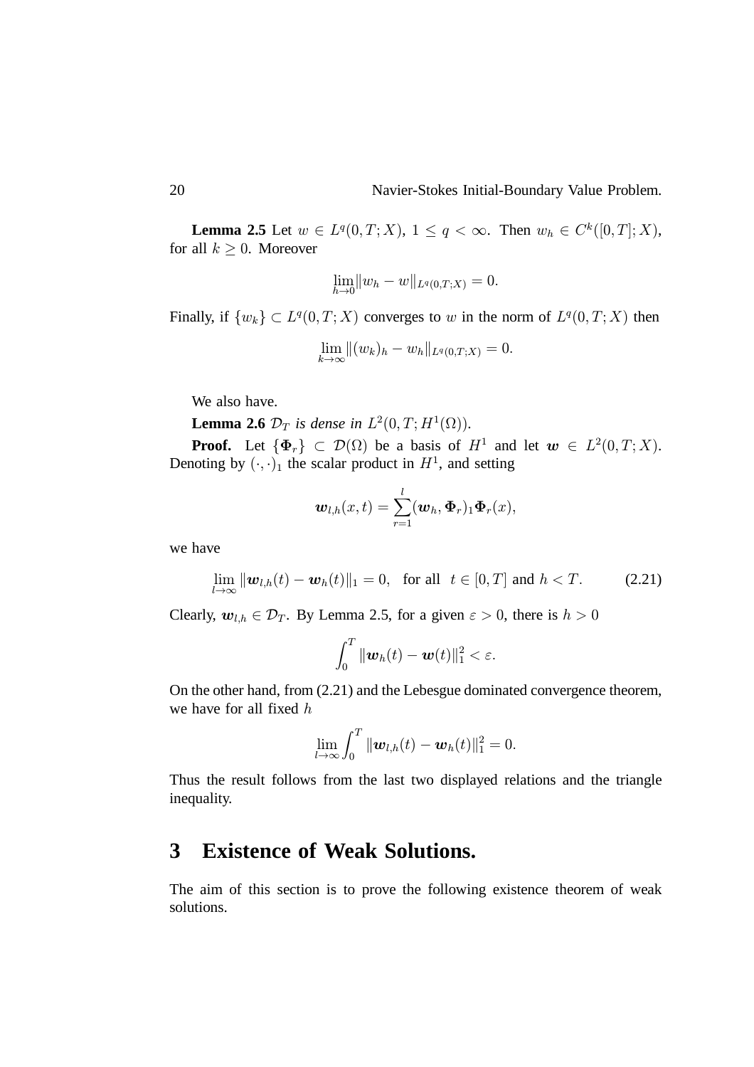**Lemma 2.5** Let $w \in L^q(0,T;X)$, $1 \le q < \infty$. Then $w_h \in C^k([0,T];X)$, for all $k \ge 0$. Moreover

$$\lim_{h \to 0} \|w_h - w\|_{L^q(0,T;X)} = 0.$$

Finally, if $\{w_k\} \subset L^q(0,T;X)$ converges to $w$ in the norm of $L^q(0,T;X)$ then

$$\lim_{k \to \infty} \|(w_k)_h - w_h\|_{L^q(0,T;X)} = 0.$$

We also have.

**Lemma 2.6** *$\mathcal{D}_T$ is dense in $L^2(0,T;H^1(\Omega))$.*

**Proof.** Let $\{\boldsymbol{\Phi}_r\} \subset \mathcal{D}(\Omega)$ be a basis of $H^1$ and let $\boldsymbol{w} \in L^2(0,T;X)$. Denoting by $(\cdot,\cdot)_1$ the scalar product in $H^1$, and setting

$$\boldsymbol{w}_{l,h}(x,t) = \sum_{r=1}^{l} (\boldsymbol{w}_h, \boldsymbol{\Phi}_r)_1 \boldsymbol{\Phi}_r(x),$$

we have

$$\lim_{l \to \infty} \|\boldsymbol{w}_{l,h}(t) - \boldsymbol{w}_h(t)\|_1 = 0, \quad \text{for all} \ \ t \in [0,T] \text{ and } h < T. \tag{2.21}$$

Clearly, $\boldsymbol{w}_{l,h} \in \mathcal{D}_T$. By Lemma 2.5, for a given $\varepsilon > 0$, there is $h > 0$

$$\int_0^T \|\boldsymbol{w}_h(t) - \boldsymbol{w}(t)\|_1^2 < \varepsilon.$$

On the other hand, from (2.21) and the Lebesgue dominated convergence theorem, we have for all fixed $h$

$$\lim_{l \to \infty} \int_0^T \|\boldsymbol{w}_{l,h}(t) - \boldsymbol{w}_h(t)\|_1^2 = 0.$$

Thus the result follows from the last two displayed relations and the triangle inequality.

# 3 Existence of Weak Solutions.

The aim of this section is to prove the following existence theorem of weak solutions.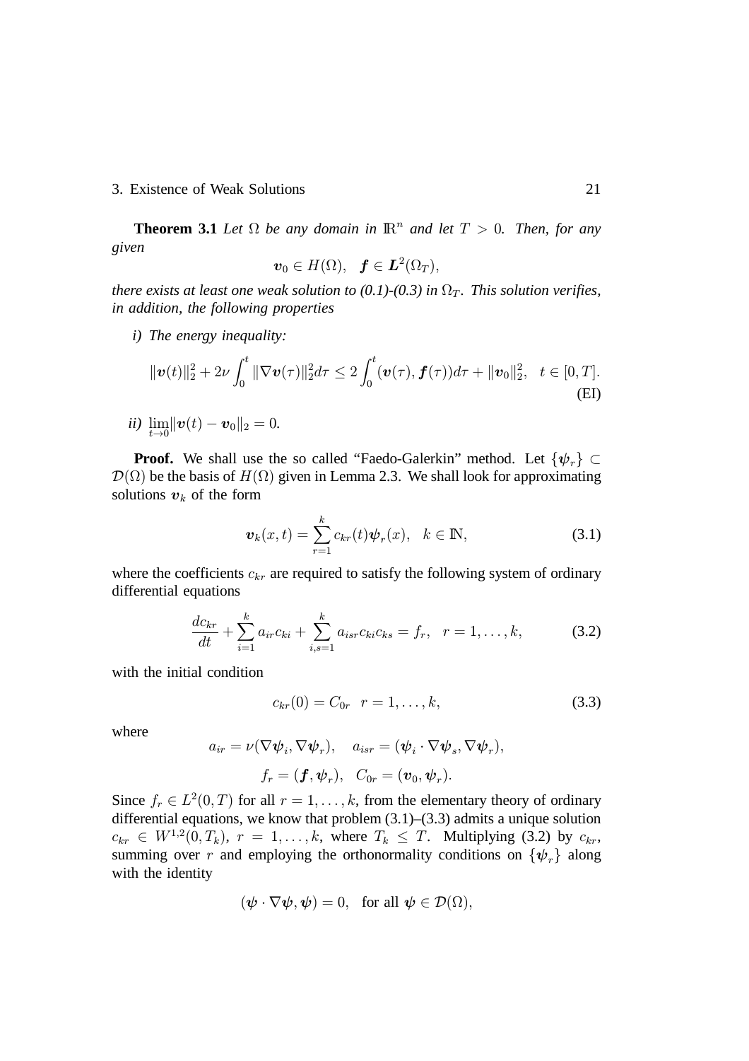**Theorem 3.1** *Let $\Omega$ be any domain in $\mathbb{R}^n$ and let $T > 0$. Then, for any given*

$$\boldsymbol{v}_0 \in H(\Omega), \quad \boldsymbol{f} \in \boldsymbol{L}^2(\Omega_T),$$

*there exists at least one weak solution to (0.1)-(0.3) in $\Omega_T$. This solution verifies, in addition, the following properties*

*i) The energy inequality:*

$$\|\boldsymbol{v}(t)\|_2^2 + 2\nu \int_0^t \|\nabla \boldsymbol{v}(\tau)\|_2^2 d\tau \leq 2\int_0^t (\boldsymbol{v}(\tau), \boldsymbol{f}(\tau))d\tau + \|\boldsymbol{v}_0\|_2^2, \quad t \in [0, T]. \tag{EI}$$

*ii)* $\lim_{t\to 0} \|\boldsymbol{v}(t) - \boldsymbol{v}_0\|_2 = 0.$

**Proof.** We shall use the so called "Faedo-Galerkin" method. Let $\{\boldsymbol{\psi}_r\} \subset \mathcal{D}(\Omega)$ be the basis of $H(\Omega)$ given in Lemma 2.3. We shall look for approximating solutions $\boldsymbol{v}_k$ of the form

$$\boldsymbol{v}_k(x,t) = \sum_{r=1}^{k} c_{kr}(t)\boldsymbol{\psi}_r(x), \quad k \in \mathbb{N}, \tag{3.1}$$

where the coefficients $c_{kr}$ are required to satisfy the following system of ordinary differential equations

$$\frac{dc_{kr}}{dt} + \sum_{i=1}^{k} a_{ir}c_{ki} + \sum_{i,s=1}^{k} a_{isr}c_{ki}c_{ks} = f_r, \quad r = 1, \ldots, k, \tag{3.2}$$

with the initial condition

$$c_{kr}(0) = C_{0r} \quad r = 1, \ldots, k, \tag{3.3}$$

where

$$a_{ir} = \nu(\nabla\boldsymbol{\psi}_i, \nabla\boldsymbol{\psi}_r), \quad a_{isr} = (\boldsymbol{\psi}_i \cdot \nabla\boldsymbol{\psi}_s, \nabla\boldsymbol{\psi}_r),$$

$$f_r = (\boldsymbol{f}, \boldsymbol{\psi}_r), \quad C_{0r} = (\boldsymbol{v}_0, \boldsymbol{\psi}_r).$$

Since $f_r \in L^2(0,T)$ for all $r = 1, \ldots, k$, from the elementary theory of ordinary differential equations, we know that problem (3.1)–(3.3) admits a unique solution $c_{kr} \in W^{1,2}(0, T_k)$, $r = 1, \ldots, k$, where $T_k \leq T$. Multiplying (3.2) by $c_{kr}$, summing over $r$ and employing the orthonormality conditions on $\{\boldsymbol{\psi}_r\}$ along with the identity

$$(\boldsymbol{\psi} \cdot \nabla\boldsymbol{\psi}, \boldsymbol{\psi}) = 0, \quad \text{for all } \boldsymbol{\psi} \in \mathcal{D}(\Omega),$$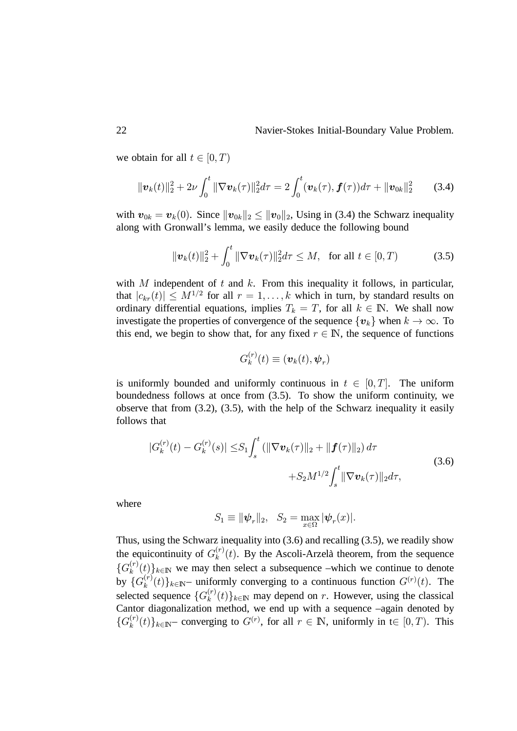we obtain for all $t \in [0, T)$

$$\|\boldsymbol{v}_k(t)\|_2^2 + 2\nu \int_0^t \|\nabla \boldsymbol{v}_k(\tau)\|_2^2 d\tau = 2\int_0^t (\boldsymbol{v}_k(\tau), \boldsymbol{f}(\tau))d\tau + \|\boldsymbol{v}_{0k}\|_2^2 \tag{3.4}$$

with $\boldsymbol{v}_{0k} = \boldsymbol{v}_k(0)$. Since $\|\boldsymbol{v}_{0k}\|_2 \leq \|\boldsymbol{v}_0\|_2$, Using in (3.4) the Schwarz inequality along with Gronwall's lemma, we easily deduce the following bound

$$\|\boldsymbol{v}_k(t)\|_2^2 + \int_0^t \|\nabla \boldsymbol{v}_k(\tau)\|_2^2 d\tau \leq M, \quad \text{for all } t \in [0, T) \tag{3.5}$$

with $M$ independent of $t$ and $k$. From this inequality it follows, in particular, that $|c_{kr}(t)| \leq M^{1/2}$ for all $r = 1, \dots, k$ which in turn, by standard results on ordinary differential equations, implies $T_k = T$, for all $k \in \mathbb{N}$. We shall now investigate the properties of convergence of the sequence $\{\boldsymbol{v}_k\}$ when $k \to \infty$. To this end, we begin to show that, for any fixed $r \in \mathbb{N}$, the sequence of functions

$$G_k^{(r)}(t) \equiv (\boldsymbol{v}_k(t), \boldsymbol{\psi}_r)$$

is uniformly bounded and uniformly continuous in $t \in [0, T]$. The uniform boundedness follows at once from (3.5). To show the uniform continuity, we observe that from (3.2), (3.5), with the help of the Schwarz inequality it easily follows that

$$\begin{aligned} |G_k^{(r)}(t) - G_k^{(r)}(s)| \leq & S_1 \int_s^t (\|\nabla \boldsymbol{v}_k(\tau)\|_2 + \|\boldsymbol{f}(\tau)\|_2)\, d\tau \\ & + S_2 M^{1/2} \int_s^t \|\nabla \boldsymbol{v}_k(\tau)\|_2 d\tau, \end{aligned} \tag{3.6}$$

where

$$S_1 \equiv \|\boldsymbol{\psi}_r\|_2, \quad S_2 = \max_{x \in \Omega} |\boldsymbol{\psi}_r(x)|.$$

Thus, using the Schwarz inequality into (3.6) and recalling (3.5), we readily show the equicontinuity of $G_k^{(r)}(t)$. By the Ascoli-Arzelà theorem, from the sequence $\{G_k^{(r)}(t)\}_{k \in \mathbb{N}}$ we may then select a subsequence –which we continue to denote by $\{G_k^{(r)}(t)\}_{k \in \mathbb{N}}$– uniformly converging to a continuous function $G^{(r)}(t)$. The selected sequence $\{G_k^{(r)}(t)\}_{k \in \mathbb{N}}$ may depend on $r$. However, using the classical Cantor diagonalization method, we end up with a sequence –again denoted by $\{G_k^{(r)}(t)\}_{k \in \mathbb{N}}$– converging to $G^{(r)}$, for all $r \in \mathbb{N}$, uniformly in t$\in [0, T)$. This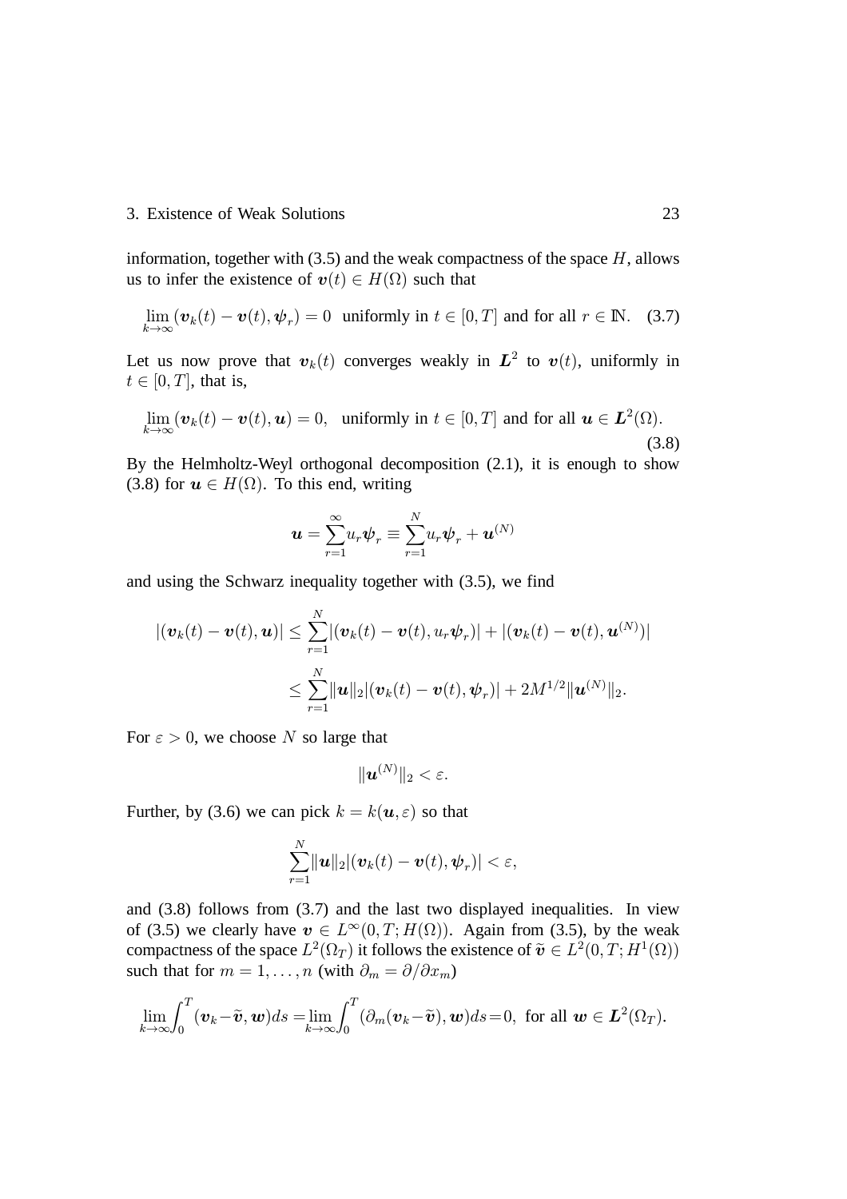information, together with (3.5) and the weak compactness of the space $H$, allows us to infer the existence of $\boldsymbol{v}(t) \in H(\Omega)$ such that

$$\lim_{k\to\infty} (\boldsymbol{v}_k(t) - \boldsymbol{v}(t), \boldsymbol{\psi}_r) = 0 \quad \text{uniformly in } t \in [0,T] \text{ and for all } r \in \mathbb{N}. \tag{3.7}$$

Let us now prove that $\boldsymbol{v}_k(t)$ converges weakly in $\boldsymbol{L}^2$ to $\boldsymbol{v}(t)$, uniformly in $t \in [0,T]$, that is,

$$\lim_{k\to\infty} (\boldsymbol{v}_k(t) - \boldsymbol{v}(t), \boldsymbol{u}) = 0, \quad \text{uniformly in } t \in [0,T] \text{ and for all } \boldsymbol{u} \in \boldsymbol{L}^2(\Omega). \tag{3.8}$$

By the Helmholtz-Weyl orthogonal decomposition (2.1), it is enough to show (3.8) for $\boldsymbol{u} \in H(\Omega)$. To this end, writing

$$\boldsymbol{u} = \sum_{r=1}^{\infty} u_r \boldsymbol{\psi}_r \equiv \sum_{r=1}^{N} u_r \boldsymbol{\psi}_r + \boldsymbol{u}^{(N)}$$

and using the Schwarz inequality together with (3.5), we find

$$\begin{aligned}
|(\boldsymbol{v}_k(t) - \boldsymbol{v}(t), \boldsymbol{u})| &\le \sum_{r=1}^{N} |(\boldsymbol{v}_k(t) - \boldsymbol{v}(t), u_r \boldsymbol{\psi}_r)| + |(\boldsymbol{v}_k(t) - \boldsymbol{v}(t), \boldsymbol{u}^{(N)})| \\
&\le \sum_{r=1}^{N} \|\boldsymbol{u}\|_2 |(\boldsymbol{v}_k(t) - \boldsymbol{v}(t), \boldsymbol{\psi}_r)| + 2M^{1/2} \|\boldsymbol{u}^{(N)}\|_2.
\end{aligned}$$

For $\varepsilon > 0$, we choose $N$ so large that

$$\|\boldsymbol{u}^{(N)}\|_2 < \varepsilon.$$

Further, by (3.6) we can pick $k = k(\boldsymbol{u}, \varepsilon)$ so that

$$\sum_{r=1}^{N} \|\boldsymbol{u}\|_2 |(\boldsymbol{v}_k(t) - \boldsymbol{v}(t), \boldsymbol{\psi}_r)| < \varepsilon,$$

and (3.8) follows from (3.7) and the last two displayed inequalities. In view of (3.5) we clearly have $\boldsymbol{v} \in L^\infty(0,T; H(\Omega))$. Again from (3.5), by the weak compactness of the space $L^2(\Omega_T)$ it follows the existence of $\widetilde{\boldsymbol{v}} \in L^2(0,T; H^1(\Omega))$ such that for $m = 1, \ldots, n$ (with $\partial_m = \partial/\partial x_m$)

$$\lim_{k\to\infty} \int_0^T (\boldsymbol{v}_k - \widetilde{\boldsymbol{v}}, \boldsymbol{w}) ds = \lim_{k\to\infty} \int_0^T (\partial_m(\boldsymbol{v}_k - \widetilde{\boldsymbol{v}}), \boldsymbol{w}) ds = 0, \text{ for all } \boldsymbol{w} \in \boldsymbol{L}^2(\Omega_T).$$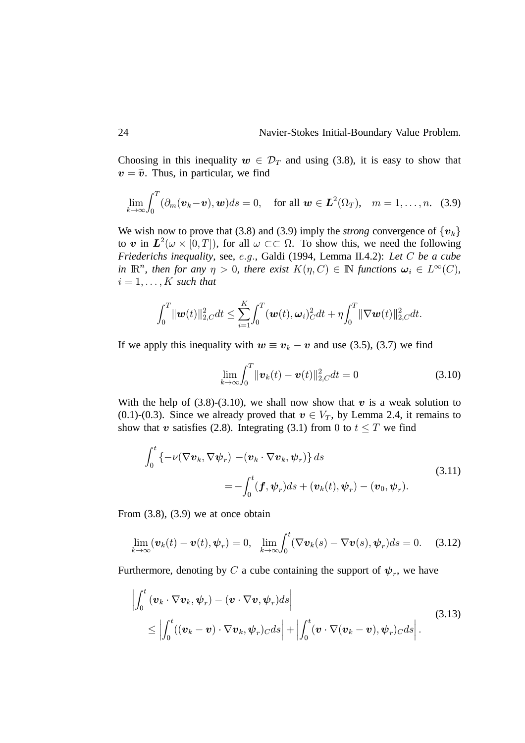Choosing in this inequality $\boldsymbol{w} \in \mathcal{D}_T$ and using (3.8), it is easy to show that $\boldsymbol{v} = \widetilde{\boldsymbol{v}}$. Thus, in particular, we find

$$
\lim_{k\to\infty}\int_0^T (\partial_m(\boldsymbol{v}_k - \boldsymbol{v}), \boldsymbol{w})ds = 0, \quad \text{for all } \boldsymbol{w} \in \boldsymbol{L}^2(\Omega_T), \quad m = 1, \ldots, n. \tag{3.9}
$$

We wish now to prove that (3.8) and (3.9) imply the *strong* convergence of $\{\boldsymbol{v}_k\}$ to $\boldsymbol{v}$ in $\boldsymbol{L}^2(\omega \times [0,T])$, for all $\omega \subset\subset \Omega$. To show this, we need the following *Friederichs inequality*, see, *e.g.*, Galdi (1994, Lemma II.4.2): *Let $C$ be a cube in $\mathbb{R}^n$, then for any $\eta > 0$, there exist $K(\eta, C) \in \mathbb{N}$ functions $\boldsymbol{\omega}_i \in L^\infty(C)$, $i = 1, \ldots, K$ such that*

$$
\int_0^T \|\boldsymbol{w}(t)\|_{2,C}^2 dt \le \sum_{i=1}^K \int_0^T (\boldsymbol{w}(t), \boldsymbol{\omega}_i)_C^2 dt + \eta \int_0^T \|\nabla \boldsymbol{w}(t)\|_{2,C}^2 dt.
$$

If we apply this inequality with $\boldsymbol{w} \equiv \boldsymbol{v}_k - \boldsymbol{v}$ and use (3.5), (3.7) we find

$$
\lim_{k\to\infty}\int_0^T \|\boldsymbol{v}_k(t) - \boldsymbol{v}(t)\|_{2,C}^2 dt = 0 \tag{3.10}
$$

With the help of (3.8)-(3.10), we shall now show that $\boldsymbol{v}$ is a weak solution to (0.1)-(0.3). Since we already proved that $\boldsymbol{v} \in V_T$, by Lemma 2.4, it remains to show that $\boldsymbol{v}$ satisfies (2.8). Integrating (3.1) from $0$ to $t \le T$ we find

$$
\begin{aligned}
\int_0^t \{-\nu(\nabla \boldsymbol{v}_k, \nabla \boldsymbol{\psi}_r) - (\boldsymbol{v}_k \cdot \nabla \boldsymbol{v}_k, \boldsymbol{\psi}_r)\} \, ds& \\
= -\int_0^t (\boldsymbol{f}, \boldsymbol{\psi}_r)ds &+ (\boldsymbol{v}_k(t), \boldsymbol{\psi}_r) - (\boldsymbol{v}_0, \boldsymbol{\psi}_r).
\end{aligned} \tag{3.11}
$$

From (3.8), (3.9) we at once obtain

$$
\lim_{k\to\infty}(\boldsymbol{v}_k(t) - \boldsymbol{v}(t), \boldsymbol{\psi}_r) = 0, \quad \lim_{k\to\infty}\int_0^t (\nabla \boldsymbol{v}_k(s) - \nabla \boldsymbol{v}(s), \boldsymbol{\psi}_r)ds = 0. \tag{3.12}
$$

Furthermore, denoting by $C$ a cube containing the support of $\boldsymbol{\psi}_r$, we have

$$
\begin{aligned}
&\left|\int_0^t (\boldsymbol{v}_k \cdot \nabla \boldsymbol{v}_k, \boldsymbol{\psi}_r) - (\boldsymbol{v} \cdot \nabla \boldsymbol{v}, \boldsymbol{\psi}_r)ds\right| \\
&\quad \le \left|\int_0^t ((\boldsymbol{v}_k - \boldsymbol{v}) \cdot \nabla \boldsymbol{v}_k, \boldsymbol{\psi}_r)_C ds\right| + \left|\int_0^t (\boldsymbol{v} \cdot \nabla(\boldsymbol{v}_k - \boldsymbol{v}), \boldsymbol{\psi}_r)_C ds\right|.
\end{aligned} \tag{3.13}
$$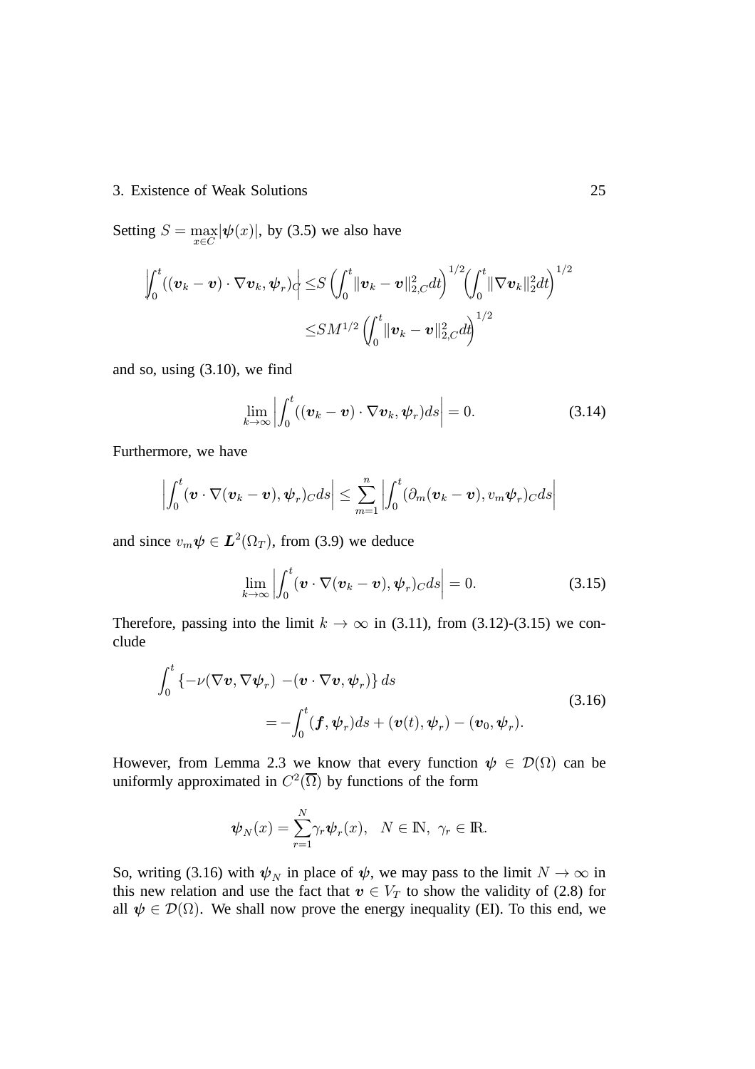Setting $S = \max_{x \in C} |\boldsymbol{\psi}(x)|$, by (3.5) we also have

$$
\begin{aligned}
\left| \int_0^t ((\boldsymbol{v}_k - \boldsymbol{v}) \cdot \nabla \boldsymbol{v}_k, \boldsymbol{\psi}_r)_C \right| \leq & S \left( \int_0^t \|\boldsymbol{v}_k - \boldsymbol{v}\|_{2,C}^2 dt \right)^{1/2} \left( \int_0^t \|\nabla \boldsymbol{v}_k\|_2^2 dt \right)^{1/2} \\
\leq & S M^{1/2} \left( \int_0^t \|\boldsymbol{v}_k - \boldsymbol{v}\|_{2,C}^2 dt \right)^{1/2}
\end{aligned}
$$

and so, using (3.10), we find

$$
\lim_{k \to \infty} \left| \int_0^t ((\boldsymbol{v}_k - \boldsymbol{v}) \cdot \nabla \boldsymbol{v}_k, \boldsymbol{\psi}_r) ds \right| = 0. \tag{3.14}
$$

Furthermore, we have

$$
\left| \int_0^t (\boldsymbol{v} \cdot \nabla (\boldsymbol{v}_k - \boldsymbol{v}), \boldsymbol{\psi}_r)_C ds \right| \leq \sum_{m=1}^n \left| \int_0^t (\partial_m (\boldsymbol{v}_k - \boldsymbol{v}), v_m \boldsymbol{\psi}_r)_C ds \right|
$$

and since $v_m \boldsymbol{\psi} \in \boldsymbol{L}^2(\Omega_T)$, from (3.9) we deduce

$$
\lim_{k \to \infty} \left| \int_0^t (\boldsymbol{v} \cdot \nabla (\boldsymbol{v}_k - \boldsymbol{v}), \boldsymbol{\psi}_r)_C ds \right| = 0. \tag{3.15}
$$

Therefore, passing into the limit $k \to \infty$ in (3.11), from (3.12)-(3.15) we conclude

$$
\begin{aligned}
\int_0^t \{ -\nu (\nabla \boldsymbol{v}, \nabla \boldsymbol{\psi}_r) & - (\boldsymbol{v} \cdot \nabla \boldsymbol{v}, \boldsymbol{\psi}_r) \} ds \\
& = - \int_0^t (\boldsymbol{f}, \boldsymbol{\psi}_r) ds + (\boldsymbol{v}(t), \boldsymbol{\psi}_r) - (\boldsymbol{v}_0, \boldsymbol{\psi}_r).
\end{aligned} \tag{3.16}
$$

However, from Lemma 2.3 we know that every function $\boldsymbol{\psi} \in \mathcal{D}(\Omega)$ can be uniformly approximated in $C^2(\overline{\Omega})$ by functions of the form

$$
\boldsymbol{\psi}_N(x) = \sum_{r=1}^N \gamma_r \boldsymbol{\psi}_r(x), \quad N \in \mathbb{N}, \; \gamma_r \in \mathbb{R}.
$$

So, writing (3.16) with $\boldsymbol{\psi}_N$ in place of $\boldsymbol{\psi}$, we may pass to the limit $N \to \infty$ in this new relation and use the fact that $\boldsymbol{v} \in V_T$ to show the validity of (2.8) for all $\boldsymbol{\psi} \in \mathcal{D}(\Omega)$. We shall now prove the energy inequality (EI). To this end, we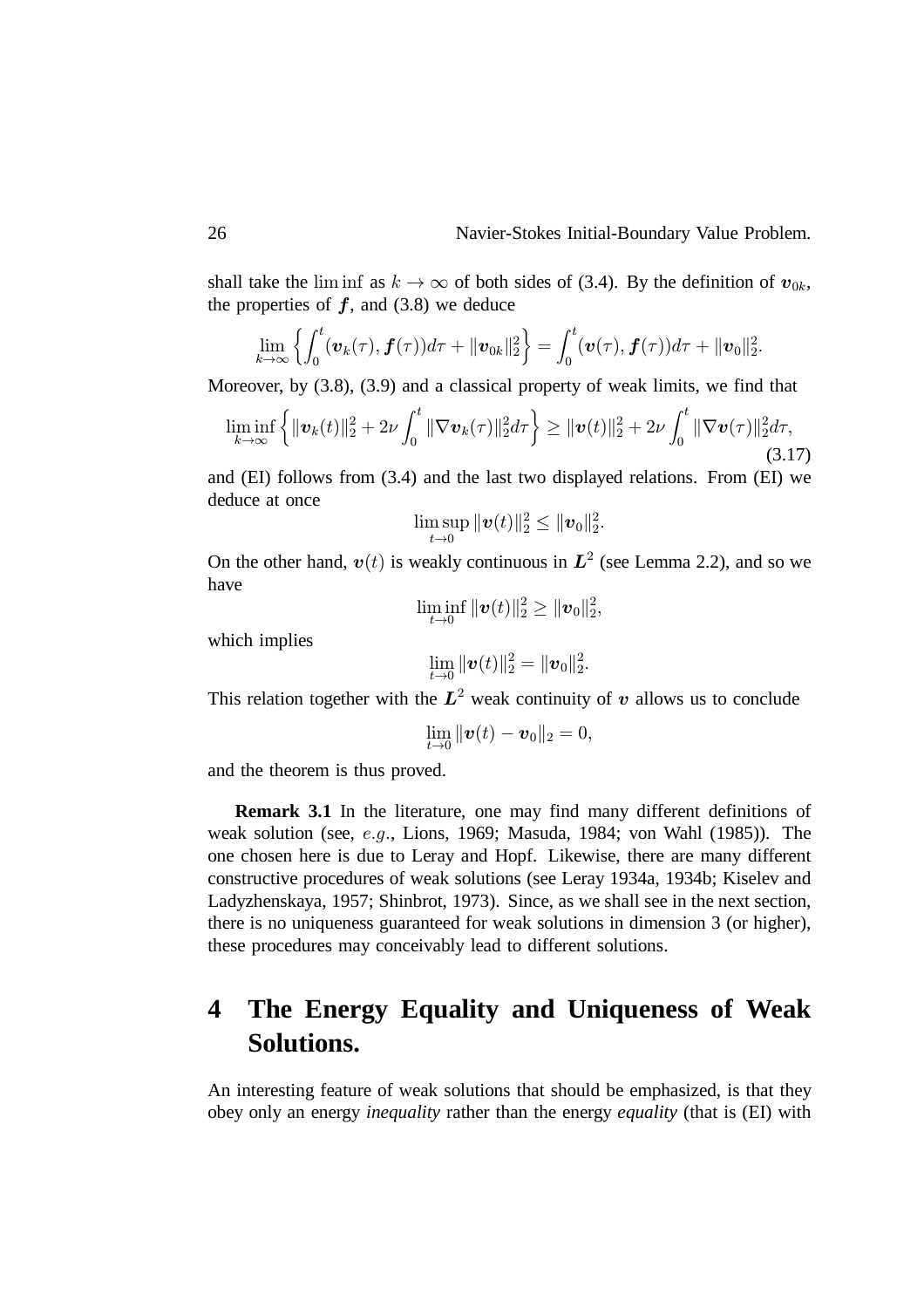shall take the $\liminf$ as $k \to \infty$ of both sides of (3.4). By the definition of $\boldsymbol{v}_{0k}$, the properties of $\boldsymbol{f}$, and (3.8) we deduce

$$\lim_{k\to\infty} \left\{ \int_0^t (\boldsymbol{v}_k(\tau), \boldsymbol{f}(\tau))d\tau + \|\boldsymbol{v}_{0k}\|_2^2 \right\} = \int_0^t (\boldsymbol{v}(\tau), \boldsymbol{f}(\tau))d\tau + \|\boldsymbol{v}_0\|_2^2.$$

Moreover, by (3.8), (3.9) and a classical property of weak limits, we find that

$$\liminf_{k\to\infty} \left\{ \|\boldsymbol{v}_k(t)\|_2^2 + 2\nu \int_0^t \|\nabla \boldsymbol{v}_k(\tau)\|_2^2 d\tau \right\} \geq \|\boldsymbol{v}(t)\|_2^2 + 2\nu \int_0^t \|\nabla \boldsymbol{v}(\tau)\|_2^2 d\tau, \tag{3.17}$$

and (EI) follows from (3.4) and the last two displayed relations. From (EI) we deduce at once

$$\limsup_{t\to 0} \|\boldsymbol{v}(t)\|_2^2 \leq \|\boldsymbol{v}_0\|_2^2.$$

On the other hand, $\boldsymbol{v}(t)$ is weakly continuous in $\boldsymbol{L}^2$ (see Lemma 2.2), and so we have

$$\liminf_{t\to 0} \|\boldsymbol{v}(t)\|_2^2 \geq \|\boldsymbol{v}_0\|_2^2,$$

which implies

$$\lim_{t\to 0} \|\boldsymbol{v}(t)\|_2^2 = \|\boldsymbol{v}_0\|_2^2.$$

This relation together with the $\boldsymbol{L}^2$ weak continuity of $\boldsymbol{v}$ allows us to conclude

$$\lim_{t\to 0} \|\boldsymbol{v}(t) - \boldsymbol{v}_0\|_2 = 0,$$

and the theorem is thus proved.

**Remark 3.1** In the literature, one may find many different definitions of weak solution (see, $e.g.$, Lions, 1969; Masuda, 1984; von Wahl (1985)). The one chosen here is due to Leray and Hopf. Likewise, there are many different constructive procedures of weak solutions (see Leray 1934a, 1934b; Kiselev and Ladyzhenskaya, 1957; Shinbrot, 1973). Since, as we shall see in the next section, there is no uniqueness guaranteed for weak solutions in dimension 3 (or higher), these procedures may conceivably lead to different solutions.

# 4 The Energy Equality and Uniqueness of Weak Solutions.

An interesting feature of weak solutions that should be emphasized, is that they obey only an energy *inequality* rather than the energy *equality* (that is (EI) with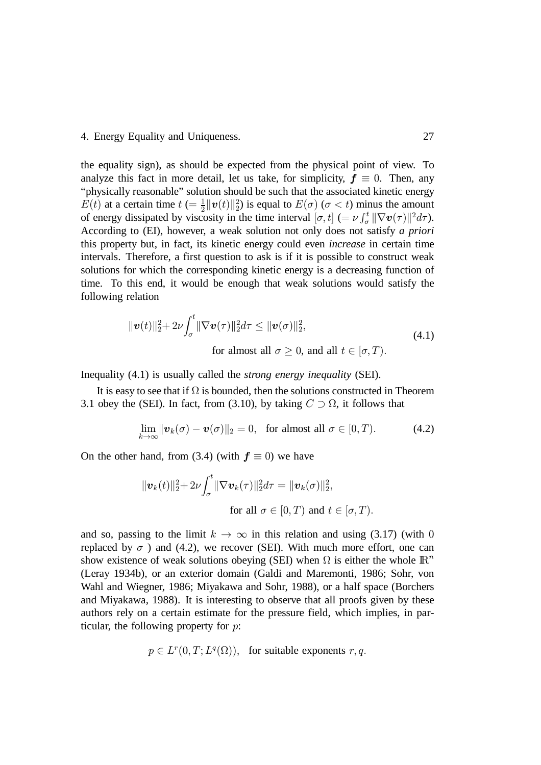the equality sign), as should be expected from the physical point of view. To analyze this fact in more detail, let us take, for simplicity, $\boldsymbol{f} \equiv 0$. Then, any "physically reasonable" solution should be such that the associated kinetic energy $E(t)$ at a certain time $t$ ($= \frac{1}{2}\|\boldsymbol{v}(t)\|_2^2$) is equal to $E(\sigma)$ ($\sigma < t$) minus the amount of energy dissipated by viscosity in the time interval $[\sigma, t]$ ($= \nu \int_\sigma^t \|\nabla \boldsymbol{v}(\tau)\|^2 d\tau$). According to (EI), however, a weak solution not only does not satisfy *a priori* this property but, in fact, its kinetic energy could even *increase* in certain time intervals. Therefore, a first question to ask is if it is possible to construct weak solutions for which the corresponding kinetic energy is a decreasing function of time. To this end, it would be enough that weak solutions would satisfy the following relation

$$
\begin{aligned}
&\|\boldsymbol{v}(t)\|_2^2 + 2\nu \int_\sigma^t \|\nabla \boldsymbol{v}(\tau)\|_2^2 d\tau \leq \|\boldsymbol{v}(\sigma)\|_2^2, \\
&\qquad\qquad\qquad \text{for almost all } \sigma \geq 0, \text{ and all } t \in [\sigma, T).
\end{aligned}
\tag{4.1}
$$

Inequality (4.1) is usually called the *strong energy inequality* (SEI).

It is easy to see that if $\Omega$ is bounded, then the solutions constructed in Theorem 3.1 obey the (SEI). In fact, from (3.10), by taking $C \supset \Omega$, it follows that

$$
\lim_{k\to\infty} \|\boldsymbol{v}_k(\sigma) - \boldsymbol{v}(\sigma)\|_2 = 0, \quad \text{for almost all } \sigma \in [0, T). \tag{4.2}
$$

On the other hand, from (3.4) (with $\boldsymbol{f} \equiv 0$) we have

$$
\begin{aligned}
&\|\boldsymbol{v}_k(t)\|_2^2 + 2\nu \int_\sigma^t \|\nabla \boldsymbol{v}_k(\tau)\|_2^2 d\tau = \|\boldsymbol{v}_k(\sigma)\|_2^2, \\
&\qquad\qquad\qquad \text{for all } \sigma \in [0, T) \text{ and } t \in [\sigma, T).
\end{aligned}
$$

and so, passing to the limit $k \to \infty$ in this relation and using (3.17) (with $0$ replaced by $\sigma$ ) and (4.2), we recover (SEI). With much more effort, one can show existence of weak solutions obeying (SEI) when $\Omega$ is either the whole $\mathbb{R}^n$ (Leray 1934b), or an exterior domain (Galdi and Maremonti, 1986; Sohr, von Wahl and Wiegner, 1986; Miyakawa and Sohr, 1988), or a half space (Borchers and Miyakawa, 1988). It is interesting to observe that all proofs given by these authors rely on a certain estimate for the pressure field, which implies, in particular, the following property for $p$:

$$
p \in L^r(0, T; L^q(\Omega)), \quad \text{for suitable exponents } r, q.
$$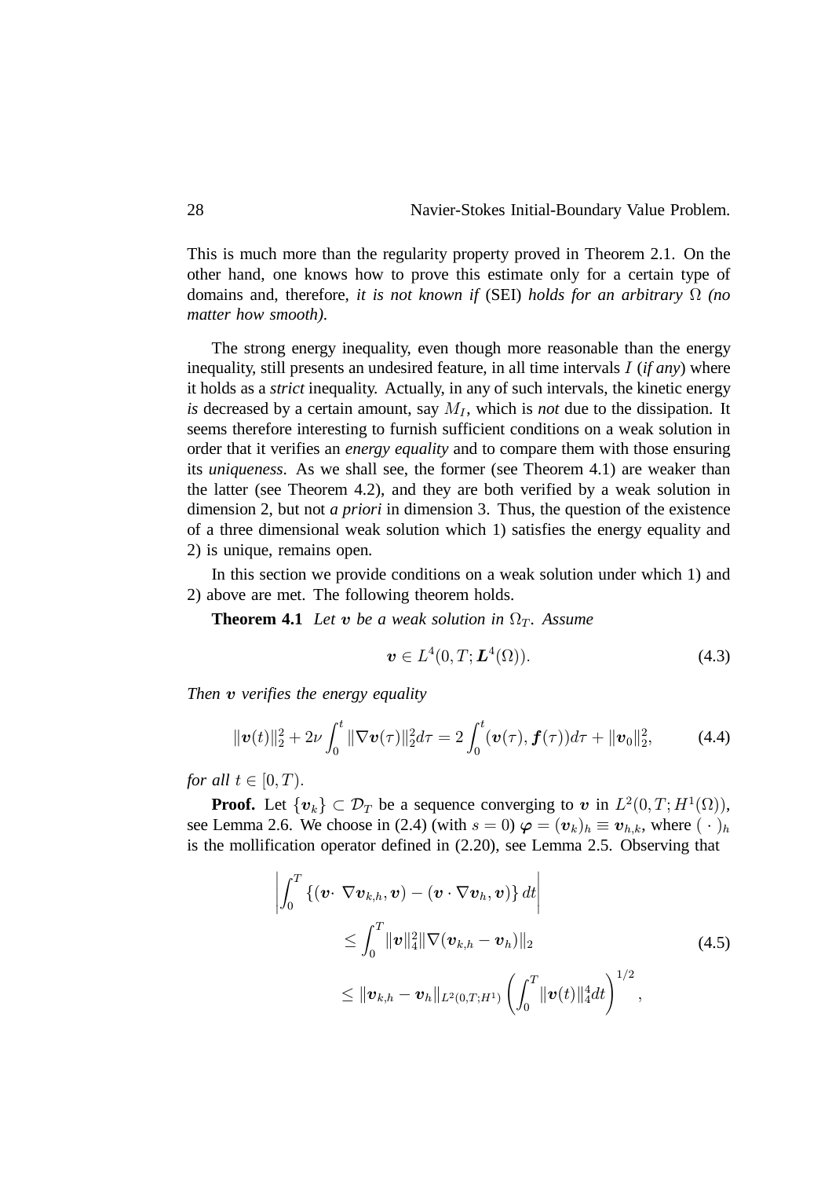This is much more than the regularity property proved in Theorem 2.1. On the other hand, one knows how to prove this estimate only for a certain type of domains and, therefore, *it is not known if* (SEI) *holds for an arbitrary* $\Omega$ *(no matter how smooth)*.

The strong energy inequality, even though more reasonable than the energy inequality, still presents an undesired feature, in all time intervals $I$ (*if any*) where it holds as a *strict* inequality. Actually, in any of such intervals, the kinetic energy *is* decreased by a certain amount, say $M_I$, which is *not* due to the dissipation. It seems therefore interesting to furnish sufficient conditions on a weak solution in order that it verifies an *energy equality* and to compare them with those ensuring its *uniqueness*. As we shall see, the former (see Theorem 4.1) are weaker than the latter (see Theorem 4.2), and they are both verified by a weak solution in dimension 2, but not *a priori* in dimension 3. Thus, the question of the existence of a three dimensional weak solution which 1) satisfies the energy equality and 2) is unique, remains open.

In this section we provide conditions on a weak solution under which 1) and 2) above are met. The following theorem holds.

**Theorem 4.1** *Let $\boldsymbol{v}$ be a weak solution in $\Omega_T$. Assume*

$$\boldsymbol{v} \in L^4(0,T;\boldsymbol{L}^4(\Omega)). \tag{4.3}$$

*Then $\boldsymbol{v}$ verifies the energy equality*

$$\|\boldsymbol{v}(t)\|_2^2 + 2\nu\int_0^t \|\nabla\boldsymbol{v}(\tau)\|_2^2 d\tau = 2\int_0^t (\boldsymbol{v}(\tau),\boldsymbol{f}(\tau))d\tau + \|\boldsymbol{v}_0\|_2^2, \tag{4.4}$$

*for all $t \in [0,T)$.*

**Proof.** Let $\{\boldsymbol{v}_k\} \subset \mathcal{D}_T$ be a sequence converging to $\boldsymbol{v}$ in $L^2(0,T;H^1(\Omega))$, see Lemma 2.6. We choose in (2.4) (with $s=0$) $\boldsymbol{\varphi} = (\boldsymbol{v}_k)_h \equiv \boldsymbol{v}_{h,k}$, where $(\,\cdot\,)_h$ is the mollification operator defined in (2.20), see Lemma 2.5. Observing that

$$\begin{aligned}
&\left|\int_0^T \{(\boldsymbol{v}\cdot\nabla\boldsymbol{v}_{k,h},\boldsymbol{v}) - (\boldsymbol{v}\cdot\nabla\boldsymbol{v}_h,\boldsymbol{v})\}\,dt\right| \\
&\qquad \leq \int_0^T \|\boldsymbol{v}\|_4^2\|\nabla(\boldsymbol{v}_{k,h}-\boldsymbol{v}_h)\|_2 \\
&\qquad \leq \|\boldsymbol{v}_{k,h}-\boldsymbol{v}_h\|_{L^2(0,T;H^1)}\left(\int_0^T \|\boldsymbol{v}(t)\|_4^4 dt\right)^{1/2},
\end{aligned} \tag{4.5}$$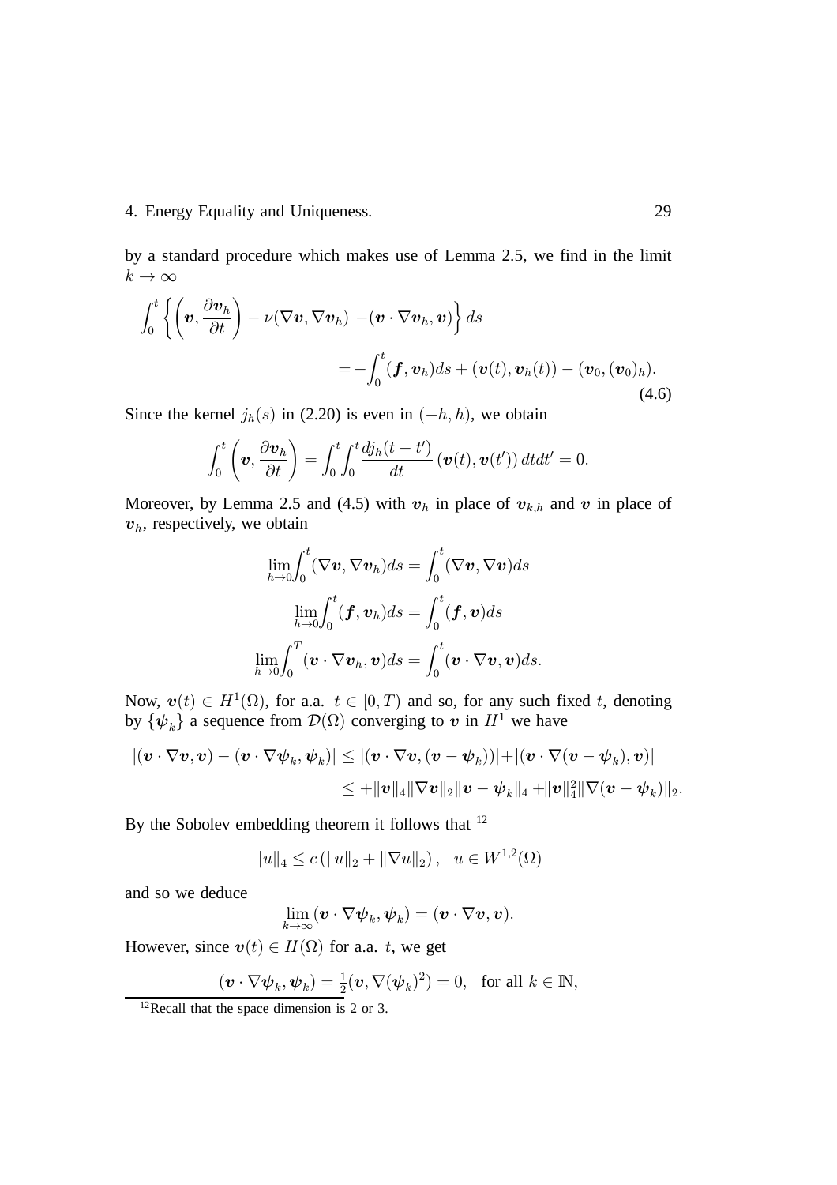by a standard procedure which makes use of Lemma 2.5, we find in the limit $k \to \infty$

$$
\int_0^t \left\{ \left( \boldsymbol{v}, \frac{\partial \boldsymbol{v}_h}{\partial t} \right) - \nu (\nabla \boldsymbol{v}, \nabla \boldsymbol{v}_h) \, - (\boldsymbol{v} \cdot \nabla \boldsymbol{v}_h, \boldsymbol{v}) \right\} ds
$$

$$
= - \int_0^t (\boldsymbol{f}, \boldsymbol{v}_h) ds + (\boldsymbol{v}(t), \boldsymbol{v}_h(t)) - (\boldsymbol{v}_0, (\boldsymbol{v}_0)_h). \tag{4.6}
$$

Since the kernel $j_h(s)$ in (2.20) is even in $(-h, h)$, we obtain

$$
\int_0^t \left( \boldsymbol{v}, \frac{\partial \boldsymbol{v}_h}{\partial t} \right) = \int_0^t \int_0^t \frac{d j_h(t-t')}{dt} \left( \boldsymbol{v}(t), \boldsymbol{v}(t') \right) dt dt' = 0.
$$

Moreover, by Lemma 2.5 and (4.5) with $\boldsymbol{v}_h$ in place of $\boldsymbol{v}_{k,h}$ and $\boldsymbol{v}$ in place of $\boldsymbol{v}_h$, respectively, we obtain

$$
\lim_{h \to 0} \int_0^t (\nabla \boldsymbol{v}, \nabla \boldsymbol{v}_h) ds = \int_0^t (\nabla \boldsymbol{v}, \nabla \boldsymbol{v}) ds
$$

$$
\lim_{h \to 0} \int_0^t (\boldsymbol{f}, \boldsymbol{v}_h) ds = \int_0^t (\boldsymbol{f}, \boldsymbol{v}) ds
$$

$$
\lim_{h \to 0} \int_0^T (\boldsymbol{v} \cdot \nabla \boldsymbol{v}_h, \boldsymbol{v}) ds = \int_0^t (\boldsymbol{v} \cdot \nabla \boldsymbol{v}, \boldsymbol{v}) ds.
$$

Now, $\boldsymbol{v}(t) \in H^1(\Omega)$, for a.a. $t \in [0, T)$ and so, for any such fixed $t$, denoting by $\{\boldsymbol{\psi}_k\}$ a sequence from $\mathcal{D}(\Omega)$ converging to $\boldsymbol{v}$ in $H^1$ we have

$$
|(\boldsymbol{v} \cdot \nabla \boldsymbol{v}, \boldsymbol{v}) - (\boldsymbol{v} \cdot \nabla \boldsymbol{\psi}_k, \boldsymbol{\psi}_k)| \leq |(\boldsymbol{v} \cdot \nabla \boldsymbol{v}, (\boldsymbol{v} - \boldsymbol{\psi}_k))| + |(\boldsymbol{v} \cdot \nabla (\boldsymbol{v} - \boldsymbol{\psi}_k), \boldsymbol{v})|
$$

$$
\leq + \|\boldsymbol{v}\|_4 \|\nabla \boldsymbol{v}\|_2 \|\boldsymbol{v} - \boldsymbol{\psi}_k\|_4 + \|\boldsymbol{v}\|_4^2 \|\nabla (\boldsymbol{v} - \boldsymbol{\psi}_k)\|_2.
$$

By the Sobolev embedding theorem it follows that [12]

$$
\|u\|_4 \leq c \left( \|u\|_2 + \|\nabla u\|_2 \right), \quad u \in W^{1,2}(\Omega)
$$

and so we deduce

$$
\lim_{k \to \infty} (\boldsymbol{v} \cdot \nabla \boldsymbol{\psi}_k, \boldsymbol{\psi}_k) = (\boldsymbol{v} \cdot \nabla \boldsymbol{v}, \boldsymbol{v}).
$$

However, since $\boldsymbol{v}(t) \in H(\Omega)$ for a.a. $t$, we get

$$
(\boldsymbol{v} \cdot \nabla \boldsymbol{\psi}_k, \boldsymbol{\psi}_k) = \tfrac{1}{2} (\boldsymbol{v}, \nabla (\boldsymbol{\psi}_k)^2) = 0, \quad \text{for all } k \in \mathbb{N},
$$

[12] Recall that the space dimension is 2 or 3.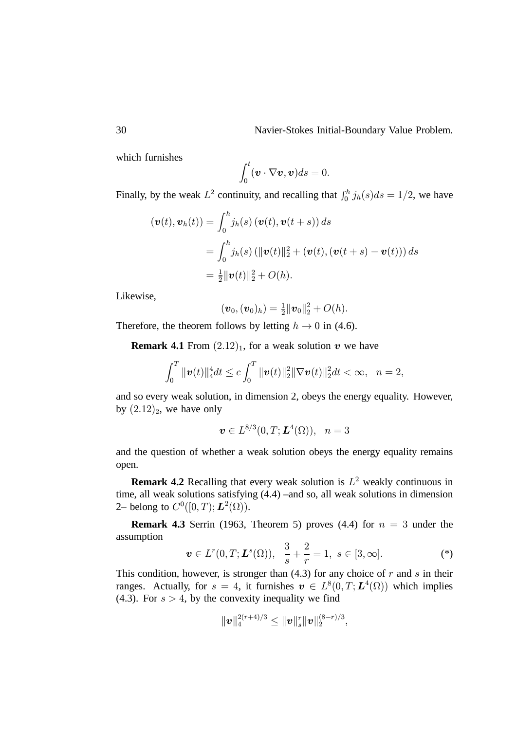which furnishes

$$\int_0^t (\boldsymbol{v}\cdot\nabla\boldsymbol{v},\boldsymbol{v})ds = 0.$$

Finally, by the weak $L^2$ continuity, and recalling that $\int_0^h j_h(s)ds = 1/2$, we have

$$\begin{aligned}
(\boldsymbol{v}(t),\boldsymbol{v}_h(t)) &= \int_0^h j_h(s)\,(\boldsymbol{v}(t),\boldsymbol{v}(t+s))\,ds \\
&= \int_0^h j_h(s)\,(\|\boldsymbol{v}(t)\|_2^2 + (\boldsymbol{v}(t),(\boldsymbol{v}(t+s)-\boldsymbol{v}(t)))\,ds \\
&= \tfrac{1}{2}\|\boldsymbol{v}(t)\|_2^2 + O(h).
\end{aligned}$$

Likewise,

$$(\boldsymbol{v}_0,(\boldsymbol{v}_0)_h) = \tfrac{1}{2}\|\boldsymbol{v}_0\|_2^2 + O(h).$$

Therefore, the theorem follows by letting $h\to 0$ in (4.6).

**Remark 4.1** From $(2.12)_1$, for a weak solution $\boldsymbol{v}$ we have

$$\int_0^T \|\boldsymbol{v}(t)\|_4^4 dt \le c\int_0^T \|\boldsymbol{v}(t)\|_2^2\|\nabla\boldsymbol{v}(t)\|_2^2 dt < \infty, \quad n=2,$$

and so every weak solution, in dimension 2, obeys the energy equality. However, by $(2.12)_2$, we have only

$$\boldsymbol{v}\in L^{8/3}(0,T;\boldsymbol{L}^4(\Omega)), \quad n=3$$

and the question of whether a weak solution obeys the energy equality remains open.

**Remark 4.2** Recalling that every weak solution is $L^2$ weakly continuous in time, all weak solutions satisfying (4.4) –and so, all weak solutions in dimension 2– belong to $C^0([0,T);\boldsymbol{L}^2(\Omega))$.

**Remark 4.3** Serrin (1963, Theorem 5) proves (4.4) for $n=3$ under the assumption

$$\boldsymbol{v}\in L^r(0,T;\boldsymbol{L}^s(\Omega)), \quad \frac{3}{s}+\frac{2}{r}=1, \; s\in[3,\infty]. \tag{*}$$

This condition, however, is stronger than (4.3) for any choice of $r$ and $s$ in their ranges. Actually, for $s=4$, it furnishes $\boldsymbol{v}\in L^8(0,T;\boldsymbol{L}^4(\Omega))$ which implies (4.3). For $s>4$, by the convexity inequality we find

$$\|\boldsymbol{v}\|_4^{2(r+4)/3} \le \|\boldsymbol{v}\|_s^r\|\boldsymbol{v}\|_2^{(8-r)/3},$$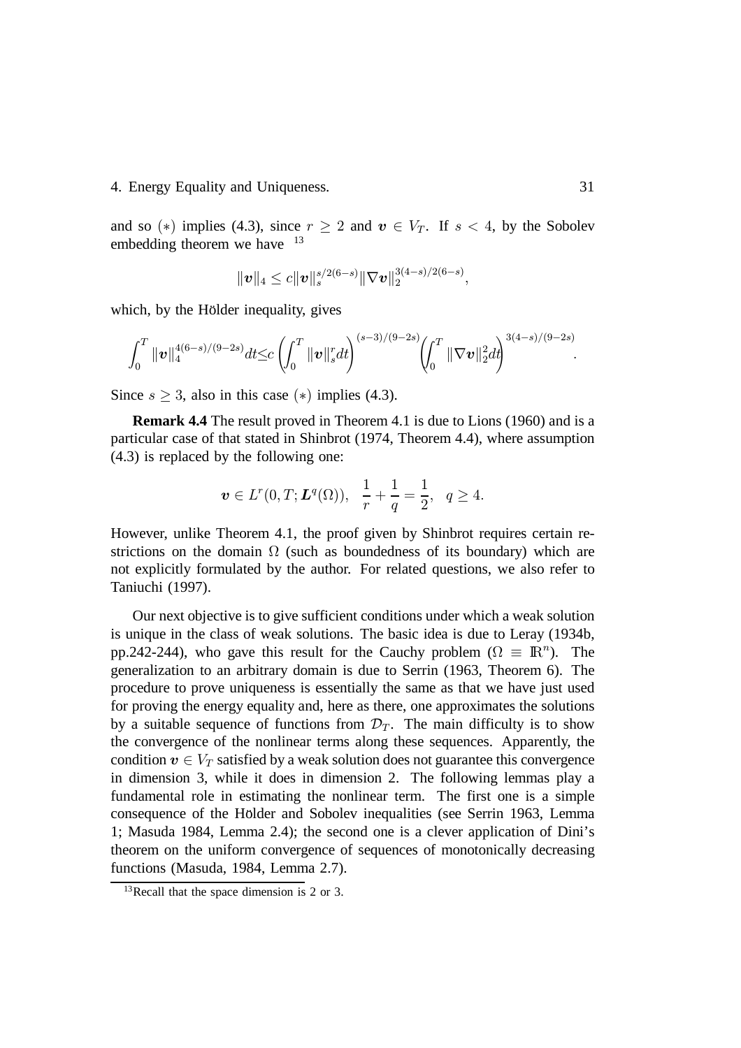and so $(*)$ implies (4.3), since $r \geq 2$ and $\boldsymbol{v} \in V_T$. If $s < 4$, by the Sobolev embedding theorem we have [13]

$$\|\boldsymbol{v}\|_4 \leq c \|\boldsymbol{v}\|_s^{s/2(6-s)} \|\nabla \boldsymbol{v}\|_2^{3(4-s)/2(6-s)},$$

which, by the Hölder inequality, gives

$$\int_0^T \|\boldsymbol{v}\|_4^{4(6-s)/(9-2s)} dt \leq c \left( \int_0^T \|\boldsymbol{v}\|_s^r dt \right)^{(s-3)/(9-2s)} \left( \int_0^T \|\nabla \boldsymbol{v}\|_2^2 dt \right)^{3(4-s)/(9-2s)}.$$

Since $s \geq 3$, also in this case $(*)$ implies (4.3).

**Remark 4.4** The result proved in Theorem 4.1 is due to Lions (1960) and is a particular case of that stated in Shinbrot (1974, Theorem 4.4), where assumption (4.3) is replaced by the following one:

$$\boldsymbol{v} \in L^r(0, T; \boldsymbol{L}^q(\Omega)), \quad \frac{1}{r} + \frac{1}{q} = \frac{1}{2}, \quad q \geq 4.$$

However, unlike Theorem 4.1, the proof given by Shinbrot requires certain restrictions on the domain $\Omega$ (such as boundedness of its boundary) which are not explicitly formulated by the author. For related questions, we also refer to Taniuchi (1997).

Our next objective is to give sufficient conditions under which a weak solution is unique in the class of weak solutions. The basic idea is due to Leray (1934b, pp.242-244), who gave this result for the Cauchy problem ($\Omega \equiv \mathbb{R}^n$). The generalization to an arbitrary domain is due to Serrin (1963, Theorem 6). The procedure to prove uniqueness is essentially the same as that we have just used for proving the energy equality and, here as there, one approximates the solutions by a suitable sequence of functions from $\mathcal{D}_T$. The main difficulty is to show the convergence of the nonlinear terms along these sequences. Apparently, the condition $\boldsymbol{v} \in V_T$ satisfied by a weak solution does not guarantee this convergence in dimension 3, while it does in dimension 2. The following lemmas play a fundamental role in estimating the nonlinear term. The first one is a simple consequence of the Hölder and Sobolev inequalities (see Serrin 1963, Lemma 1; Masuda 1984, Lemma 2.4); the second one is a clever application of Dini's theorem on the uniform convergence of sequences of monotonically decreasing functions (Masuda, 1984, Lemma 2.7).

[13] Recall that the space dimension is 2 or 3.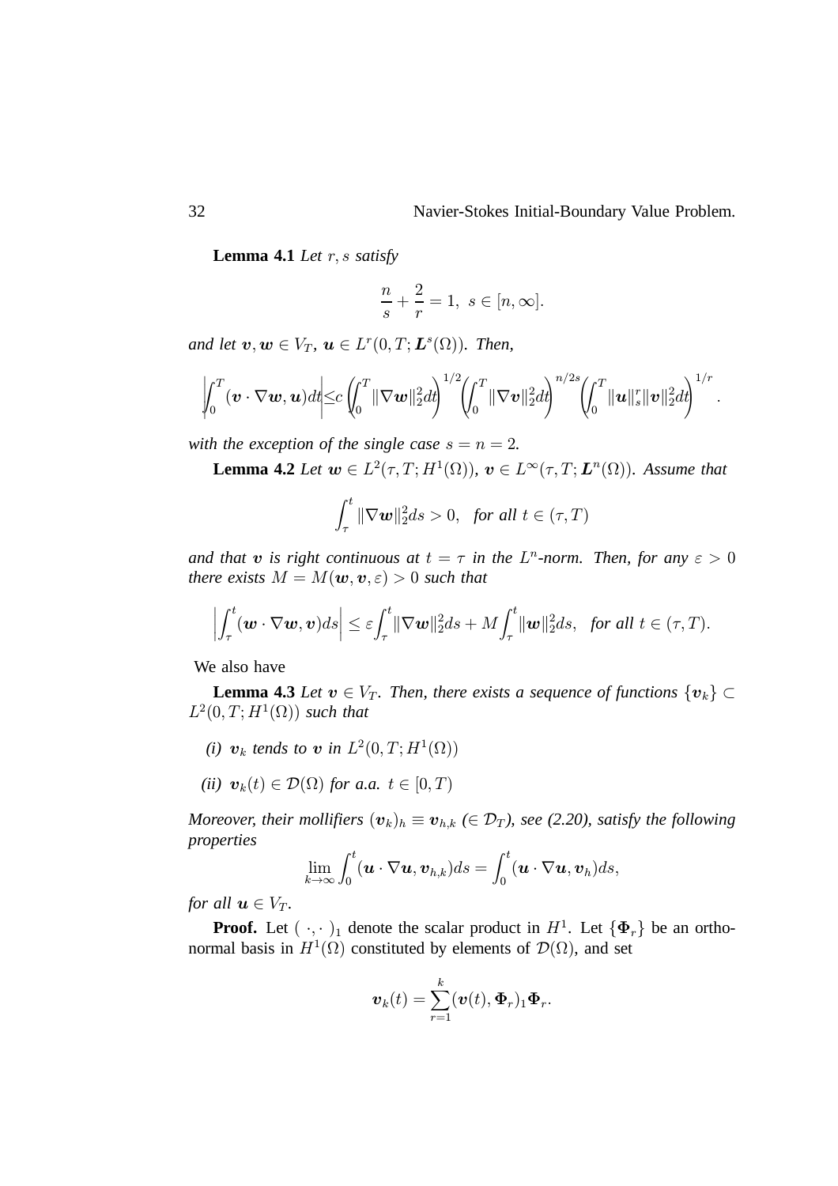**Lemma 4.1** *Let $r, s$ satisfy*

$$\frac{n}{s} + \frac{2}{r} = 1, \;\; s \in [n, \infty].$$

*and let $\boldsymbol{v}, \boldsymbol{w} \in V_T$, $\boldsymbol{u} \in L^r(0,T;\boldsymbol{L}^s(\Omega))$. Then,*

$$\left|\int_0^T (\boldsymbol{v} \cdot \nabla \boldsymbol{w}, \boldsymbol{u}) dt\right| \leq c \left(\int_0^T \|\nabla \boldsymbol{w}\|_2^2 dt\right)^{1/2} \left(\int_0^T \|\nabla \boldsymbol{v}\|_2^2 dt\right)^{n/2s} \left(\int_0^T \|\boldsymbol{u}\|_s^r \|\boldsymbol{v}\|_2^2 dt\right)^{1/r}.$$

*with the exception of the single case $s = n = 2$.*

**Lemma 4.2** *Let $\boldsymbol{w} \in L^2(\tau, T; H^1(\Omega))$, $\boldsymbol{v} \in L^\infty(\tau, T; \boldsymbol{L}^n(\Omega))$. Assume that*

$$\int_\tau^t \|\nabla \boldsymbol{w}\|_2^2 ds > 0, \quad \textit{for all } t \in (\tau, T)$$

*and that $\boldsymbol{v}$ is right continuous at $t = \tau$ in the $L^n$-norm. Then, for any $\varepsilon > 0$ there exists $M = M(\boldsymbol{w}, \boldsymbol{v}, \varepsilon) > 0$ such that*

$$\left|\int_\tau^t (\boldsymbol{w} \cdot \nabla \boldsymbol{w}, \boldsymbol{v}) ds\right| \leq \varepsilon \int_\tau^t \|\nabla \boldsymbol{w}\|_2^2 ds + M \int_\tau^t \|\boldsymbol{w}\|_2^2 ds, \quad \textit{for all } t \in (\tau, T).$$

We also have

**Lemma 4.3** *Let $\boldsymbol{v} \in V_T$. Then, there exists a sequence of functions $\{\boldsymbol{v}_k\} \subset L^2(0,T;H^1(\Omega))$ such that*

*(i) $\boldsymbol{v}_k$ tends to $\boldsymbol{v}$ in $L^2(0,T;H^1(\Omega))$*

*(ii) $\boldsymbol{v}_k(t) \in \mathcal{D}(\Omega)$ for a.a. $t \in [0,T)$*

*Moreover, their mollifiers $(\boldsymbol{v}_k)_h \equiv \boldsymbol{v}_{h,k}$ ($\in \mathcal{D}_T$), see (2.20), satisfy the following properties*

$$\lim_{k \to \infty} \int_0^t (\boldsymbol{u} \cdot \nabla \boldsymbol{u}, \boldsymbol{v}_{h,k}) ds = \int_0^t (\boldsymbol{u} \cdot \nabla \boldsymbol{u}, \boldsymbol{v}_h) ds,$$

*for all $\boldsymbol{u} \in V_T$.*

**Proof.** Let $(\,\cdot,\cdot\,)_1$ denote the scalar product in $H^1$. Let $\{\boldsymbol{\Phi}_r\}$ be an orthonormal basis in $H^1(\Omega)$ constituted by elements of $\mathcal{D}(\Omega)$, and set

$$\boldsymbol{v}_k(t) = \sum_{r=1}^k (\boldsymbol{v}(t), \boldsymbol{\Phi}_r)_1 \boldsymbol{\Phi}_r.$$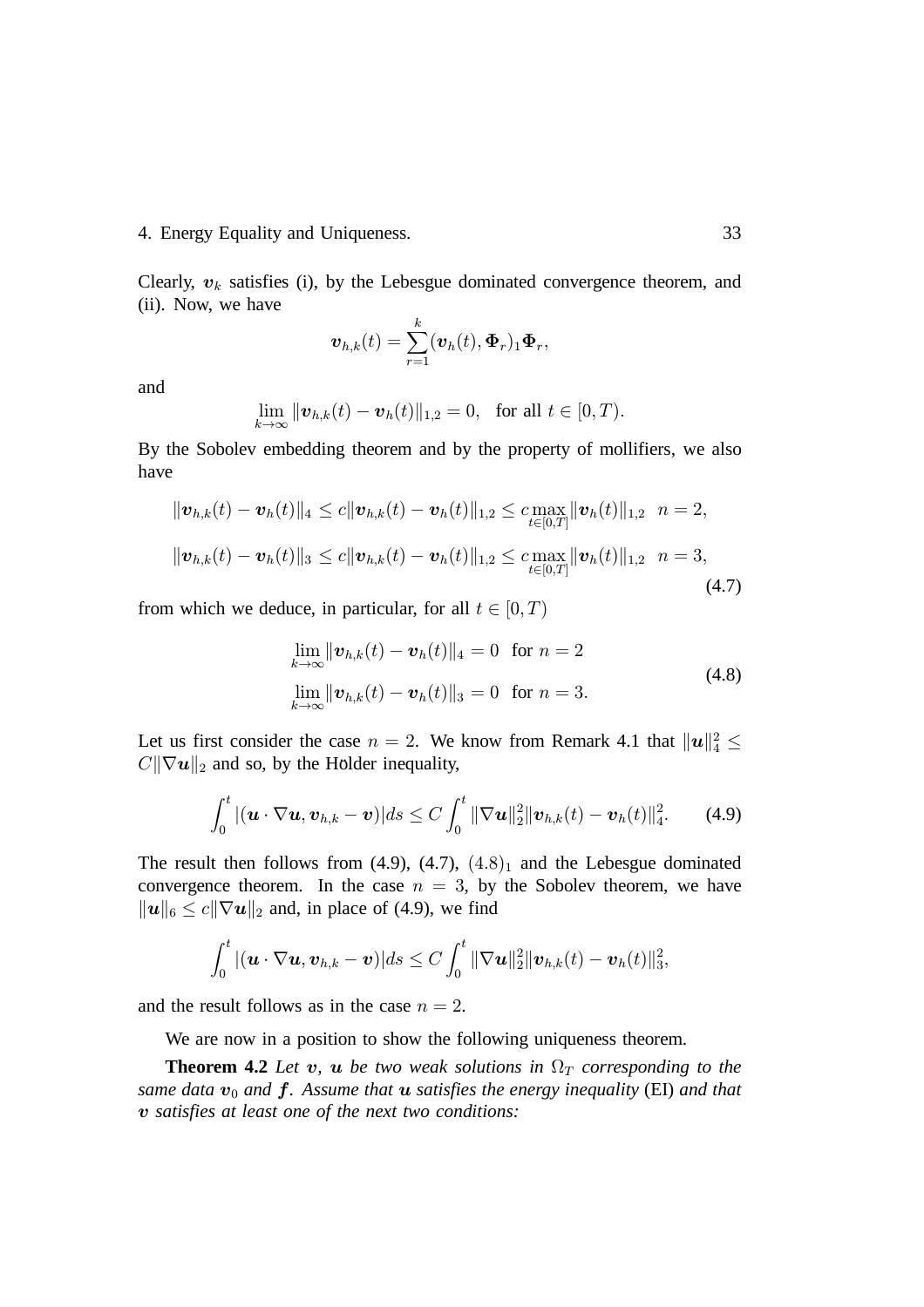Clearly, $\boldsymbol{v}_k$ satisfies (i), by the Lebesgue dominated convergence theorem, and (ii). Now, we have

$$\boldsymbol{v}_{h,k}(t) = \sum_{r=1}^{k} (\boldsymbol{v}_h(t), \boldsymbol{\Phi}_r)_1 \boldsymbol{\Phi}_r,$$

and

$$\lim_{k\to\infty} \|\boldsymbol{v}_{h,k}(t) - \boldsymbol{v}_h(t)\|_{1,2} = 0, \quad \text{for all } t \in [0, T).$$

By the Sobolev embedding theorem and by the property of mollifiers, we also have

$$\begin{aligned}
\|\boldsymbol{v}_{h,k}(t) - \boldsymbol{v}_h(t)\|_4 &\leq c\|\boldsymbol{v}_{h,k}(t) - \boldsymbol{v}_h(t)\|_{1,2} \leq c \max_{t\in[0,T]} \|\boldsymbol{v}_h(t)\|_{1,2} \quad n = 2, \\
\|\boldsymbol{v}_{h,k}(t) - \boldsymbol{v}_h(t)\|_3 &\leq c\|\boldsymbol{v}_{h,k}(t) - \boldsymbol{v}_h(t)\|_{1,2} \leq c \max_{t\in[0,T]} \|\boldsymbol{v}_h(t)\|_{1,2} \quad n = 3,
\end{aligned} \tag{4.7}$$

from which we deduce, in particular, for all $t \in [0, T)$

$$\begin{aligned}
&\lim_{k\to\infty} \|\boldsymbol{v}_{h,k}(t) - \boldsymbol{v}_h(t)\|_4 = 0 \quad \text{for } n = 2 \\
&\lim_{k\to\infty} \|\boldsymbol{v}_{h,k}(t) - \boldsymbol{v}_h(t)\|_3 = 0 \quad \text{for } n = 3.
\end{aligned} \tag{4.8}$$

Let us first consider the case $n = 2$. We know from Remark 4.1 that $\|\boldsymbol{u}\|_4^2 \leq C\|\nabla \boldsymbol{u}\|_2$ and so, by the Hölder inequality,

$$\int_0^t |(\boldsymbol{u} \cdot \nabla \boldsymbol{u}, \boldsymbol{v}_{h,k} - \boldsymbol{v})| ds \leq C \int_0^t \|\nabla \boldsymbol{u}\|_2^2 \|\boldsymbol{v}_{h,k}(t) - \boldsymbol{v}_h(t)\|_4^2. \tag{4.9}$$

The result then follows from (4.9), (4.7), $(4.8)_1$ and the Lebesgue dominated convergence theorem. In the case $n = 3$, by the Sobolev theorem, we have $\|\boldsymbol{u}\|_6 \leq c\|\nabla \boldsymbol{u}\|_2$ and, in place of (4.9), we find

$$\int_0^t |(\boldsymbol{u} \cdot \nabla \boldsymbol{u}, \boldsymbol{v}_{h,k} - \boldsymbol{v})| ds \leq C \int_0^t \|\nabla \boldsymbol{u}\|_2^2 \|\boldsymbol{v}_{h,k}(t) - \boldsymbol{v}_h(t)\|_3^2,$$

and the result follows as in the case $n = 2$.

We are now in a position to show the following uniqueness theorem.

**Theorem 4.2** *Let $\boldsymbol{v}$, $\boldsymbol{u}$ be two weak solutions in $\Omega_T$ corresponding to the same data $\boldsymbol{v}_0$ and $\boldsymbol{f}$. Assume that $\boldsymbol{u}$ satisfies the energy inequality* (EI) *and that $\boldsymbol{v}$ satisfies at least one of the next two conditions:*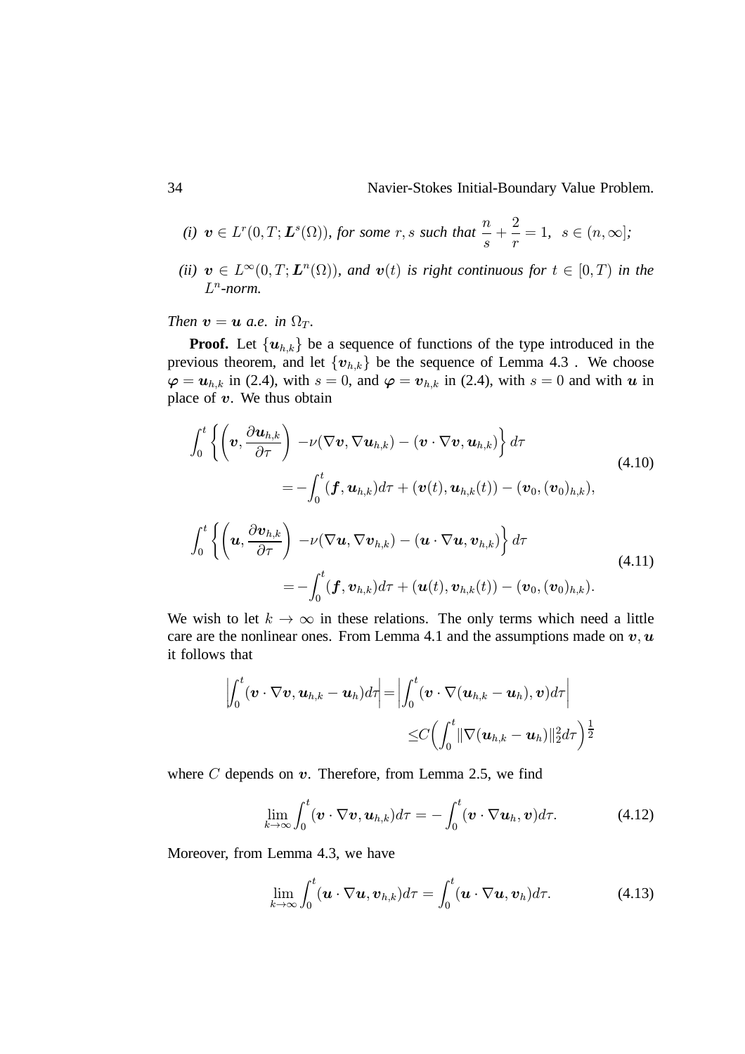*(i)* $\boldsymbol{v} \in L^r(0,T;\boldsymbol{L}^s(\Omega))$*, for some* $r, s$ *such that* $\dfrac{n}{s} + \dfrac{2}{r} = 1,\;\; s \in (n, \infty]$*;*

*(ii)* $\boldsymbol{v} \in L^\infty(0,T;\boldsymbol{L}^n(\Omega))$*, and* $\boldsymbol{v}(t)$ *is right continuous for* $t \in [0,T)$ *in the* $L^n$*-norm.*

*Then* $\boldsymbol{v} = \boldsymbol{u}$ *a.e. in* $\Omega_T$*.*

**Proof.** Let $\{\boldsymbol{u}_{h,k}\}$ be a sequence of functions of the type introduced in the previous theorem, and let $\{\boldsymbol{v}_{h,k}\}$ be the sequence of Lemma 4.3 . We choose $\boldsymbol{\varphi} = \boldsymbol{u}_{h,k}$ in (2.4), with $s = 0$, and $\boldsymbol{\varphi} = \boldsymbol{v}_{h,k}$ in (2.4), with $s = 0$ and with $\boldsymbol{u}$ in place of $\boldsymbol{v}$. We thus obtain

$$
\begin{aligned}
\int_0^t \left\{ \left( \boldsymbol{v}, \frac{\partial \boldsymbol{u}_{h,k}}{\partial \tau} \right) - \nu(\nabla \boldsymbol{v}, \nabla \boldsymbol{u}_{h,k}) - (\boldsymbol{v} \cdot \nabla \boldsymbol{v}, \boldsymbol{u}_{h,k}) \right\} d\tau \\
= - \int_0^t (\boldsymbol{f}, \boldsymbol{u}_{h,k}) d\tau + (\boldsymbol{v}(t), \boldsymbol{u}_{h,k}(t)) - (\boldsymbol{v}_0, (\boldsymbol{v}_0)_{h,k}),
\end{aligned}
\tag{4.10}
$$

$$
\begin{aligned}
\int_0^t \left\{ \left( \boldsymbol{u}, \frac{\partial \boldsymbol{v}_{h,k}}{\partial \tau} \right) - \nu(\nabla \boldsymbol{u}, \nabla \boldsymbol{v}_{h,k}) - (\boldsymbol{u} \cdot \nabla \boldsymbol{u}, \boldsymbol{v}_{h,k}) \right\} d\tau \\
= - \int_0^t (\boldsymbol{f}, \boldsymbol{v}_{h,k}) d\tau + (\boldsymbol{u}(t), \boldsymbol{v}_{h,k}(t)) - (\boldsymbol{v}_0, (\boldsymbol{v}_0)_{h,k}).
\end{aligned}
\tag{4.11}
$$

We wish to let $k \to \infty$ in these relations. The only terms which need a little care are the nonlinear ones. From Lemma 4.1 and the assumptions made on $\boldsymbol{v}, \boldsymbol{u}$ it follows that

$$
\begin{aligned}
\left| \int_0^t (\boldsymbol{v} \cdot \nabla \boldsymbol{v}, \boldsymbol{u}_{h,k} - \boldsymbol{u}_h) d\tau \right| &= \left| \int_0^t (\boldsymbol{v} \cdot \nabla (\boldsymbol{u}_{h,k} - \boldsymbol{u}_h), \boldsymbol{v}) d\tau \right| \\
&\leq C \Big( \int_0^t \| \nabla (\boldsymbol{u}_{h,k} - \boldsymbol{u}_h) \|_2^2 d\tau \Big)^{\frac{1}{2}}
\end{aligned}
$$

where $C$ depends on $\boldsymbol{v}$. Therefore, from Lemma 2.5, we find

$$
\lim_{k \to \infty} \int_0^t (\boldsymbol{v} \cdot \nabla \boldsymbol{v}, \boldsymbol{u}_{h,k}) d\tau = - \int_0^t (\boldsymbol{v} \cdot \nabla \boldsymbol{u}_h, \boldsymbol{v}) d\tau. \tag{4.12}
$$

Moreover, from Lemma 4.3, we have

$$
\lim_{k \to \infty} \int_0^t (\boldsymbol{u} \cdot \nabla \boldsymbol{u}, \boldsymbol{v}_{h,k}) d\tau = \int_0^t (\boldsymbol{u} \cdot \nabla \boldsymbol{u}, \boldsymbol{v}_h) d\tau. \tag{4.13}
$$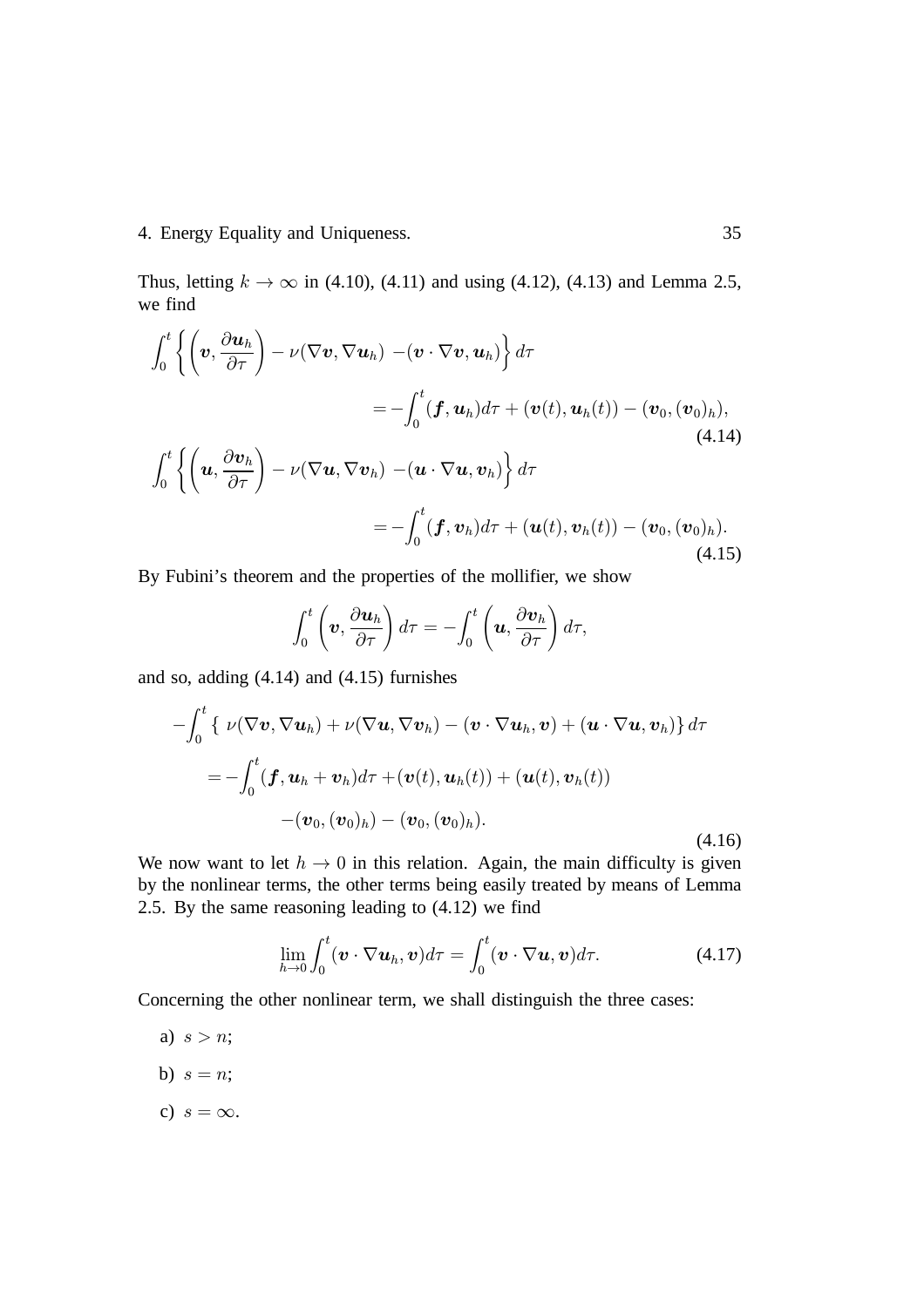Thus, letting $k \to \infty$ in (4.10), (4.11) and using (4.12), (4.13) and Lemma 2.5, we find

$$
\begin{aligned}
\int_0^t \left\{ \left( \boldsymbol{v}, \frac{\partial \boldsymbol{u}_h}{\partial \tau} \right) - \nu(\nabla \boldsymbol{v}, \nabla \boldsymbol{u}_h) \; -(\boldsymbol{v} \cdot \nabla \boldsymbol{v}, \boldsymbol{u}_h) \right\} d\tau & \\
= -\int_0^t (\boldsymbol{f}, \boldsymbol{u}_h) d\tau + (\boldsymbol{v}(t), \boldsymbol{u}_h(t)) - (\boldsymbol{v}_0, (\boldsymbol{v}_0)_h), & \qquad (4.14) \\
\int_0^t \left\{ \left( \boldsymbol{u}, \frac{\partial \boldsymbol{v}_h}{\partial \tau} \right) - \nu(\nabla \boldsymbol{u}, \nabla \boldsymbol{v}_h) \; -(\boldsymbol{u} \cdot \nabla \boldsymbol{u}, \boldsymbol{v}_h) \right\} d\tau & \\
= -\int_0^t (\boldsymbol{f}, \boldsymbol{v}_h) d\tau + (\boldsymbol{u}(t), \boldsymbol{v}_h(t)) - (\boldsymbol{v}_0, (\boldsymbol{v}_0)_h). & \qquad (4.15)
\end{aligned}
$$

By Fubini's theorem and the properties of the mollifier, we show

$$
\int_0^t \left( \boldsymbol{v}, \frac{\partial \boldsymbol{u}_h}{\partial \tau} \right) d\tau = -\int_0^t \left( \boldsymbol{u}, \frac{\partial \boldsymbol{v}_h}{\partial \tau} \right) d\tau,
$$

and so, adding (4.14) and (4.15) furnishes

$$
\begin{aligned}
-\int_0^t \{ \; \nu(\nabla \boldsymbol{v}, \nabla \boldsymbol{u}_h) + \nu(\nabla \boldsymbol{u}, \nabla \boldsymbol{v}_h) - (\boldsymbol{v} \cdot \nabla \boldsymbol{u}_h, \boldsymbol{v}) + (\boldsymbol{u} \cdot \nabla \boldsymbol{u}, \boldsymbol{v}_h) \} \, d\tau & \\
= -\int_0^t (\boldsymbol{f}, \boldsymbol{u}_h + \boldsymbol{v}_h) d\tau + (\boldsymbol{v}(t), \boldsymbol{u}_h(t)) + (\boldsymbol{u}(t), \boldsymbol{v}_h(t)) & \\
-(\boldsymbol{v}_0, (\boldsymbol{v}_0)_h) - (\boldsymbol{v}_0, (\boldsymbol{v}_0)_h). & \qquad (4.16)
\end{aligned}
$$

We now want to let $h \to 0$ in this relation. Again, the main difficulty is given by the nonlinear terms, the other terms being easily treated by means of Lemma 2.5. By the same reasoning leading to (4.12) we find

$$
\lim_{h \to 0} \int_0^t (\boldsymbol{v} \cdot \nabla \boldsymbol{u}_h, \boldsymbol{v}) d\tau = \int_0^t (\boldsymbol{v} \cdot \nabla \boldsymbol{u}, \boldsymbol{v}) d\tau. \qquad (4.17)
$$

Concerning the other nonlinear term, we shall distinguish the three cases:

a) $s > n$;

b) $s = n$;

c) $s = \infty$.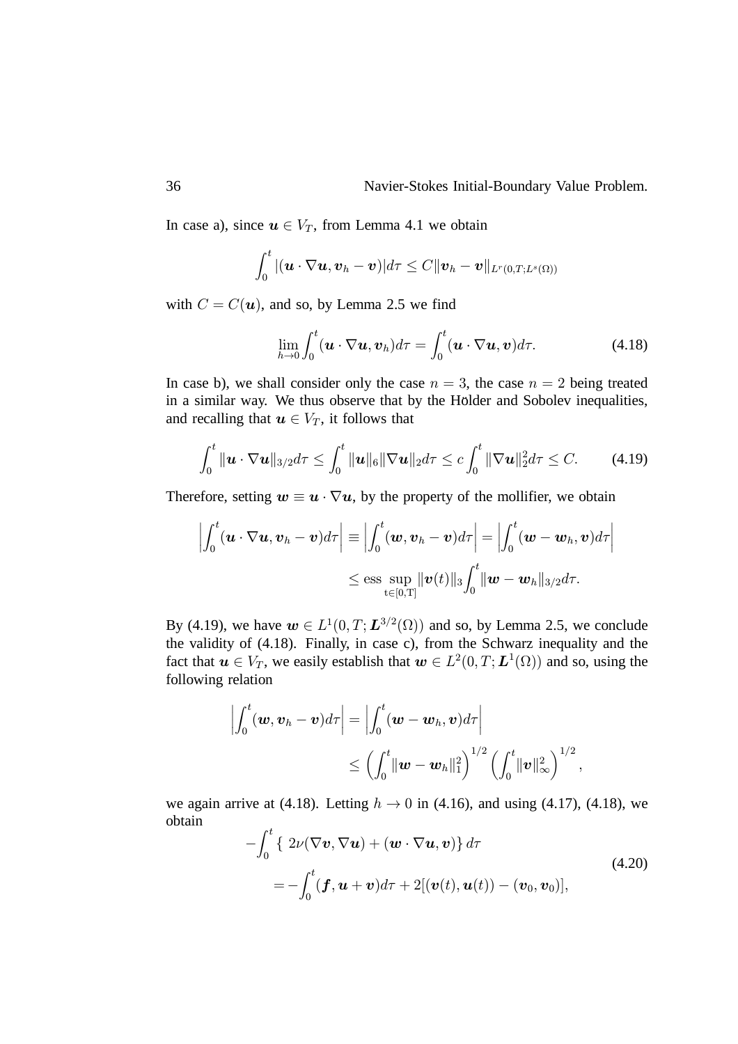In case a), since $\boldsymbol{u} \in V_T$, from Lemma 4.1 we obtain

$$\int_0^t |(\boldsymbol{u} \cdot \nabla \boldsymbol{u}, \boldsymbol{v}_h - \boldsymbol{v})| d\tau \leq C \|\boldsymbol{v}_h - \boldsymbol{v}\|_{L^r(0,T;L^s(\Omega))}$$

with $C = C(\boldsymbol{u})$, and so, by Lemma 2.5 we find

$$\lim_{h \to 0} \int_0^t (\boldsymbol{u} \cdot \nabla \boldsymbol{u}, \boldsymbol{v}_h) d\tau = \int_0^t (\boldsymbol{u} \cdot \nabla \boldsymbol{u}, \boldsymbol{v}) d\tau. \tag{4.18}$$

In case b), we shall consider only the case $n = 3$, the case $n = 2$ being treated in a similar way. We thus observe that by the Hölder and Sobolev inequalities, and recalling that $\boldsymbol{u} \in V_T$, it follows that

$$\int_0^t \|\boldsymbol{u} \cdot \nabla \boldsymbol{u}\|_{3/2} d\tau \leq \int_0^t \|\boldsymbol{u}\|_6 \|\nabla \boldsymbol{u}\|_2 d\tau \leq c \int_0^t \|\nabla \boldsymbol{u}\|_2^2 d\tau \leq C. \tag{4.19}$$

Therefore, setting $\boldsymbol{w} \equiv \boldsymbol{u} \cdot \nabla \boldsymbol{u}$, by the property of the mollifier, we obtain

$$\begin{aligned}
\left| \int_0^t (\boldsymbol{u} \cdot \nabla \boldsymbol{u}, \boldsymbol{v}_h - \boldsymbol{v}) d\tau \right| &\equiv \left| \int_0^t (\boldsymbol{w}, \boldsymbol{v}_h - \boldsymbol{v}) d\tau \right| = \left| \int_0^t (\boldsymbol{w} - \boldsymbol{w}_h, \boldsymbol{v}) d\tau \right| \\
&\leq \operatorname*{ess\,sup}_{t \in [0,T]} \|\boldsymbol{v}(t)\|_3 \int_0^t \|\boldsymbol{w} - \boldsymbol{w}_h\|_{3/2} d\tau.
\end{aligned}$$

By (4.19), we have $\boldsymbol{w} \in L^1(0, T; \boldsymbol{L}^{3/2}(\Omega))$ and so, by Lemma 2.5, we conclude the validity of (4.18). Finally, in case c), from the Schwarz inequality and the fact that $\boldsymbol{u} \in V_T$, we easily establish that $\boldsymbol{w} \in L^2(0, T; \boldsymbol{L}^1(\Omega))$ and so, using the following relation

$$\begin{aligned}
\left| \int_0^t (\boldsymbol{w}, \boldsymbol{v}_h - \boldsymbol{v}) d\tau \right| &= \left| \int_0^t (\boldsymbol{w} - \boldsymbol{w}_h, \boldsymbol{v}) d\tau \right| \\
&\leq \left( \int_0^t \|\boldsymbol{w} - \boldsymbol{w}_h\|_1^2 \right)^{1/2} \left( \int_0^t \|\boldsymbol{v}\|_\infty^2 \right)^{1/2},
\end{aligned}$$

we again arrive at (4.18). Letting $h \to 0$ in (4.16), and using (4.17), (4.18), we obtain

$$\begin{aligned}
&-\int_0^t \{ \, 2\nu(\nabla \boldsymbol{v}, \nabla \boldsymbol{u}) + (\boldsymbol{w} \cdot \nabla \boldsymbol{u}, \boldsymbol{v}) \} \, d\tau \\
&\quad = -\int_0^t (\boldsymbol{f}, \boldsymbol{u} + \boldsymbol{v}) d\tau + 2[(\boldsymbol{v}(t), \boldsymbol{u}(t)) - (\boldsymbol{v}_0, \boldsymbol{v}_0)],
\end{aligned} \tag{4.20}$$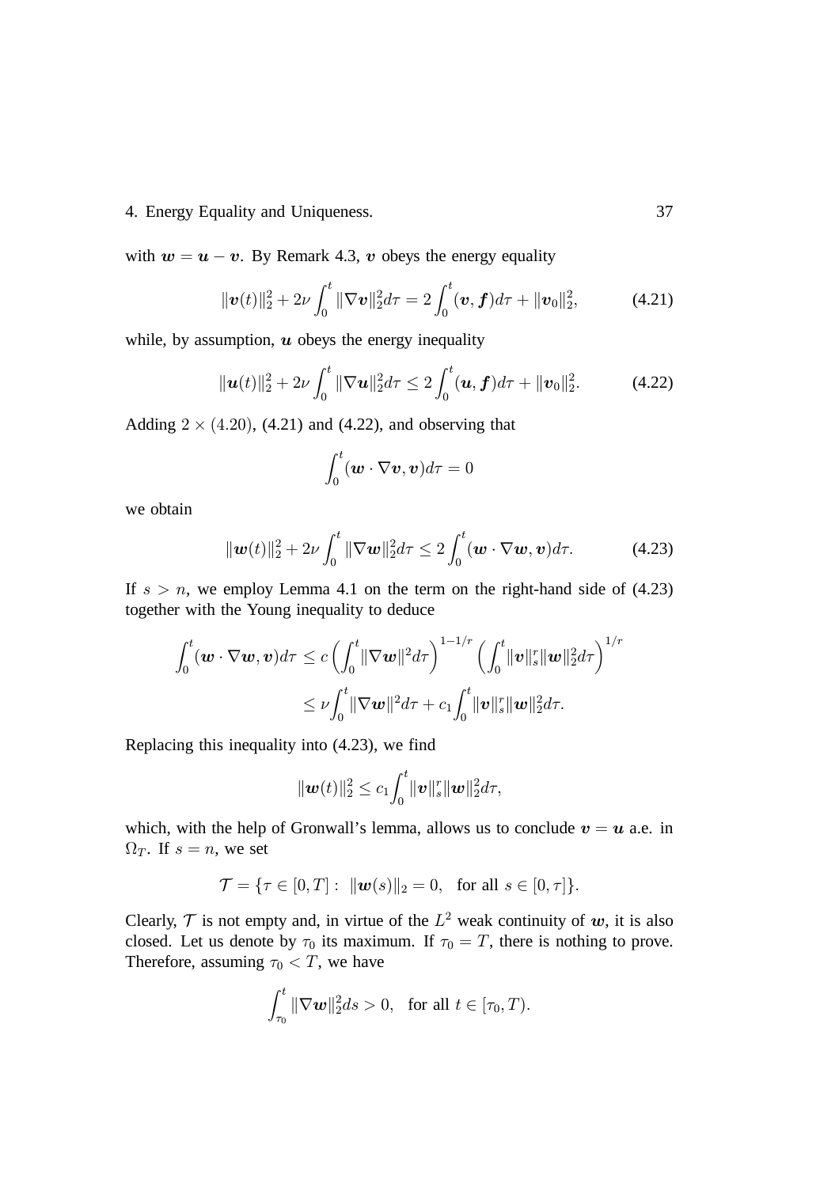with $\boldsymbol{w} = \boldsymbol{u} - \boldsymbol{v}$. By Remark 4.3, $\boldsymbol{v}$ obeys the energy equality

$$\|\boldsymbol{v}(t)\|_2^2 + 2\nu \int_0^t \|\nabla \boldsymbol{v}\|_2^2 d\tau = 2\int_0^t (\boldsymbol{v}, \boldsymbol{f}) d\tau + \|\boldsymbol{v}_0\|_2^2, \tag{4.21}$$

while, by assumption, $\boldsymbol{u}$ obeys the energy inequality

$$\|\boldsymbol{u}(t)\|_2^2 + 2\nu \int_0^t \|\nabla \boldsymbol{u}\|_2^2 d\tau \leq 2\int_0^t (\boldsymbol{u}, \boldsymbol{f}) d\tau + \|\boldsymbol{v}_0\|_2^2. \tag{4.22}$$

Adding $2 \times (4.20)$, (4.21) and (4.22), and observing that

$$\int_0^t (\boldsymbol{w} \cdot \nabla \boldsymbol{v}, \boldsymbol{v}) d\tau = 0$$

we obtain

$$\|\boldsymbol{w}(t)\|_2^2 + 2\nu \int_0^t \|\nabla \boldsymbol{w}\|_2^2 d\tau \leq 2\int_0^t (\boldsymbol{w} \cdot \nabla \boldsymbol{w}, \boldsymbol{v}) d\tau. \tag{4.23}$$

If $s > n$, we employ Lemma 4.1 on the term on the right-hand side of (4.23) together with the Young inequality to deduce

$$\begin{aligned}
\int_0^t (\boldsymbol{w} \cdot \nabla \boldsymbol{w}, \boldsymbol{v}) d\tau &\leq c \left( \int_0^t \|\nabla \boldsymbol{w}\|^2 d\tau \right)^{1-1/r} \left( \int_0^t \|\boldsymbol{v}\|_s^r \|\boldsymbol{w}\|_2^2 d\tau \right)^{1/r} \\
&\leq \nu \int_0^t \|\nabla \boldsymbol{w}\|^2 d\tau + c_1 \int_0^t \|\boldsymbol{v}\|_s^r \|\boldsymbol{w}\|_2^2 d\tau.
\end{aligned}$$

Replacing this inequality into (4.23), we find

$$\|\boldsymbol{w}(t)\|_2^2 \leq c_1 \int_0^t \|\boldsymbol{v}\|_s^r \|\boldsymbol{w}\|_2^2 d\tau,$$

which, with the help of Gronwall's lemma, allows us to conclude $\boldsymbol{v} = \boldsymbol{u}$ a.e. in $\Omega_T$. If $s = n$, we set

$$\mathcal{T} = \{\tau \in [0, T] : \ \|\boldsymbol{w}(s)\|_2 = 0, \ \text{ for all } s \in [0, \tau]\}.$$

Clearly, $\mathcal{T}$ is not empty and, in virtue of the $L^2$ weak continuity of $\boldsymbol{w}$, it is also closed. Let us denote by $\tau_0$ its maximum. If $\tau_0 = T$, there is nothing to prove. Therefore, assuming $\tau_0 < T$, we have

$$\int_{\tau_0}^t \|\nabla \boldsymbol{w}\|_2^2 ds > 0, \ \text{ for all } t \in [\tau_0, T).$$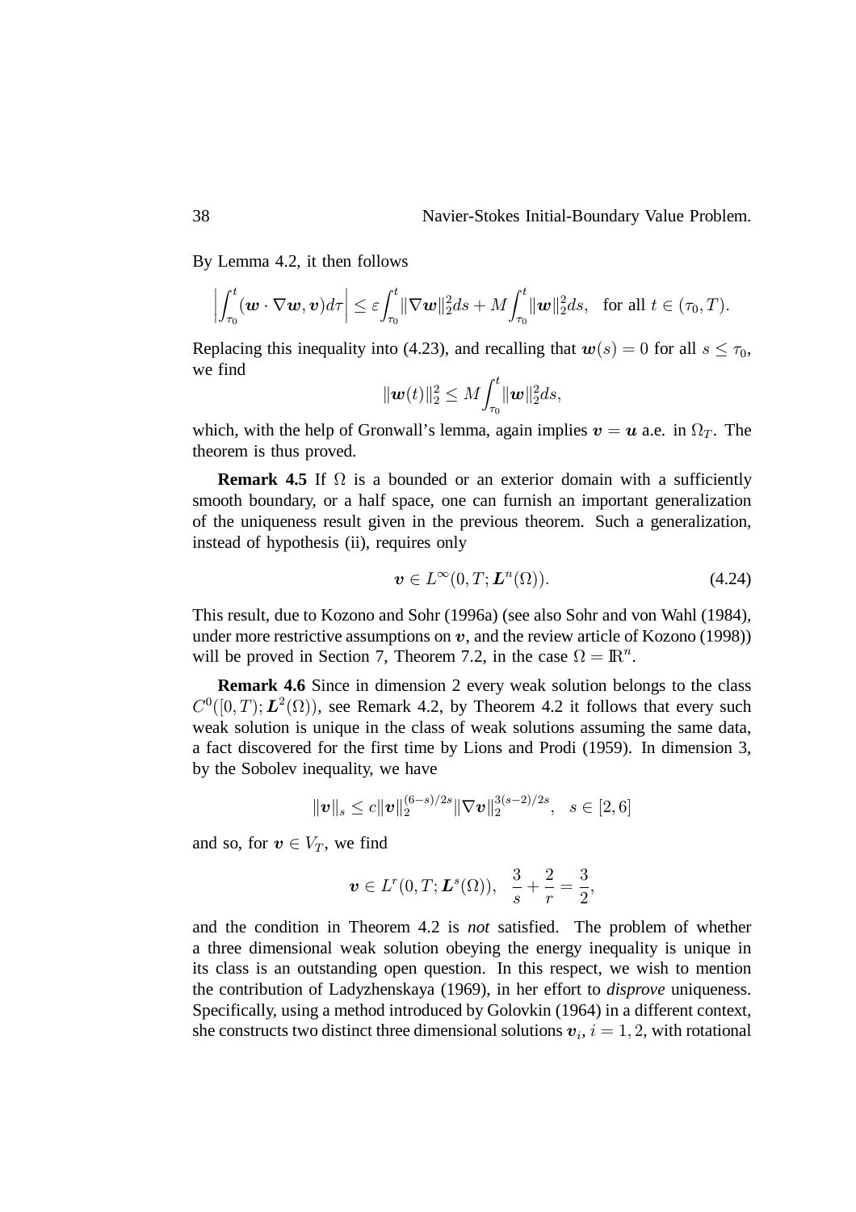By Lemma 4.2, it then follows

$$\left|\int_{\tau_0}^{t}(\boldsymbol{w}\cdot\nabla\boldsymbol{w},\boldsymbol{v})d\tau\right| \le \varepsilon\int_{\tau_0}^{t}\|\nabla\boldsymbol{w}\|_2^2 ds + M\int_{\tau_0}^{t}\|\boldsymbol{w}\|_2^2 ds, \quad \text{for all } t\in(\tau_0,T).$$

Replacing this inequality into (4.23), and recalling that $\boldsymbol{w}(s)=0$ for all $s\le\tau_0$, we find

$$\|\boldsymbol{w}(t)\|_2^2 \le M\int_{\tau_0}^{t}\|\boldsymbol{w}\|_2^2 ds,$$

which, with the help of Gronwall's lemma, again implies $\boldsymbol{v}=\boldsymbol{u}$ a.e. in $\Omega_T$. The theorem is thus proved.

**Remark 4.5** If $\Omega$ is a bounded or an exterior domain with a sufficiently smooth boundary, or a half space, one can furnish an important generalization of the uniqueness result given in the previous theorem. Such a generalization, instead of hypothesis (ii), requires only

$$\boldsymbol{v}\in L^\infty(0,T;\boldsymbol{L}^n(\Omega)). \tag{4.24}$$

This result, due to Kozono and Sohr (1996a) (see also Sohr and von Wahl (1984), under more restrictive assumptions on $\boldsymbol{v}$, and the review article of Kozono (1998)) will be proved in Section 7, Theorem 7.2, in the case $\Omega=\mathbb{R}^n$.

**Remark 4.6** Since in dimension 2 every weak solution belongs to the class $C^0([0,T);\boldsymbol{L}^2(\Omega))$, see Remark 4.2, by Theorem 4.2 it follows that every such weak solution is unique in the class of weak solutions assuming the same data, a fact discovered for the first time by Lions and Prodi (1959). In dimension 3, by the Sobolev inequality, we have

$$\|\boldsymbol{v}\|_s \le c\|\boldsymbol{v}\|_2^{(6-s)/2s}\|\nabla\boldsymbol{v}\|_2^{3(s-2)/2s}, \quad s\in[2,6]$$

and so, for $\boldsymbol{v}\in V_T$, we find

$$\boldsymbol{v}\in L^r(0,T;\boldsymbol{L}^s(\Omega)), \quad \frac{3}{s}+\frac{2}{r}=\frac{3}{2},$$

and the condition in Theorem 4.2 is *not* satisfied. The problem of whether a three dimensional weak solution obeying the energy inequality is unique in its class is an outstanding open question. In this respect, we wish to mention the contribution of Ladyzhenskaya (1969), in her effort to *disprove* uniqueness. Specifically, using a method introduced by Golovkin (1964) in a different context, she constructs two distinct three dimensional solutions $\boldsymbol{v}_i$, $i=1,2$, with rotational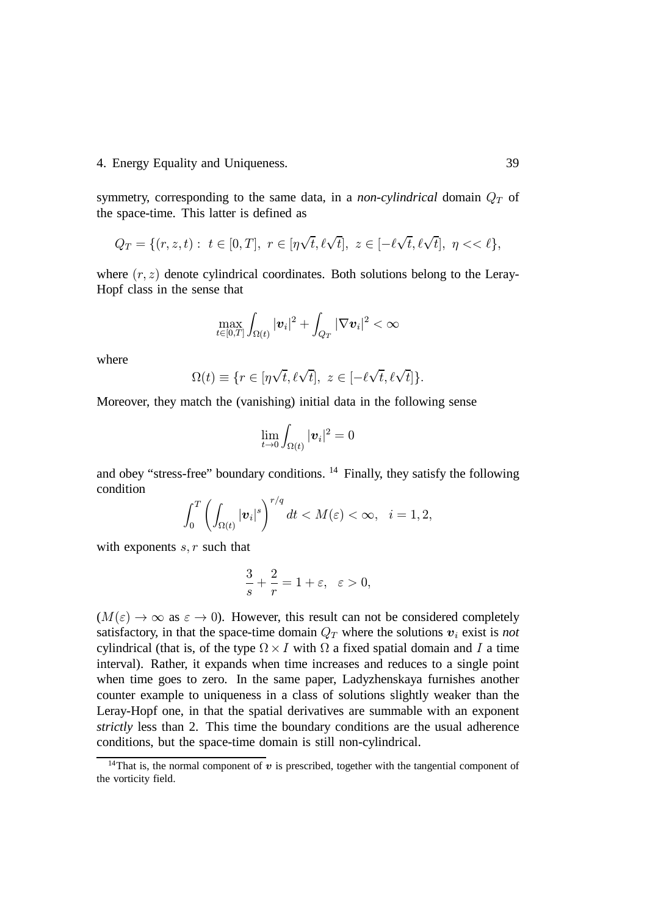symmetry, corresponding to the same data, in a *non-cylindrical* domain $Q_T$ of the space-time. This latter is defined as

$$Q_T = \{(r, z, t) : \ t \in [0, T], \ r \in [\eta\sqrt{t}, \ell\sqrt{t}], \ z \in [-\ell\sqrt{t}, \ell\sqrt{t}], \ \eta << \ell\},$$

where $(r, z)$ denote cylindrical coordinates. Both solutions belong to the Leray-Hopf class in the sense that

$$\max_{t\in[0,T]} \int_{\Omega(t)} |\boldsymbol{v}_i|^2 + \int_{Q_T} |\nabla \boldsymbol{v}_i|^2 < \infty$$

where

$$\Omega(t) \equiv \{r \in [\eta\sqrt{t}, \ell\sqrt{t}], \ z \in [-\ell\sqrt{t}, \ell\sqrt{t}]\}.$$

Moreover, they match the (vanishing) initial data in the following sense

$$\lim_{t\to 0} \int_{\Omega(t)} |\boldsymbol{v}_i|^2 = 0$$

and obey "stress-free" boundary conditions. [14] Finally, they satisfy the following condition

$$\int_0^T \left( \int_{\Omega(t)} |\boldsymbol{v}_i|^s \right)^{r/q} dt < M(\varepsilon) < \infty, \quad i = 1, 2,$$

with exponents $s, r$ such that

$$\frac{3}{s} + \frac{2}{r} = 1 + \varepsilon, \quad \varepsilon > 0,$$

($M(\varepsilon) \to \infty$ as $\varepsilon \to 0$). However, this result can not be considered completely satisfactory, in that the space-time domain $Q_T$ where the solutions $\boldsymbol{v}_i$ exist is *not* cylindrical (that is, of the type $\Omega \times I$ with $\Omega$ a fixed spatial domain and $I$ a time interval). Rather, it expands when time increases and reduces to a single point when time goes to zero. In the same paper, Ladyzhenskaya furnishes another counter example to uniqueness in a class of solutions slightly weaker than the Leray-Hopf one, in that the spatial derivatives are summable with an exponent *strictly* less than 2. This time the boundary conditions are the usual adherence conditions, but the space-time domain is still non-cylindrical.

[14] That is, the normal component of $\boldsymbol{v}$ is prescribed, together with the tangential component of the vorticity field.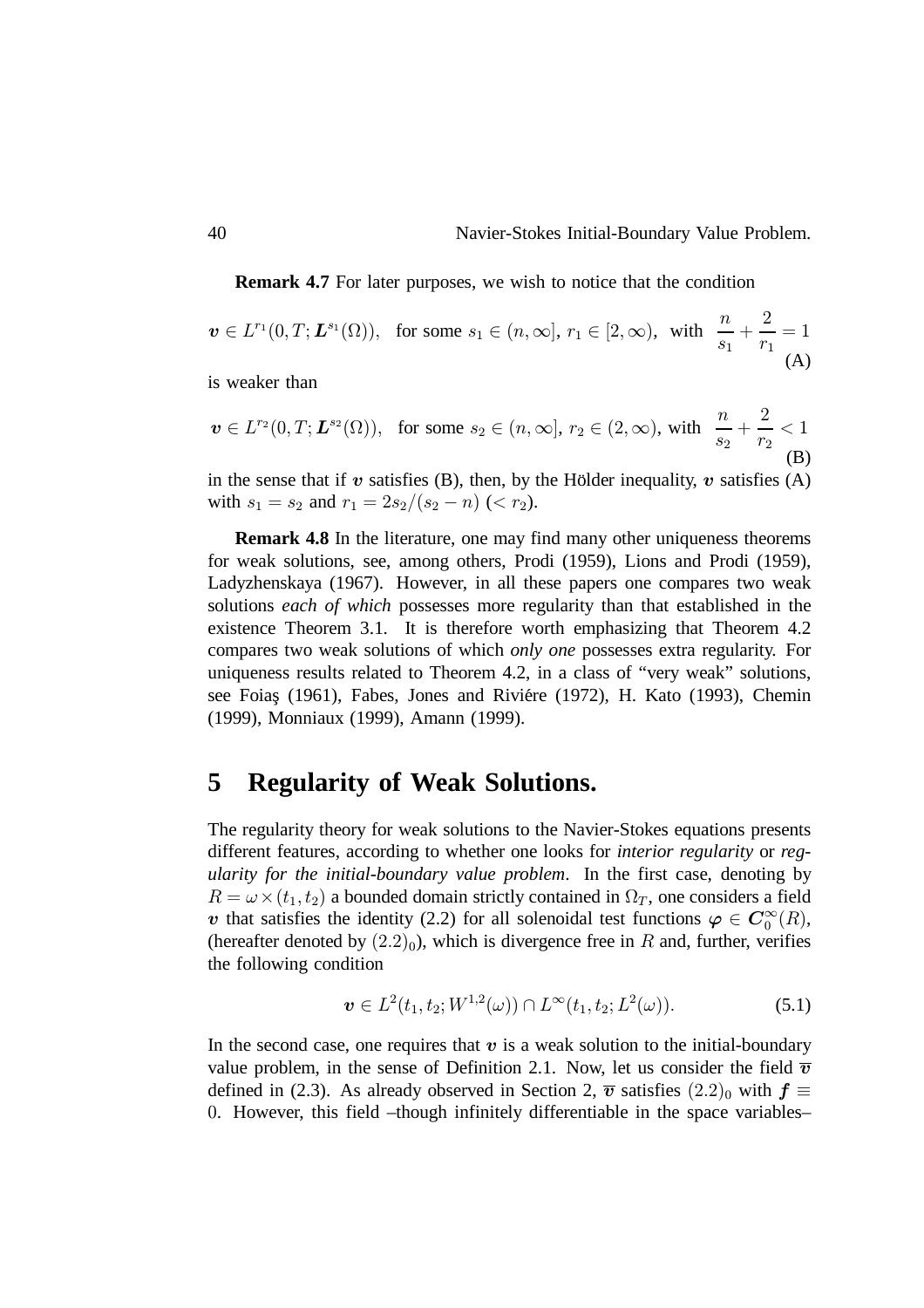**Remark 4.7** For later purposes, we wish to notice that the condition

$$\boldsymbol{v} \in L^{r_1}(0,T;\boldsymbol{L}^{s_1}(\Omega)), \quad \text{for some } s_1 \in (n,\infty],\ r_1 \in [2,\infty), \text{ with } \frac{n}{s_1}+\frac{2}{r_1}=1 \tag{A}$$

is weaker than

$$\boldsymbol{v} \in L^{r_2}(0,T;\boldsymbol{L}^{s_2}(\Omega)), \quad \text{for some } s_2 \in (n,\infty],\ r_2 \in (2,\infty), \text{ with } \frac{n}{s_2}+\frac{2}{r_2}<1 \tag{B}$$

in the sense that if $\boldsymbol{v}$ satisfies (B), then, by the Hölder inequality, $\boldsymbol{v}$ satisfies (A) with $s_1 = s_2$ and $r_1 = 2s_2/(s_2-n)$ $(< r_2)$.

**Remark 4.8** In the literature, one may find many other uniqueness theorems for weak solutions, see, among others, Prodi (1959), Lions and Prodi (1959), Ladyzhenskaya (1967). However, in all these papers one compares two weak solutions *each of which* possesses more regularity than that established in the existence Theorem 3.1. It is therefore worth emphasizing that Theorem 4.2 compares two weak solutions of which *only one* possesses extra regularity. For uniqueness results related to Theorem 4.2, in a class of "very weak" solutions, see Foiaş (1961), Fabes, Jones and Riviére (1972), H. Kato (1993), Chemin (1999), Monniaux (1999), Amann (1999).

# 5 Regularity of Weak Solutions.

The regularity theory for weak solutions to the Navier-Stokes equations presents different features, according to whether one looks for *interior regularity* or *regularity for the initial-boundary value problem*. In the first case, denoting by $R = \omega \times (t_1,t_2)$ a bounded domain strictly contained in $\Omega_T$, one considers a field $\boldsymbol{v}$ that satisfies the identity (2.2) for all solenoidal test functions $\boldsymbol{\varphi} \in \boldsymbol{C}_0^\infty(R)$, (hereafter denoted by $(2.2)_0$), which is divergence free in $R$ and, further, verifies the following condition

$$\boldsymbol{v} \in L^2(t_1,t_2;W^{1,2}(\omega)) \cap L^\infty(t_1,t_2;L^2(\omega)). \tag{5.1}$$

In the second case, one requires that $\boldsymbol{v}$ is a weak solution to the initial-boundary value problem, in the sense of Definition 2.1. Now, let us consider the field $\overline{\boldsymbol{v}}$ defined in (2.3). As already observed in Section 2, $\overline{\boldsymbol{v}}$ satisfies $(2.2)_0$ with $\boldsymbol{f} \equiv 0$. However, this field –though infinitely differentiable in the space variables–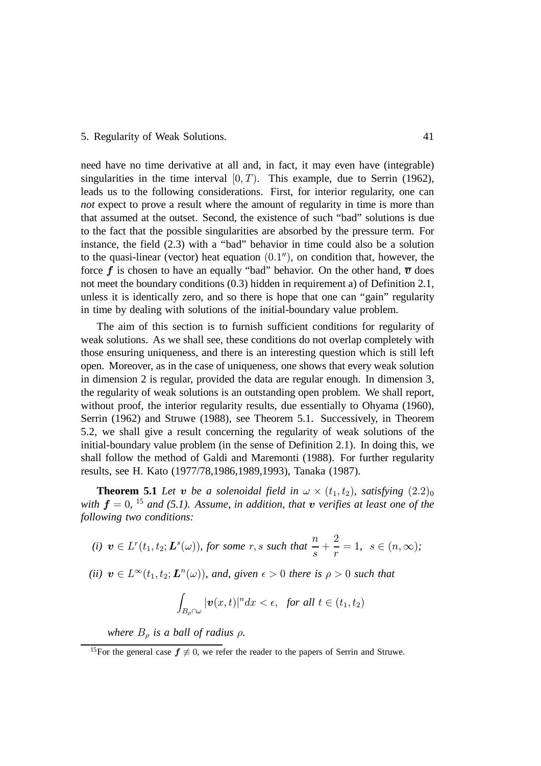need have no time derivative at all and, in fact, it may even have (integrable) singularities in the time interval $[0, T)$. This example, due to Serrin (1962), leads us to the following considerations. First, for interior regularity, one can *not* expect to prove a result where the amount of regularity in time is more than that assumed at the outset. Second, the existence of such "bad" solutions is due to the fact that the possible singularities are absorbed by the pressure term. For instance, the field (2.3) with a "bad" behavior in time could also be a solution to the quasi-linear (vector) heat equation $(0.1'')$, on condition that, however, the force $\boldsymbol{f}$ is chosen to have an equally "bad" behavior. On the other hand, $\overline{\boldsymbol{v}}$ does not meet the boundary conditions (0.3) hidden in requirement a) of Definition 2.1, unless it is identically zero, and so there is hope that one can "gain" regularity in time by dealing with solutions of the initial-boundary value problem.

The aim of this section is to furnish sufficient conditions for regularity of weak solutions. As we shall see, these conditions do not overlap completely with those ensuring uniqueness, and there is an interesting question which is still left open. Moreover, as in the case of uniqueness, one shows that every weak solution in dimension 2 is regular, provided the data are regular enough. In dimension 3, the regularity of weak solutions is an outstanding open problem. We shall report, without proof, the interior regularity results, due essentially to Ohyama (1960), Serrin (1962) and Struwe (1988), see Theorem 5.1. Successively, in Theorem 5.2, we shall give a result concerning the regularity of weak solutions of the initial-boundary value problem (in the sense of Definition 2.1). In doing this, we shall follow the method of Galdi and Maremonti (1988). For further regularity results, see H. Kato (1977/78,1986,1989,1993), Tanaka (1987).

**Theorem 5.1** *Let $\boldsymbol{v}$ be a solenoidal field in $\omega \times (t_1, t_2)$, satisfying $(2.2)_0$ with $\boldsymbol{f} = 0$,* [15] *and (5.1). Assume, in addition, that $\boldsymbol{v}$ verifies at least one of the following two conditions:*

*(i)* $\boldsymbol{v} \in L^r(t_1, t_2; \boldsymbol{L}^s(\omega))$, *for some $r, s$ such that* $\dfrac{n}{s} + \dfrac{2}{r} = 1,\ \ s \in (n, \infty)$*;*

*(ii)* $\boldsymbol{v} \in L^\infty(t_1, t_2; \boldsymbol{L}^n(\omega))$, *and, given $\epsilon > 0$ there is $\rho > 0$ such that*

$$\int_{B_\rho \cap \omega} |\boldsymbol{v}(x,t)|^n dx < \epsilon, \quad \textit{for all } t \in (t_1, t_2)$$

*where $B_\rho$ is a ball of radius $\rho$.*

[15] For the general case $\boldsymbol{f} \not\equiv 0$, we refer the reader to the papers of Serrin and Struwe.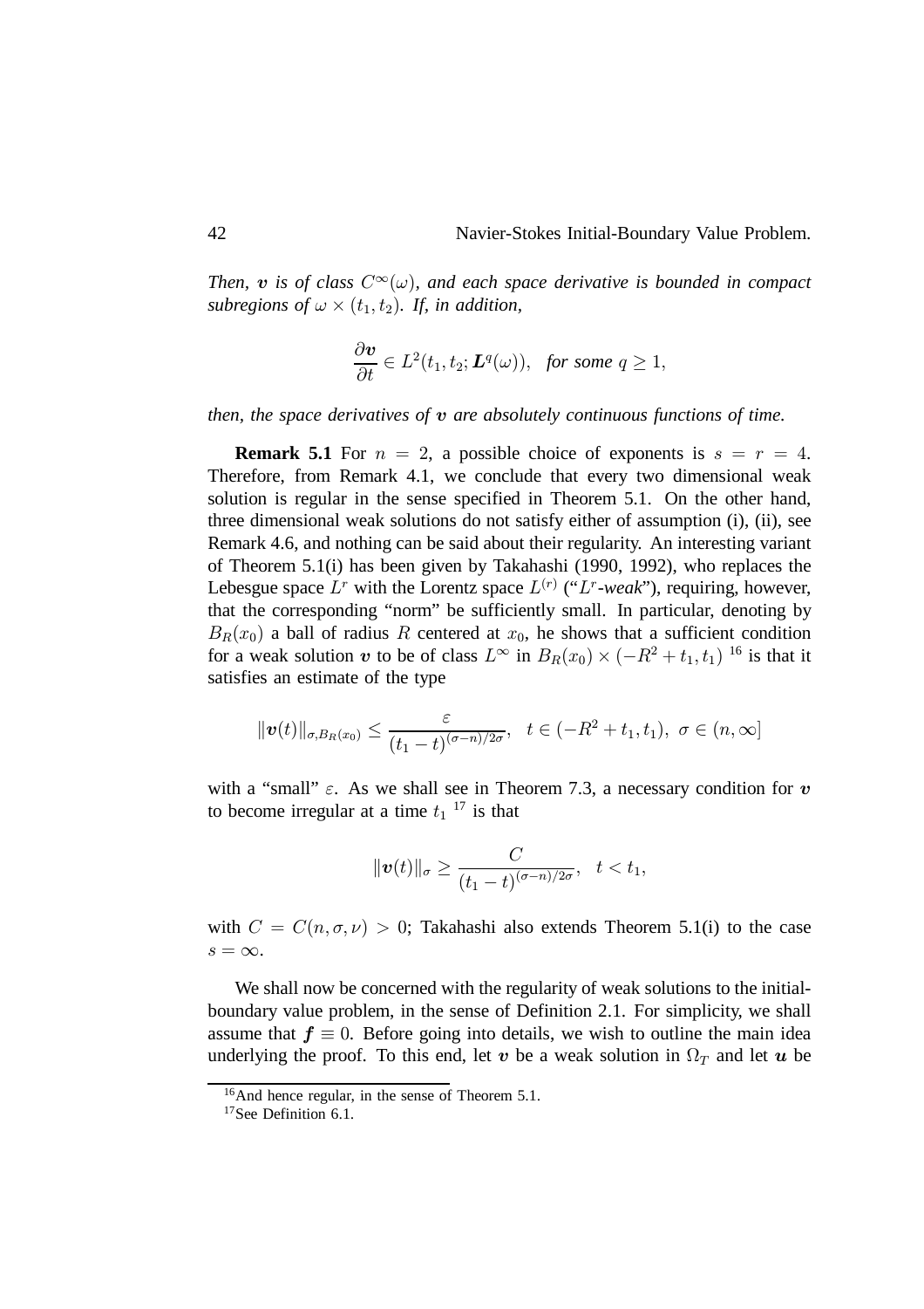*Then, $\boldsymbol{v}$ is of class $C^\infty(\omega)$, and each space derivative is bounded in compact subregions of $\omega \times (t_1, t_2)$. If, in addition,*

$$\frac{\partial \boldsymbol{v}}{\partial t} \in L^2(t_1, t_2; \boldsymbol{L}^q(\omega)), \quad \textit{for some } q \geq 1,$$

*then, the space derivatives of $\boldsymbol{v}$ are absolutely continuous functions of time.*

**Remark 5.1** For $n = 2$, a possible choice of exponents is $s = r = 4$. Therefore, from Remark 4.1, we conclude that every two dimensional weak solution is regular in the sense specified in Theorem 5.1. On the other hand, three dimensional weak solutions do not satisfy either of assumption (i), (ii), see Remark 4.6, and nothing can be said about their regularity. An interesting variant of Theorem 5.1(i) has been given by Takahashi (1990, 1992), who replaces the Lebesgue space $L^r$ with the Lorentz space $L^{(r)}$ ("$L^r$-*weak*"), requiring, however, that the corresponding "norm" be sufficiently small. In particular, denoting by $B_R(x_0)$ a ball of radius $R$ centered at $x_0$, he shows that a sufficient condition for a weak solution $\boldsymbol{v}$ to be of class $L^\infty$ in $B_R(x_0) \times (-R^2 + t_1, t_1)$ [16] is that it satisfies an estimate of the type

$$\|\boldsymbol{v}(t)\|_{\sigma, B_R(x_0)} \leq \frac{\varepsilon}{(t_1 - t)^{(\sigma - n)/2\sigma}}, \quad t \in (-R^2 + t_1, t_1), \ \sigma \in (n, \infty]$$

with a "small" $\varepsilon$. As we shall see in Theorem 7.3, a necessary condition for $\boldsymbol{v}$ to become irregular at a time $t_1$ [17] is that

$$\|\boldsymbol{v}(t)\|_\sigma \geq \frac{C}{(t_1 - t)^{(\sigma - n)/2\sigma}}, \quad t < t_1,$$

with $C = C(n, \sigma, \nu) > 0$; Takahashi also extends Theorem 5.1(i) to the case $s = \infty$.

We shall now be concerned with the regularity of weak solutions to the initial-boundary value problem, in the sense of Definition 2.1. For simplicity, we shall assume that $\boldsymbol{f} \equiv 0$. Before going into details, we wish to outline the main idea underlying the proof. To this end, let $\boldsymbol{v}$ be a weak solution in $\Omega_T$ and let $\boldsymbol{u}$ be

---

[16] And hence regular, in the sense of Theorem 5.1.

[17] See Definition 6.1.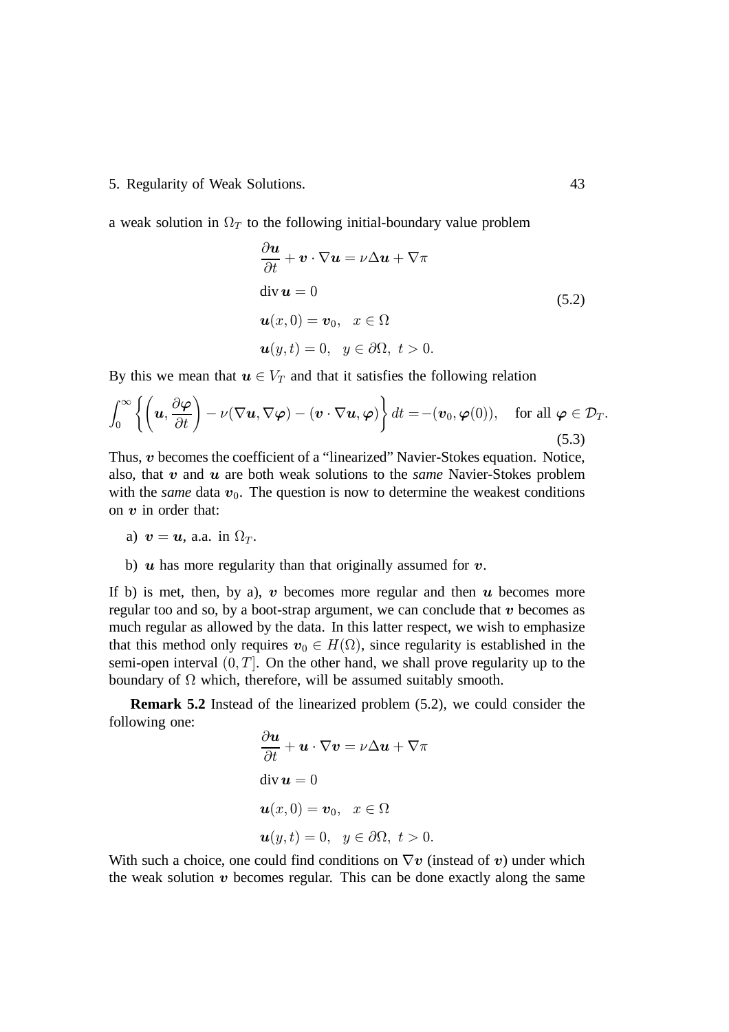a weak solution in $\Omega_T$ to the following initial-boundary value problem

$$
\begin{aligned}
&\frac{\partial \boldsymbol{u}}{\partial t} + \boldsymbol{v} \cdot \nabla \boldsymbol{u} = \nu \Delta \boldsymbol{u} + \nabla \pi \\
&\operatorname{div} \boldsymbol{u} = 0 \\
&\boldsymbol{u}(x, 0) = \boldsymbol{v}_0, \quad x \in \Omega \\
&\boldsymbol{u}(y, t) = 0, \quad y \in \partial\Omega, \ t > 0.
\end{aligned}
\tag{5.2}
$$

By this we mean that $\boldsymbol{u} \in V_T$ and that it satisfies the following relation

$$
\int_0^\infty \left\{ \left( \boldsymbol{u}, \frac{\partial \boldsymbol{\varphi}}{\partial t} \right) - \nu (\nabla \boldsymbol{u}, \nabla \boldsymbol{\varphi}) - (\boldsymbol{v} \cdot \nabla \boldsymbol{u}, \boldsymbol{\varphi}) \right\} dt = -(\boldsymbol{v}_0, \boldsymbol{\varphi}(0)), \quad \text{for all } \boldsymbol{\varphi} \in \mathcal{D}_T.
\tag{5.3}
$$

Thus, $\boldsymbol{v}$ becomes the coefficient of a "linearized" Navier-Stokes equation. Notice, also, that $\boldsymbol{v}$ and $\boldsymbol{u}$ are both weak solutions to the *same* Navier-Stokes problem with the *same* data $\boldsymbol{v}_0$. The question is now to determine the weakest conditions on $\boldsymbol{v}$ in order that:

a) $\boldsymbol{v} = \boldsymbol{u}$, a.a. in $\Omega_T$.

b) $\boldsymbol{u}$ has more regularity than that originally assumed for $\boldsymbol{v}$.

If b) is met, then, by a), $\boldsymbol{v}$ becomes more regular and then $\boldsymbol{u}$ becomes more regular too and so, by a boot-strap argument, we can conclude that $\boldsymbol{v}$ becomes as much regular as allowed by the data. In this latter respect, we wish to emphasize that this method only requires $\boldsymbol{v}_0 \in H(\Omega)$, since regularity is established in the semi-open interval $(0, T]$. On the other hand, we shall prove regularity up to the boundary of $\Omega$ which, therefore, will be assumed suitably smooth.

**Remark 5.2** Instead of the linearized problem (5.2), we could consider the following one:

$$
\begin{aligned}
&\frac{\partial \boldsymbol{u}}{\partial t} + \boldsymbol{u} \cdot \nabla \boldsymbol{v} = \nu \Delta \boldsymbol{u} + \nabla \pi \\
&\operatorname{div} \boldsymbol{u} = 0 \\
&\boldsymbol{u}(x, 0) = \boldsymbol{v}_0, \quad x \in \Omega \\
&\boldsymbol{u}(y, t) = 0, \quad y \in \partial\Omega, \ t > 0.
\end{aligned}
$$

With such a choice, one could find conditions on $\nabla \boldsymbol{v}$ (instead of $\boldsymbol{v}$) under which the weak solution $\boldsymbol{v}$ becomes regular. This can be done exactly along the same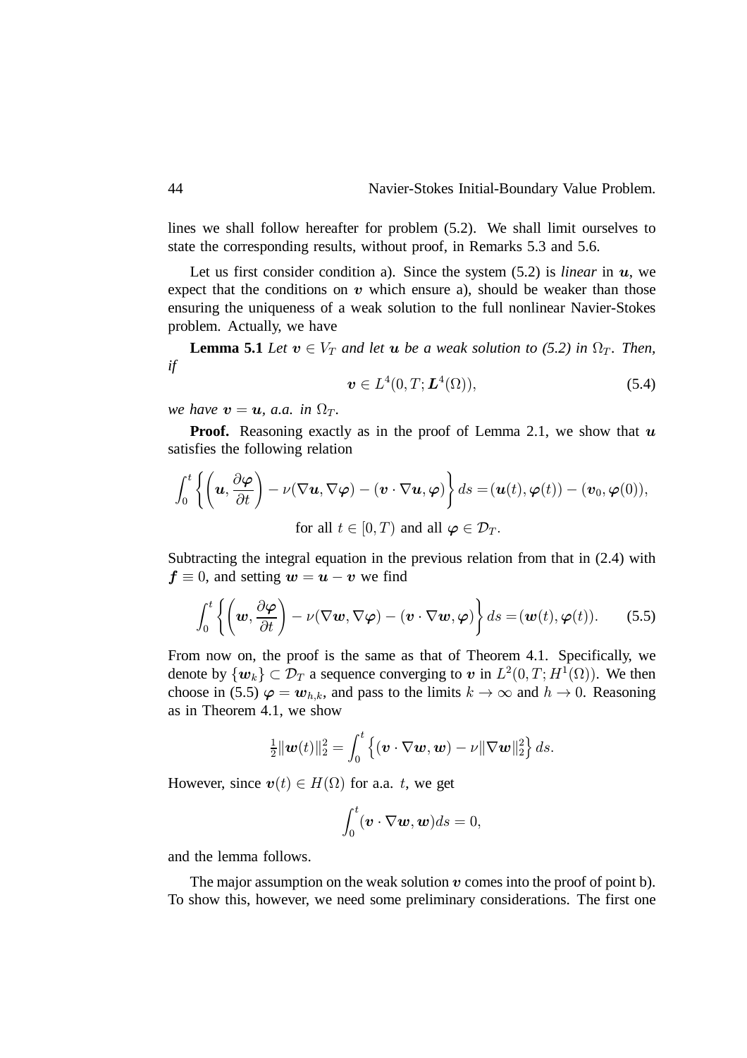lines we shall follow hereafter for problem (5.2). We shall limit ourselves to state the corresponding results, without proof, in Remarks 5.3 and 5.6.

Let us first consider condition a). Since the system (5.2) is *linear* in $\boldsymbol{u}$, we expect that the conditions on $\boldsymbol{v}$ which ensure a), should be weaker than those ensuring the uniqueness of a weak solution to the full nonlinear Navier-Stokes problem. Actually, we have

**Lemma 5.1** *Let $\boldsymbol{v} \in V_T$ and let $\boldsymbol{u}$ be a weak solution to (5.2) in $\Omega_T$. Then, if*

$$\boldsymbol{v} \in L^4(0,T;\boldsymbol{L}^4(\Omega)), \tag{5.4}$$

*we have $\boldsymbol{v} = \boldsymbol{u}$, a.a. in $\Omega_T$.*

**Proof.** Reasoning exactly as in the proof of Lemma 2.1, we show that $\boldsymbol{u}$ satisfies the following relation

$$\int_0^t \left\{ \left( \boldsymbol{u}, \frac{\partial \boldsymbol{\varphi}}{\partial t} \right) - \nu(\nabla \boldsymbol{u}, \nabla \boldsymbol{\varphi}) - (\boldsymbol{v} \cdot \nabla \boldsymbol{u}, \boldsymbol{\varphi}) \right\} ds = (\boldsymbol{u}(t), \boldsymbol{\varphi}(t)) - (\boldsymbol{v}_0, \boldsymbol{\varphi}(0)),$$

$$\text{for all } t \in [0,T) \text{ and all } \boldsymbol{\varphi} \in \mathcal{D}_T.$$

Subtracting the integral equation in the previous relation from that in (2.4) with $\boldsymbol{f} \equiv 0$, and setting $\boldsymbol{w} = \boldsymbol{u} - \boldsymbol{v}$ we find

$$\int_0^t \left\{ \left( \boldsymbol{w}, \frac{\partial \boldsymbol{\varphi}}{\partial t} \right) - \nu(\nabla \boldsymbol{w}, \nabla \boldsymbol{\varphi}) - (\boldsymbol{v} \cdot \nabla \boldsymbol{w}, \boldsymbol{\varphi}) \right\} ds = (\boldsymbol{w}(t), \boldsymbol{\varphi}(t)). \tag{5.5}$$

From now on, the proof is the same as that of Theorem 4.1. Specifically, we denote by $\{\boldsymbol{w}_k\} \subset \mathcal{D}_T$ a sequence converging to $\boldsymbol{v}$ in $L^2(0,T;H^1(\Omega))$. We then choose in (5.5) $\boldsymbol{\varphi} = \boldsymbol{w}_{h,k}$, and pass to the limits $k \to \infty$ and $h \to 0$. Reasoning as in Theorem 4.1, we show

$$\tfrac{1}{2}\|\boldsymbol{w}(t)\|_2^2 = \int_0^t \left\{ (\boldsymbol{v} \cdot \nabla \boldsymbol{w}, \boldsymbol{w}) - \nu \|\nabla \boldsymbol{w}\|_2^2 \right\} ds.$$

However, since $\boldsymbol{v}(t) \in H(\Omega)$ for a.a. $t$, we get

$$\int_0^t (\boldsymbol{v} \cdot \nabla \boldsymbol{w}, \boldsymbol{w}) ds = 0,$$

and the lemma follows.

The major assumption on the weak solution $\boldsymbol{v}$ comes into the proof of point b). To show this, however, we need some preliminary considerations. The first one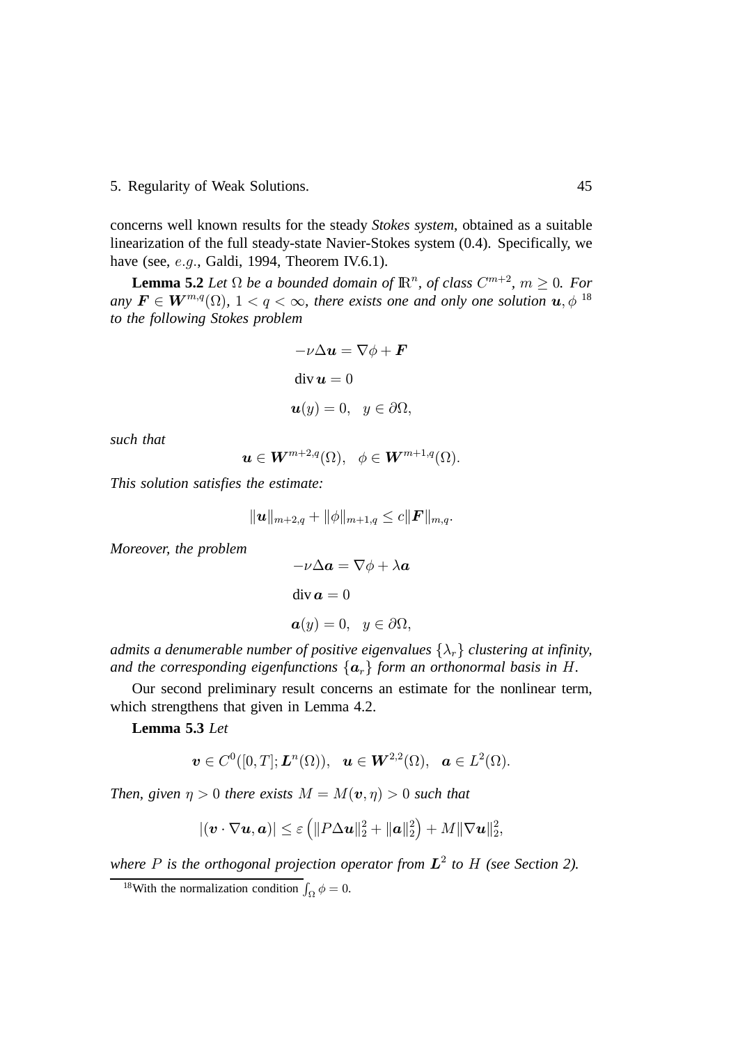concerns well known results for the steady *Stokes system*, obtained as a suitable linearization of the full steady-state Navier-Stokes system (0.4). Specifically, we have (see, $e.g.$, Galdi, 1994, Theorem IV.6.1).

**Lemma 5.2** *Let $\Omega$ be a bounded domain of $\mathbb{R}^n$, of class $C^{m+2}$, $m \geq 0$. For any $\boldsymbol{F} \in \boldsymbol{W}^{m,q}(\Omega)$, $1 < q < \infty$, there exists one and only one solution $\boldsymbol{u}, \phi$* [18] *to the following Stokes problem*

$$
\begin{aligned}
&-\nu \Delta \boldsymbol{u} = \nabla \phi + \boldsymbol{F} \\
&\operatorname{div} \boldsymbol{u} = 0 \\
&\boldsymbol{u}(y) = 0, \quad y \in \partial\Omega,
\end{aligned}
$$

*such that*

$$
\boldsymbol{u} \in \boldsymbol{W}^{m+2,q}(\Omega), \quad \phi \in \boldsymbol{W}^{m+1,q}(\Omega).
$$

*This solution satisfies the estimate:*

$$
\|\boldsymbol{u}\|_{m+2,q} + \|\phi\|_{m+1,q} \leq c \|\boldsymbol{F}\|_{m,q}.
$$

*Moreover, the problem*

$$
\begin{aligned}
&-\nu \Delta \boldsymbol{a} = \nabla \phi + \lambda \boldsymbol{a} \\
&\operatorname{div} \boldsymbol{a} = 0 \\
&\boldsymbol{a}(y) = 0, \quad y \in \partial\Omega,
\end{aligned}
$$

*admits a denumerable number of positive eigenvalues $\{\lambda_r\}$ clustering at infinity, and the corresponding eigenfunctions $\{\boldsymbol{a}_r\}$ form an orthonormal basis in $H$.*

Our second preliminary result concerns an estimate for the nonlinear term, which strengthens that given in Lemma 4.2.

**Lemma 5.3** *Let*

$$
\boldsymbol{v} \in C^0([0,T]; \boldsymbol{L}^n(\Omega)), \quad \boldsymbol{u} \in \boldsymbol{W}^{2,2}(\Omega), \quad \boldsymbol{a} \in L^2(\Omega).
$$

*Then, given $\eta > 0$ there exists $M = M(\boldsymbol{v}, \eta) > 0$ such that*

$$
|(\boldsymbol{v} \cdot \nabla \boldsymbol{u}, \boldsymbol{a})| \leq \varepsilon \left( \|P\Delta \boldsymbol{u}\|_2^2 + \|\boldsymbol{a}\|_2^2 \right) + M \|\nabla \boldsymbol{u}\|_2^2,
$$

*where $P$ is the orthogonal projection operator from $\boldsymbol{L}^2$ to $H$ (see Section 2).*

[18] With the normalization condition $\int_\Omega \phi = 0$.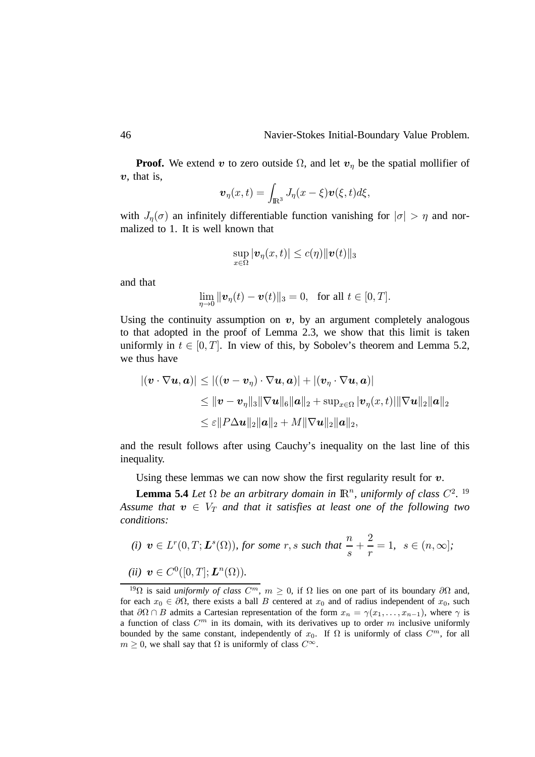**Proof.** We extend $\boldsymbol{v}$ to zero outside $\Omega$, and let $\boldsymbol{v}_\eta$ be the spatial mollifier of $\boldsymbol{v}$, that is,

$$\boldsymbol{v}_\eta(x,t) = \int_{\mathbb{R}^3} J_\eta(x-\xi)\boldsymbol{v}(\xi,t)d\xi,$$

with $J_\eta(\sigma)$ an infinitely differentiable function vanishing for $|\sigma| > \eta$ and normalized to 1. It is well known that

$$\sup_{x\in\Omega} |\boldsymbol{v}_\eta(x,t)| \leq c(\eta)\|\boldsymbol{v}(t)\|_3$$

and that

$$\lim_{\eta\to 0} \|\boldsymbol{v}_\eta(t) - \boldsymbol{v}(t)\|_3 = 0, \quad \text{for all } t \in [0,T].$$

Using the continuity assumption on $\boldsymbol{v}$, by an argument completely analogous to that adopted in the proof of Lemma 2.3, we show that this limit is taken uniformly in $t \in [0,T]$. In view of this, by Sobolev's theorem and Lemma 5.2, we thus have

$$\begin{aligned}
|(\boldsymbol{v}\cdot\nabla\boldsymbol{u},\boldsymbol{a})| &\leq |((\boldsymbol{v}-\boldsymbol{v}_\eta)\cdot\nabla\boldsymbol{u},\boldsymbol{a})| + |(\boldsymbol{v}_\eta\cdot\nabla\boldsymbol{u},\boldsymbol{a})| \\
&\leq \|\boldsymbol{v}-\boldsymbol{v}_\eta\|_3\|\nabla\boldsymbol{u}\|_6\|\boldsymbol{a}\|_2 + \sup_{x\in\Omega}|\boldsymbol{v}_\eta(x,t)|\|\nabla\boldsymbol{u}\|_2\|\boldsymbol{a}\|_2 \\
&\leq \varepsilon\|P\Delta\boldsymbol{u}\|_2\|\boldsymbol{a}\|_2 + M\|\nabla\boldsymbol{u}\|_2\|\boldsymbol{a}\|_2,
\end{aligned}$$

and the result follows after using Cauchy's inequality on the last line of this inequality.

Using these lemmas we can now show the first regularity result for $\boldsymbol{v}$.

**Lemma 5.4** *Let $\Omega$ be an arbitrary domain in $\mathbb{R}^n$, uniformly of class $C^2$.* [19] *Assume that $\boldsymbol{v} \in V_T$ and that it satisfies at least one of the following two conditions:*

*(i) $\boldsymbol{v} \in L^r(0,T;\boldsymbol{L}^s(\Omega))$, for some $r,s$ such that $\dfrac{n}{s} + \dfrac{2}{r} = 1,\;\; s \in (n,\infty]$;*

*(ii) $\boldsymbol{v} \in C^0([0,T];\boldsymbol{L}^n(\Omega))$.*

---

[19] $\Omega$ is said *uniformly of class $C^m$*, $m \geq 0$, if $\Omega$ lies on one part of its boundary $\partial\Omega$ and, for each $x_0 \in \partial\Omega$, there exists a ball $B$ centered at $x_0$ and of radius independent of $x_0$, such that $\partial\Omega \cap B$ admits a Cartesian representation of the form $x_n = \gamma(x_1,\ldots,x_{n-1})$, where $\gamma$ is a function of class $C^m$ in its domain, with its derivatives up to order $m$ inclusive uniformly bounded by the same constant, independently of $x_0$. If $\Omega$ is uniformly of class $C^m$, for all $m \geq 0$, we shall say that $\Omega$ is uniformly of class $C^\infty$.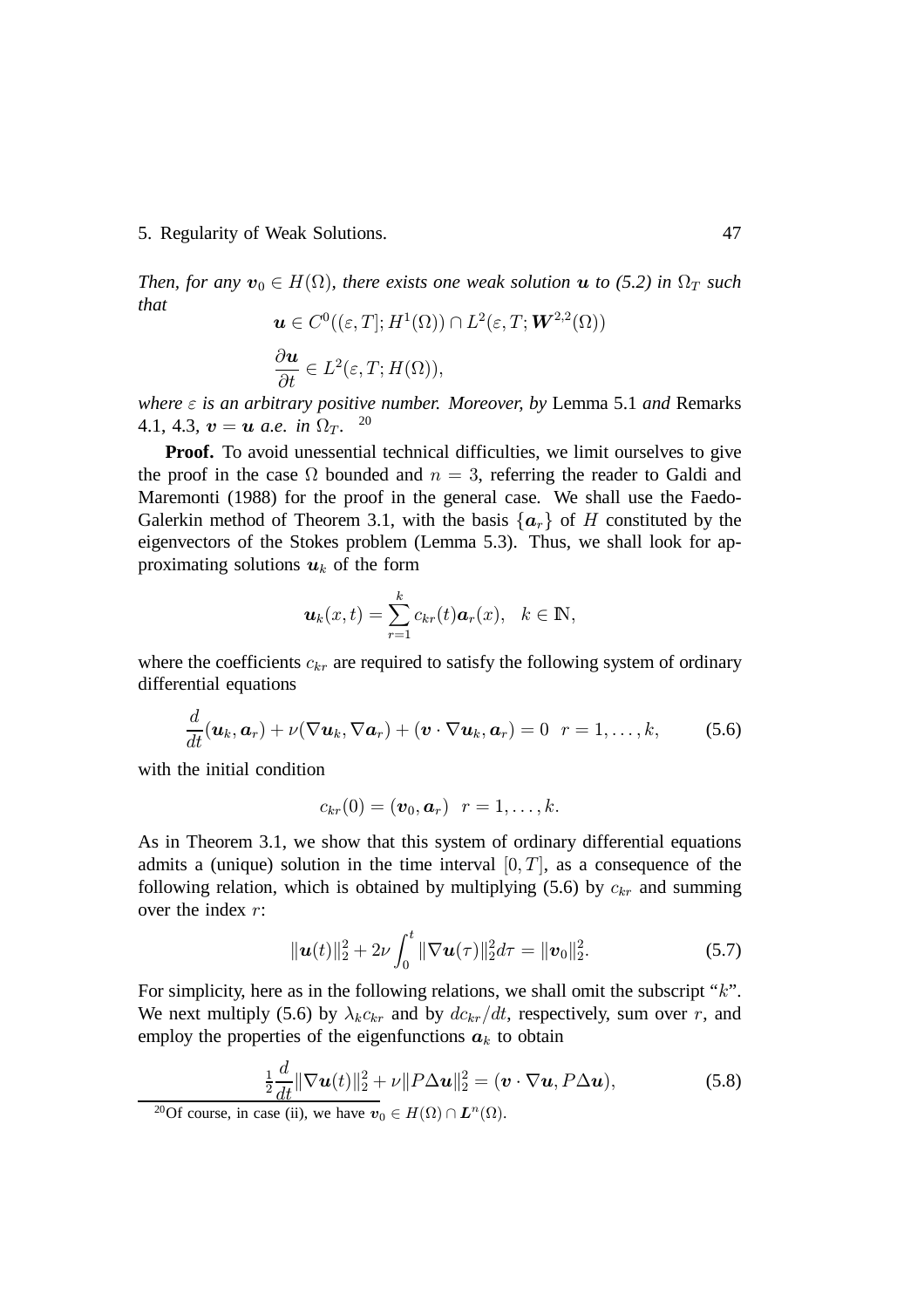*Then, for any $\boldsymbol{v}_0 \in H(\Omega)$, there exists one weak solution $\boldsymbol{u}$ to (5.2) in $\Omega_T$ such that*

$$\boldsymbol{u} \in C^0((\varepsilon, T]; H^1(\Omega)) \cap L^2(\varepsilon, T; \boldsymbol{W}^{2,2}(\Omega))$$

$$\frac{\partial \boldsymbol{u}}{\partial t} \in L^2(\varepsilon, T; H(\Omega)),$$

*where $\varepsilon$ is an arbitrary positive number. Moreover, by* Lemma 5.1 *and* Remarks 4.1, 4.3, *$\boldsymbol{v} = \boldsymbol{u}$ a.e. in $\Omega_T$.* [20]

**Proof.** To avoid unessential technical difficulties, we limit ourselves to give the proof in the case $\Omega$ bounded and $n = 3$, referring the reader to Galdi and Maremonti (1988) for the proof in the general case. We shall use the Faedo-Galerkin method of Theorem 3.1, with the basis $\{\boldsymbol{a}_r\}$ of $H$ constituted by the eigenvectors of the Stokes problem (Lemma 5.3). Thus, we shall look for approximating solutions $\boldsymbol{u}_k$ of the form

$$\boldsymbol{u}_k(x,t) = \sum_{r=1}^{k} c_{kr}(t)\boldsymbol{a}_r(x), \quad k \in \mathbb{N},$$

where the coefficients $c_{kr}$ are required to satisfy the following system of ordinary differential equations

$$\frac{d}{dt}(\boldsymbol{u}_k, \boldsymbol{a}_r) + \nu(\nabla \boldsymbol{u}_k, \nabla \boldsymbol{a}_r) + (\boldsymbol{v} \cdot \nabla \boldsymbol{u}_k, \boldsymbol{a}_r) = 0 \quad r = 1, \ldots, k, \tag{5.6}$$

with the initial condition

$$c_{kr}(0) = (\boldsymbol{v}_0, \boldsymbol{a}_r) \quad r = 1, \ldots, k.$$

As in Theorem 3.1, we show that this system of ordinary differential equations admits a (unique) solution in the time interval $[0, T]$, as a consequence of the following relation, which is obtained by multiplying (5.6) by $c_{kr}$ and summing over the index $r$:

$$\|\boldsymbol{u}(t)\|_2^2 + 2\nu \int_0^t \|\nabla \boldsymbol{u}(\tau)\|_2^2 d\tau = \|\boldsymbol{v}_0\|_2^2. \tag{5.7}$$

For simplicity, here as in the following relations, we shall omit the subscript "$k$". We next multiply (5.6) by $\lambda_k c_{kr}$ and by $dc_{kr}/dt$, respectively, sum over $r$, and employ the properties of the eigenfunctions $\boldsymbol{a}_k$ to obtain

$$\tfrac{1}{2}\frac{d}{dt}\|\nabla \boldsymbol{u}(t)\|_2^2 + \nu\|P\Delta \boldsymbol{u}\|_2^2 = (\boldsymbol{v} \cdot \nabla \boldsymbol{u}, P\Delta \boldsymbol{u}), \tag{5.8}$$

[20] Of course, in case (ii), we have $\boldsymbol{v}_0 \in H(\Omega) \cap \boldsymbol{L}^n(\Omega)$.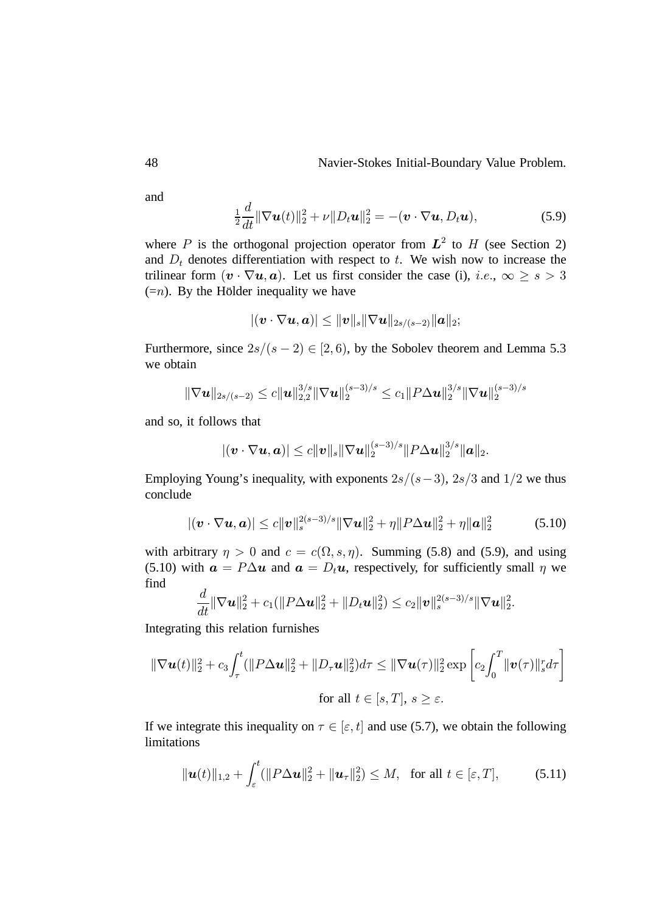and

$$\tfrac{1}{2}\frac{d}{dt}\|\nabla \boldsymbol{u}(t)\|_2^2 + \nu\|D_t\boldsymbol{u}\|_2^2 = -(\boldsymbol{v}\cdot\nabla\boldsymbol{u}, D_t\boldsymbol{u}), \tag{5.9}$$

where $P$ is the orthogonal projection operator from $\boldsymbol{L}^2$ to $H$ (see Section 2) and $D_t$ denotes differentiation with respect to $t$. We wish now to increase the trilinear form $(\boldsymbol{v}\cdot\nabla\boldsymbol{u}, \boldsymbol{a})$. Let us first consider the case (i), *i.e.*, $\infty \geq s > 3$ $(=n)$. By the Hölder inequality we have

$$|(\boldsymbol{v}\cdot\nabla\boldsymbol{u}, \boldsymbol{a})| \leq \|\boldsymbol{v}\|_s\|\nabla\boldsymbol{u}\|_{2s/(s-2)}\|\boldsymbol{a}\|_2;$$

Furthermore, since $2s/(s-2) \in [2, 6)$, by the Sobolev theorem and Lemma 5.3 we obtain

$$\|\nabla\boldsymbol{u}\|_{2s/(s-2)} \leq c\|\boldsymbol{u}\|_{2,2}^{3/s}\|\nabla\boldsymbol{u}\|_2^{(s-3)/s} \leq c_1\|P\Delta\boldsymbol{u}\|_2^{3/s}\|\nabla\boldsymbol{u}\|_2^{(s-3)/s}$$

and so, it follows that

$$|(\boldsymbol{v}\cdot\nabla\boldsymbol{u}, \boldsymbol{a})| \leq c\|\boldsymbol{v}\|_s\|\nabla\boldsymbol{u}\|_2^{(s-3)/s}\|P\Delta\boldsymbol{u}\|_2^{3/s}\|\boldsymbol{a}\|_2.$$

Employing Young's inequality, with exponents $2s/(s-3)$, $2s/3$ and $1/2$ we thus conclude

$$|(\boldsymbol{v}\cdot\nabla\boldsymbol{u}, \boldsymbol{a})| \leq c\|\boldsymbol{v}\|_s^{2(s-3)/s}\|\nabla\boldsymbol{u}\|_2^2 + \eta\|P\Delta\boldsymbol{u}\|_2^2 + \eta\|\boldsymbol{a}\|_2^2 \tag{5.10}$$

with arbitrary $\eta > 0$ and $c = c(\Omega, s, \eta)$. Summing (5.8) and (5.9), and using (5.10) with $\boldsymbol{a} = P\Delta\boldsymbol{u}$ and $\boldsymbol{a} = D_t\boldsymbol{u}$, respectively, for sufficiently small $\eta$ we find

$$\frac{d}{dt}\|\nabla\boldsymbol{u}\|_2^2 + c_1(\|P\Delta\boldsymbol{u}\|_2^2 + \|D_t\boldsymbol{u}\|_2^2) \leq c_2\|\boldsymbol{v}\|_s^{2(s-3)/s}\|\nabla\boldsymbol{u}\|_2^2.$$

Integrating this relation furnishes

$$\|\nabla\boldsymbol{u}(t)\|_2^2 + c_3\int_\tau^t(\|P\Delta\boldsymbol{u}\|_2^2 + \|D_\tau\boldsymbol{u}\|_2^2)d\tau \leq \|\nabla\boldsymbol{u}(\tau)\|_2^2\exp\left[c_2\int_0^T\|\boldsymbol{v}(\tau)\|_s^r d\tau\right]$$

$$\text{for all } t \in [s, T],\ s \geq \varepsilon.$$

If we integrate this inequality on $\tau \in [\varepsilon, t]$ and use (5.7), we obtain the following limitations

$$\|\boldsymbol{u}(t)\|_{1,2} + \int_\varepsilon^t(\|P\Delta\boldsymbol{u}\|_2^2 + \|\boldsymbol{u}_\tau\|_2^2) \leq M, \quad \text{for all } t \in [\varepsilon, T], \tag{5.11}$$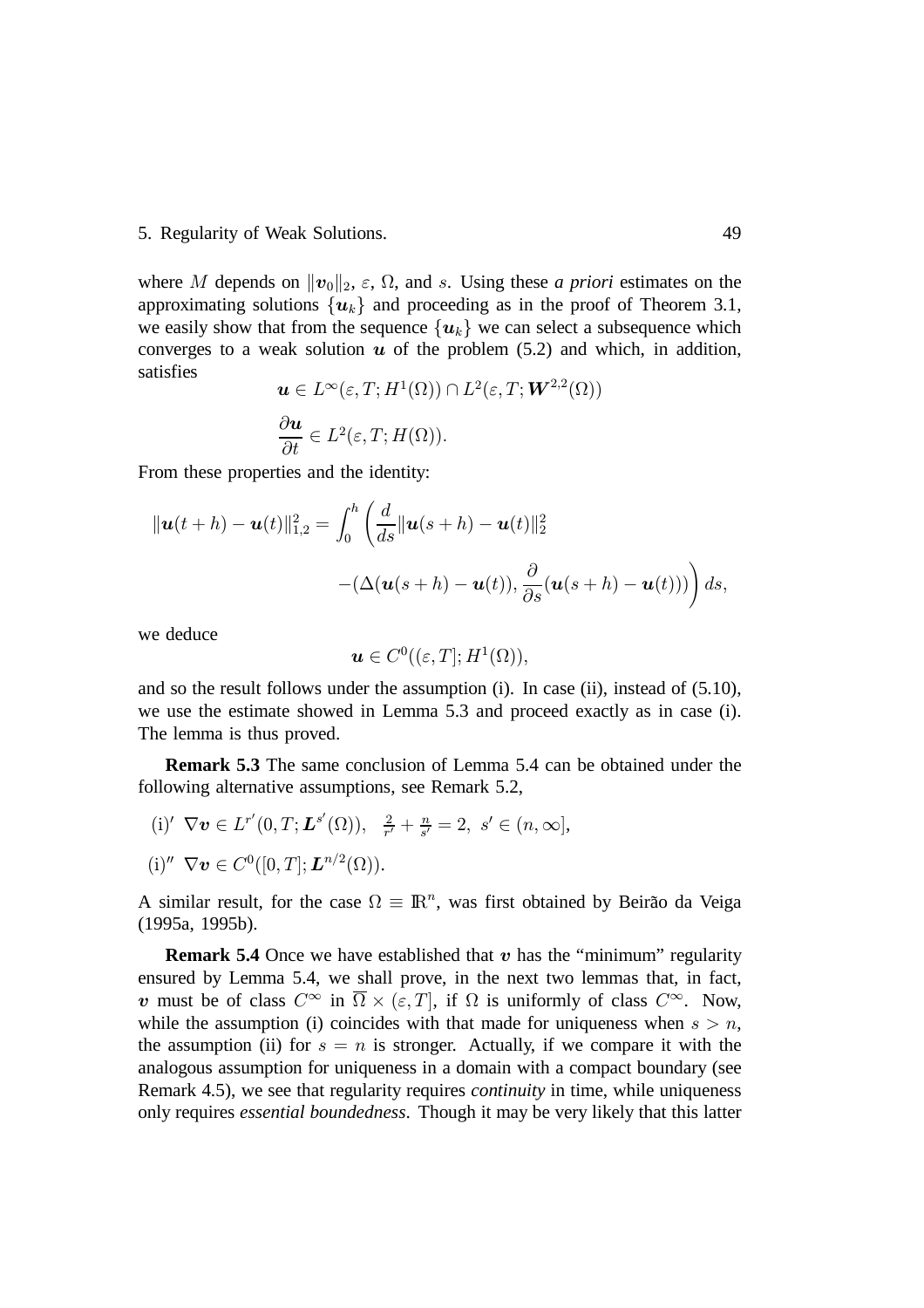where $M$ depends on $\|\boldsymbol{v}_0\|_2$, $\varepsilon$, $\Omega$, and $s$. Using these *a priori* estimates on the approximating solutions $\{\boldsymbol{u}_k\}$ and proceeding as in the proof of Theorem 3.1, we easily show that from the sequence $\{\boldsymbol{u}_k\}$ we can select a subsequence which converges to a weak solution $\boldsymbol{u}$ of the problem (5.2) and which, in addition, satisfies

$$\boldsymbol{u} \in L^\infty(\varepsilon, T; H^1(\Omega)) \cap L^2(\varepsilon, T; \boldsymbol{W}^{2,2}(\Omega))$$

$$\frac{\partial \boldsymbol{u}}{\partial t} \in L^2(\varepsilon, T; H(\Omega)).$$

From these properties and the identity:

$$\|\boldsymbol{u}(t+h) - \boldsymbol{u}(t)\|_{1,2}^2 = \int_0^h \left( \frac{d}{ds} \|\boldsymbol{u}(s+h) - \boldsymbol{u}(t)\|_2^2 \right.$$
$$\left. -(\Delta(\boldsymbol{u}(s+h) - \boldsymbol{u}(t)), \frac{\partial}{\partial s}(\boldsymbol{u}(s+h) - \boldsymbol{u}(t))) \right) ds,$$

we deduce

$$\boldsymbol{u} \in C^0((\varepsilon, T]; H^1(\Omega)),$$

and so the result follows under the assumption (i). In case (ii), instead of (5.10), we use the estimate showed in Lemma 5.3 and proceed exactly as in case (i). The lemma is thus proved.

**Remark 5.3** The same conclusion of Lemma 5.4 can be obtained under the following alternative assumptions, see Remark 5.2,

(i)$'$ $\nabla \boldsymbol{v} \in L^{r'}(0, T; \boldsymbol{L}^{s'}(\Omega))$, $\frac{2}{r'} + \frac{n}{s'} = 2$, $s' \in (n, \infty]$,

(i)$''$ $\nabla \boldsymbol{v} \in C^0([0, T]; \boldsymbol{L}^{n/2}(\Omega))$.

A similar result, for the case $\Omega \equiv \mathbb{R}^n$, was first obtained by Beirão da Veiga (1995a, 1995b).

**Remark 5.4** Once we have established that $\boldsymbol{v}$ has the "minimum" regularity ensured by Lemma 5.4, we shall prove, in the next two lemmas that, in fact, $\boldsymbol{v}$ must be of class $C^\infty$ in $\overline{\Omega} \times (\varepsilon, T]$, if $\Omega$ is uniformly of class $C^\infty$. Now, while the assumption (i) coincides with that made for uniqueness when $s > n$, the assumption (ii) for $s = n$ is stronger. Actually, if we compare it with the analogous assumption for uniqueness in a domain with a compact boundary (see Remark 4.5), we see that regularity requires *continuity* in time, while uniqueness only requires *essential boundedness*. Though it may be very likely that this latter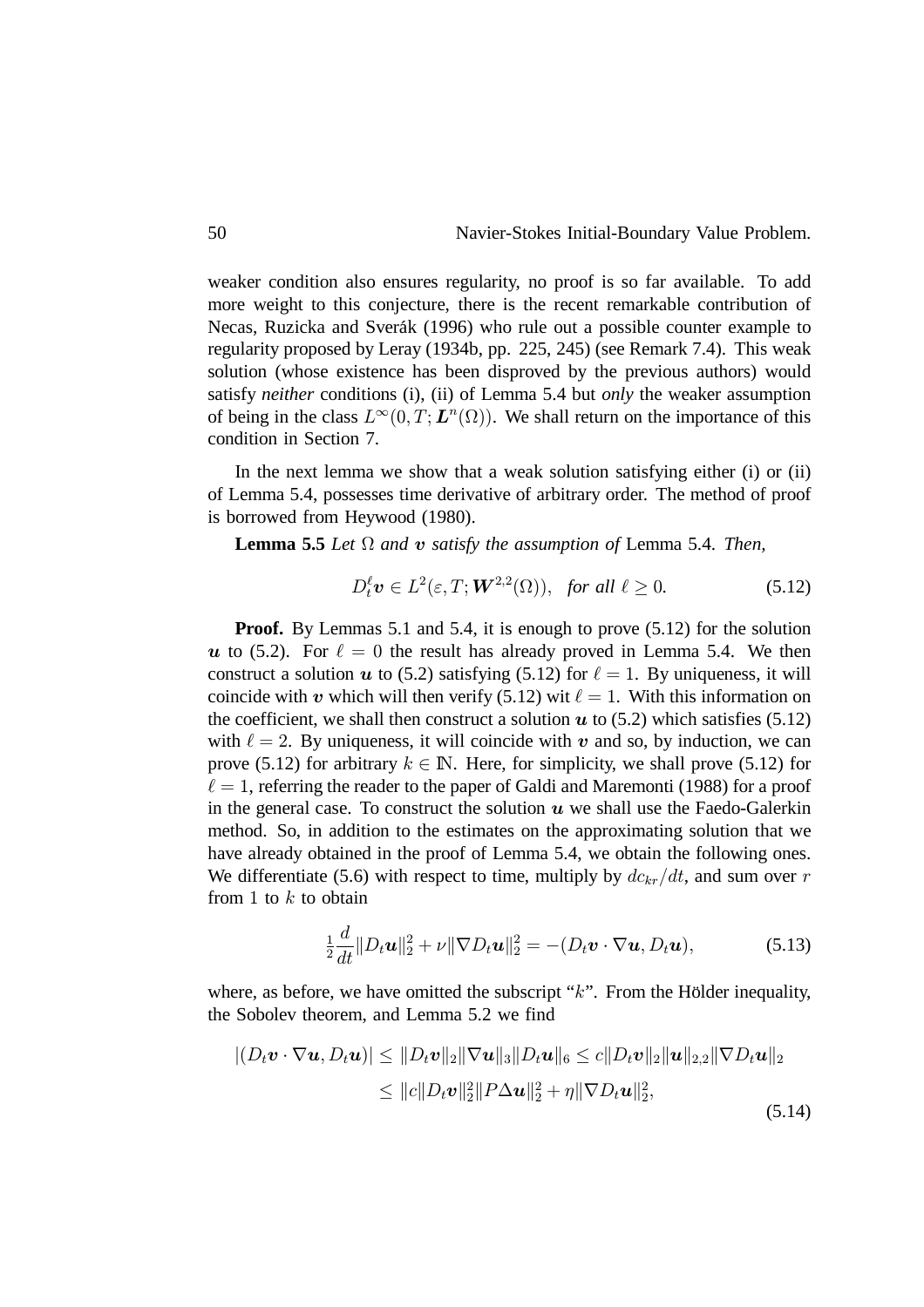weaker condition also ensures regularity, no proof is so far available. To add more weight to this conjecture, there is the recent remarkable contribution of Necas, Ruzicka and Sverák (1996) who rule out a possible counter example to regularity proposed by Leray (1934b, pp. 225, 245) (see Remark 7.4). This weak solution (whose existence has been disproved by the previous authors) would satisfy *neither* conditions (i), (ii) of Lemma 5.4 but *only* the weaker assumption of being in the class $L^\infty(0,T;\boldsymbol{L}^n(\Omega))$. We shall return on the importance of this condition in Section 7.

In the next lemma we show that a weak solution satisfying either (i) or (ii) of Lemma 5.4, possesses time derivative of arbitrary order. The method of proof is borrowed from Heywood (1980).

**Lemma 5.5** *Let* $\Omega$ *and* $\boldsymbol{v}$ *satisfy the assumption of* Lemma 5.4. *Then,*

$$D_t^\ell \boldsymbol{v} \in L^2(\varepsilon, T; \boldsymbol{W}^{2,2}(\Omega)), \quad \textit{for all } \ell \geq 0. \tag{5.12}$$

**Proof.** By Lemmas 5.1 and 5.4, it is enough to prove (5.12) for the solution $\boldsymbol{u}$ to (5.2). For $\ell = 0$ the result has already proved in Lemma 5.4. We then construct a solution $\boldsymbol{u}$ to (5.2) satisfying (5.12) for $\ell = 1$. By uniqueness, it will coincide with $\boldsymbol{v}$ which will then verify (5.12) wit $\ell = 1$. With this information on the coefficient, we shall then construct a solution $\boldsymbol{u}$ to (5.2) which satisfies (5.12) with $\ell = 2$. By uniqueness, it will coincide with $\boldsymbol{v}$ and so, by induction, we can prove (5.12) for arbitrary $k \in \mathbb{N}$. Here, for simplicity, we shall prove (5.12) for $\ell = 1$, referring the reader to the paper of Galdi and Maremonti (1988) for a proof in the general case. To construct the solution $\boldsymbol{u}$ we shall use the Faedo-Galerkin method. So, in addition to the estimates on the approximating solution that we have already obtained in the proof of Lemma 5.4, we obtain the following ones. We differentiate (5.6) with respect to time, multiply by $dc_{kr}/dt$, and sum over $r$ from 1 to $k$ to obtain

$$\tfrac{1}{2}\frac{d}{dt}\|D_t\boldsymbol{u}\|_2^2 + \nu\|\nabla D_t\boldsymbol{u}\|_2^2 = -(D_t\boldsymbol{v}\cdot\nabla\boldsymbol{u}, D_t\boldsymbol{u}), \tag{5.13}$$

where, as before, we have omitted the subscript "$k$". From the Hölder inequality, the Sobolev theorem, and Lemma 5.2 we find

$$\begin{aligned}|(D_t\boldsymbol{v}\cdot\nabla\boldsymbol{u}, D_t\boldsymbol{u})| &\leq \|D_t\boldsymbol{v}\|_2\|\nabla\boldsymbol{u}\|_3\|D_t\boldsymbol{u}\|_6 \leq c\|D_t\boldsymbol{v}\|_2\|\boldsymbol{u}\|_{2,2}\|\nabla D_t\boldsymbol{u}\|_2 \\ &\leq \|c\|D_t\boldsymbol{v}\|_2^2\|P\Delta\boldsymbol{u}\|_2^2 + \eta\|\nabla D_t\boldsymbol{u}\|_2^2,\end{aligned} \tag{5.14}$$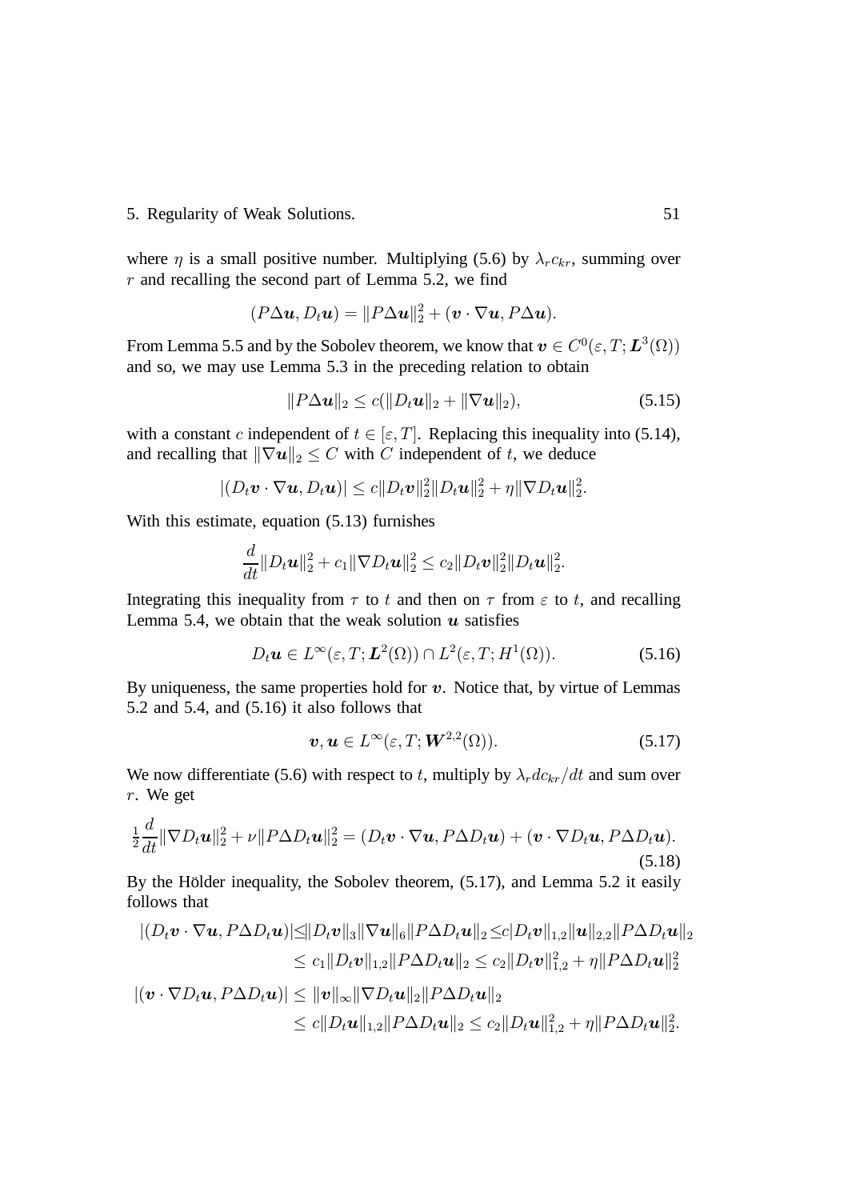where $\eta$ is a small positive number. Multiplying (5.6) by $\lambda_r c_{kr}$, summing over $r$ and recalling the second part of Lemma 5.2, we find

$$(P\Delta \boldsymbol{u}, D_t \boldsymbol{u}) = \|P\Delta \boldsymbol{u}\|_2^2 + (\boldsymbol{v} \cdot \nabla \boldsymbol{u}, P\Delta \boldsymbol{u}).$$

From Lemma 5.5 and by the Sobolev theorem, we know that $\boldsymbol{v} \in C^0(\varepsilon, T; \boldsymbol{L}^3(\Omega))$ and so, we may use Lemma 5.3 in the preceding relation to obtain

$$\|P\Delta \boldsymbol{u}\|_2 \leq c(\|D_t \boldsymbol{u}\|_2 + \|\nabla \boldsymbol{u}\|_2), \tag{5.15}$$

with a constant $c$ independent of $t \in [\varepsilon, T]$. Replacing this inequality into (5.14), and recalling that $\|\nabla \boldsymbol{u}\|_2 \leq C$ with $C$ independent of $t$, we deduce

$$|(D_t \boldsymbol{v} \cdot \nabla \boldsymbol{u}, D_t \boldsymbol{u})| \leq c\|D_t \boldsymbol{v}\|_2^2 \|D_t \boldsymbol{u}\|_2^2 + \eta \|\nabla D_t \boldsymbol{u}\|_2^2.$$

With this estimate, equation (5.13) furnishes

$$\frac{d}{dt}\|D_t \boldsymbol{u}\|_2^2 + c_1 \|\nabla D_t \boldsymbol{u}\|_2^2 \leq c_2 \|D_t \boldsymbol{v}\|_2^2 \|D_t \boldsymbol{u}\|_2^2.$$

Integrating this inequality from $\tau$ to $t$ and then on $\tau$ from $\varepsilon$ to $t$, and recalling Lemma 5.4, we obtain that the weak solution $\boldsymbol{u}$ satisfies

$$D_t \boldsymbol{u} \in L^\infty(\varepsilon, T; \boldsymbol{L}^2(\Omega)) \cap L^2(\varepsilon, T; H^1(\Omega)). \tag{5.16}$$

By uniqueness, the same properties hold for $\boldsymbol{v}$. Notice that, by virtue of Lemmas 5.2 and 5.4, and (5.16) it also follows that

$$\boldsymbol{v}, \boldsymbol{u} \in L^\infty(\varepsilon, T; \boldsymbol{W}^{2,2}(\Omega)). \tag{5.17}$$

We now differentiate (5.6) with respect to $t$, multiply by $\lambda_r dc_{kr}/dt$ and sum over $r$. We get

$$\tfrac{1}{2}\frac{d}{dt}\|\nabla D_t \boldsymbol{u}\|_2^2 + \nu \|P\Delta D_t \boldsymbol{u}\|_2^2 = (D_t \boldsymbol{v} \cdot \nabla \boldsymbol{u}, P\Delta D_t \boldsymbol{u}) + (\boldsymbol{v} \cdot \nabla D_t \boldsymbol{u}, P\Delta D_t \boldsymbol{u}). \tag{5.18}$$

By the Hölder inequality, the Sobolev theorem, (5.17), and Lemma 5.2 it easily follows that

$$\begin{aligned}
|(D_t \boldsymbol{v} \cdot \nabla \boldsymbol{u}, P\Delta D_t \boldsymbol{u})| &\leq \|D_t \boldsymbol{v}\|_3 \|\nabla \boldsymbol{u}\|_6 \|P\Delta D_t \boldsymbol{u}\|_2 \leq c\|D_t \boldsymbol{v}\|_{1,2} \|\boldsymbol{u}\|_{2,2} \|P\Delta D_t \boldsymbol{u}\|_2 \\
&\leq c_1 \|D_t \boldsymbol{v}\|_{1,2} \|P\Delta D_t \boldsymbol{u}\|_2 \leq c_2 \|D_t \boldsymbol{v}\|_{1,2}^2 + \eta \|P\Delta D_t \boldsymbol{u}\|_2^2 \\
|(\boldsymbol{v} \cdot \nabla D_t \boldsymbol{u}, P\Delta D_t \boldsymbol{u})| &\leq \|\boldsymbol{v}\|_\infty \|\nabla D_t \boldsymbol{u}\|_2 \|P\Delta D_t \boldsymbol{u}\|_2 \\
&\leq c\|D_t \boldsymbol{u}\|_{1,2} \|P\Delta D_t \boldsymbol{u}\|_2 \leq c_2 \|D_t \boldsymbol{u}\|_{1,2}^2 + \eta \|P\Delta D_t \boldsymbol{u}\|_2^2.
\end{aligned}$$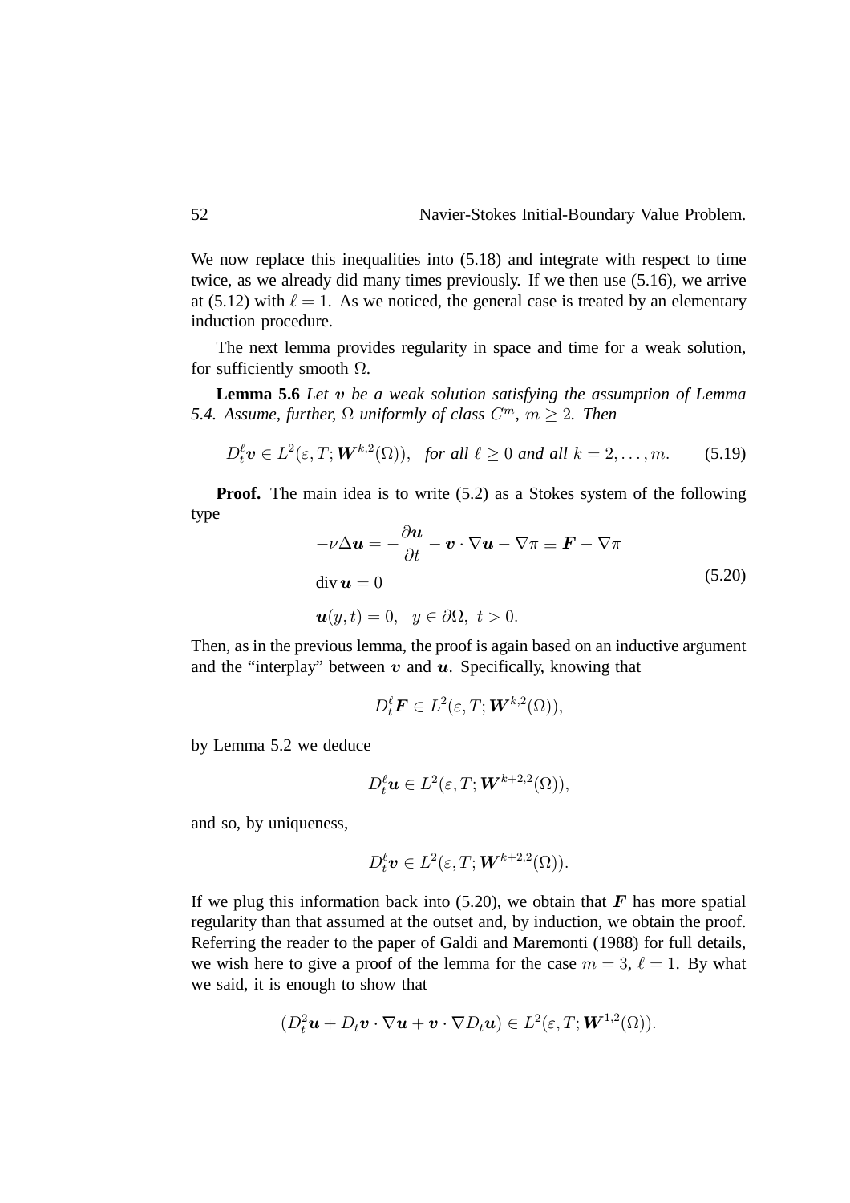We now replace this inequalities into (5.18) and integrate with respect to time twice, as we already did many times previously. If we then use (5.16), we arrive at (5.12) with $\ell = 1$. As we noticed, the general case is treated by an elementary induction procedure.

The next lemma provides regularity in space and time for a weak solution, for sufficiently smooth $\Omega$.

**Lemma 5.6** *Let $\boldsymbol{v}$ be a weak solution satisfying the assumption of Lemma 5.4. Assume, further, $\Omega$ uniformly of class $C^m$, $m \geq 2$. Then*

$$D_t^\ell \boldsymbol{v} \in L^2(\varepsilon, T; \boldsymbol{W}^{k,2}(\Omega)), \quad \textit{for all } \ell \geq 0 \textit{ and all } k = 2, \ldots, m. \tag{5.19}$$

**Proof.** The main idea is to write (5.2) as a Stokes system of the following type

$$\begin{aligned}
&-\nu \Delta \boldsymbol{u} = -\frac{\partial \boldsymbol{u}}{\partial t} - \boldsymbol{v} \cdot \nabla \boldsymbol{u} - \nabla \pi \equiv \boldsymbol{F} - \nabla \pi \\
&\operatorname{div} \boldsymbol{u} = 0 \\
&\boldsymbol{u}(y,t) = 0, \quad y \in \partial\Omega, \ t > 0.
\end{aligned} \tag{5.20}$$

Then, as in the previous lemma, the proof is again based on an inductive argument and the "interplay" between $\boldsymbol{v}$ and $\boldsymbol{u}$. Specifically, knowing that

$$D_t^\ell \boldsymbol{F} \in L^2(\varepsilon, T; \boldsymbol{W}^{k,2}(\Omega)),$$

by Lemma 5.2 we deduce

$$D_t^\ell \boldsymbol{u} \in L^2(\varepsilon, T; \boldsymbol{W}^{k+2,2}(\Omega)),$$

and so, by uniqueness,

$$D_t^\ell \boldsymbol{v} \in L^2(\varepsilon, T; \boldsymbol{W}^{k+2,2}(\Omega)).$$

If we plug this information back into (5.20), we obtain that $\boldsymbol{F}$ has more spatial regularity than that assumed at the outset and, by induction, we obtain the proof. Referring the reader to the paper of Galdi and Maremonti (1988) for full details, we wish here to give a proof of the lemma for the case $m = 3$, $\ell = 1$. By what we said, it is enough to show that

$$(D_t^2 \boldsymbol{u} + D_t \boldsymbol{v} \cdot \nabla \boldsymbol{u} + \boldsymbol{v} \cdot \nabla D_t \boldsymbol{u}) \in L^2(\varepsilon, T; \boldsymbol{W}^{1,2}(\Omega)).$$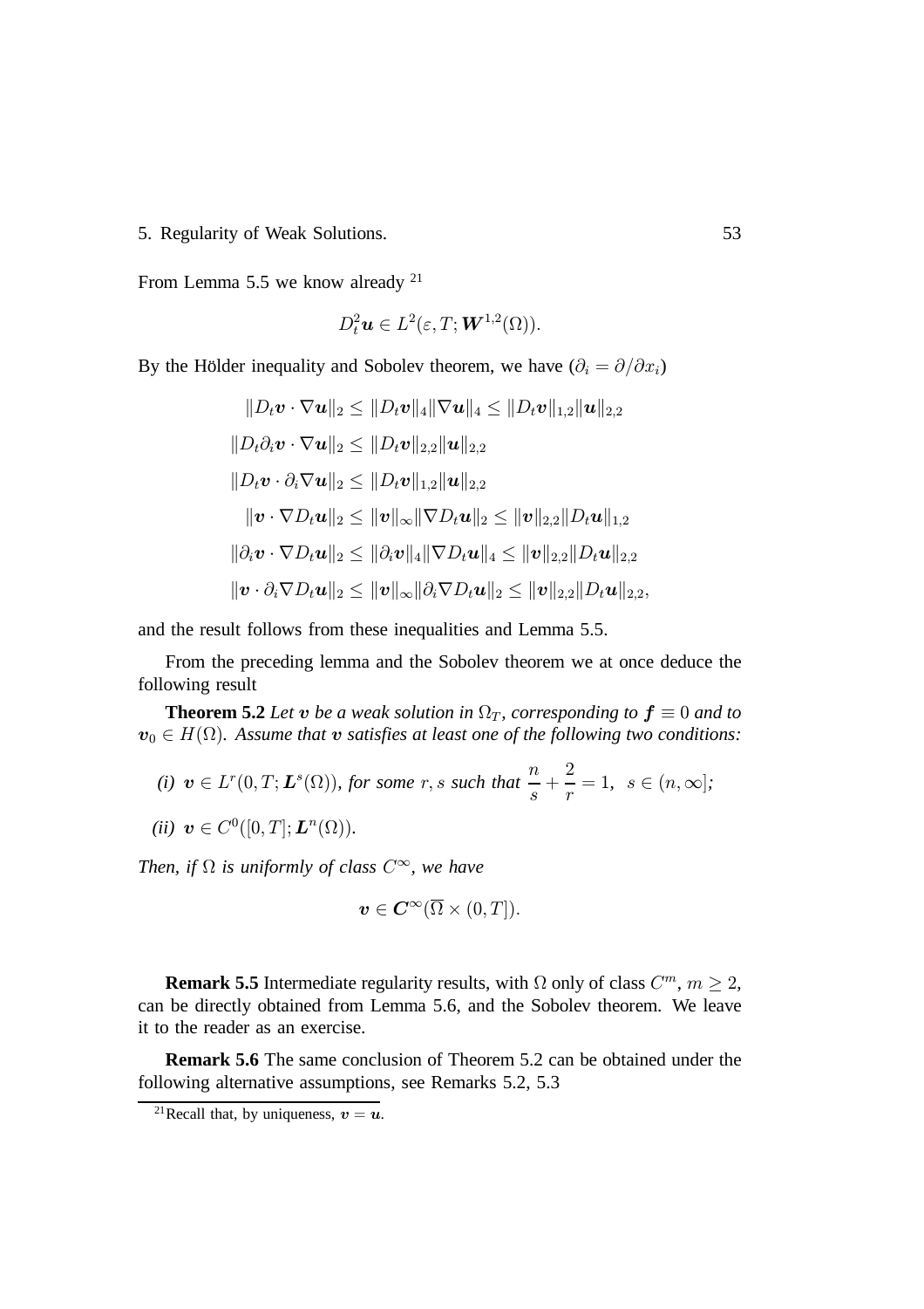From Lemma 5.5 we know already [21]

$$D_t^2 \boldsymbol{u} \in L^2(\varepsilon, T; \boldsymbol{W}^{1,2}(\Omega)).$$

By the Hölder inequality and Sobolev theorem, we have ($\partial_i = \partial/\partial x_i$)

$$
\begin{aligned}
\|D_t \boldsymbol{v} \cdot \nabla \boldsymbol{u}\|_2 &\leq \|D_t \boldsymbol{v}\|_4 \|\nabla \boldsymbol{u}\|_4 \leq \|D_t \boldsymbol{v}\|_{1,2} \|\boldsymbol{u}\|_{2,2} \\
\|D_t \partial_i \boldsymbol{v} \cdot \nabla \boldsymbol{u}\|_2 &\leq \|D_t \boldsymbol{v}\|_{2,2} \|\boldsymbol{u}\|_{2,2} \\
\|D_t \boldsymbol{v} \cdot \partial_i \nabla \boldsymbol{u}\|_2 &\leq \|D_t \boldsymbol{v}\|_{1,2} \|\boldsymbol{u}\|_{2,2} \\
\|\boldsymbol{v} \cdot \nabla D_t \boldsymbol{u}\|_2 &\leq \|\boldsymbol{v}\|_\infty \|\nabla D_t \boldsymbol{u}\|_2 \leq \|\boldsymbol{v}\|_{2,2} \|D_t \boldsymbol{u}\|_{1,2} \\
\|\partial_i \boldsymbol{v} \cdot \nabla D_t \boldsymbol{u}\|_2 &\leq \|\partial_i \boldsymbol{v}\|_4 \|\nabla D_t \boldsymbol{u}\|_4 \leq \|\boldsymbol{v}\|_{2,2} \|D_t \boldsymbol{u}\|_{2,2} \\
\|\boldsymbol{v} \cdot \partial_i \nabla D_t \boldsymbol{u}\|_2 &\leq \|\boldsymbol{v}\|_\infty \|\partial_i \nabla D_t \boldsymbol{u}\|_2 \leq \|\boldsymbol{v}\|_{2,2} \|D_t \boldsymbol{u}\|_{2,2},
\end{aligned}
$$

and the result follows from these inequalities and Lemma 5.5.

From the preceding lemma and the Sobolev theorem we at once deduce the following result

**Theorem 5.2** *Let $\boldsymbol{v}$ be a weak solution in $\Omega_T$, corresponding to $\boldsymbol{f} \equiv 0$ and to $\boldsymbol{v}_0 \in H(\Omega)$. Assume that $\boldsymbol{v}$ satisfies at least one of the following two conditions:*

*(i) $\boldsymbol{v} \in L^r(0, T; \boldsymbol{L}^s(\Omega))$, for some $r, s$ such that $\dfrac{n}{s} + \dfrac{2}{r} = 1$, $s \in (n, \infty]$;*

*(ii) $\boldsymbol{v} \in C^0([0, T]; \boldsymbol{L}^n(\Omega))$.*

*Then, if $\Omega$ is uniformly of class $C^\infty$, we have*

$$\boldsymbol{v} \in \boldsymbol{C}^\infty(\overline{\Omega} \times (0, T]).$$

**Remark 5.5** Intermediate regularity results, with $\Omega$ only of class $C^m$, $m \geq 2$, can be directly obtained from Lemma 5.6, and the Sobolev theorem. We leave it to the reader as an exercise.

**Remark 5.6** The same conclusion of Theorem 5.2 can be obtained under the following alternative assumptions, see Remarks 5.2, 5.3

[21] Recall that, by uniqueness, $\boldsymbol{v} = \boldsymbol{u}$.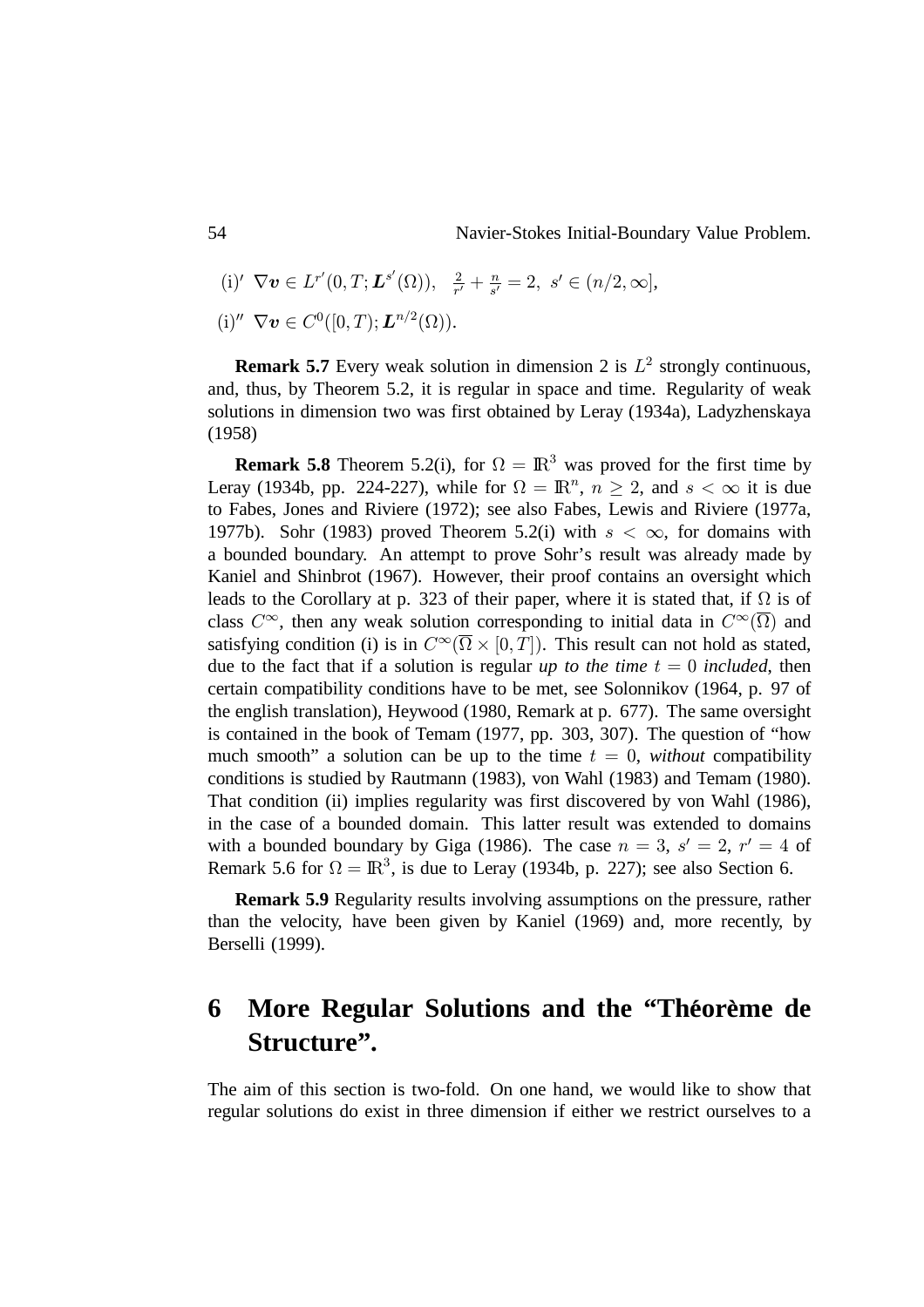(i)′ $\nabla \boldsymbol{v} \in L^{r'}(0,T;\boldsymbol{L}^{s'}(\Omega))$, $\frac{2}{r'} + \frac{n}{s'} = 2$, $s' \in (n/2, \infty]$,

(i)″ $\nabla \boldsymbol{v} \in C^0([0,T);\boldsymbol{L}^{n/2}(\Omega))$.

**Remark 5.7** Every weak solution in dimension 2 is $L^2$ strongly continuous, and, thus, by Theorem 5.2, it is regular in space and time. Regularity of weak solutions in dimension two was first obtained by Leray (1934a), Ladyzhenskaya (1958)

**Remark 5.8** Theorem 5.2(i), for $\Omega = \mathbb{R}^3$ was proved for the first time by Leray (1934b, pp. 224-227), while for $\Omega = \mathbb{R}^n$, $n \geq 2$, and $s < \infty$ it is due to Fabes, Jones and Riviere (1972); see also Fabes, Lewis and Riviere (1977a, 1977b). Sohr (1983) proved Theorem 5.2(i) with $s < \infty$, for domains with a bounded boundary. An attempt to prove Sohr's result was already made by Kaniel and Shinbrot (1967). However, their proof contains an oversight which leads to the Corollary at p. 323 of their paper, where it is stated that, if $\Omega$ is of class $C^\infty$, then any weak solution corresponding to initial data in $C^\infty(\overline{\Omega})$ and satisfying condition (i) is in $C^\infty(\overline{\Omega} \times [0,T])$. This result can not hold as stated, due to the fact that if a solution is regular *up to the time* $t = 0$ *included*, then certain compatibility conditions have to be met, see Solonnikov (1964, p. 97 of the english translation), Heywood (1980, Remark at p. 677). The same oversight is contained in the book of Temam (1977, pp. 303, 307). The question of "how much smooth" a solution can be up to the time $t = 0$, *without* compatibility conditions is studied by Rautmann (1983), von Wahl (1983) and Temam (1980). That condition (ii) implies regularity was first discovered by von Wahl (1986), in the case of a bounded domain. This latter result was extended to domains with a bounded boundary by Giga (1986). The case $n = 3$, $s' = 2$, $r' = 4$ of Remark 5.6 for $\Omega = \mathbb{R}^3$, is due to Leray (1934b, p. 227); see also Section 6.

**Remark 5.9** Regularity results involving assumptions on the pressure, rather than the velocity, have been given by Kaniel (1969) and, more recently, by Berselli (1999).

# 6 More Regular Solutions and the "Théorème de Structure".

The aim of this section is two-fold. On one hand, we would like to show that regular solutions do exist in three dimension if either we restrict ourselves to a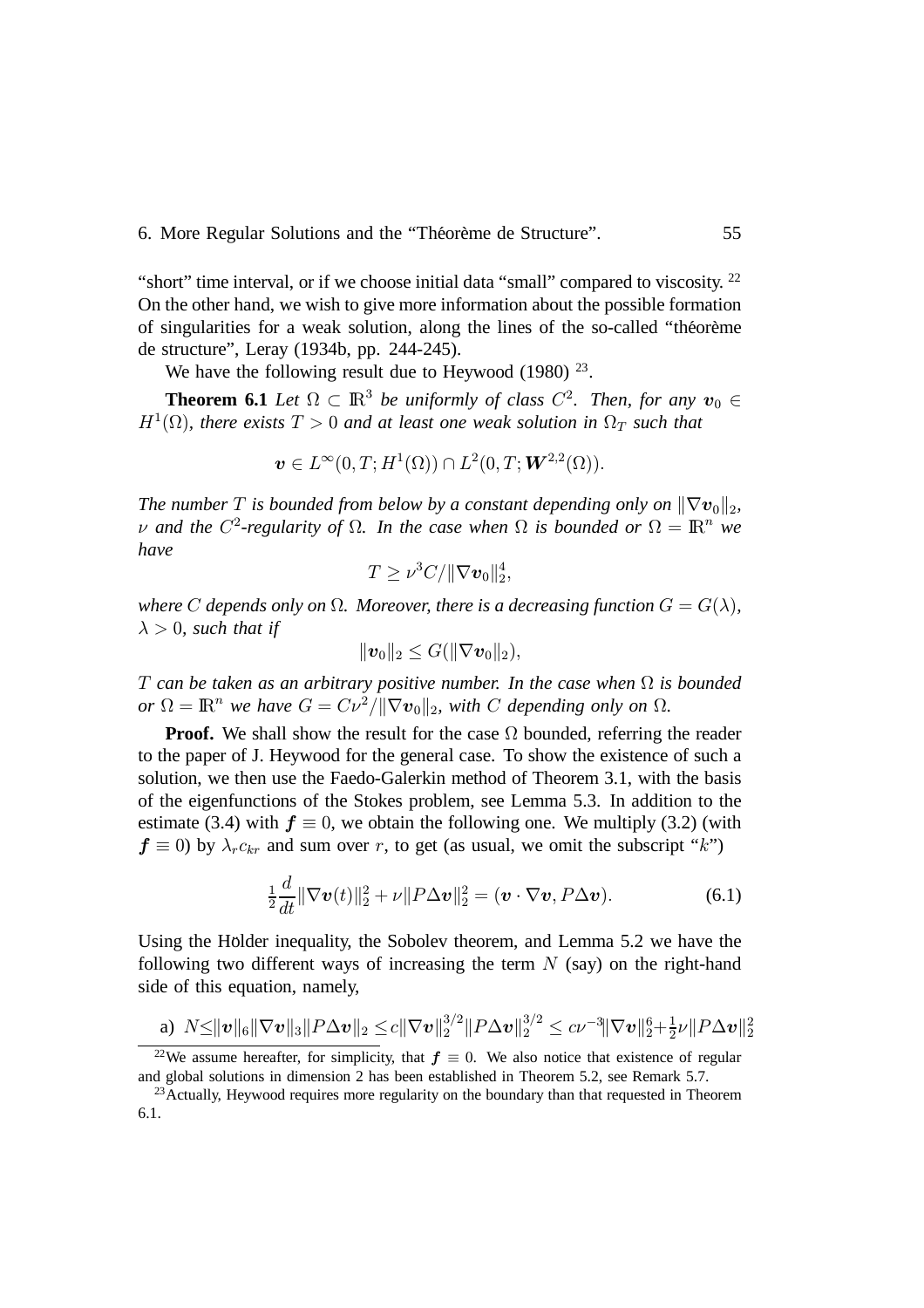"short" time interval, or if we choose initial data "small" compared to viscosity. [22] On the other hand, we wish to give more information about the possible formation of singularities for a weak solution, along the lines of the so-called "théorème de structure", Leray (1934b, pp. 244-245).

We have the following result due to Heywood (1980) [23].

**Theorem 6.1** *Let $\Omega \subset \mathbb{R}^3$ be uniformly of class $C^2$. Then, for any $\boldsymbol{v}_0 \in H^1(\Omega)$, there exists $T > 0$ and at least one weak solution in $\Omega_T$ such that*

$$\boldsymbol{v} \in L^\infty(0,T;H^1(\Omega)) \cap L^2(0,T;\boldsymbol{W}^{2,2}(\Omega)).$$

*The number $T$ is bounded from below by a constant depending only on $\|\nabla \boldsymbol{v}_0\|_2$, $\nu$ and the $C^2$-regularity of $\Omega$. In the case when $\Omega$ is bounded or $\Omega = \mathbb{R}^n$ we have*

$$T \geq \nu^3 C/\|\nabla \boldsymbol{v}_0\|_2^4,$$

*where $C$ depends only on $\Omega$. Moreover, there is a decreasing function $G = G(\lambda)$, $\lambda > 0$, such that if*

$$\|\boldsymbol{v}_0\|_2 \leq G(\|\nabla \boldsymbol{v}_0\|_2),$$

*$T$ can be taken as an arbitrary positive number. In the case when $\Omega$ is bounded or $\Omega = \mathbb{R}^n$ we have $G = C\nu^2/\|\nabla \boldsymbol{v}_0\|_2$, with $C$ depending only on $\Omega$.*

**Proof.** We shall show the result for the case $\Omega$ bounded, referring the reader to the paper of J. Heywood for the general case. To show the existence of such a solution, we then use the Faedo-Galerkin method of Theorem 3.1, with the basis of the eigenfunctions of the Stokes problem, see Lemma 5.3. In addition to the estimate (3.4) with $\boldsymbol{f} \equiv 0$, we obtain the following one. We multiply (3.2) (with $\boldsymbol{f} \equiv 0$) by $\lambda_r c_{kr}$ and sum over $r$, to get (as usual, we omit the subscript "$k$")

$$\tfrac{1}{2}\frac{d}{dt}\|\nabla \boldsymbol{v}(t)\|_2^2 + \nu\|P\Delta \boldsymbol{v}\|_2^2 = (\boldsymbol{v}\cdot\nabla \boldsymbol{v}, P\Delta \boldsymbol{v}). \tag{6.1}$$

Using the Hölder inequality, the Sobolev theorem, and Lemma 5.2 we have the following two different ways of increasing the term $N$ (say) on the right-hand side of this equation, namely,

a) $N \leq \|\boldsymbol{v}\|_6\|\nabla \boldsymbol{v}\|_3\|P\Delta \boldsymbol{v}\|_2 \leq c\|\nabla \boldsymbol{v}\|_2^{3/2}\|P\Delta \boldsymbol{v}\|_2^{3/2} \leq c\nu^{-3}\|\nabla \boldsymbol{v}\|_2^6 + \frac{1}{2}\nu\|P\Delta \boldsymbol{v}\|_2^2$

[22] We assume hereafter, for simplicity, that $\boldsymbol{f} \equiv 0$. We also notice that existence of regular and global solutions in dimension 2 has been established in Theorem 5.2, see Remark 5.7.

[23] Actually, Heywood requires more regularity on the boundary than that requested in Theorem 6.1.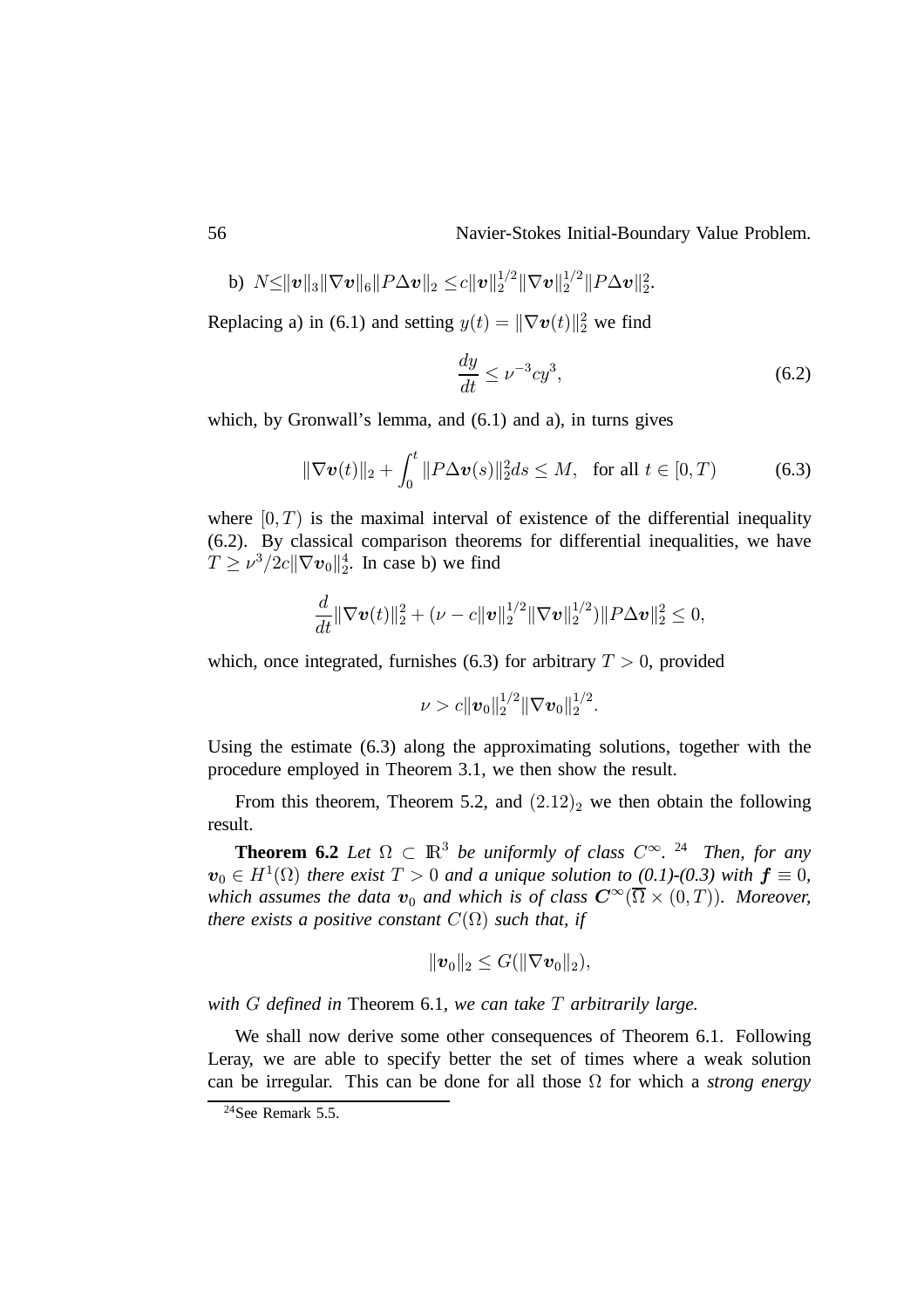b) $N \leq \|\boldsymbol{v}\|_3 \|\nabla \boldsymbol{v}\|_6 \|P\Delta \boldsymbol{v}\|_2 \leq c\|\boldsymbol{v}\|_2^{1/2} \|\nabla \boldsymbol{v}\|_2^{1/2} \|P\Delta \boldsymbol{v}\|_2^2$.

Replacing a) in (6.1) and setting $y(t) = \|\nabla \boldsymbol{v}(t)\|_2^2$ we find

$$\frac{dy}{dt} \leq \nu^{-3} c y^3, \tag{6.2}$$

which, by Gronwall's lemma, and (6.1) and a), in turns gives

$$\|\nabla \boldsymbol{v}(t)\|_2 + \int_0^t \|P\Delta \boldsymbol{v}(s)\|_2^2 ds \leq M, \quad \text{for all } t \in [0, T) \tag{6.3}$$

where $[0, T)$ is the maximal interval of existence of the differential inequality (6.2). By classical comparison theorems for differential inequalities, we have $T \geq \nu^3 / 2c\|\nabla \boldsymbol{v}_0\|_2^4$. In case b) we find

$$\frac{d}{dt}\|\nabla \boldsymbol{v}(t)\|_2^2 + (\nu - c\|\boldsymbol{v}\|_2^{1/2} \|\nabla \boldsymbol{v}\|_2^{1/2}) \|P\Delta \boldsymbol{v}\|_2^2 \leq 0,$$

which, once integrated, furnishes (6.3) for arbitrary $T > 0$, provided

$$\nu > c\|\boldsymbol{v}_0\|_2^{1/2} \|\nabla \boldsymbol{v}_0\|_2^{1/2}.$$

Using the estimate (6.3) along the approximating solutions, together with the procedure employed in Theorem 3.1, we then show the result.

From this theorem, Theorem 5.2, and $(2.12)_2$ we then obtain the following result.

**Theorem 6.2** *Let $\Omega \subset \mathbb{R}^3$ be uniformly of class $C^\infty$.* [24] *Then, for any $\boldsymbol{v}_0 \in H^1(\Omega)$ there exist $T > 0$ and a unique solution to (0.1)-(0.3) with $\boldsymbol{f} \equiv 0$, which assumes the data $\boldsymbol{v}_0$ and which is of class $\boldsymbol{C}^\infty(\overline{\Omega} \times (0, T))$. Moreover, there exists a positive constant $C(\Omega)$ such that, if*

$$\|\boldsymbol{v}_0\|_2 \leq G(\|\nabla \boldsymbol{v}_0\|_2),$$

*with $G$ defined in* Theorem 6.1, *we can take $T$ arbitrarily large.*

We shall now derive some other consequences of Theorem 6.1. Following Leray, we are able to specify better the set of times where a weak solution can be irregular. This can be done for all those $\Omega$ for which a *strong energy*

[24] See Remark 5.5.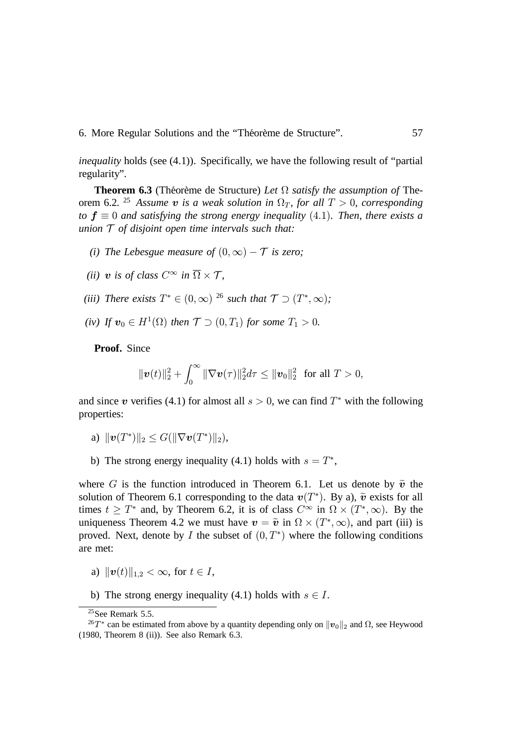*inequality* holds (see (4.1)). Specifically, we have the following result of "partial regularity".

**Theorem 6.3** (Théorème de Structure) *Let* $\Omega$ *satisfy the assumption of* Theorem 6.2. [25] *Assume* $\boldsymbol{v}$ *is a weak solution in* $\Omega_T$*, for all* $T > 0$*, corresponding to* $\boldsymbol{f} \equiv 0$ *and satisfying the strong energy inequality* $(4.1)$*. Then, there exists a union* $\mathcal{T}$ *of disjoint open time intervals such that:*

*(i) The Lebesgue measure of* $(0, \infty) - \mathcal{T}$ *is zero;*

*(ii)* $\boldsymbol{v}$ *is of class* $C^\infty$ *in* $\overline{\Omega} \times \mathcal{T}$*,*

*(iii) There exists* $T^* \in (0, \infty)$ [26] *such that* $\mathcal{T} \supset (T^*, \infty)$*;*

*(iv) If* $\boldsymbol{v}_0 \in H^1(\Omega)$ *then* $\mathcal{T} \supset (0, T_1)$ *for some* $T_1 > 0$*.*

**Proof.** Since

$$\|\boldsymbol{v}(t)\|_2^2 + \int_0^\infty \|\nabla \boldsymbol{v}(\tau)\|_2^2 d\tau \leq \|\boldsymbol{v}_0\|_2^2 \text{ for all } T > 0,$$

and since $\boldsymbol{v}$ verifies (4.1) for almost all $s > 0$, we can find $T^*$ with the following properties:

a) $\|\boldsymbol{v}(T^*)\|_2 \leq G(\|\nabla \boldsymbol{v}(T^*)\|_2)$,

b) The strong energy inequality (4.1) holds with $s = T^*$,

where $G$ is the function introduced in Theorem 6.1. Let us denote by $\widetilde{\boldsymbol{v}}$ the solution of Theorem 6.1 corresponding to the data $\boldsymbol{v}(T^*)$. By a), $\widetilde{\boldsymbol{v}}$ exists for all times $t \geq T^*$ and, by Theorem 6.2, it is of class $C^\infty$ in $\Omega \times (T^*, \infty)$. By the uniqueness Theorem 4.2 we must have $\boldsymbol{v} = \widetilde{\boldsymbol{v}}$ in $\Omega \times (T^*, \infty)$, and part (iii) is proved. Next, denote by $I$ the subset of $(0, T^*)$ where the following conditions are met:

a) $\|\boldsymbol{v}(t)\|_{1,2} < \infty$, for $t \in I$,

b) The strong energy inequality (4.1) holds with $s \in I$.

---

[25] See Remark 5.5.

[26] $T^*$ can be estimated from above by a quantity depending only on $\|\boldsymbol{v}_0\|_2$ and $\Omega$, see Heywood (1980, Theorem 8 (ii)). See also Remark 6.3.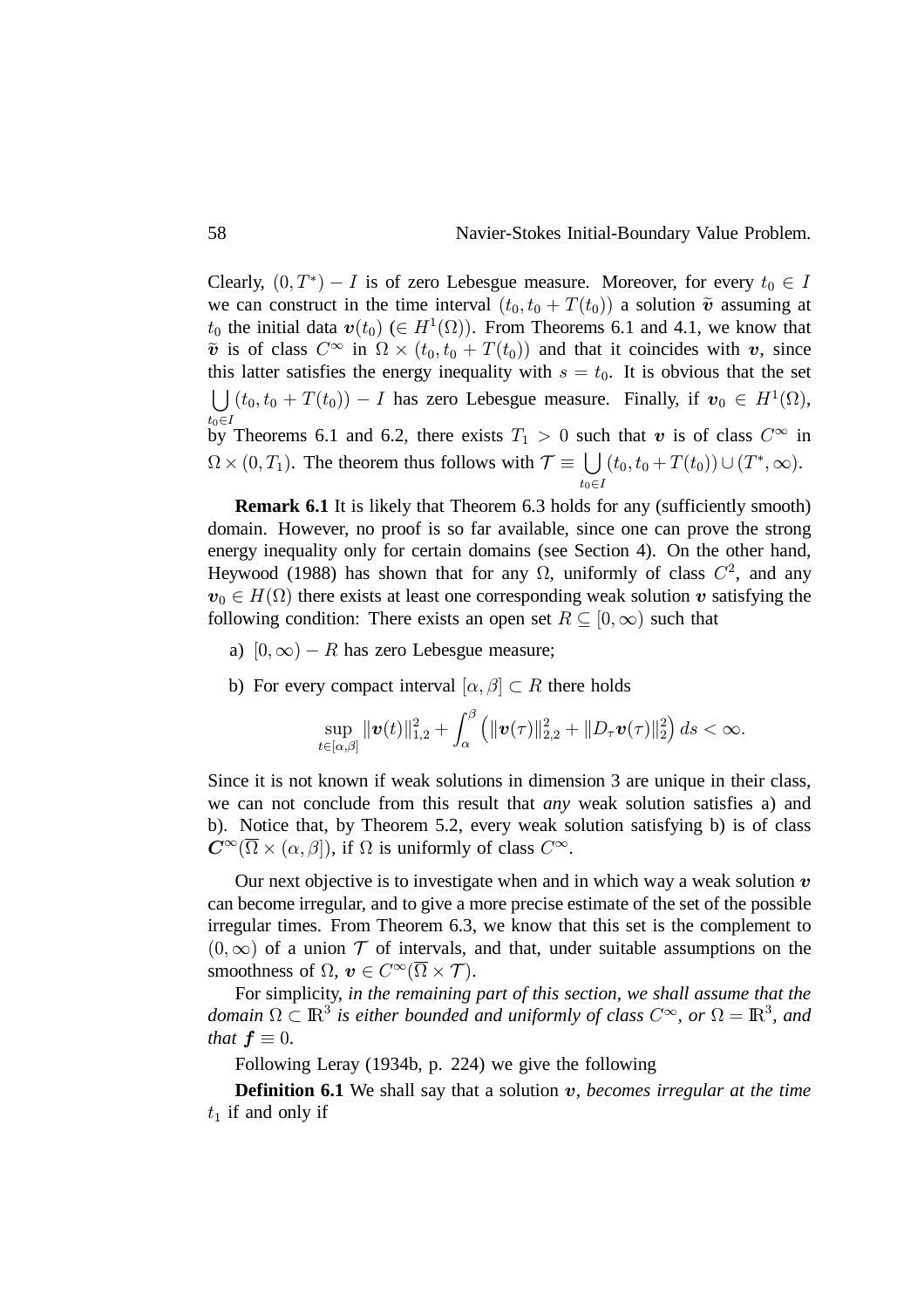Clearly, $(0, T^*) - I$ is of zero Lebesgue measure. Moreover, for every $t_0 \in I$ we can construct in the time interval $(t_0, t_0 + T(t_0))$ a solution $\widetilde{\boldsymbol{v}}$ assuming at $t_0$ the initial data $\boldsymbol{v}(t_0)$ ($\in H^1(\Omega)$). From Theorems 6.1 and 4.1, we know that $\widetilde{\boldsymbol{v}}$ is of class $C^\infty$ in $\Omega \times (t_0, t_0 + T(t_0))$ and that it coincides with $\boldsymbol{v}$, since this latter satisfies the energy inequality with $s = t_0$. It is obvious that the set $\bigcup_{t_0 \in I} (t_0, t_0 + T(t_0)) - I$ has zero Lebesgue measure. Finally, if $\boldsymbol{v}_0 \in H^1(\Omega)$, by Theorems 6.1 and 6.2, there exists $T_1 > 0$ such that $\boldsymbol{v}$ is of class $C^\infty$ in $\Omega \times (0, T_1)$. The theorem thus follows with $\mathcal{T} \equiv \bigcup_{t_0 \in I} (t_0, t_0 + T(t_0)) \cup (T^*, \infty)$.

**Remark 6.1** It is likely that Theorem 6.3 holds for any (sufficiently smooth) domain. However, no proof is so far available, since one can prove the strong energy inequality only for certain domains (see Section 4). On the other hand, Heywood (1988) has shown that for any $\Omega$, uniformly of class $C^2$, and any $\boldsymbol{v}_0 \in H(\Omega)$ there exists at least one corresponding weak solution $\boldsymbol{v}$ satisfying the following condition: There exists an open set $R \subseteq [0, \infty)$ such that

a) $[0, \infty) - R$ has zero Lebesgue measure;

b) For every compact interval $[\alpha, \beta] \subset R$ there holds

$$\sup_{t \in [\alpha, \beta]} \|\boldsymbol{v}(t)\|_{1,2}^2 + \int_\alpha^\beta \left( \|\boldsymbol{v}(\tau)\|_{2,2}^2 + \|D_\tau \boldsymbol{v}(\tau)\|_2^2 \right) ds < \infty.$$

Since it is not known if weak solutions in dimension 3 are unique in their class, we can not conclude from this result that *any* weak solution satisfies a) and b). Notice that, by Theorem 5.2, every weak solution satisfying b) is of class $\boldsymbol{C}^\infty(\overline{\Omega} \times (\alpha, \beta])$, if $\Omega$ is uniformly of class $C^\infty$.

Our next objective is to investigate when and in which way a weak solution $\boldsymbol{v}$ can become irregular, and to give a more precise estimate of the set of the possible irregular times. From Theorem 6.3, we know that this set is the complement to $(0, \infty)$ of a union $\mathcal{T}$ of intervals, and that, under suitable assumptions on the smoothness of $\Omega$, $\boldsymbol{v} \in C^\infty(\overline{\Omega} \times \mathcal{T})$.

For simplicity, *in the remaining part of this section, we shall assume that the domain $\Omega \subset \mathbb{R}^3$ is either bounded and uniformly of class $C^\infty$, or $\Omega = \mathbb{R}^3$, and that $\boldsymbol{f} \equiv 0$.*

Following Leray (1934b, p. 224) we give the following

**Definition 6.1** We shall say that a solution $\boldsymbol{v}$, *becomes irregular at the time* $t_1$ if and only if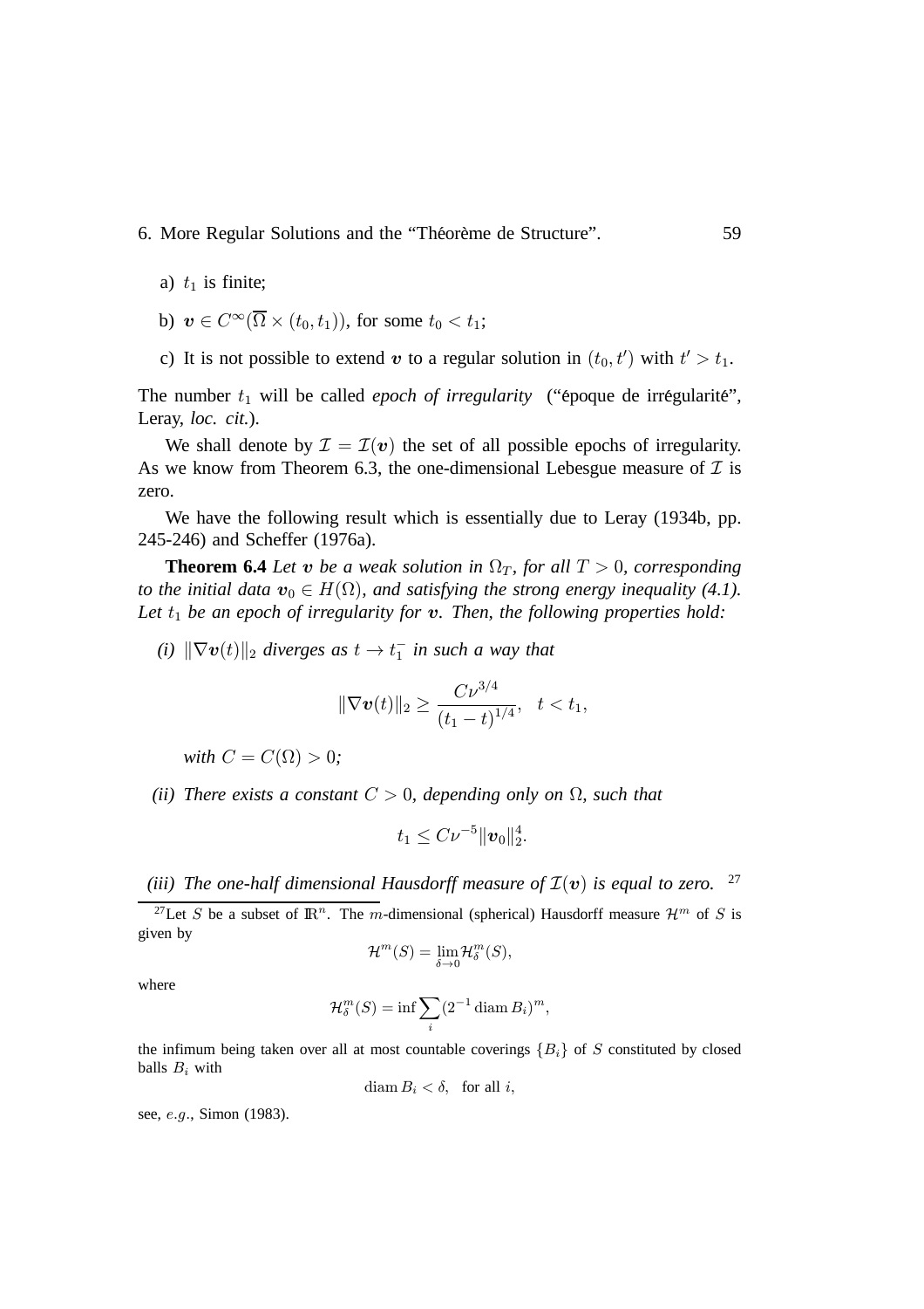a) $t_1$ is finite;

b) $\boldsymbol{v} \in C^\infty(\overline{\Omega} \times (t_0, t_1))$, for some $t_0 < t_1$;

c) It is not possible to extend $\boldsymbol{v}$ to a regular solution in $(t_0, t')$ with $t' > t_1$.

The number $t_1$ will be called *epoch of irregularity* ("époque de irrégularité", Leray, *loc. cit.*).

We shall denote by $\mathcal{I} = \mathcal{I}(\boldsymbol{v})$ the set of all possible epochs of irregularity. As we know from Theorem 6.3, the one-dimensional Lebesgue measure of $\mathcal{I}$ is zero.

We have the following result which is essentially due to Leray (1934b, pp. 245-246) and Scheffer (1976a).

**Theorem 6.4** *Let $\boldsymbol{v}$ be a weak solution in $\Omega_T$, for all $T > 0$, corresponding to the initial data $\boldsymbol{v}_0 \in H(\Omega)$, and satisfying the strong energy inequality (4.1). Let $t_1$ be an epoch of irregularity for $\boldsymbol{v}$. Then, the following properties hold:*

*(i)* $\|\nabla \boldsymbol{v}(t)\|_2$ *diverges as $t \to t_1^-$ in such a way that*

$$\|\nabla \boldsymbol{v}(t)\|_2 \geq \frac{C\nu^{3/4}}{(t_1 - t)^{1/4}}, \quad t < t_1,$$

*with $C = C(\Omega) > 0$;*

*(ii) There exists a constant $C > 0$, depending only on $\Omega$, such that*

$$t_1 \leq C\nu^{-5} \|\boldsymbol{v}_0\|_2^4.$$

*(iii) The one-half dimensional Hausdorff measure of $\mathcal{I}(\boldsymbol{v})$ is equal to zero.* [27]

[27] Let $S$ be a subset of $\mathbb{R}^n$. The $m$-dimensional (spherical) Hausdorff measure $\mathcal{H}^m$ of $S$ is given by

$$\mathcal{H}^m(S) = \lim_{\delta \to 0} \mathcal{H}^m_\delta(S),$$

where

$$\mathcal{H}^m_\delta(S) = \inf \sum_i (2^{-1} \operatorname{diam} B_i)^m,$$

the infimum being taken over all at most countable coverings $\{B_i\}$ of $S$ constituted by closed balls $B_i$ with

$$\operatorname{diam} B_i < \delta, \quad \text{for all } i,$$

see, *e.g.*, Simon (1983).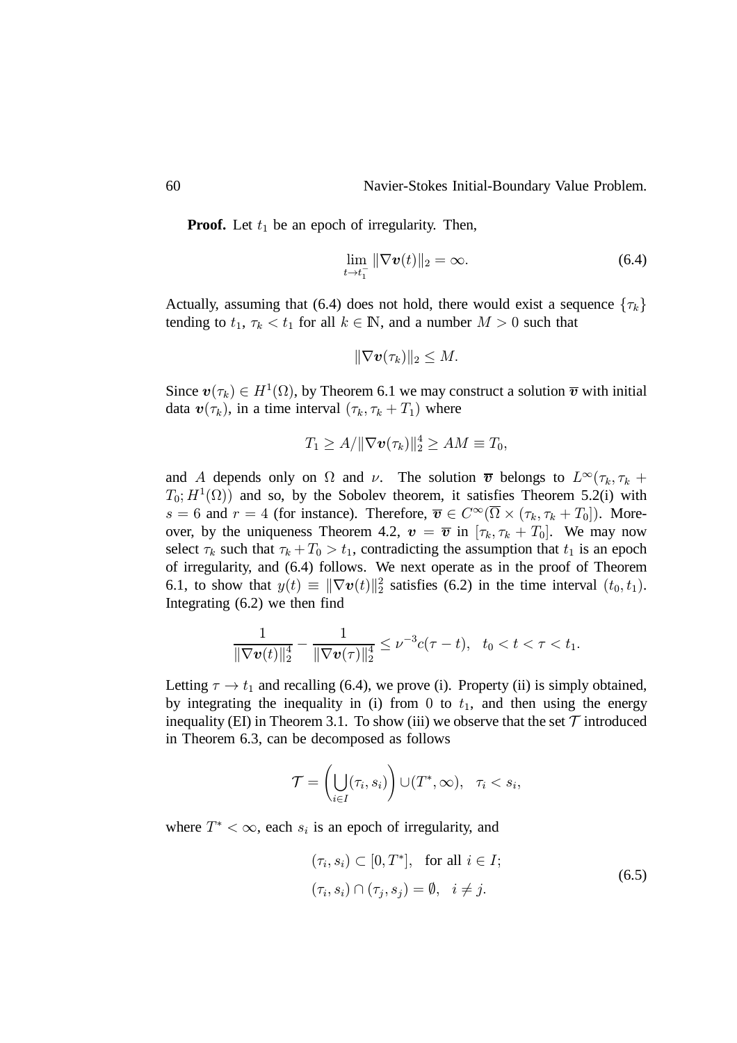**Proof.** Let $t_1$ be an epoch of irregularity. Then,

$$\lim_{t \to t_1^-} \|\nabla \boldsymbol{v}(t)\|_2 = \infty. \tag{6.4}$$

Actually, assuming that (6.4) does not hold, there would exist a sequence $\{\tau_k\}$ tending to $t_1$, $\tau_k < t_1$ for all $k \in \mathbb{N}$, and a number $M > 0$ such that

$$\|\nabla \boldsymbol{v}(\tau_k)\|_2 \le M.$$

Since $\boldsymbol{v}(\tau_k) \in H^1(\Omega)$, by Theorem 6.1 we may construct a solution $\overline{\boldsymbol{v}}$ with initial data $\boldsymbol{v}(\tau_k)$, in a time interval $(\tau_k, \tau_k + T_1)$ where

$$T_1 \ge A/\|\nabla \boldsymbol{v}(\tau_k)\|_2^4 \ge AM \equiv T_0,$$

and $A$ depends only on $\Omega$ and $\nu$. The solution $\overline{\boldsymbol{v}}$ belongs to $L^\infty(\tau_k, \tau_k + T_0; H^1(\Omega))$ and so, by the Sobolev theorem, it satisfies Theorem 5.2(i) with $s = 6$ and $r = 4$ (for instance). Therefore, $\overline{\boldsymbol{v}} \in C^\infty(\overline{\Omega} \times (\tau_k, \tau_k + T_0])$. Moreover, by the uniqueness Theorem 4.2, $\boldsymbol{v} = \overline{\boldsymbol{v}}$ in $[\tau_k, \tau_k + T_0]$. We may now select $\tau_k$ such that $\tau_k + T_0 > t_1$, contradicting the assumption that $t_1$ is an epoch of irregularity, and (6.4) follows. We next operate as in the proof of Theorem 6.1, to show that $y(t) \equiv \|\nabla \boldsymbol{v}(t)\|_2^2$ satisfies (6.2) in the time interval $(t_0, t_1)$. Integrating (6.2) we then find

$$\frac{1}{\|\nabla \boldsymbol{v}(t)\|_2^4} - \frac{1}{\|\nabla \boldsymbol{v}(\tau)\|_2^4} \le \nu^{-3} c(\tau - t), \quad t_0 < t < \tau < t_1.$$

Letting $\tau \to t_1$ and recalling (6.4), we prove (i). Property (ii) is simply obtained, by integrating the inequality in (i) from $0$ to $t_1$, and then using the energy inequality (EI) in Theorem 3.1. To show (iii) we observe that the set $\mathcal{T}$ introduced in Theorem 6.3, can be decomposed as follows

$$\mathcal{T} = \left( \bigcup_{i \in I} (\tau_i, s_i) \right) \cup (T^*, \infty), \quad \tau_i < s_i,$$

where $T^* < \infty$, each $s_i$ is an epoch of irregularity, and

$$\begin{aligned} &(\tau_i, s_i) \subset [0, T^*], \quad \text{for all } i \in I; \\ &(\tau_i, s_i) \cap (\tau_j, s_j) = \emptyset, \quad i \ne j. \end{aligned} \tag{6.5}$$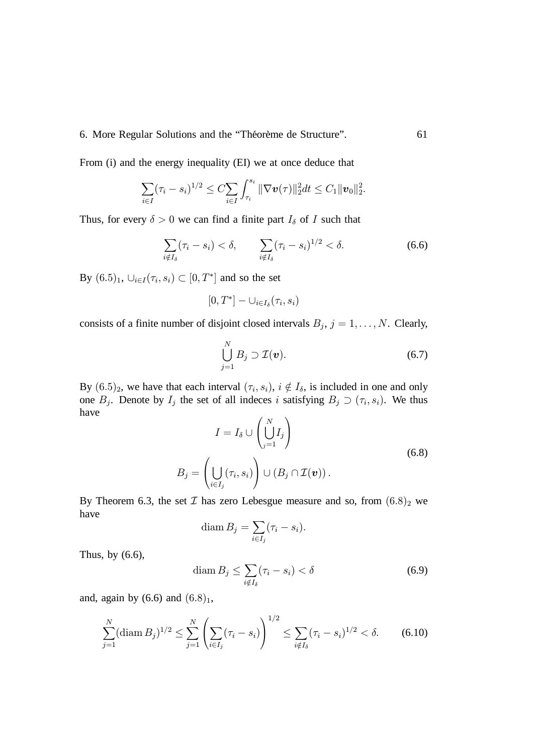From (i) and the energy inequality (EI) we at once deduce that

$$\sum_{i\in I}(\tau_i - s_i)^{1/2} \le C\sum_{i\in I}\int_{\tau_i}^{s_i} \|\nabla \boldsymbol{v}(\tau)\|_2^2 dt \le C_1\|\boldsymbol{v}_0\|_2^2.$$

Thus, for every $\delta > 0$ we can find a finite part $I_\delta$ of $I$ such that

$$\sum_{i\notin I_\delta}(\tau_i - s_i) < \delta, \qquad \sum_{i\notin I_\delta}(\tau_i - s_i)^{1/2} < \delta. \tag{6.6}$$

By $(6.5)_1$, $\cup_{i\in I}(\tau_i, s_i) \subset [0, T^*]$ and so the set

$$[0, T^*] - \cup_{i\in I_\delta}(\tau_i, s_i)$$

consists of a finite number of disjoint closed intervals $B_j$, $j = 1, \ldots, N$. Clearly,

$$\bigcup_{j=1}^{N} B_j \supset \mathcal{I}(\boldsymbol{v}). \tag{6.7}$$

By $(6.5)_2$, we have that each interval $(\tau_i, s_i)$, $i \notin I_\delta$, is included in one and only one $B_j$. Denote by $I_j$ the set of all indeces $i$ satisfying $B_j \supset (\tau_i, s_i)$. We thus have

$$\begin{aligned} I &= I_\delta \cup \left(\bigcup_{j=1}^{N} I_j\right) \\ B_j &= \left(\bigcup_{i\in I_j}(\tau_i, s_i)\right) \cup \left(B_j \cap \mathcal{I}(\boldsymbol{v})\right). \end{aligned} \tag{6.8}$$

By Theorem 6.3, the set $\mathcal{I}$ has zero Lebesgue measure and so, from $(6.8)_2$ we have

$$\operatorname{diam} B_j = \sum_{i\in I_j}(\tau_i - s_i).$$

Thus, by (6.6),

$$\operatorname{diam} B_j \le \sum_{i\notin I_\delta}(\tau_i - s_i) < \delta \tag{6.9}$$

and, again by (6.6) and $(6.8)_1$,

$$\sum_{j=1}^{N}(\operatorname{diam} B_j)^{1/2} \le \sum_{j=1}^{N}\left(\sum_{i\in I_j}(\tau_i - s_i)\right)^{1/2} \le \sum_{i\notin I_\delta}(\tau_i - s_i)^{1/2} < \delta. \tag{6.10}$$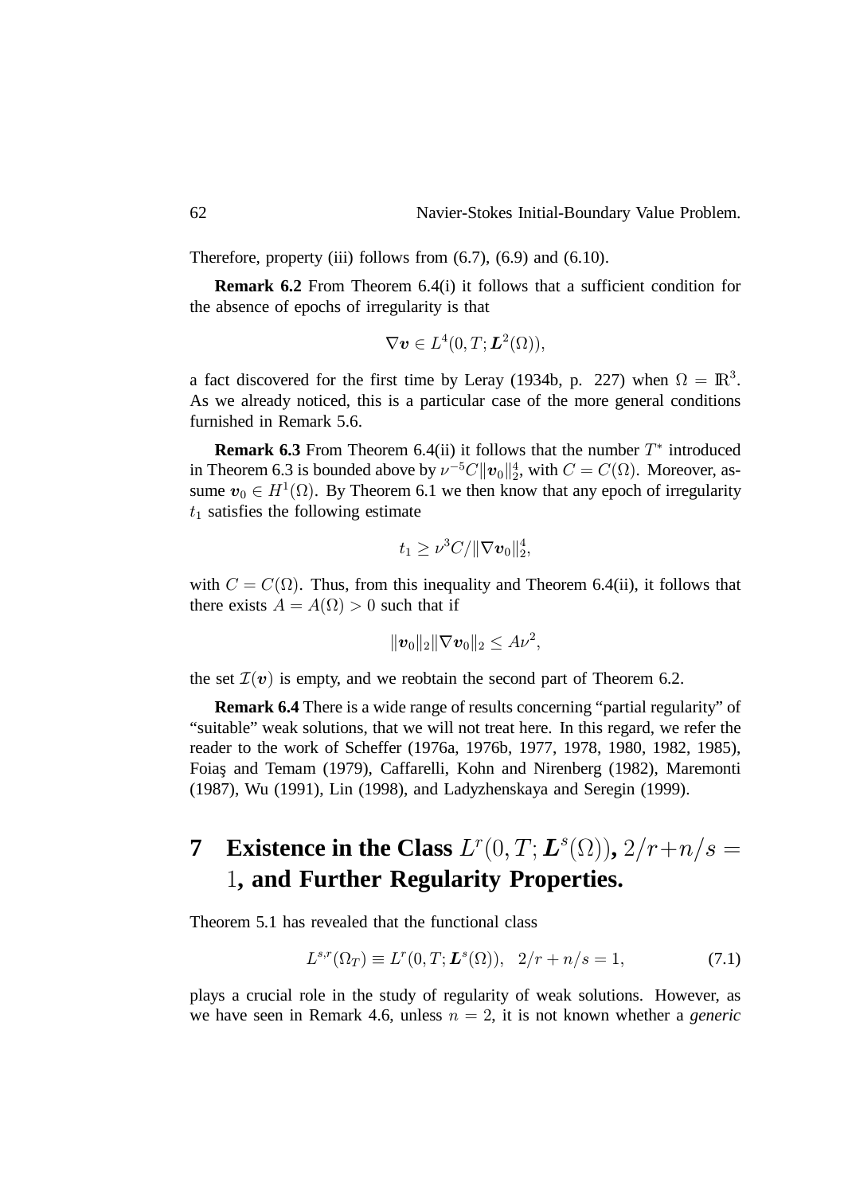Therefore, property (iii) follows from (6.7), (6.9) and (6.10).

**Remark 6.2** From Theorem 6.4(i) it follows that a sufficient condition for the absence of epochs of irregularity is that

$$\nabla \boldsymbol{v} \in L^4(0,T;\boldsymbol{L}^2(\Omega)),$$

a fact discovered for the first time by Leray (1934b, p. 227) when $\Omega = \mathbb{R}^3$. As we already noticed, this is a particular case of the more general conditions furnished in Remark 5.6.

**Remark 6.3** From Theorem 6.4(ii) it follows that the number $T^*$ introduced in Theorem 6.3 is bounded above by $\nu^{-5}C\|\boldsymbol{v}_0\|_2^4$, with $C = C(\Omega)$. Moreover, assume $\boldsymbol{v}_0 \in H^1(\Omega)$. By Theorem 6.1 we then know that any epoch of irregularity $t_1$ satisfies the following estimate

$$t_1 \geq \nu^3 C/\|\nabla \boldsymbol{v}_0\|_2^4,$$

with $C = C(\Omega)$. Thus, from this inequality and Theorem 6.4(ii), it follows that there exists $A = A(\Omega) > 0$ such that if

$$\|\boldsymbol{v}_0\|_2 \|\nabla \boldsymbol{v}_0\|_2 \leq A\nu^2,$$

the set $\mathcal{I}(\boldsymbol{v})$ is empty, and we reobtain the second part of Theorem 6.2.

**Remark 6.4** There is a wide range of results concerning "partial regularity" of "suitable" weak solutions, that we will not treat here. In this regard, we refer the reader to the work of Scheffer (1976a, 1976b, 1977, 1978, 1980, 1982, 1985), Foiaş and Temam (1979), Caffarelli, Kohn and Nirenberg (1982), Maremonti (1987), Wu (1991), Lin (1998), and Ladyzhenskaya and Seregin (1999).

# 7 Existence in the Class $L^r(0,T;\boldsymbol{L}^s(\Omega))$, $2/r+n/s = 1$, and Further Regularity Properties.

Theorem 5.1 has revealed that the functional class

$$L^{s,r}(\Omega_T) \equiv L^r(0,T;\boldsymbol{L}^s(\Omega)), \quad 2/r + n/s = 1, \tag{7.1}$$

plays a crucial role in the study of regularity of weak solutions. However, as we have seen in Remark 4.6, unless $n = 2$, it is not known whether a *generic*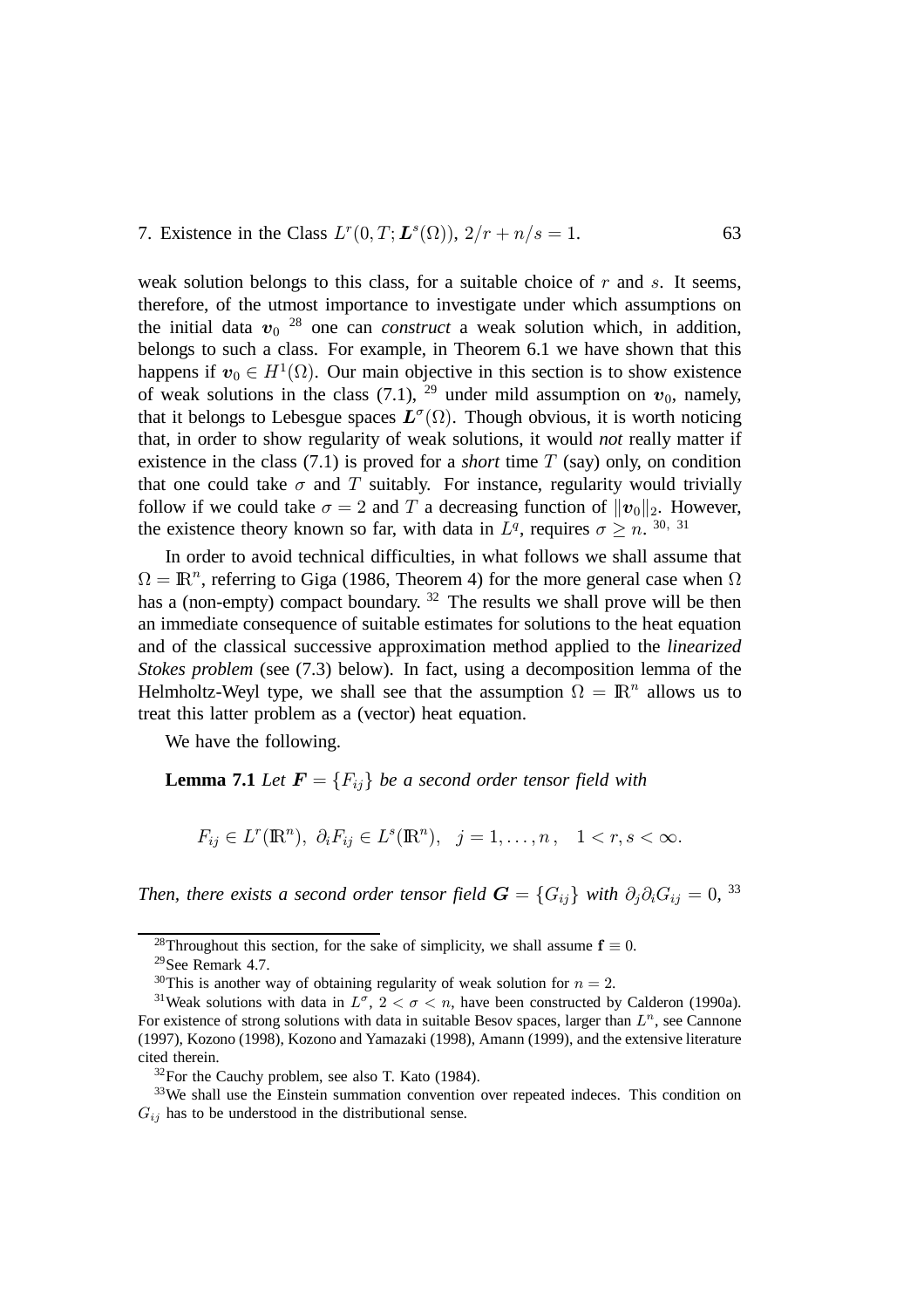weak solution belongs to this class, for a suitable choice of $r$ and $s$. It seems, therefore, of the utmost importance to investigate under which assumptions on the initial data $\boldsymbol{v}_0$ [28] one can *construct* a weak solution which, in addition, belongs to such a class. For example, in Theorem 6.1 we have shown that this happens if $\boldsymbol{v}_0 \in H^1(\Omega)$. Our main objective in this section is to show existence of weak solutions in the class (7.1), [29] under mild assumption on $\boldsymbol{v}_0$, namely, that it belongs to Lebesgue spaces $\boldsymbol{L}^\sigma(\Omega)$. Though obvious, it is worth noticing that, in order to show regularity of weak solutions, it would *not* really matter if existence in the class (7.1) is proved for a *short* time $T$ (say) only, on condition that one could take $\sigma$ and $T$ suitably. For instance, regularity would trivially follow if we could take $\sigma = 2$ and $T$ a decreasing function of $\|\boldsymbol{v}_0\|_2$. However, the existence theory known so far, with data in $L^q$, requires $\sigma \geq n$. [30, 31]

In order to avoid technical difficulties, in what follows we shall assume that $\Omega = \mathbb{R}^n$, referring to Giga (1986, Theorem 4) for the more general case when $\Omega$ has a (non-empty) compact boundary. [32] The results we shall prove will be then an immediate consequence of suitable estimates for solutions to the heat equation and of the classical successive approximation method applied to the *linearized Stokes problem* (see (7.3) below). In fact, using a decomposition lemma of the Helmholtz-Weyl type, we shall see that the assumption $\Omega = \mathbb{R}^n$ allows us to treat this latter problem as a (vector) heat equation.

We have the following.

**Lemma 7.1** *Let $\boldsymbol{F} = \{F_{ij}\}$ be a second order tensor field with*

$$F_{ij} \in L^r(\mathbb{R}^n),\ \partial_i F_{ij} \in L^s(\mathbb{R}^n), \quad j = 1, \ldots, n\,, \quad 1 < r, s < \infty.$$

*Then, there exists a second order tensor field $\boldsymbol{G} = \{G_{ij}\}$ with $\partial_j \partial_i G_{ij} = 0$,* [33]

---

[28] Throughout this section, for the sake of simplicity, we shall assume $\mathbf{f} \equiv 0$.

[29] See Remark 4.7.

[30] This is another way of obtaining regularity of weak solution for $n = 2$.

[31] Weak solutions with data in $L^\sigma$, $2 < \sigma < n$, have been constructed by Calderon (1990a). For existence of strong solutions with data in suitable Besov spaces, larger than $L^n$, see Cannone (1997), Kozono (1998), Kozono and Yamazaki (1998), Amann (1999), and the extensive literature cited therein.

[32] For the Cauchy problem, see also T. Kato (1984).

[33] We shall use the Einstein summation convention over repeated indeces. This condition on $G_{ij}$ has to be understood in the distributional sense.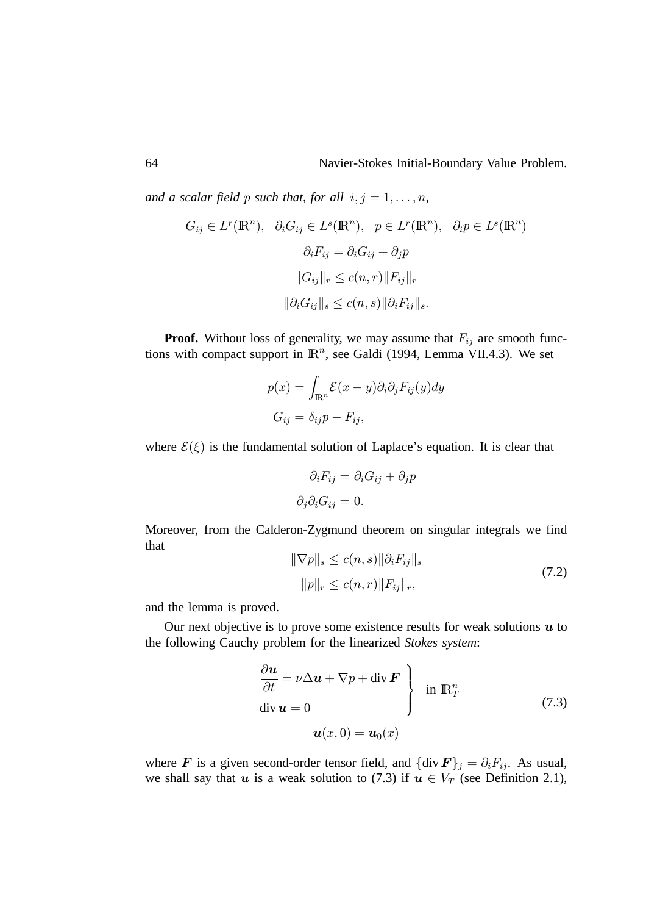*and a scalar field $p$ such that, for all $i, j = 1, \ldots, n$,*

$$
\begin{gathered}
G_{ij} \in L^r(\mathbb{R}^n), \quad \partial_i G_{ij} \in L^s(\mathbb{R}^n), \quad p \in L^r(\mathbb{R}^n), \quad \partial_i p \in L^s(\mathbb{R}^n) \\
\partial_i F_{ij} = \partial_i G_{ij} + \partial_j p \\
\|G_{ij}\|_r \leq c(n,r) \|F_{ij}\|_r \\
\|\partial_i G_{ij}\|_s \leq c(n,s) \|\partial_i F_{ij}\|_s .
\end{gathered}
$$

**Proof.** Without loss of generality, we may assume that $F_{ij}$ are smooth functions with compact support in $\mathbb{R}^n$, see Galdi (1994, Lemma VII.4.3). We set

$$
\begin{aligned}
p(x) &= \int_{\mathbb{R}^n} \mathcal{E}(x-y) \partial_i \partial_j F_{ij}(y) dy \\
G_{ij} &= \delta_{ij} p - F_{ij},
\end{aligned}
$$

where $\mathcal{E}(\xi)$ is the fundamental solution of Laplace's equation. It is clear that

$$
\begin{aligned}
\partial_i F_{ij} &= \partial_i G_{ij} + \partial_j p \\
\partial_j \partial_i G_{ij} &= 0.
\end{aligned}
$$

Moreover, from the Calderon-Zygmund theorem on singular integrals we find that

$$
\begin{aligned}
\|\nabla p\|_s &\leq c(n,s) \|\partial_i F_{ij}\|_s \\
\|p\|_r &\leq c(n,r) \|F_{ij}\|_r,
\end{aligned}
\tag{7.2}
$$

and the lemma is proved.

Our next objective is to prove some existence results for weak solutions $\boldsymbol{u}$ to the following Cauchy problem for the linearized *Stokes system*:

$$
\left.
\begin{aligned}
\frac{\partial \boldsymbol{u}}{\partial t} &= \nu \Delta \boldsymbol{u} + \nabla p + \operatorname{div} \boldsymbol{F} \\
\operatorname{div} \boldsymbol{u} &= 0
\end{aligned}
\right\} \quad \text{in } \mathbb{R}^n_T
$$
$$
\boldsymbol{u}(x,0) = \boldsymbol{u}_0(x)
\tag{7.3}
$$

where $\boldsymbol{F}$ is a given second-order tensor field, and $\{\operatorname{div} \boldsymbol{F}\}_j = \partial_i F_{ij}$. As usual, we shall say that $\boldsymbol{u}$ is a weak solution to (7.3) if $\boldsymbol{u} \in V_T$ (see Definition 2.1),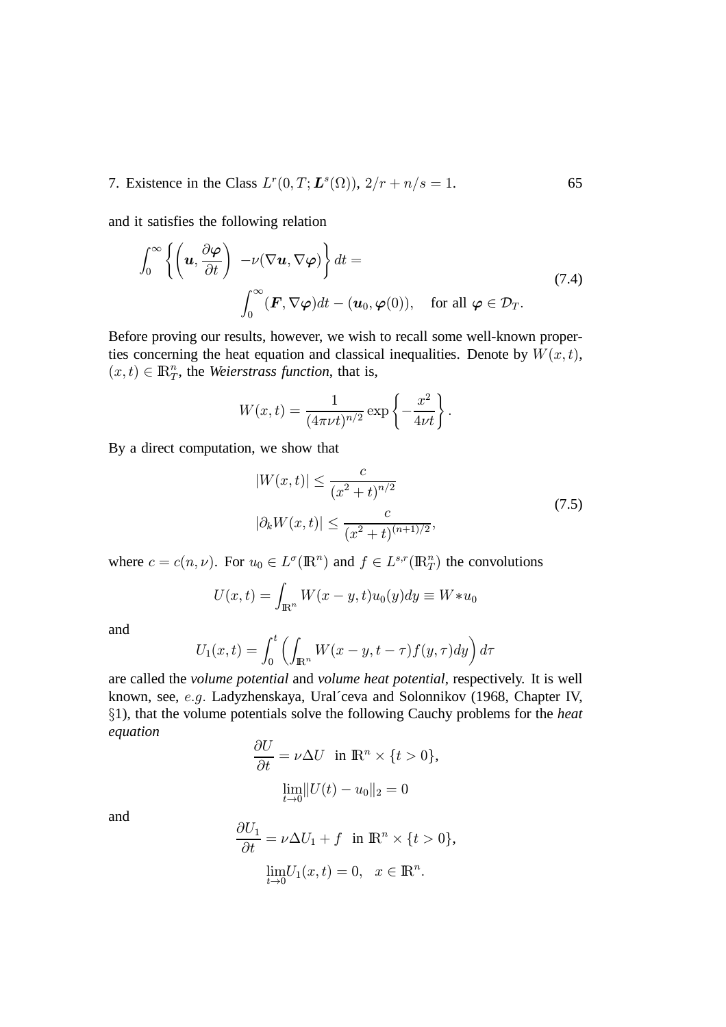and it satisfies the following relation

$$\int_0^\infty \left\{ \left( \boldsymbol{u}, \frac{\partial \boldsymbol{\varphi}}{\partial t} \right) \; -\nu(\nabla \boldsymbol{u}, \nabla \boldsymbol{\varphi}) \right\} dt = \int_0^\infty (\boldsymbol{F}, \nabla \boldsymbol{\varphi}) dt - (\boldsymbol{u}_0, \boldsymbol{\varphi}(0)), \quad \text{for all } \boldsymbol{\varphi} \in \mathcal{D}_T. \tag{7.4}$$

Before proving our results, however, we wish to recall some well-known properties concerning the heat equation and classical inequalities. Denote by $W(x,t)$, $(x,t) \in \mathbb{R}^n_T$, the *Weierstrass function*, that is,

$$W(x,t) = \frac{1}{(4\pi\nu t)^{n/2}} \exp\left\{ -\frac{x^2}{4\nu t} \right\}.$$

By a direct computation, we show that

$$\begin{aligned} |W(x,t)| &\leq \frac{c}{(x^2+t)^{n/2}} \\ |\partial_k W(x,t)| &\leq \frac{c}{(x^2+t)^{(n+1)/2}}, \end{aligned} \tag{7.5}$$

where $c = c(n, \nu)$. For $u_0 \in L^\sigma(\mathbb{R}^n)$ and $f \in L^{s,r}(\mathbb{R}^n_T)$ the convolutions

$$U(x,t) = \int_{\mathbb{R}^n} W(x-y,t) u_0(y) dy \equiv W * u_0$$

and

$$U_1(x,t) = \int_0^t \left( \int_{\mathbb{R}^n} W(x-y, t-\tau) f(y,\tau) dy \right) d\tau$$

are called the *volume potential* and *volume heat potential*, respectively. It is well known, see, *e.g.* Ladyzhenskaya, Ural´ceva and Solonnikov (1968, Chapter IV, §1), that the volume potentials solve the following Cauchy problems for the *heat equation*

$$\frac{\partial U}{\partial t} = \nu \Delta U \quad \text{in } \mathbb{R}^n \times \{t > 0\},$$

$$\lim_{t \to 0} \|U(t) - u_0\|_2 = 0$$

and

$$\frac{\partial U_1}{\partial t} = \nu \Delta U_1 + f \quad \text{in } \mathbb{R}^n \times \{t > 0\},$$

$$\lim_{t \to 0} U_1(x,t) = 0, \quad x \in \mathbb{R}^n.$$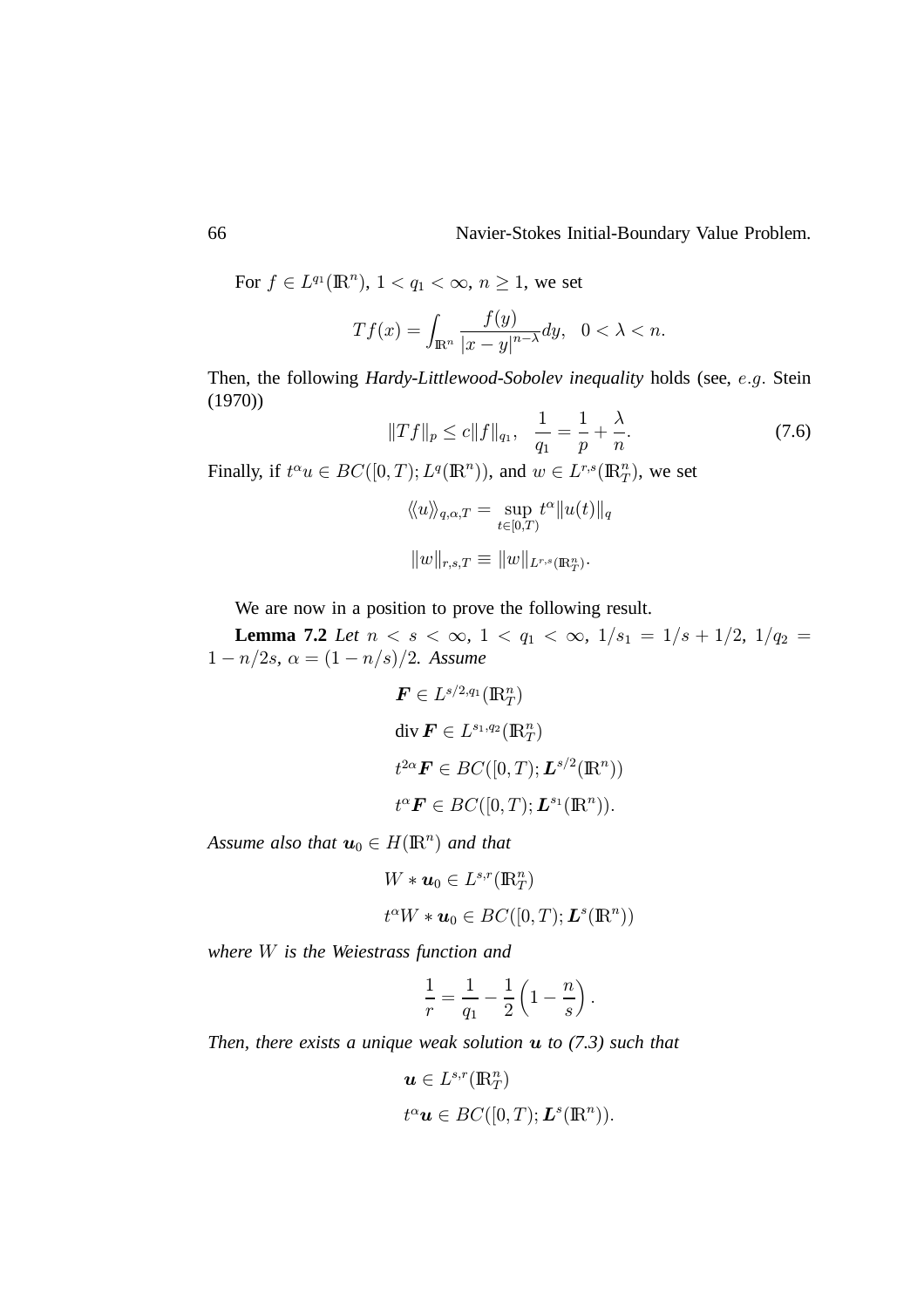For $f \in L^{q_1}(\mathbb{R}^n)$, $1 < q_1 < \infty$, $n \geq 1$, we set

$$Tf(x) = \int_{\mathbb{R}^n} \frac{f(y)}{|x-y|^{n-\lambda}} dy, \quad 0 < \lambda < n.$$

Then, the following *Hardy-Littlewood-Sobolev inequality* holds (see, $e.g.$ Stein (1970))

$$\|Tf\|_p \leq c\|f\|_{q_1}, \quad \frac{1}{q_1} = \frac{1}{p} + \frac{\lambda}{n}. \tag{7.6}$$

Finally, if $t^\alpha u \in BC([0,T); L^q(\mathbb{R}^n))$, and $w \in L^{r,s}(\mathbb{R}^n_T)$, we set

$$\langle\!\langle u \rangle\!\rangle_{q,\alpha,T} = \sup_{t \in [0,T)} t^\alpha \|u(t)\|_q$$

$$\|w\|_{r,s,T} \equiv \|w\|_{L^{r,s}(\mathbb{R}^n_T)}.$$

We are now in a position to prove the following result.

**Lemma 7.2** *Let $n < s < \infty$, $1 < q_1 < \infty$, $1/s_1 = 1/s + 1/2$, $1/q_2 = 1 - n/2s$, $\alpha = (1 - n/s)/2$. Assume*

$$\boldsymbol{F} \in L^{s/2,q_1}(\mathbb{R}^n_T)$$

$$\operatorname{div} \boldsymbol{F} \in L^{s_1,q_2}(\mathbb{R}^n_T)$$

$$t^{2\alpha} \boldsymbol{F} \in BC([0,T); \boldsymbol{L}^{s/2}(\mathbb{R}^n))$$

$$t^{\alpha} \boldsymbol{F} \in BC([0,T); \boldsymbol{L}^{s_1}(\mathbb{R}^n)).$$

*Assume also that $\boldsymbol{u}_0 \in H(\mathbb{R}^n)$ and that*

$$W * \boldsymbol{u}_0 \in L^{s,r}(\mathbb{R}^n_T)$$

$$t^\alpha W * \boldsymbol{u}_0 \in BC([0,T); \boldsymbol{L}^s(\mathbb{R}^n))$$

*where $W$ is the Weiestrass function and*

$$\frac{1}{r} = \frac{1}{q_1} - \frac{1}{2}\left(1 - \frac{n}{s}\right).$$

*Then, there exists a unique weak solution $\boldsymbol{u}$ to (7.3) such that*

$$\boldsymbol{u} \in L^{s,r}(\mathbb{R}^n_T)$$

$$t^\alpha \boldsymbol{u} \in BC([0,T); \boldsymbol{L}^s(\mathbb{R}^n)).$$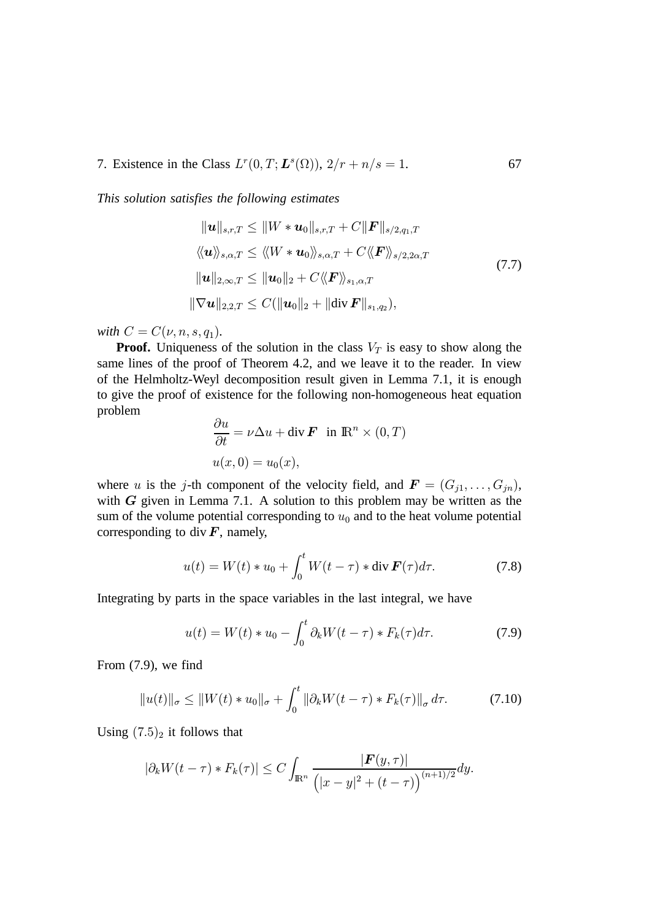*This solution satisfies the following estimates*

$$
\begin{aligned}
\|\boldsymbol{u}\|_{s,r,T} &\leq \|W * \boldsymbol{u}_0\|_{s,r,T} + C\|\boldsymbol{F}\|_{s/2,q_1,T} \\
\langle\!\langle \boldsymbol{u} \rangle\!\rangle_{s,\alpha,T} &\leq \langle\!\langle W * \boldsymbol{u}_0 \rangle\!\rangle_{s,\alpha,T} + C\langle\!\langle \boldsymbol{F} \rangle\!\rangle_{s/2,2\alpha,T} \\
\|\boldsymbol{u}\|_{2,\infty,T} &\leq \|\boldsymbol{u}_0\|_2 + C\langle\!\langle \boldsymbol{F} \rangle\!\rangle_{s_1,\alpha,T} \\
\|\nabla \boldsymbol{u}\|_{2,2,T} &\leq C(\|\boldsymbol{u}_0\|_2 + \|\operatorname{div} \boldsymbol{F}\|_{s_1,q_2}),
\end{aligned}
\tag{7.7}
$$

*with* $C = C(\nu, n, s, q_1)$.

**Proof.** Uniqueness of the solution in the class $V_T$ is easy to show along the same lines of the proof of Theorem 4.2, and we leave it to the reader. In view of the Helmholtz-Weyl decomposition result given in Lemma 7.1, it is enough to give the proof of existence for the following non-homogeneous heat equation problem

$$
\begin{aligned}
&\frac{\partial u}{\partial t} = \nu \Delta u + \operatorname{div} \boldsymbol{F} \quad \text{in } \mathbb{R}^n \times (0,T) \\
&u(x,0) = u_0(x),
\end{aligned}
$$

where $u$ is the $j$-th component of the velocity field, and $\boldsymbol{F} = (G_{j1}, \ldots, G_{jn})$, with $\boldsymbol{G}$ given in Lemma 7.1. A solution to this problem may be written as the sum of the volume potential corresponding to $u_0$ and to the heat volume potential corresponding to $\operatorname{div} \boldsymbol{F}$, namely,

$$
u(t) = W(t) * u_0 + \int_0^t W(t-\tau) * \operatorname{div} \boldsymbol{F}(\tau) d\tau. \tag{7.8}
$$

Integrating by parts in the space variables in the last integral, we have

$$
u(t) = W(t) * u_0 - \int_0^t \partial_k W(t-\tau) * F_k(\tau) d\tau. \tag{7.9}
$$

From (7.9), we find

$$
\|u(t)\|_\sigma \leq \|W(t) * u_0\|_\sigma + \int_0^t \|\partial_k W(t-\tau) * F_k(\tau)\|_\sigma \, d\tau. \tag{7.10}
$$

Using $(7.5)_2$ it follows that

$$
|\partial_k W(t-\tau) * F_k(\tau)| \leq C \int_{\mathbb{R}^n} \frac{|\boldsymbol{F}(y,\tau)|}{\left(|x-y|^2 + (t-\tau)\right)^{(n+1)/2}} dy.
$$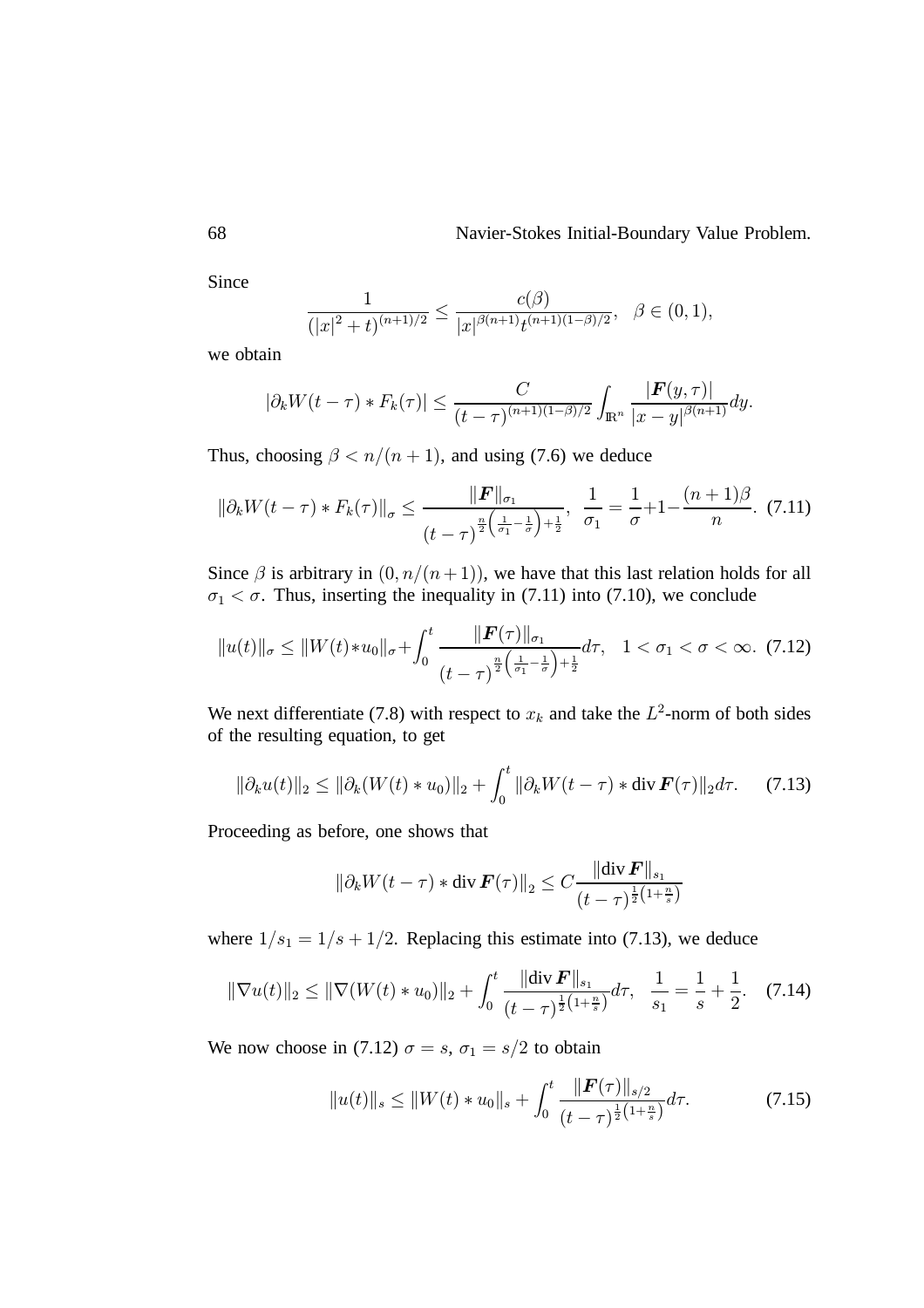Since

$$\frac{1}{(|x|^2+t)^{(n+1)/2}} \leq \frac{c(\beta)}{|x|^{\beta(n+1)} t^{(n+1)(1-\beta)/2}}, \quad \beta \in (0,1),$$

we obtain

$$|\partial_k W(t-\tau) * F_k(\tau)| \leq \frac{C}{(t-\tau)^{(n+1)(1-\beta)/2}} \int_{\mathbb{R}^n} \frac{|\boldsymbol{F}(y,\tau)|}{|x-y|^{\beta(n+1)}} dy.$$

Thus, choosing $\beta < n/(n+1)$, and using (7.6) we deduce

$$\|\partial_k W(t-\tau) * F_k(\tau)\|_\sigma \leq \frac{\|\boldsymbol{F}\|_{\sigma_1}}{(t-\tau)^{\frac{n}{2}\left(\frac{1}{\sigma_1}-\frac{1}{\sigma}\right)+\frac{1}{2}}}, \quad \frac{1}{\sigma_1} = \frac{1}{\sigma} + 1 - \frac{(n+1)\beta}{n}. \tag{7.11}$$

Since $\beta$ is arbitrary in $(0, n/(n+1))$, we have that this last relation holds for all $\sigma_1 < \sigma$. Thus, inserting the inequality in (7.11) into (7.10), we conclude

$$\|u(t)\|_\sigma \leq \|W(t)*u_0\|_\sigma + \int_0^t \frac{\|\boldsymbol{F}(\tau)\|_{\sigma_1}}{(t-\tau)^{\frac{n}{2}\left(\frac{1}{\sigma_1}-\frac{1}{\sigma}\right)+\frac{1}{2}}} d\tau, \quad 1 < \sigma_1 < \sigma < \infty. \tag{7.12}$$

We next differentiate (7.8) with respect to $x_k$ and take the $L^2$-norm of both sides of the resulting equation, to get

$$\|\partial_k u(t)\|_2 \leq \|\partial_k (W(t) * u_0)\|_2 + \int_0^t \|\partial_k W(t-\tau) * \operatorname{div} \boldsymbol{F}(\tau)\|_2 d\tau. \tag{7.13}$$

Proceeding as before, one shows that

$$\|\partial_k W(t-\tau) * \operatorname{div} \boldsymbol{F}(\tau)\|_2 \leq C \frac{\|\operatorname{div} \boldsymbol{F}\|_{s_1}}{(t-\tau)^{\frac{1}{2}\left(1+\frac{n}{s}\right)}}$$

where $1/s_1 = 1/s + 1/2$. Replacing this estimate into (7.13), we deduce

$$\|\nabla u(t)\|_2 \leq \|\nabla (W(t) * u_0)\|_2 + \int_0^t \frac{\|\operatorname{div} \boldsymbol{F}\|_{s_1}}{(t-\tau)^{\frac{1}{2}\left(1+\frac{n}{s}\right)}} d\tau, \quad \frac{1}{s_1} = \frac{1}{s} + \frac{1}{2}. \tag{7.14}$$

We now choose in (7.12) $\sigma = s$, $\sigma_1 = s/2$ to obtain

$$\|u(t)\|_s \leq \|W(t) * u_0\|_s + \int_0^t \frac{\|\boldsymbol{F}(\tau)\|_{s/2}}{(t-\tau)^{\frac{1}{2}\left(1+\frac{n}{s}\right)}} d\tau. \tag{7.15}$$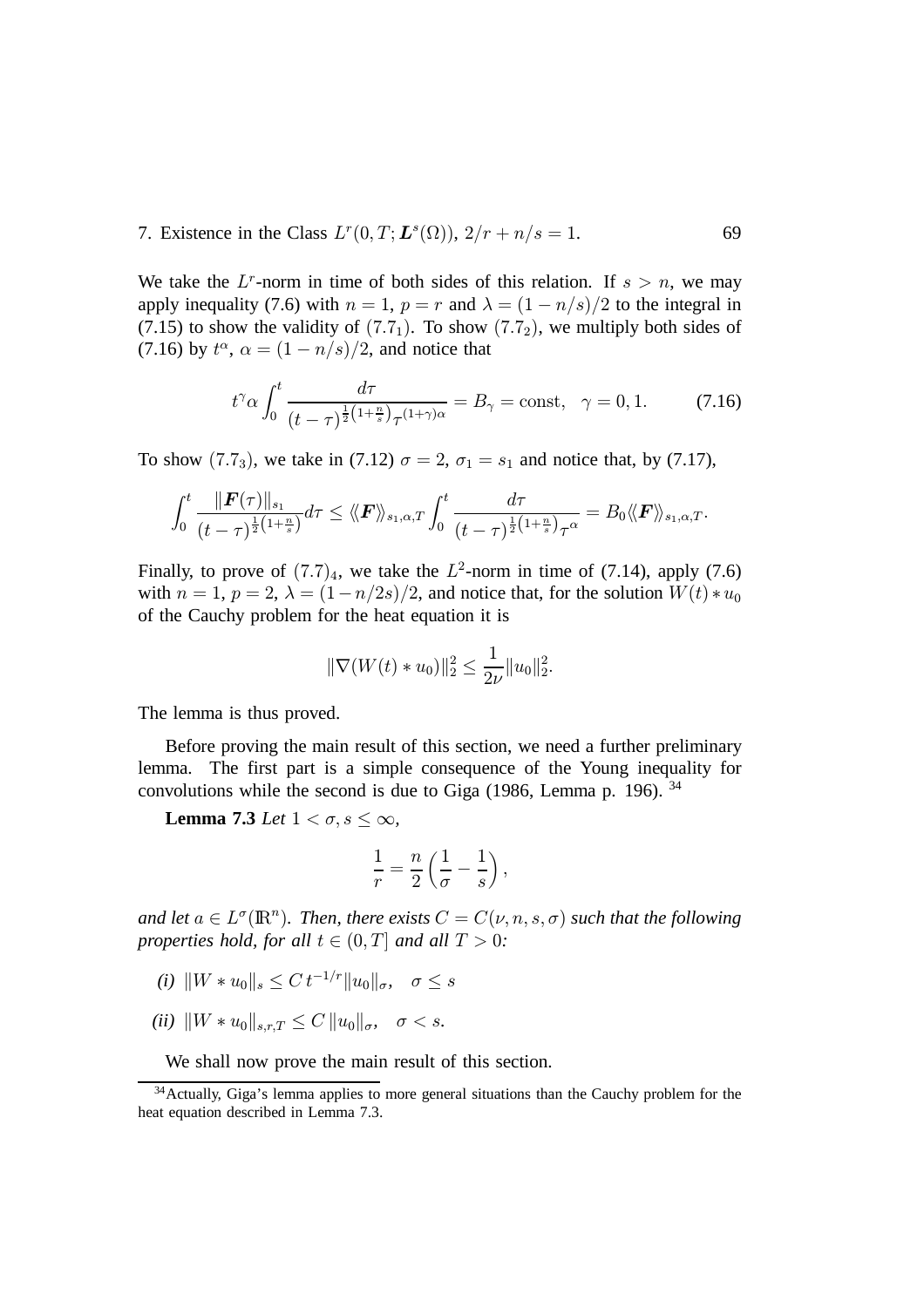We take the $L^r$-norm in time of both sides of this relation. If $s > n$, we may apply inequality (7.6) with $n = 1$, $p = r$ and $\lambda = (1 - n/s)/2$ to the integral in (7.15) to show the validity of $(7.7_1)$. To show $(7.7_2)$, we multiply both sides of (7.16) by $t^\alpha$, $\alpha = (1 - n/s)/2$, and notice that

$$t^\gamma \alpha \int_0^t \frac{d\tau}{(t-\tau)^{\frac{1}{2}\left(1+\frac{n}{s}\right)} \tau^{(1+\gamma)\alpha}} = B_\gamma = \text{const}, \quad \gamma = 0, 1. \tag{7.16}$$

To show $(7.7_3)$, we take in (7.12) $\sigma = 2$, $\sigma_1 = s_1$ and notice that, by (7.17),

$$\int_0^t \frac{\|\boldsymbol{F}(\tau)\|_{s_1}}{(t-\tau)^{\frac{1}{2}\left(1+\frac{n}{s}\right)}} d\tau \leq \langle\!\langle \boldsymbol{F} \rangle\!\rangle_{s_1,\alpha,T} \int_0^t \frac{d\tau}{(t-\tau)^{\frac{1}{2}\left(1+\frac{n}{s}\right)} \tau^\alpha} = B_0 \langle\!\langle \boldsymbol{F} \rangle\!\rangle_{s_1,\alpha,T}.$$

Finally, to prove of $(7.7)_4$, we take the $L^2$-norm in time of (7.14), apply (7.6) with $n = 1$, $p = 2$, $\lambda = (1 - n/2s)/2$, and notice that, for the solution $W(t) * u_0$ of the Cauchy problem for the heat equation it is

$$\|\nabla(W(t) * u_0)\|_2^2 \leq \frac{1}{2\nu} \|u_0\|_2^2.$$

The lemma is thus proved.

Before proving the main result of this section, we need a further preliminary lemma. The first part is a simple consequence of the Young inequality for convolutions while the second is due to Giga (1986, Lemma p. 196). [34]

**Lemma 7.3** *Let* $1 < \sigma, s \leq \infty$,

$$\frac{1}{r} = \frac{n}{2}\left(\frac{1}{\sigma} - \frac{1}{s}\right),$$

*and let* $a \in L^\sigma(\mathbb{R}^n)$. *Then, there exists* $C = C(\nu, n, s, \sigma)$ *such that the following properties hold, for all* $t \in (0, T]$ *and all* $T > 0$*:*

*(i)* $\|W * u_0\|_s \leq C\, t^{-1/r} \|u_0\|_\sigma, \quad \sigma \leq s$

*(ii)* $\|W * u_0\|_{s,r,T} \leq C\, \|u_0\|_\sigma, \quad \sigma < s.$

We shall now prove the main result of this section.

[34] Actually, Giga's lemma applies to more general situations than the Cauchy problem for the heat equation described in Lemma 7.3.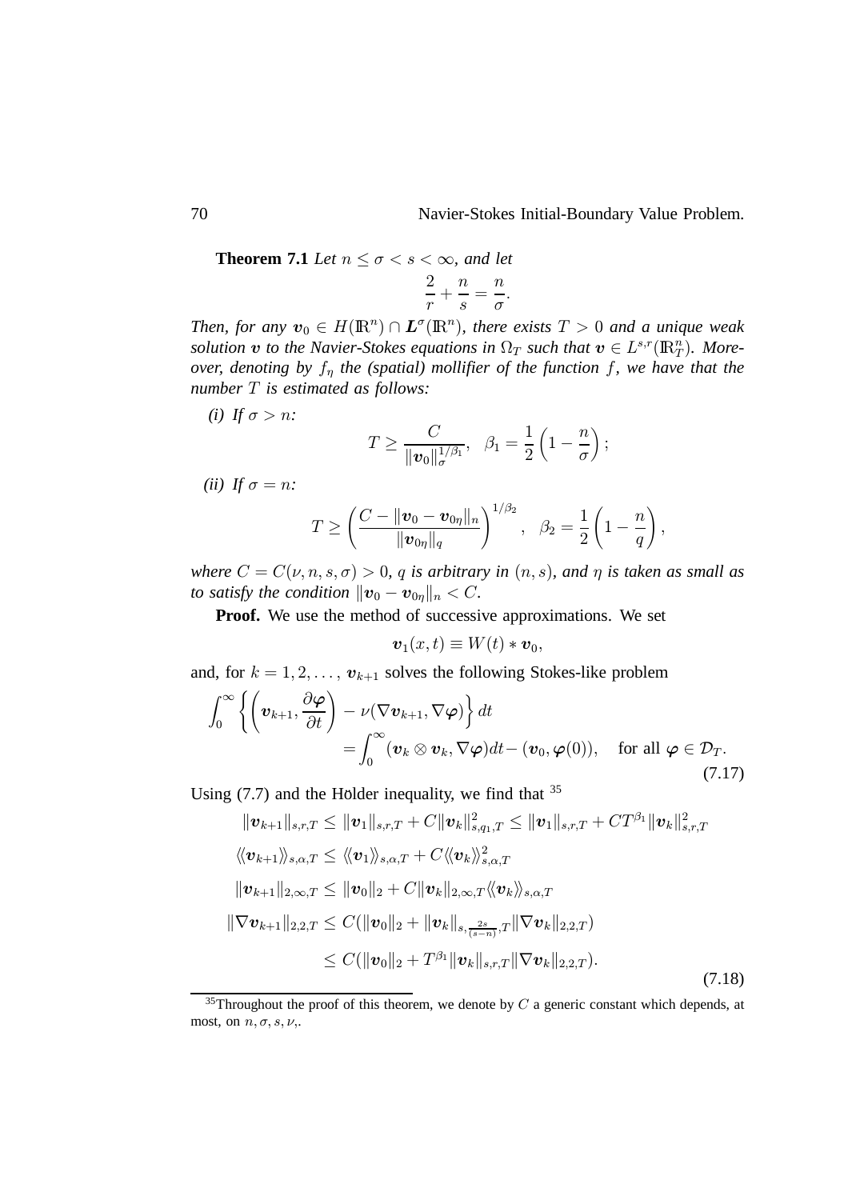**Theorem 7.1** *Let $n \le \sigma < s < \infty$, and let*

$$\frac{2}{r} + \frac{n}{s} = \frac{n}{\sigma}.$$

*Then, for any $\boldsymbol{v}_0 \in H(\mathbb{R}^n) \cap \boldsymbol{L}^\sigma(\mathbb{R}^n)$, there exists $T > 0$ and a unique weak solution $\boldsymbol{v}$ to the Navier-Stokes equations in $\Omega_T$ such that $\boldsymbol{v} \in L^{s,r}(\mathbb{R}^n_T)$. Moreover, denoting by $f_\eta$ the (spatial) mollifier of the function $f$, we have that the number $T$ is estimated as follows:*

*(i) If $\sigma > n$:*

$$T \ge \frac{C}{\|\boldsymbol{v}_0\|_\sigma^{1/\beta_1}}, \quad \beta_1 = \frac{1}{2}\left(1 - \frac{n}{\sigma}\right);$$

*(ii) If $\sigma = n$:*

$$T \ge \left(\frac{C - \|\boldsymbol{v}_0 - \boldsymbol{v}_{0\eta}\|_n}{\|\boldsymbol{v}_{0\eta}\|_q}\right)^{1/\beta_2}, \quad \beta_2 = \frac{1}{2}\left(1 - \frac{n}{q}\right),$$

*where $C = C(\nu, n, s, \sigma) > 0$, $q$ is arbitrary in $(n, s)$, and $\eta$ is taken as small as to satisfy the condition $\|\boldsymbol{v}_0 - \boldsymbol{v}_{0\eta}\|_n < C$.*

**Proof.** We use the method of successive approximations. We set

$$\boldsymbol{v}_1(x,t) \equiv W(t) * \boldsymbol{v}_0,$$

and, for $k = 1, 2, \dots$, $\boldsymbol{v}_{k+1}$ solves the following Stokes-like problem

$$\begin{aligned}\int_0^\infty \left\{ \left(\boldsymbol{v}_{k+1}, \frac{\partial \boldsymbol{\varphi}}{\partial t}\right) - \nu(\nabla \boldsymbol{v}_{k+1}, \nabla \boldsymbol{\varphi}) \right\} dt \\ = \int_0^\infty (\boldsymbol{v}_k \otimes \boldsymbol{v}_k, \nabla \boldsymbol{\varphi}) dt - (\boldsymbol{v}_0, \boldsymbol{\varphi}(0)), \quad \text{for all } \boldsymbol{\varphi} \in \mathcal{D}_T.\end{aligned} \tag{7.17}$$

Using (7.7) and the Hölder inequality, we find that [35]

$$\begin{aligned}
\|\boldsymbol{v}_{k+1}\|_{s,r,T} &\le \|\boldsymbol{v}_1\|_{s,r,T} + C\|\boldsymbol{v}_k\|^2_{s,q_1,T} \le \|\boldsymbol{v}_1\|_{s,r,T} + CT^{\beta_1}\|\boldsymbol{v}_k\|^2_{s,r,T} \\
\langle\!\langle \boldsymbol{v}_{k+1} \rangle\!\rangle_{s,\alpha,T} &\le \langle\!\langle \boldsymbol{v}_1 \rangle\!\rangle_{s,\alpha,T} + C\langle\!\langle \boldsymbol{v}_k \rangle\!\rangle^2_{s,\alpha,T} \\
\|\boldsymbol{v}_{k+1}\|_{2,\infty,T} &\le \|\boldsymbol{v}_0\|_2 + C\|\boldsymbol{v}_k\|_{2,\infty,T}\langle\!\langle \boldsymbol{v}_k \rangle\!\rangle_{s,\alpha,T} \\
\|\nabla \boldsymbol{v}_{k+1}\|_{2,2,T} &\le C(\|\boldsymbol{v}_0\|_2 + \|\boldsymbol{v}_k\|_{s,\frac{2s}{(s-n)},T}\|\nabla \boldsymbol{v}_k\|_{2,2,T}) \\
&\le C(\|\boldsymbol{v}_0\|_2 + T^{\beta_1}\|\boldsymbol{v}_k\|_{s,r,T}\|\nabla \boldsymbol{v}_k\|_{2,2,T}).
\end{aligned} \tag{7.18}$$

[35] Throughout the proof of this theorem, we denote by $C$ a generic constant which depends, at most, on $n, \sigma, s, \nu,$.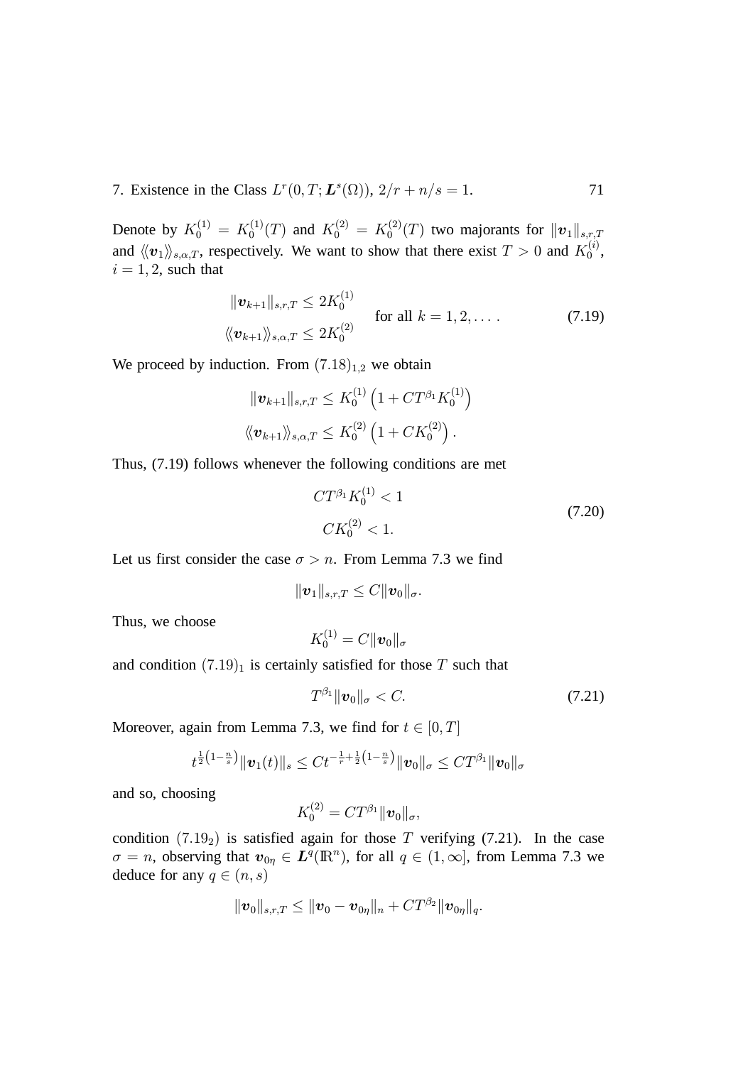Denote by $K_0^{(1)} = K_0^{(1)}(T)$ and $K_0^{(2)} = K_0^{(2)}(T)$ two majorants for $\|\boldsymbol{v}_1\|_{s,r,T}$ and $\langle\!\langle \boldsymbol{v}_1 \rangle\!\rangle_{s,\alpha,T}$, respectively. We want to show that there exist $T > 0$ and $K_0^{(i)}$, $i = 1, 2$, such that

$$
\begin{aligned}
\|\boldsymbol{v}_{k+1}\|_{s,r,T} &\leq 2K_0^{(1)} \\
\langle\!\langle \boldsymbol{v}_{k+1} \rangle\!\rangle_{s,\alpha,T} &\leq 2K_0^{(2)}
\end{aligned}
\qquad \text{for all } k = 1, 2, \dots . \tag{7.19}
$$

We proceed by induction. From $(7.18)_{1,2}$ we obtain

$$
\begin{aligned}
\|\boldsymbol{v}_{k+1}\|_{s,r,T} &\leq K_0^{(1)} \left(1 + CT^{\beta_1} K_0^{(1)}\right) \\
\langle\!\langle \boldsymbol{v}_{k+1} \rangle\!\rangle_{s,\alpha,T} &\leq K_0^{(2)} \left(1 + CK_0^{(2)}\right).
\end{aligned}
$$

Thus, (7.19) follows whenever the following conditions are met

$$
\begin{aligned}
CT^{\beta_1} K_0^{(1)} &< 1 \\
CK_0^{(2)} &< 1.
\end{aligned} \tag{7.20}
$$

Let us first consider the case $\sigma > n$. From Lemma 7.3 we find

$$
\|\boldsymbol{v}_1\|_{s,r,T} \leq C \|\boldsymbol{v}_0\|_\sigma.
$$

Thus, we choose

$$
K_0^{(1)} = C \|\boldsymbol{v}_0\|_\sigma
$$

and condition $(7.19)_1$ is certainly satisfied for those $T$ such that

$$
T^{\beta_1} \|\boldsymbol{v}_0\|_\sigma < C. \tag{7.21}
$$

Moreover, again from Lemma 7.3, we find for $t \in [0, T]$

$$
t^{\frac{1}{2}\left(1 - \frac{n}{s}\right)} \|\boldsymbol{v}_1(t)\|_s \leq C t^{-\frac{1}{r} + \frac{1}{2}\left(1 - \frac{n}{s}\right)} \|\boldsymbol{v}_0\|_\sigma \leq C T^{\beta_1} \|\boldsymbol{v}_0\|_\sigma
$$

and so, choosing

$$
K_0^{(2)} = C T^{\beta_1} \|\boldsymbol{v}_0\|_\sigma,
$$

condition $(7.19_2)$ is satisfied again for those $T$ verifying (7.21). In the case $\sigma = n$, observing that $\boldsymbol{v}_{0\eta} \in \boldsymbol{L}^q(\mathbb{R}^n)$, for all $q \in (1, \infty]$, from Lemma 7.3 we deduce for any $q \in (n, s)$

$$
\|\boldsymbol{v}_0\|_{s,r,T} \leq \|\boldsymbol{v}_0 - \boldsymbol{v}_{0\eta}\|_n + C T^{\beta_2} \|\boldsymbol{v}_{0\eta}\|_q.
$$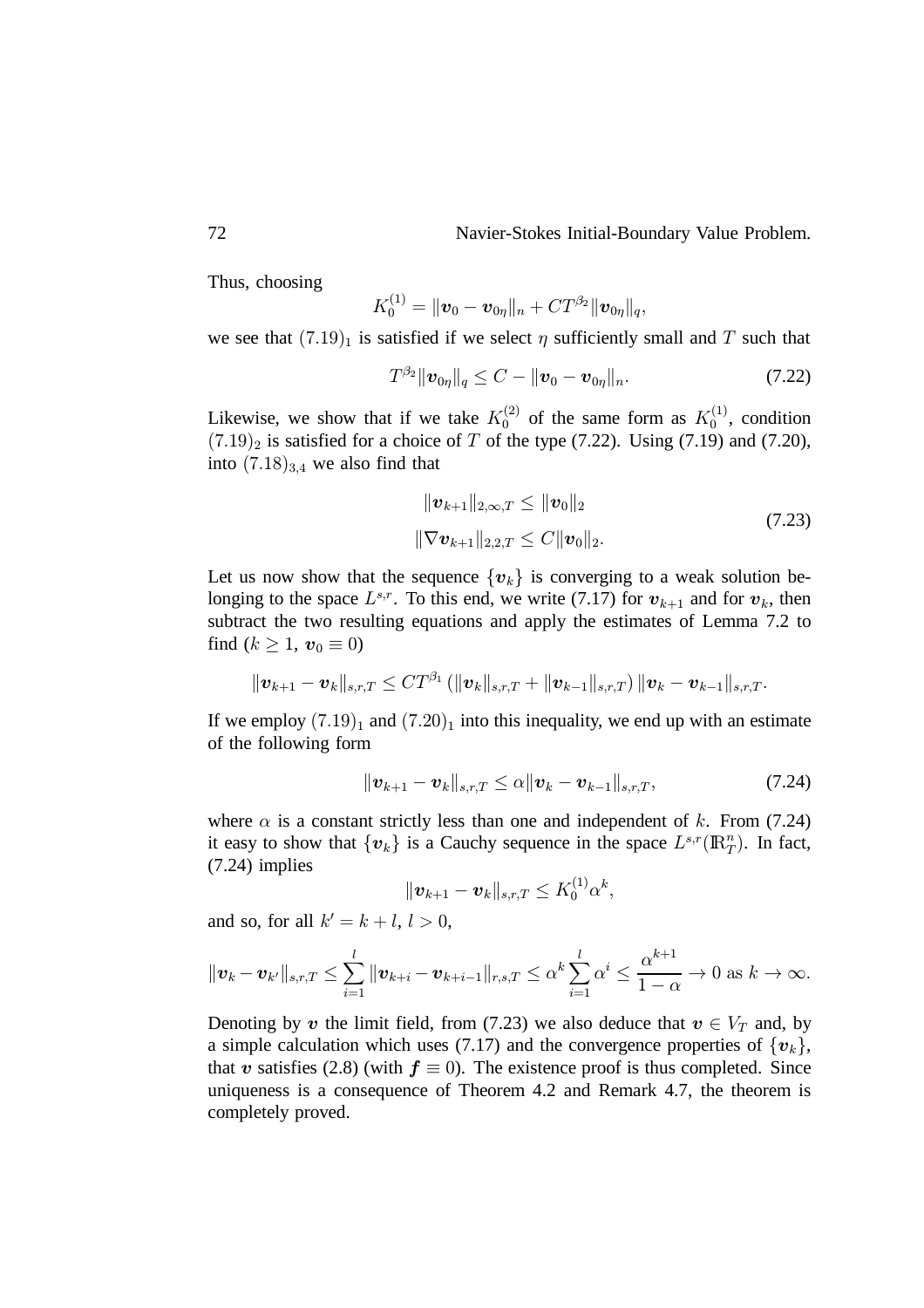Thus, choosing

$$K_0^{(1)} = \|\boldsymbol{v}_0 - \boldsymbol{v}_{0\eta}\|_n + CT^{\beta_2}\|\boldsymbol{v}_{0\eta}\|_q,$$

we see that $(7.19)_1$ is satisfied if we select $\eta$ sufficiently small and $T$ such that

$$T^{\beta_2}\|\boldsymbol{v}_{0\eta}\|_q \le C - \|\boldsymbol{v}_0 - \boldsymbol{v}_{0\eta}\|_n. \tag{7.22}$$

Likewise, we show that if we take $K_0^{(2)}$ of the same form as $K_0^{(1)}$, condition $(7.19)_2$ is satisfied for a choice of $T$ of the type (7.22). Using (7.19) and (7.20), into $(7.18)_{3,4}$ we also find that

$$\begin{aligned} \|\boldsymbol{v}_{k+1}\|_{2,\infty,T} &\le \|\boldsymbol{v}_0\|_2 \\ \|\nabla \boldsymbol{v}_{k+1}\|_{2,2,T} &\le C\|\boldsymbol{v}_0\|_2. \end{aligned} \tag{7.23}$$

Let us now show that the sequence $\{\boldsymbol{v}_k\}$ is converging to a weak solution belonging to the space $L^{s,r}$. To this end, we write (7.17) for $\boldsymbol{v}_{k+1}$ and for $\boldsymbol{v}_k$, then subtract the two resulting equations and apply the estimates of Lemma 7.2 to find ($k \ge 1$, $\boldsymbol{v}_0 \equiv 0$)

$$\|\boldsymbol{v}_{k+1} - \boldsymbol{v}_k\|_{s,r,T} \le CT^{\beta_1}\left(\|\boldsymbol{v}_k\|_{s,r,T} + \|\boldsymbol{v}_{k-1}\|_{s,r,T}\right)\|\boldsymbol{v}_k - \boldsymbol{v}_{k-1}\|_{s,r,T}.$$

If we employ $(7.19)_1$ and $(7.20)_1$ into this inequality, we end up with an estimate of the following form

$$\|\boldsymbol{v}_{k+1} - \boldsymbol{v}_k\|_{s,r,T} \le \alpha\|\boldsymbol{v}_k - \boldsymbol{v}_{k-1}\|_{s,r,T}, \tag{7.24}$$

where $\alpha$ is a constant strictly less than one and independent of $k$. From (7.24) it easy to show that $\{\boldsymbol{v}_k\}$ is a Cauchy sequence in the space $L^{s,r}(\mathbb{R}^n_T)$. In fact, (7.24) implies

$$\|\boldsymbol{v}_{k+1} - \boldsymbol{v}_k\|_{s,r,T} \le K_0^{(1)}\alpha^k,$$

and so, for all $k' = k + l$, $l > 0$,

$$\|\boldsymbol{v}_k - \boldsymbol{v}_{k'}\|_{s,r,T} \le \sum_{i=1}^{l}\|\boldsymbol{v}_{k+i} - \boldsymbol{v}_{k+i-1}\|_{r,s,T} \le \alpha^k\sum_{i=1}^{l}\alpha^i \le \frac{\alpha^{k+1}}{1-\alpha} \to 0 \text{ as } k \to \infty.$$

Denoting by $\boldsymbol{v}$ the limit field, from (7.23) we also deduce that $\boldsymbol{v} \in V_T$ and, by a simple calculation which uses (7.17) and the convergence properties of $\{\boldsymbol{v}_k\}$, that $\boldsymbol{v}$ satisfies (2.8) (with $\boldsymbol{f} \equiv 0$). The existence proof is thus completed. Since uniqueness is a consequence of Theorem 4.2 and Remark 4.7, the theorem is completely proved.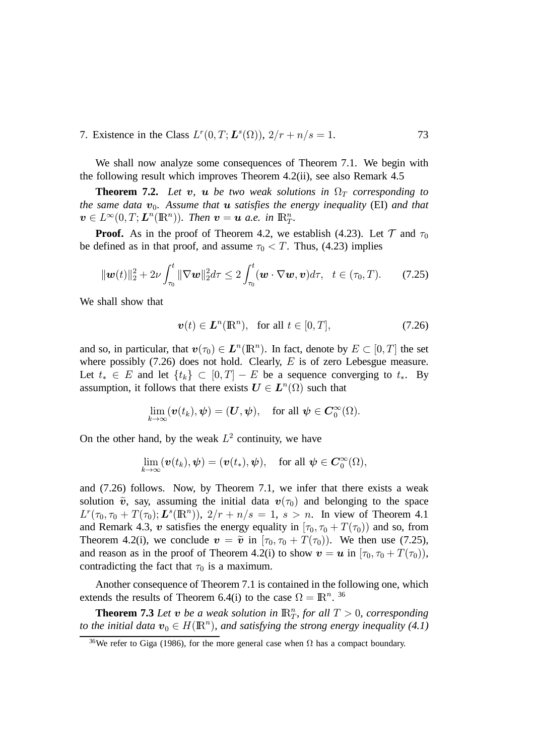We shall now analyze some consequences of Theorem 7.1. We begin with the following result which improves Theorem 4.2(ii), see also Remark 4.5

**Theorem 7.2.** *Let $\boldsymbol{v}$, $\boldsymbol{u}$ be two weak solutions in $\Omega_T$ corresponding to the same data $\boldsymbol{v}_0$. Assume that $\boldsymbol{u}$ satisfies the energy inequality* (EI) *and that $\boldsymbol{v} \in L^\infty(0,T;\boldsymbol{L}^n(\mathbb{R}^n))$. Then $\boldsymbol{v} = \boldsymbol{u}$ a.e. in $\mathbb{R}^n_T$.*

**Proof.** As in the proof of Theorem 4.2, we establish (4.23). Let $\mathcal{T}$ and $\tau_0$ be defined as in that proof, and assume $\tau_0 < T$. Thus, (4.23) implies

$$\|\boldsymbol{w}(t)\|_2^2 + 2\nu \int_{\tau_0}^t \|\nabla \boldsymbol{w}\|_2^2 d\tau \leq 2 \int_{\tau_0}^t (\boldsymbol{w} \cdot \nabla \boldsymbol{w}, \boldsymbol{v}) d\tau, \quad t \in (\tau_0, T). \tag{7.25}$$

We shall show that

$$\boldsymbol{v}(t) \in \boldsymbol{L}^n(\mathbb{R}^n), \quad \text{for all } t \in [0,T], \tag{7.26}$$

and so, in particular, that $\boldsymbol{v}(\tau_0) \in \boldsymbol{L}^n(\mathbb{R}^n)$. In fact, denote by $E \subset [0,T]$ the set where possibly (7.26) does not hold. Clearly, $E$ is of zero Lebesgue measure. Let $t_* \in E$ and let $\{t_k\} \subset [0,T] - E$ be a sequence converging to $t_*$. By assumption, it follows that there exists $\boldsymbol{U} \in \boldsymbol{L}^n(\Omega)$ such that

$$\lim_{k\to\infty} (\boldsymbol{v}(t_k), \boldsymbol{\psi}) = (\boldsymbol{U}, \boldsymbol{\psi}), \quad \text{for all } \boldsymbol{\psi} \in \boldsymbol{C}_0^\infty(\Omega).$$

On the other hand, by the weak $L^2$ continuity, we have

$$\lim_{k\to\infty} (\boldsymbol{v}(t_k), \boldsymbol{\psi}) = (\boldsymbol{v}(t_*), \boldsymbol{\psi}), \quad \text{for all } \boldsymbol{\psi} \in \boldsymbol{C}_0^\infty(\Omega),$$

and (7.26) follows. Now, by Theorem 7.1, we infer that there exists a weak solution $\widetilde{\boldsymbol{v}}$, say, assuming the initial data $\boldsymbol{v}(\tau_0)$ and belonging to the space $L^r(\tau_0, \tau_0 + T(\tau_0); \boldsymbol{L}^s(\mathbb{R}^n))$, $2/r + n/s = 1$, $s > n$. In view of Theorem 4.1 and Remark 4.3, $\boldsymbol{v}$ satisfies the energy equality in $[\tau_0, \tau_0 + T(\tau_0))$ and so, from Theorem 4.2(i), we conclude $\boldsymbol{v} = \widetilde{\boldsymbol{v}}$ in $[\tau_0, \tau_0 + T(\tau_0))$. We then use (7.25), and reason as in the proof of Theorem 4.2(i) to show $\boldsymbol{v} = \boldsymbol{u}$ in $[\tau_0, \tau_0 + T(\tau_0))$, contradicting the fact that $\tau_0$ is a maximum.

Another consequence of Theorem 7.1 is contained in the following one, which extends the results of Theorem 6.4(i) to the case $\Omega = \mathbb{R}^n$. [36]

**Theorem 7.3** *Let $\boldsymbol{v}$ be a weak solution in $\mathbb{R}^n_T$, for all $T > 0$, corresponding to the initial data $\boldsymbol{v}_0 \in H(\mathbb{R}^n)$, and satisfying the strong energy inequality (4.1)*

[36] We refer to Giga (1986), for the more general case when $\Omega$ has a compact boundary.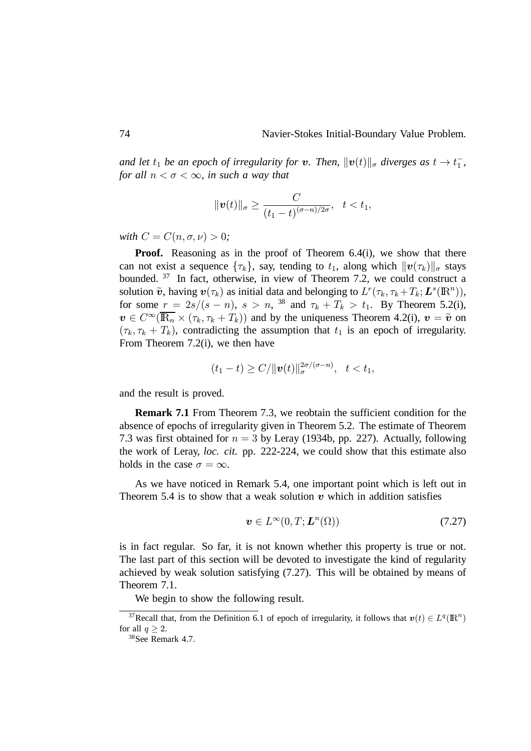*and let $t_1$ be an epoch of irregularity for $\boldsymbol{v}$. Then, $\|\boldsymbol{v}(t)\|_\sigma$ diverges as $t \to t_1^-$, for all $n < \sigma < \infty$, in such a way that*

$$\|\boldsymbol{v}(t)\|_\sigma \geq \frac{C}{(t_1 - t)^{(\sigma - n)/2\sigma}}, \quad t < t_1,$$

*with $C = C(n, \sigma, \nu) > 0$;*

**Proof.** Reasoning as in the proof of Theorem 6.4(i), we show that there can not exist a sequence $\{\tau_k\}$, say, tending to $t_1$, along which $\|\boldsymbol{v}(\tau_k)\|_\sigma$ stays bounded. [37] In fact, otherwise, in view of Theorem 7.2, we could construct a solution $\widetilde{\boldsymbol{v}}$, having $\boldsymbol{v}(\tau_k)$ as initial data and belonging to $L^r(\tau_k, \tau_k + T_k; \boldsymbol{L}^s(\mathbb{R}^n))$, for some $r = 2s/(s-n)$, $s > n$, [38] and $\tau_k + T_k > t_1$. By Theorem 5.2(i), $\boldsymbol{v} \in C^\infty(\overline{\mathbb{R}_n} \times (\tau_k, \tau_k + T_k))$ and by the uniqueness Theorem 4.2(i), $\boldsymbol{v} = \widetilde{\boldsymbol{v}}$ on $(\tau_k, \tau_k + T_k)$, contradicting the assumption that $t_1$ is an epoch of irregularity. From Theorem 7.2(i), we then have

$$(t_1 - t) \geq C/\|\boldsymbol{v}(t)\|_\sigma^{2\sigma/(\sigma - n)}, \quad t < t_1,$$

and the result is proved.

**Remark 7.1** From Theorem 7.3, we reobtain the sufficient condition for the absence of epochs of irregularity given in Theorem 5.2. The estimate of Theorem 7.3 was first obtained for $n = 3$ by Leray (1934b, pp. 227). Actually, following the work of Leray, *loc. cit.* pp. 222-224, we could show that this estimate also holds in the case $\sigma = \infty$.

As we have noticed in Remark 5.4, one important point which is left out in Theorem 5.4 is to show that a weak solution $\boldsymbol{v}$ which in addition satisfies

$$\boldsymbol{v} \in L^\infty(0, T; \boldsymbol{L}^n(\Omega)) \tag{7.27}$$

is in fact regular. So far, it is not known whether this property is true or not. The last part of this section will be devoted to investigate the kind of regularity achieved by weak solution satisfying (7.27). This will be obtained by means of Theorem 7.1.

We begin to show the following result.

---

[37] Recall that, from the Definition 6.1 of epoch of irregularity, it follows that $\boldsymbol{v}(t) \in L^q(\mathbb{R}^n)$ for all $q \geq 2$.

[38] See Remark 4.7.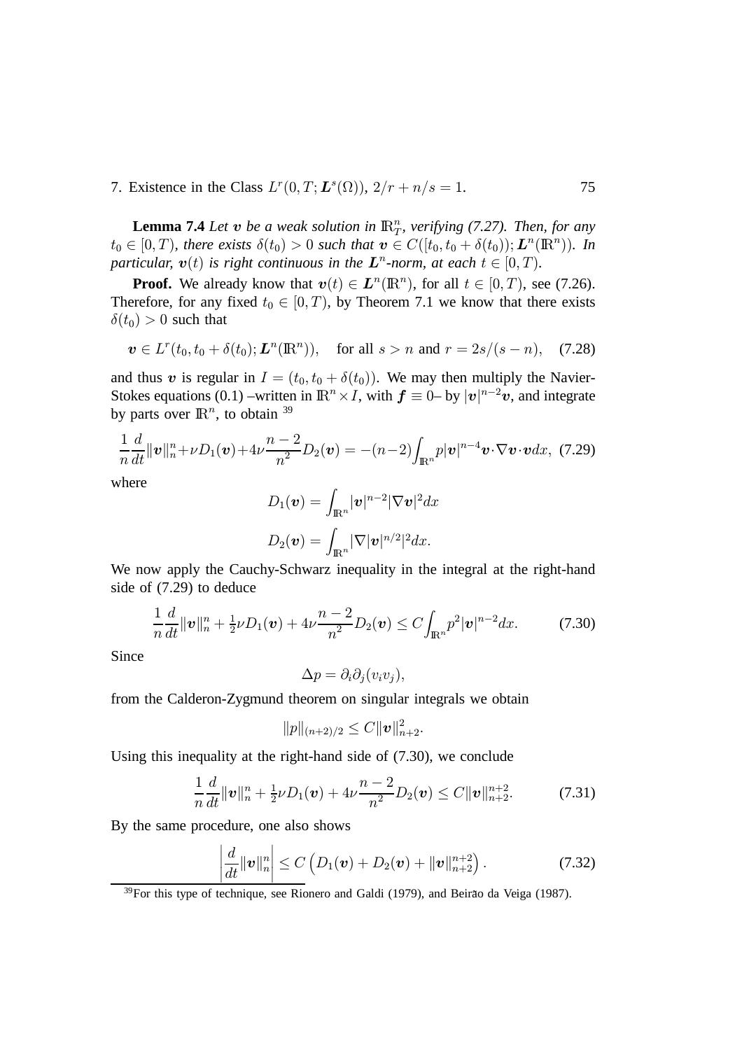**Lemma 7.4** *Let $\boldsymbol{v}$ be a weak solution in $\mathbb{R}^n_T$, verifying (7.27). Then, for any $t_0 \in [0, T)$, there exists $\delta(t_0) > 0$ such that $\boldsymbol{v} \in C([t_0, t_0 + \delta(t_0)); \boldsymbol{L}^n(\mathbb{R}^n))$. In particular, $\boldsymbol{v}(t)$ is right continuous in the $\boldsymbol{L}^n$-norm, at each $t \in [0, T)$.*

**Proof.** We already know that $\boldsymbol{v}(t) \in \boldsymbol{L}^n(\mathbb{R}^n)$, for all $t \in [0, T)$, see (7.26). Therefore, for any fixed $t_0 \in [0, T)$, by Theorem 7.1 we know that there exists $\delta(t_0) > 0$ such that

$$\boldsymbol{v} \in L^r(t_0, t_0 + \delta(t_0); \boldsymbol{L}^n(\mathbb{R}^n)), \quad \text{for all } s > n \text{ and } r = 2s/(s-n), \tag{7.28}$$

and thus $\boldsymbol{v}$ is regular in $I = (t_0, t_0 + \delta(t_0))$. We may then multiply the Navier-Stokes equations (0.1) –written in $\mathbb{R}^n \times I$, with $\boldsymbol{f} \equiv 0$– by $|\boldsymbol{v}|^{n-2}\boldsymbol{v}$, and integrate by parts over $\mathbb{R}^n$, to obtain [39]

$$\frac{1}{n}\frac{d}{dt}\|\boldsymbol{v}\|_n^n + \nu D_1(\boldsymbol{v}) + 4\nu\frac{n-2}{n^2}D_2(\boldsymbol{v}) = -(n-2)\int_{\mathbb{R}^n} p|\boldsymbol{v}|^{n-4}\boldsymbol{v}\cdot\nabla\boldsymbol{v}\cdot\boldsymbol{v}dx, \tag{7.29}$$

where

$$D_1(\boldsymbol{v}) = \int_{\mathbb{R}^n} |\boldsymbol{v}|^{n-2}|\nabla\boldsymbol{v}|^2 dx$$

$$D_2(\boldsymbol{v}) = \int_{\mathbb{R}^n} |\nabla|\boldsymbol{v}|^{n/2}|^2 dx.$$

We now apply the Cauchy-Schwarz inequality in the integral at the right-hand side of (7.29) to deduce

$$\frac{1}{n}\frac{d}{dt}\|\boldsymbol{v}\|_n^n + \tfrac{1}{2}\nu D_1(\boldsymbol{v}) + 4\nu\frac{n-2}{n^2}D_2(\boldsymbol{v}) \leq C\int_{\mathbb{R}^n} p^2|\boldsymbol{v}|^{n-2}dx. \tag{7.30}$$

Since

$$\Delta p = \partial_i\partial_j(v_i v_j),$$

from the Calderon-Zygmund theorem on singular integrals we obtain

$$\|p\|_{(n+2)/2} \leq C\|\boldsymbol{v}\|_{n+2}^2.$$

Using this inequality at the right-hand side of (7.30), we conclude

$$\frac{1}{n}\frac{d}{dt}\|\boldsymbol{v}\|_n^n + \tfrac{1}{2}\nu D_1(\boldsymbol{v}) + 4\nu\frac{n-2}{n^2}D_2(\boldsymbol{v}) \leq C\|\boldsymbol{v}\|_{n+2}^{n+2}. \tag{7.31}$$

By the same procedure, one also shows

$$\left|\frac{d}{dt}\|\boldsymbol{v}\|_n^n\right| \leq C\left(D_1(\boldsymbol{v}) + D_2(\boldsymbol{v}) + \|\boldsymbol{v}\|_{n+2}^{n+2}\right). \tag{7.32}$$

[39] For this type of technique, see Rionero and Galdi (1979), and Beirão da Veiga (1987).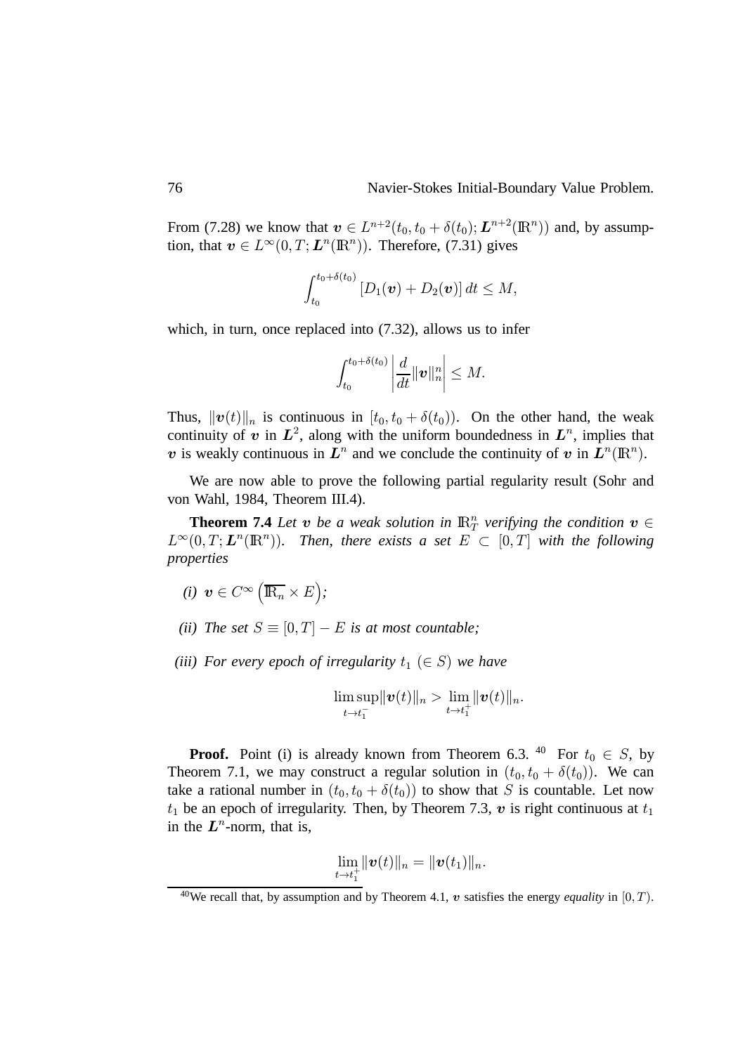From (7.28) we know that $\boldsymbol{v} \in L^{n+2}(t_0, t_0 + \delta(t_0); \boldsymbol{L}^{n+2}(\mathbb{R}^n))$ and, by assumption, that $\boldsymbol{v} \in L^\infty(0, T; \boldsymbol{L}^n(\mathbb{R}^n))$. Therefore, (7.31) gives

$$\int_{t_0}^{t_0+\delta(t_0)} [D_1(\boldsymbol{v}) + D_2(\boldsymbol{v})] \, dt \le M,$$

which, in turn, once replaced into (7.32), allows us to infer

$$\int_{t_0}^{t_0+\delta(t_0)} \left| \frac{d}{dt} \|\boldsymbol{v}\|_n^n \right| \le M.$$

Thus, $\|\boldsymbol{v}(t)\|_n$ is continuous in $[t_0, t_0 + \delta(t_0))$. On the other hand, the weak continuity of $\boldsymbol{v}$ in $\boldsymbol{L}^2$, along with the uniform boundedness in $\boldsymbol{L}^n$, implies that $\boldsymbol{v}$ is weakly continuous in $\boldsymbol{L}^n$ and we conclude the continuity of $\boldsymbol{v}$ in $\boldsymbol{L}^n(\mathbb{R}^n)$.

We are now able to prove the following partial regularity result (Sohr and von Wahl, 1984, Theorem III.4).

**Theorem 7.4** *Let $\boldsymbol{v}$ be a weak solution in $\mathbb{R}^n_T$ verifying the condition $\boldsymbol{v} \in L^\infty(0, T; \boldsymbol{L}^n(\mathbb{R}^n))$. Then, there exists a set $E \subset [0, T]$ with the following properties*

*(i) $\boldsymbol{v} \in C^\infty\left(\overline{\mathbb{R}_n} \times E\right)$;*

*(ii) The set $S \equiv [0, T] - E$ is at most countable;*

*(iii) For every epoch of irregularity $t_1$ $(\in S)$ we have*

$$\limsup_{t \to t_1^-} \|\boldsymbol{v}(t)\|_n > \lim_{t \to t_1^+} \|\boldsymbol{v}(t)\|_n.$$

**Proof.** Point (i) is already known from Theorem 6.3. [40] For $t_0 \in S$, by Theorem 7.1, we may construct a regular solution in $(t_0, t_0 + \delta(t_0))$. We can take a rational number in $(t_0, t_0 + \delta(t_0))$ to show that $S$ is countable. Let now $t_1$ be an epoch of irregularity. Then, by Theorem 7.3, $\boldsymbol{v}$ is right continuous at $t_1$ in the $\boldsymbol{L}^n$-norm, that is,

$$\lim_{t \to t_1^+} \|\boldsymbol{v}(t)\|_n = \|\boldsymbol{v}(t_1)\|_n.$$

[40] We recall that, by assumption and by Theorem 4.1, $\boldsymbol{v}$ satisfies the energy *equality* in $[0, T)$.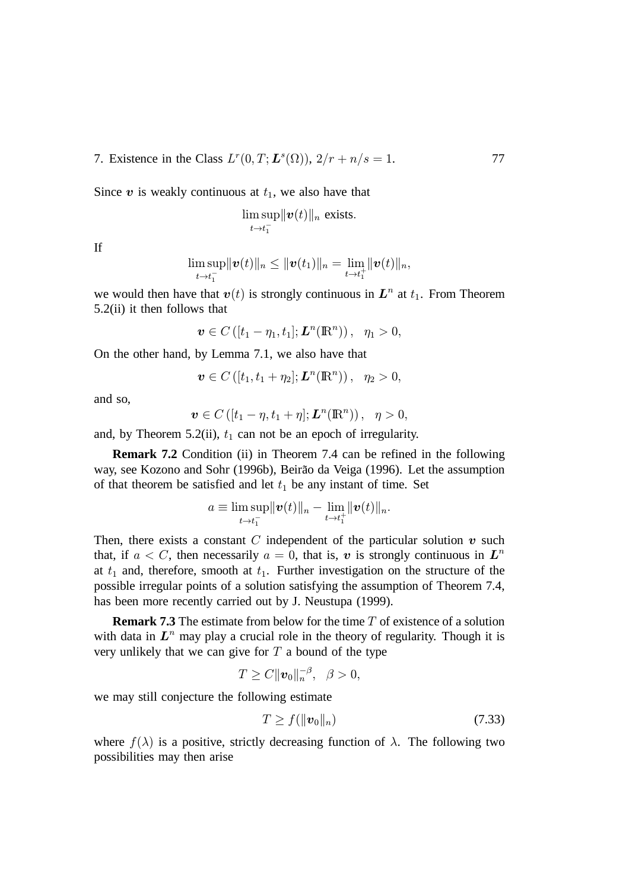Since $\boldsymbol{v}$ is weakly continuous at $t_1$, we also have that

$$\limsup_{t \to t_1^-} \|\boldsymbol{v}(t)\|_n \text{ exists.}$$

If

$$\limsup_{t \to t_1^-} \|\boldsymbol{v}(t)\|_n \leq \|\boldsymbol{v}(t_1)\|_n = \lim_{t \to t_1^+} \|\boldsymbol{v}(t)\|_n,$$

we would then have that $\boldsymbol{v}(t)$ is strongly continuous in $\boldsymbol{L}^n$ at $t_1$. From Theorem 5.2(ii) it then follows that

$$\boldsymbol{v} \in C\left([t_1 - \eta_1, t_1]; \boldsymbol{L}^n(\mathbb{R}^n)\right), \quad \eta_1 > 0,$$

On the other hand, by Lemma 7.1, we also have that

$$\boldsymbol{v} \in C\left([t_1, t_1 + \eta_2]; \boldsymbol{L}^n(\mathbb{R}^n)\right), \quad \eta_2 > 0,$$

and so,

$$\boldsymbol{v} \in C\left([t_1 - \eta, t_1 + \eta]; \boldsymbol{L}^n(\mathbb{R}^n)\right), \quad \eta > 0,$$

and, by Theorem 5.2(ii), $t_1$ can not be an epoch of irregularity.

**Remark 7.2** Condition (ii) in Theorem 7.4 can be refined in the following way, see Kozono and Sohr (1996b), Beirão da Veiga (1996). Let the assumption of that theorem be satisfied and let $t_1$ be any instant of time. Set

$$a \equiv \limsup_{t \to t_1^-} \|\boldsymbol{v}(t)\|_n - \lim_{t \to t_1^+} \|\boldsymbol{v}(t)\|_n.$$

Then, there exists a constant $C$ independent of the particular solution $\boldsymbol{v}$ such that, if $a < C$, then necessarily $a = 0$, that is, $\boldsymbol{v}$ is strongly continuous in $\boldsymbol{L}^n$ at $t_1$ and, therefore, smooth at $t_1$. Further investigation on the structure of the possible irregular points of a solution satisfying the assumption of Theorem 7.4, has been more recently carried out by J. Neustupa (1999).

**Remark 7.3** The estimate from below for the time $T$ of existence of a solution with data in $\boldsymbol{L}^n$ may play a crucial role in the theory of regularity. Though it is very unlikely that we can give for $T$ a bound of the type

$$T \geq C\|\boldsymbol{v}_0\|_n^{-\beta}, \quad \beta > 0,$$

we may still conjecture the following estimate

$$T \geq f(\|\boldsymbol{v}_0\|_n) \tag{7.33}$$

where $f(\lambda)$ is a positive, strictly decreasing function of $\lambda$. The following two possibilities may then arise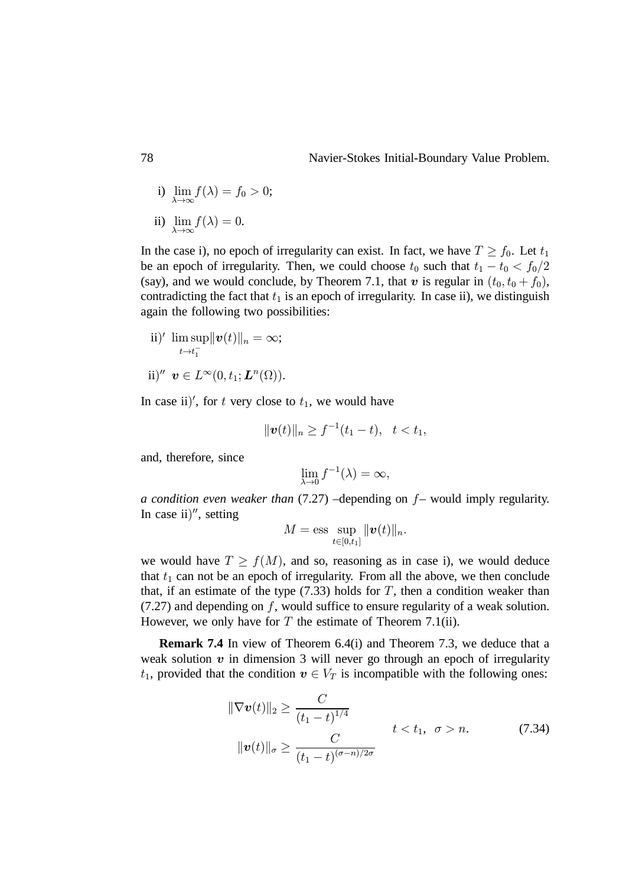i) $\lim_{\lambda\to\infty} f(\lambda) = f_0 > 0$;

ii) $\lim_{\lambda\to\infty} f(\lambda) = 0$.

In the case i), no epoch of irregularity can exist. In fact, we have $T \geq f_0$. Let $t_1$ be an epoch of irregularity. Then, we could choose $t_0$ such that $t_1 - t_0 < f_0/2$ (say), and we would conclude, by Theorem 7.1, that $\boldsymbol{v}$ is regular in $(t_0, t_0 + f_0)$, contradicting the fact that $t_1$ is an epoch of irregularity. In case ii), we distinguish again the following two possibilities:

ii)$'$ $\limsup_{t\to t_1^-} \|\boldsymbol{v}(t)\|_n = \infty$;

ii)$''$ $\boldsymbol{v} \in L^\infty(0, t_1; \boldsymbol{L}^n(\Omega))$.

In case ii)$'$, for $t$ very close to $t_1$, we would have

$$\|\boldsymbol{v}(t)\|_n \geq f^{-1}(t_1 - t), \quad t < t_1,$$

and, therefore, since

$$\lim_{\lambda\to 0} f^{-1}(\lambda) = \infty,$$

*a condition even weaker than* (7.27) –depending on $f$– would imply regularity. In case ii)$''$, setting

$$M = \text{ess} \sup_{t\in[0,t_1]} \|\boldsymbol{v}(t)\|_n.$$

we would have $T \geq f(M)$, and so, reasoning as in case i), we would deduce that $t_1$ can not be an epoch of irregularity. From all the above, we then conclude that, if an estimate of the type (7.33) holds for $T$, then a condition weaker than (7.27) and depending on $f$, would suffice to ensure regularity of a weak solution. However, we only have for $T$ the estimate of Theorem 7.1(ii).

**Remark 7.4** In view of Theorem 6.4(i) and Theorem 7.3, we deduce that a weak solution $\boldsymbol{v}$ in dimension 3 will never go through an epoch of irregularity $t_1$, provided that the condition $\boldsymbol{v} \in V_T$ is incompatible with the following ones:

$$\left.\begin{aligned} \|\nabla \boldsymbol{v}(t)\|_2 &\geq \frac{C}{(t_1 - t)^{1/4}} \\ \|\boldsymbol{v}(t)\|_\sigma &\geq \frac{C}{(t_1 - t)^{(\sigma-n)/2\sigma}} \end{aligned}\right. \quad t < t_1, \ \sigma > n. \tag{7.34}$$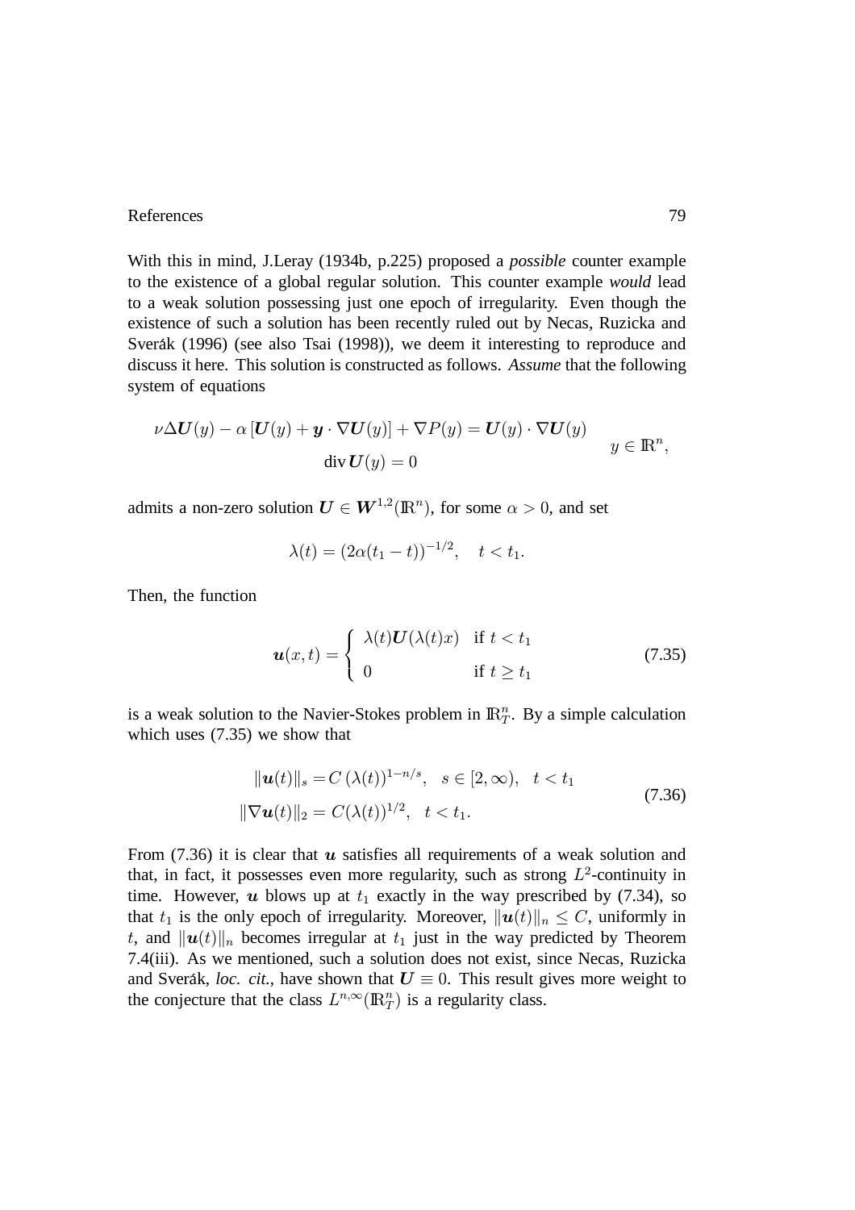With this in mind, J.Leray (1934b, p.225) proposed a *possible* counter example to the existence of a global regular solution. This counter example *would* lead to a weak solution possessing just one epoch of irregularity. Even though the existence of such a solution has been recently ruled out by Necas, Ruzicka and Sverák (1996) (see also Tsai (1998)), we deem it interesting to reproduce and discuss it here. This solution is constructed as follows. *Assume* that the following system of equations

$$
\left.
\begin{aligned}
\nu\Delta \boldsymbol{U}(y) - \alpha\left[\boldsymbol{U}(y) + \boldsymbol{y}\cdot\nabla\boldsymbol{U}(y)\right] + \nabla P(y) &= \boldsymbol{U}(y)\cdot\nabla\boldsymbol{U}(y) \\
\operatorname{div}\boldsymbol{U}(y) &= 0
\end{aligned}
\right.
\quad y \in \mathbb{R}^n,
$$

admits a non-zero solution $\boldsymbol{U} \in \boldsymbol{W}^{1,2}(\mathbb{R}^n)$, for some $\alpha > 0$, and set

$$
\lambda(t) = (2\alpha(t_1 - t))^{-1/2}, \quad t < t_1.
$$

Then, the function

$$
\boldsymbol{u}(x,t) = \begin{cases} \lambda(t)\boldsymbol{U}(\lambda(t)x) & \text{if } t < t_1 \\ 0 & \text{if } t \geq t_1 \end{cases} \tag{7.35}
$$

is a weak solution to the Navier-Stokes problem in $\mathbb{R}^n_T$. By a simple calculation which uses (7.35) we show that

$$
\begin{aligned}
\|\boldsymbol{u}(t)\|_s &= C\,(\lambda(t))^{1-n/s}, \quad s \in [2,\infty), \quad t < t_1 \\
\|\nabla\boldsymbol{u}(t)\|_2 &= C(\lambda(t))^{1/2}, \quad t < t_1.
\end{aligned}
\tag{7.36}
$$

From (7.36) it is clear that $\boldsymbol{u}$ satisfies all requirements of a weak solution and that, in fact, it possesses even more regularity, such as strong $L^2$-continuity in time. However, $\boldsymbol{u}$ blows up at $t_1$ exactly in the way prescribed by (7.34), so that $t_1$ is the only epoch of irregularity. Moreover, $\|\boldsymbol{u}(t)\|_n \leq C$, uniformly in $t$, and $\|\boldsymbol{u}(t)\|_n$ becomes irregular at $t_1$ just in the way predicted by Theorem 7.4(iii). As we mentioned, such a solution does not exist, since Necas, Ruzicka and Sverák, *loc. cit.*, have shown that $\boldsymbol{U} \equiv 0$. This result gives more weight to the conjecture that the class $L^{n,\infty}(\mathbb{R}^n_T)$ is a regularity class.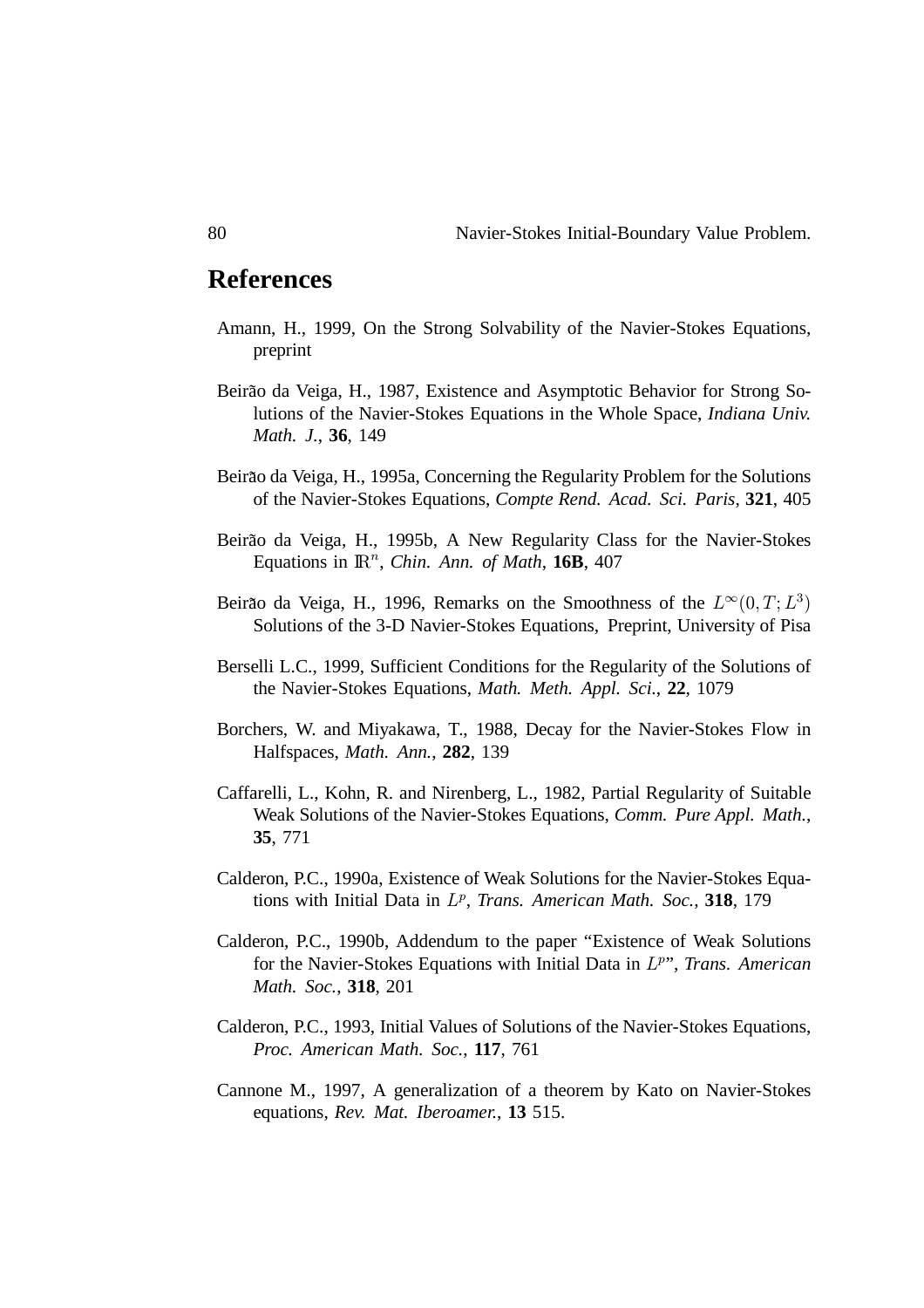## References

Amann, H., 1999, On the Strong Solvability of the Navier-Stokes Equations, preprint

Beirão da Veiga, H., 1987, Existence and Asymptotic Behavior for Strong Solutions of the Navier-Stokes Equations in the Whole Space, *Indiana Univ. Math. J.*, **36**, 149

Beirão da Veiga, H., 1995a, Concerning the Regularity Problem for the Solutions of the Navier-Stokes Equations, *Compte Rend. Acad. Sci. Paris*, **321**, 405

Beirão da Veiga, H., 1995b, A New Regularity Class for the Navier-Stokes Equations in $\mathbb{R}^n$, *Chin. Ann. of Math*, **16B**, 407

Beirão da Veiga, H., 1996, Remarks on the Smoothness of the $L^\infty(0,T;L^3)$ Solutions of the 3-D Navier-Stokes Equations, Preprint, University of Pisa

Berselli L.C., 1999, Sufficient Conditions for the Regularity of the Solutions of the Navier-Stokes Equations, *Math. Meth. Appl. Sci.*, **22**, 1079

Borchers, W. and Miyakawa, T., 1988, Decay for the Navier-Stokes Flow in Halfspaces, *Math. Ann.*, **282**, 139

Caffarelli, L., Kohn, R. and Nirenberg, L., 1982, Partial Regularity of Suitable Weak Solutions of the Navier-Stokes Equations, *Comm. Pure Appl. Math.*, **35**, 771

Calderon, P.C., 1990a, Existence of Weak Solutions for the Navier-Stokes Equations with Initial Data in $L^p$, *Trans. American Math. Soc.*, **318**, 179

Calderon, P.C., 1990b, Addendum to the paper "Existence of Weak Solutions for the Navier-Stokes Equations with Initial Data in $L^p$", *Trans. American Math. Soc.*, **318**, 201

Calderon, P.C., 1993, Initial Values of Solutions of the Navier-Stokes Equations, *Proc. American Math. Soc.*, **117**, 761

Cannone M., 1997, A generalization of a theorem by Kato on Navier-Stokes equations, *Rev. Mat. Iberoamer.*, **13** 515.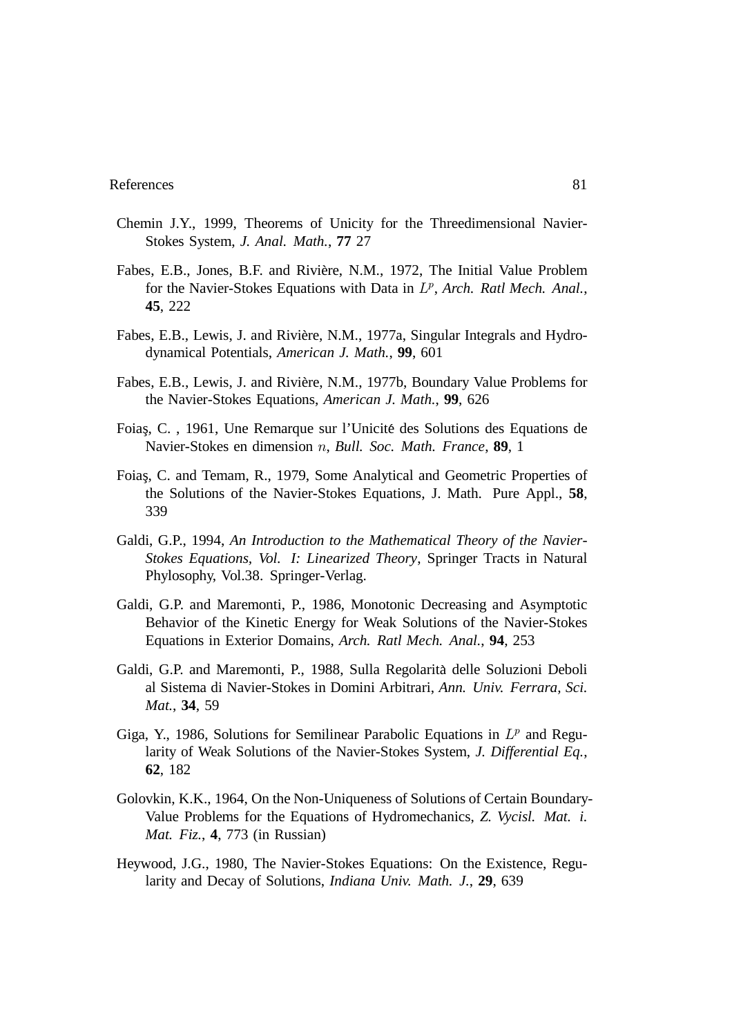Chemin J.Y., 1999, Theorems of Unicity for the Threedimensional Navier-Stokes System, *J. Anal. Math.*, **77** 27

Fabes, E.B., Jones, B.F. and Rivière, N.M., 1972, The Initial Value Problem for the Navier-Stokes Equations with Data in $L^p$, *Arch. Ratl Mech. Anal.*, **45**, 222

Fabes, E.B., Lewis, J. and Rivière, N.M., 1977a, Singular Integrals and Hydrodynamical Potentials, *American J. Math.*, **99**, 601

Fabes, E.B., Lewis, J. and Rivière, N.M., 1977b, Boundary Value Problems for the Navier-Stokes Equations, *American J. Math.*, **99**, 626

Foiaş, C. , 1961, Une Remarque sur l'Unicité des Solutions des Equations de Navier-Stokes en dimension $n$, *Bull. Soc. Math. France*, **89**, 1

Foiaş, C. and Temam, R., 1979, Some Analytical and Geometric Properties of the Solutions of the Navier-Stokes Equations, J. Math. Pure Appl., **58**, 339

Galdi, G.P., 1994, *An Introduction to the Mathematical Theory of the Navier-Stokes Equations, Vol. I: Linearized Theory*, Springer Tracts in Natural Phylosophy, Vol.38. Springer-Verlag.

Galdi, G.P. and Maremonti, P., 1986, Monotonic Decreasing and Asymptotic Behavior of the Kinetic Energy for Weak Solutions of the Navier-Stokes Equations in Exterior Domains, *Arch. Ratl Mech. Anal.*, **94**, 253

Galdi, G.P. and Maremonti, P., 1988, Sulla Regolarità delle Soluzioni Deboli al Sistema di Navier-Stokes in Domini Arbitrari, *Ann. Univ. Ferrara, Sci. Mat.*, **34**, 59

Giga, Y., 1986, Solutions for Semilinear Parabolic Equations in $L^p$ and Regularity of Weak Solutions of the Navier-Stokes System, *J. Differential Eq.*, **62**, 182

Golovkin, K.K., 1964, On the Non-Uniqueness of Solutions of Certain Boundary-Value Problems for the Equations of Hydromechanics, *Z. Vycisl. Mat. i. Mat. Fiz.*, **4**, 773 (in Russian)

Heywood, J.G., 1980, The Navier-Stokes Equations: On the Existence, Regularity and Decay of Solutions, *Indiana Univ. Math. J.*, **29**, 639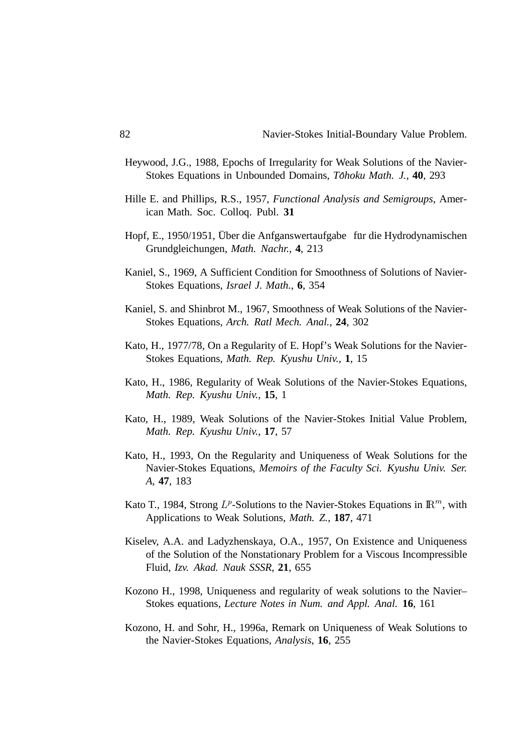Heywood, J.G., 1988, Epochs of Irregularity for Weak Solutions of the Navier-Stokes Equations in Unbounded Domains, *Tôhoku Math. J.*, **40**, 293

Hille E. and Phillips, R.S., 1957, *Functional Analysis and Semigroups*, American Math. Soc. Colloq. Publ. **31**

Hopf, E., 1950/1951, Über die Anfganswertaufgabe für die Hydrodynamischen Grundgleichungen, *Math. Nachr.*, **4**, 213

Kaniel, S., 1969, A Sufficient Condition for Smoothness of Solutions of Navier-Stokes Equations, *Israel J. Math.*, **6**, 354

Kaniel, S. and Shinbrot M., 1967, Smoothness of Weak Solutions of the Navier-Stokes Equations, *Arch. Ratl Mech. Anal.*, **24**, 302

Kato, H., 1977/78, On a Regularity of E. Hopf's Weak Solutions for the Navier-Stokes Equations, *Math. Rep. Kyushu Univ.*, **1**, 15

Kato, H., 1986, Regularity of Weak Solutions of the Navier-Stokes Equations, *Math. Rep. Kyushu Univ.*, **15**, 1

Kato, H., 1989, Weak Solutions of the Navier-Stokes Initial Value Problem, *Math. Rep. Kyushu Univ.*, **17**, 57

Kato, H., 1993, On the Regularity and Uniqueness of Weak Solutions for the Navier-Stokes Equations, *Memoirs of the Faculty Sci. Kyushu Univ. Ser. A*, **47**, 183

Kato T., 1984, Strong $L^p$-Solutions to the Navier-Stokes Equations in $\mathbb{R}^m$, with Applications to Weak Solutions, *Math. Z.*, **187**, 471

Kiselev, A.A. and Ladyzhenskaya, O.A., 1957, On Existence and Uniqueness of the Solution of the Nonstationary Problem for a Viscous Incompressible Fluid, *Izv. Akad. Nauk SSSR*, **21**, 655

Kozono H., 1998, Uniqueness and regularity of weak solutions to the Navier–Stokes equations, *Lecture Notes in Num. and Appl. Anal.* **16**, 161

Kozono, H. and Sohr, H., 1996a, Remark on Uniqueness of Weak Solutions to the Navier-Stokes Equations, *Analysis*, **16**, 255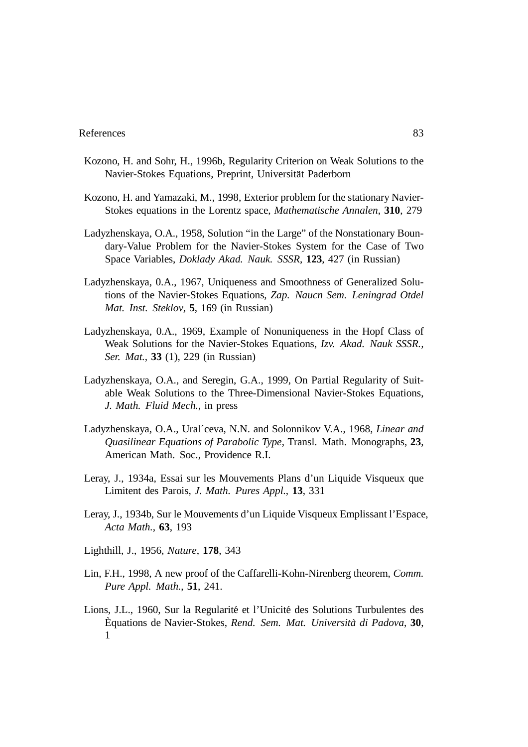Kozono, H. and Sohr, H., 1996b, Regularity Criterion on Weak Solutions to the Navier-Stokes Equations, Preprint, Universität Paderborn

Kozono, H. and Yamazaki, M., 1998, Exterior problem for the stationary Navier-Stokes equations in the Lorentz space, *Mathematische Annalen*, **310**, 279

Ladyzhenskaya, O.A., 1958, Solution "in the Large" of the Nonstationary Boundary-Value Problem for the Navier-Stokes System for the Case of Two Space Variables, *Doklady Akad. Nauk. SSSR*, **123**, 427 (in Russian)

Ladyzhenskaya, 0.A., 1967, Uniqueness and Smoothness of Generalized Solutions of the Navier-Stokes Equations, *Zap. Naucn Sem. Leningrad Otdel Mat. Inst. Steklov*, **5**, 169 (in Russian)

Ladyzhenskaya, 0.A., 1969, Example of Nonuniqueness in the Hopf Class of Weak Solutions for the Navier-Stokes Equations, *Izv. Akad. Nauk SSSR., Ser. Mat.*, **33** (1), 229 (in Russian)

Ladyzhenskaya, O.A., and Seregin, G.A., 1999, On Partial Regularity of Suitable Weak Solutions to the Three-Dimensional Navier-Stokes Equations, *J. Math. Fluid Mech.*, in press

Ladyzhenskaya, O.A., Ural´ceva, N.N. and Solonnikov V.A., 1968, *Linear and Quasilinear Equations of Parabolic Type*, Transl. Math. Monographs, **23**, American Math. Soc., Providence R.I.

Leray, J., 1934a, Essai sur les Mouvements Plans d'un Liquide Visqueux que Limitent des Parois, *J. Math. Pures Appl.*, **13**, 331

Leray, J., 1934b, Sur le Mouvements d'un Liquide Visqueux Emplissant l'Espace, *Acta Math.*, **63**, 193

Lighthill, J., 1956, *Nature*, **178**, 343

Lin, F.H., 1998, A new proof of the Caffarelli-Kohn-Nirenberg theorem, *Comm. Pure Appl. Math.*, **51**, 241.

Lions, J.L., 1960, Sur la Regularité et l'Unicité des Solutions Turbulentes des Èquations de Navier-Stokes, *Rend. Sem. Mat. Università di Padova*, **30**, 1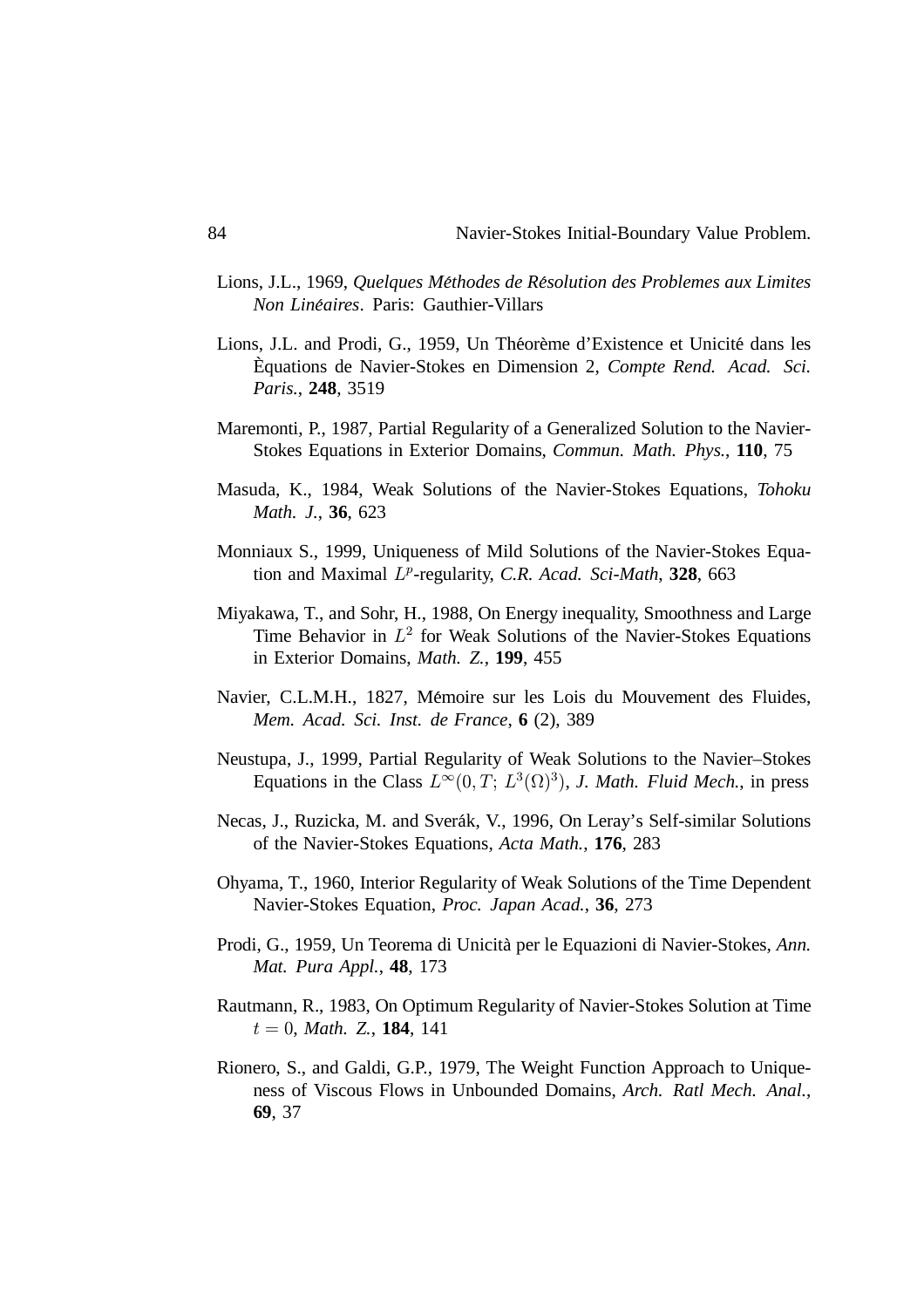Lions, J.L., 1969, *Quelques Méthodes de Résolution des Problemes aux Limites Non Linéaires*. Paris: Gauthier-Villars

Lions, J.L. and Prodi, G., 1959, Un Théorème d'Existence et Unicité dans les Èquations de Navier-Stokes en Dimension 2, *Compte Rend. Acad. Sci. Paris.*, **248**, 3519

Maremonti, P., 1987, Partial Regularity of a Generalized Solution to the Navier-Stokes Equations in Exterior Domains, *Commun. Math. Phys.*, **110**, 75

Masuda, K., 1984, Weak Solutions of the Navier-Stokes Equations, *Tohoku Math. J.*, **36**, 623

Monniaux S., 1999, Uniqueness of Mild Solutions of the Navier-Stokes Equation and Maximal $L^p$-regularity, *C.R. Acad. Sci-Math*, **328**, 663

Miyakawa, T., and Sohr, H., 1988, On Energy inequality, Smoothness and Large Time Behavior in $L^2$ for Weak Solutions of the Navier-Stokes Equations in Exterior Domains, *Math. Z.*, **199**, 455

Navier, C.L.M.H., 1827, Mémoire sur les Lois du Mouvement des Fluides, *Mem. Acad. Sci. Inst. de France*, **6** (2), 389

Neustupa, J., 1999, Partial Regularity of Weak Solutions to the Navier–Stokes Equations in the Class $L^\infty(0, T;\, L^3(\Omega)^3)$, *J. Math. Fluid Mech.*, in press

Necas, J., Ruzicka, M. and Sverák, V., 1996, On Leray's Self-similar Solutions of the Navier-Stokes Equations, *Acta Math.*, **176**, 283

Ohyama, T., 1960, Interior Regularity of Weak Solutions of the Time Dependent Navier-Stokes Equation, *Proc. Japan Acad.*, **36**, 273

Prodi, G., 1959, Un Teorema di Unicità per le Equazioni di Navier-Stokes, *Ann. Mat. Pura Appl.*, **48**, 173

Rautmann, R., 1983, On Optimum Regularity of Navier-Stokes Solution at Time $t = 0$, *Math. Z.*, **184**, 141

Rionero, S., and Galdi, G.P., 1979, The Weight Function Approach to Uniqueness of Viscous Flows in Unbounded Domains, *Arch. Ratl Mech. Anal.*, **69**, 37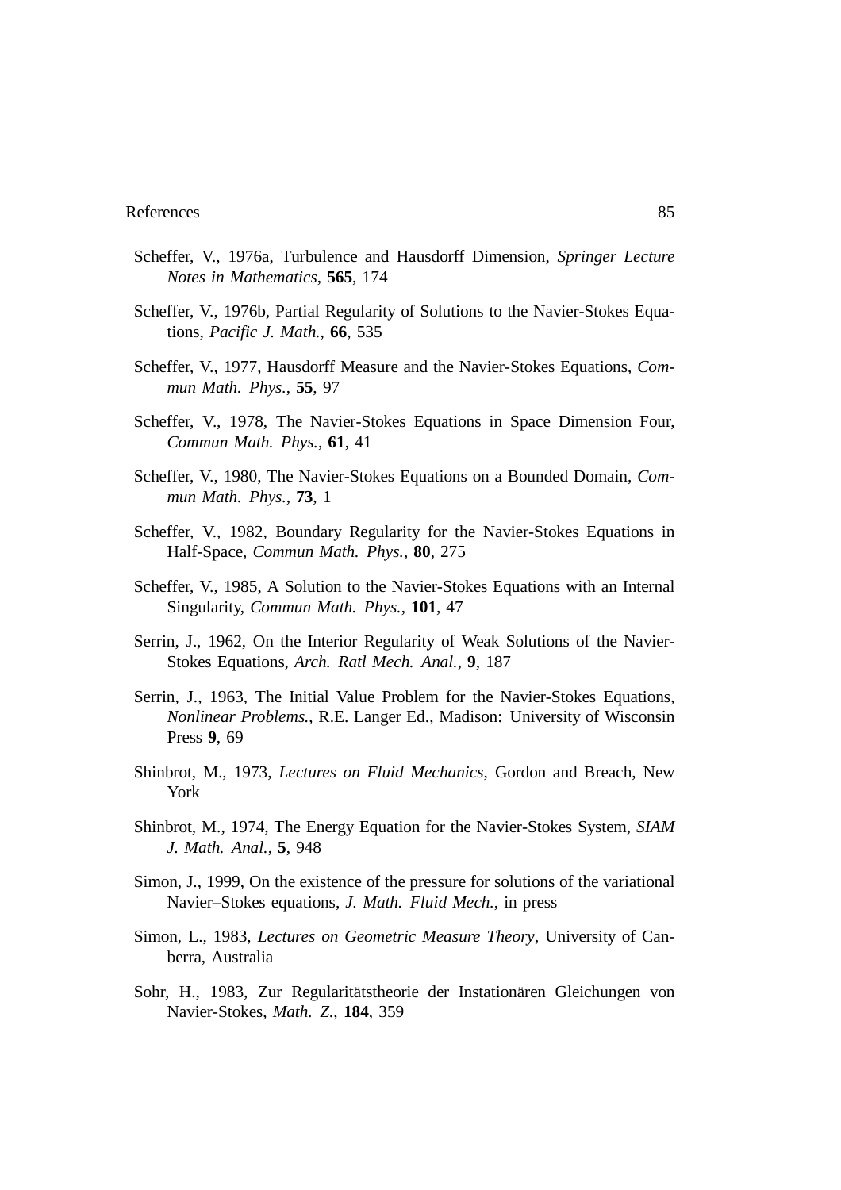Scheffer, V., 1976a, Turbulence and Hausdorff Dimension, *Springer Lecture Notes in Mathematics*, **565**, 174

Scheffer, V., 1976b, Partial Regularity of Solutions to the Navier-Stokes Equations, *Pacific J. Math.*, **66**, 535

Scheffer, V., 1977, Hausdorff Measure and the Navier-Stokes Equations, *Commun Math. Phys.*, **55**, 97

Scheffer, V., 1978, The Navier-Stokes Equations in Space Dimension Four, *Commun Math. Phys.*, **61**, 41

Scheffer, V., 1980, The Navier-Stokes Equations on a Bounded Domain, *Commun Math. Phys.*, **73**, 1

Scheffer, V., 1982, Boundary Regularity for the Navier-Stokes Equations in Half-Space, *Commun Math. Phys.*, **80**, 275

Scheffer, V., 1985, A Solution to the Navier-Stokes Equations with an Internal Singularity, *Commun Math. Phys.*, **101**, 47

Serrin, J., 1962, On the Interior Regularity of Weak Solutions of the Navier-Stokes Equations, *Arch. Ratl Mech. Anal.*, **9**, 187

Serrin, J., 1963, The Initial Value Problem for the Navier-Stokes Equations, *Nonlinear Problems.*, R.E. Langer Ed., Madison: University of Wisconsin Press **9**, 69

Shinbrot, M., 1973, *Lectures on Fluid Mechanics*, Gordon and Breach, New York

Shinbrot, M., 1974, The Energy Equation for the Navier-Stokes System, *SIAM J. Math. Anal.*, **5**, 948

Simon, J., 1999, On the existence of the pressure for solutions of the variational Navier–Stokes equations, *J. Math. Fluid Mech.*, in press

Simon, L., 1983, *Lectures on Geometric Measure Theory*, University of Canberra, Australia

Sohr, H., 1983, Zur Regularitätstheorie der Instationären Gleichungen von Navier-Stokes, *Math. Z.*, **184**, 359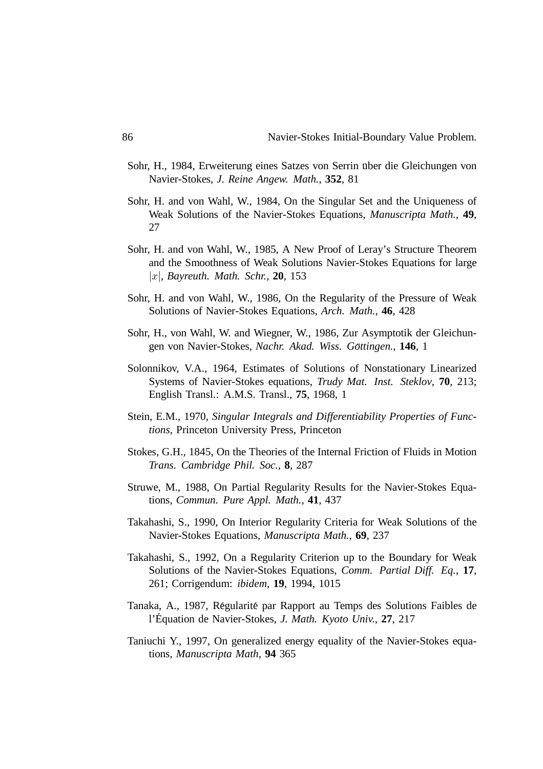Sohr, H., 1984, Erweiterung eines Satzes von Serrin über die Gleichungen von Navier-Stokes, *J. Reine Angew. Math.*, **352**, 81

Sohr, H. and von Wahl, W., 1984, On the Singular Set and the Uniqueness of Weak Solutions of the Navier-Stokes Equations, *Manuscripta Math.*, **49**, 27

Sohr, H. and von Wahl, W., 1985, A New Proof of Leray's Structure Theorem and the Smoothness of Weak Solutions Navier-Stokes Equations for large $|x|$, *Bayreuth. Math. Schr.*, **20**, 153

Sohr, H. and von Wahl, W., 1986, On the Regularity of the Pressure of Weak Solutions of Navier-Stokes Equations, *Arch. Math.*, **46**, 428

Sohr, H., von Wahl, W. and Wiegner, W., 1986, Zur Asymptotik der Gleichungen von Navier-Stokes, *Nachr. Akad. Wiss. Göttingen.*, **146**, 1

Solonnikov, V.A., 1964, Estimates of Solutions of Nonstationary Linearized Systems of Navier-Stokes equations, *Trudy Mat. Inst. Steklov*, **70**, 213; English Transl.: A.M.S. Transl., **75**, 1968, 1

Stein, E.M., 1970, *Singular Integrals and Differentiability Properties of Functions*, Princeton University Press, Princeton

Stokes, G.H., 1845, On the Theories of the Internal Friction of Fluids in Motion *Trans. Cambridge Phil. Soc.*, **8**, 287

Struwe, M., 1988, On Partial Regularity Results for the Navier-Stokes Equations, *Commun. Pure Appl. Math.*, **41**, 437

Takahashi, S., 1990, On Interior Regularity Criteria for Weak Solutions of the Navier-Stokes Equations, *Manuscripta Math.*, **69**, 237

Takahashi, S., 1992, On a Regularity Criterion up to the Boundary for Weak Solutions of the Navier-Stokes Equations, *Comm. Partial Diff. Eq.*, **17**, 261; Corrigendum: *ibidem*, **19**, 1994, 1015

Tanaka, A., 1987, Régularité par Rapport au Temps des Solutions Faibles de l'Équation de Navier-Stokes, *J. Math. Kyoto Univ.*, **27**, 217

Taniuchi Y., 1997, On generalized energy equality of the Navier-Stokes equations, *Manuscripta Math*, **94** 365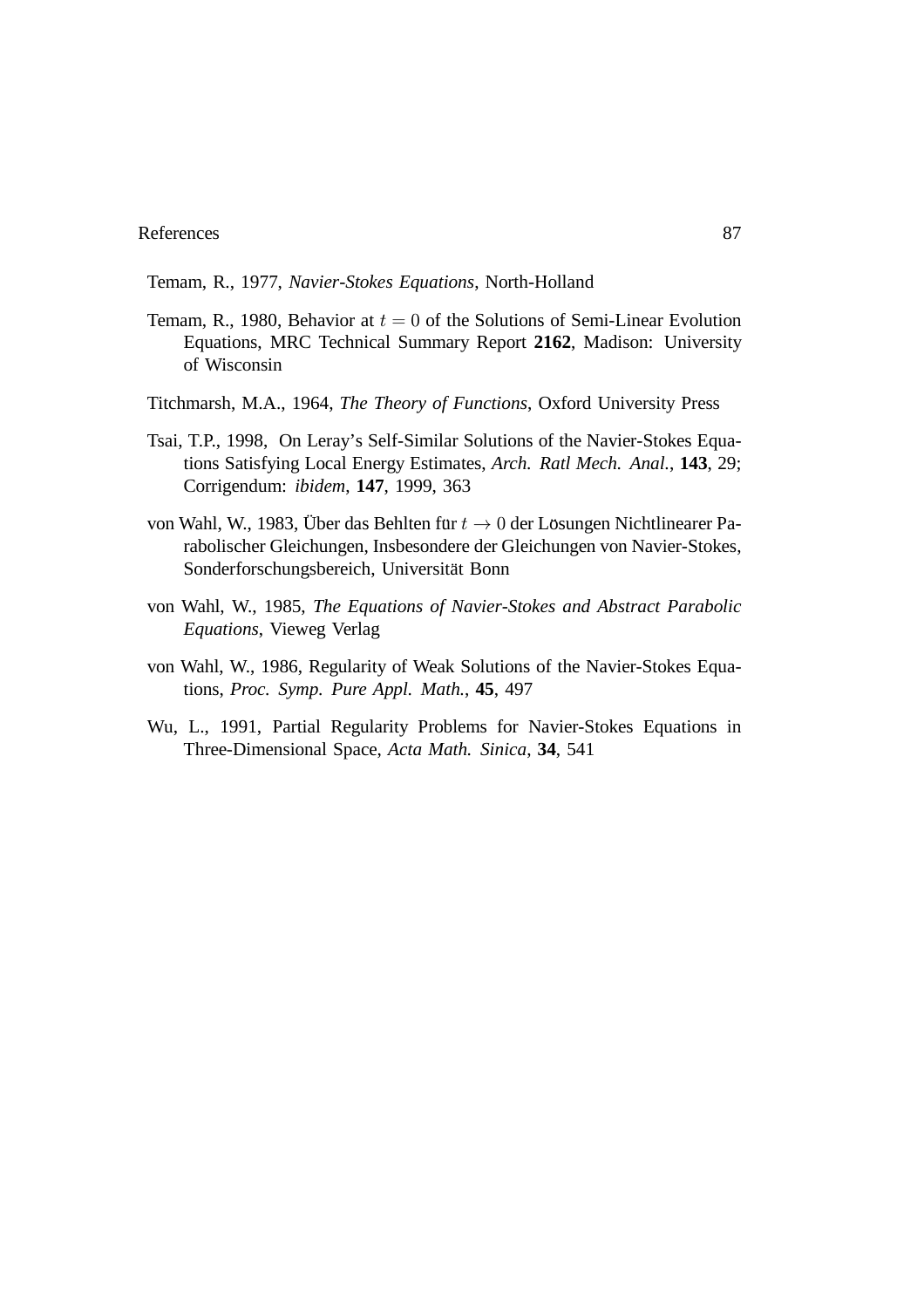Temam, R., 1977, *Navier-Stokes Equations*, North-Holland

Temam, R., 1980, Behavior at $t = 0$ of the Solutions of Semi-Linear Evolution Equations, MRC Technical Summary Report **2162**, Madison: University of Wisconsin

Titchmarsh, M.A., 1964, *The Theory of Functions*, Oxford University Press

Tsai, T.P., 1998, On Leray's Self-Similar Solutions of the Navier-Stokes Equations Satisfying Local Energy Estimates, *Arch. Ratl Mech. Anal.*, **143**, 29; Corrigendum: *ibidem*, **147**, 1999, 363

von Wahl, W., 1983, Über das Behlten für $t \to 0$ der Lösungen Nichtlinearer Parabolischer Gleichungen, Insbesondere der Gleichungen von Navier-Stokes, Sonderforschungsbereich, Universität Bonn

von Wahl, W., 1985, *The Equations of Navier-Stokes and Abstract Parabolic Equations*, Vieweg Verlag

von Wahl, W., 1986, Regularity of Weak Solutions of the Navier-Stokes Equations, *Proc. Symp. Pure Appl. Math.*, **45**, 497

Wu, L., 1991, Partial Regularity Problems for Navier-Stokes Equations in Three-Dimensional Space, *Acta Math. Sinica*, **34**, 541